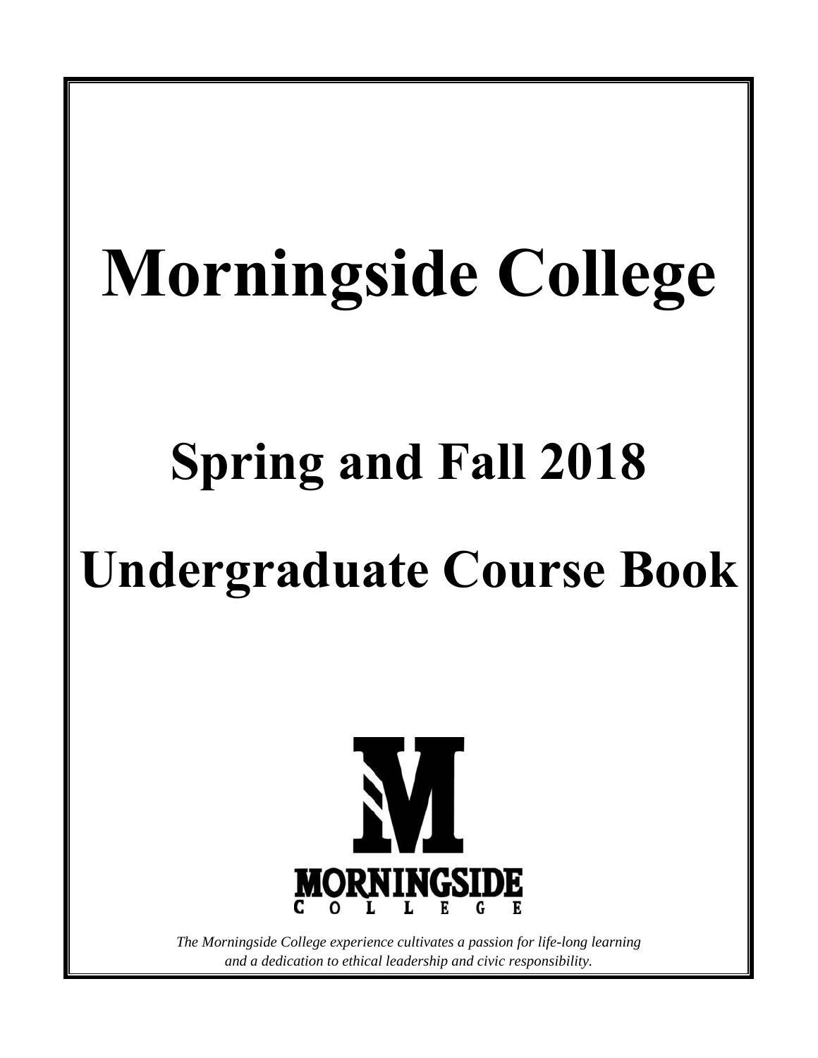# Morningside College

## Spring and Fall 2018

## Undergraduate Course Book

MORNINGSIDE COLLEGE

*The Morningside College experience cultivates a passion for life-long learning and a dedication to ethical leadership and civic responsibility.*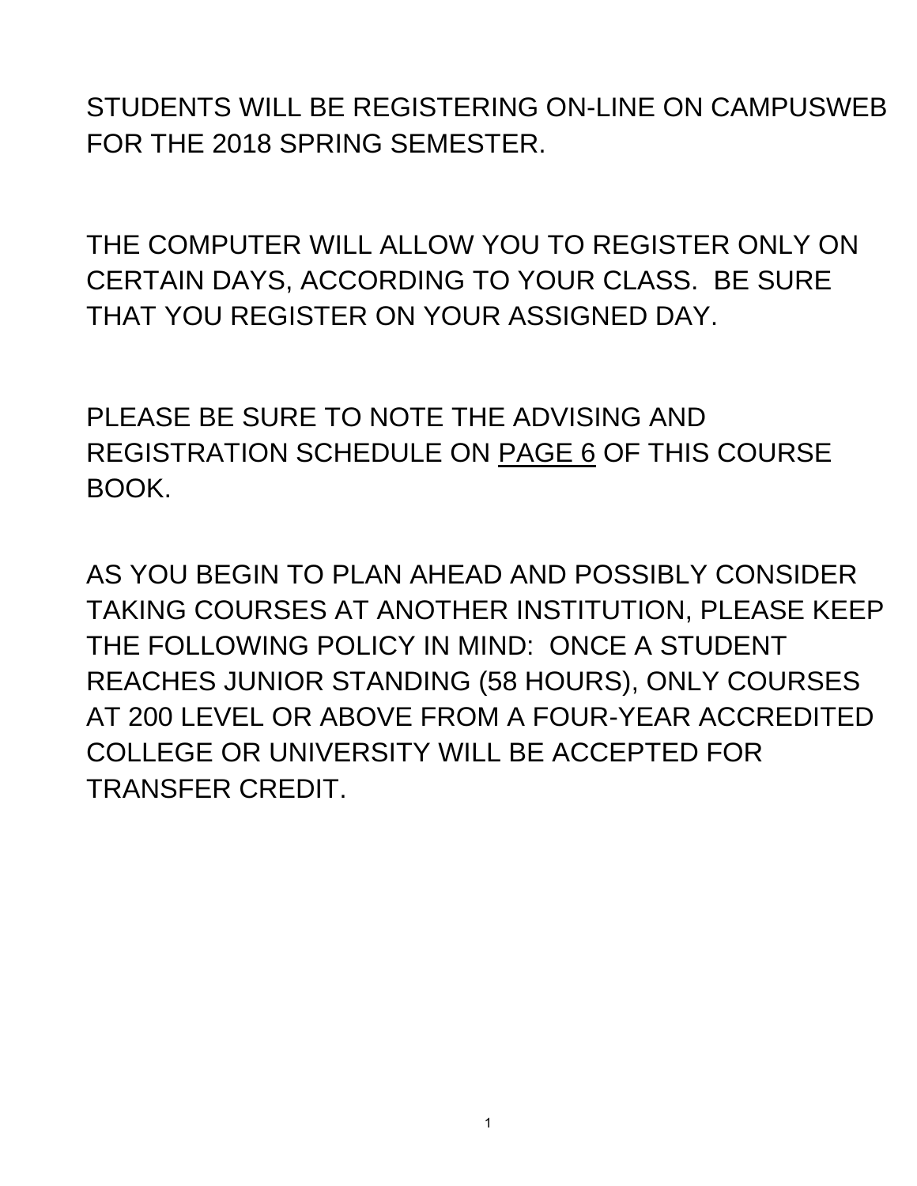STUDENTS WILL BE REGISTERING ON-LINE ON CAMPUSWEB FOR THE 2018 SPRING SEMESTER.

THE COMPUTER WILL ALLOW YOU TO REGISTER ONLY ON CERTAIN DAYS, ACCORDING TO YOUR CLASS. BE SURE THAT YOU REGISTER ON YOUR ASSIGNED DAY.

PLEASE BE SURE TO NOTE THE ADVISING AND REGISTRATION SCHEDULE ON <u>PAGE 6</u> OF THIS COURSE BOOK.

AS YOU BEGIN TO PLAN AHEAD AND POSSIBLY CONSIDER TAKING COURSES AT ANOTHER INSTITUTION, PLEASE KEEP THE FOLLOWING POLICY IN MIND: ONCE A STUDENT REACHES JUNIOR STANDING (58 HOURS), ONLY COURSES AT 200 LEVEL OR ABOVE FROM A FOUR-YEAR ACCREDITED COLLEGE OR UNIVERSITY WILL BE ACCEPTED FOR TRANSFER CREDIT.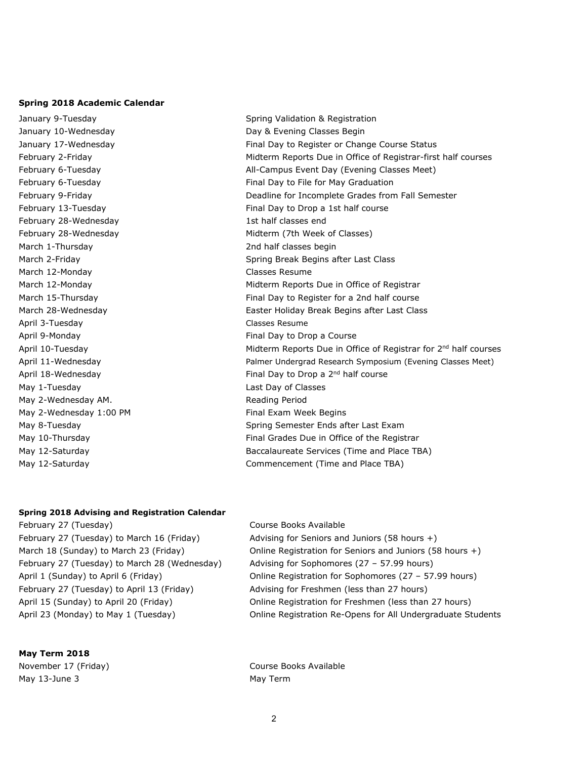**Spring 2018 Academic Calendar**

| | |
|---|---|
| January 9-Tuesday | Spring Validation & Registration |
| January 10-Wednesday | Day & Evening Classes Begin |
| January 17-Wednesday | Final Day to Register or Change Course Status |
| February 2-Friday | Midterm Reports Due in Office of Registrar-first half courses |
| February 6-Tuesday | All-Campus Event Day (Evening Classes Meet) |
| February 6-Tuesday | Final Day to File for May Graduation |
| February 9-Friday | Deadline for Incomplete Grades from Fall Semester |
| February 13-Tuesday | Final Day to Drop a 1st half course |
| February 28-Wednesday | 1st half classes end |
| February 28-Wednesday | Midterm (7th Week of Classes) |
| March 1-Thursday | 2nd half classes begin |
| March 2-Friday | Spring Break Begins after Last Class |
| March 12-Monday | Classes Resume |
| March 12-Monday | Midterm Reports Due in Office of Registrar |
| March 15-Thursday | Final Day to Register for a 2nd half course |
| March 28-Wednesday | Easter Holiday Break Begins after Last Class |
| April 3-Tuesday | Classes Resume |
| April 9-Monday | Final Day to Drop a Course |
| April 10-Tuesday | Midterm Reports Due in Office of Registrar for 2nd half courses |
| April 11-Wednesday | Palmer Undergrad Research Symposium (Evening Classes Meet) |
| April 18-Wednesday | Final Day to Drop a 2nd half course |
| May 1-Tuesday | Last Day of Classes |
| May 2-Wednesday AM. | Reading Period |
| May 2-Wednesday 1:00 PM | Final Exam Week Begins |
| May 8-Tuesday | Spring Semester Ends after Last Exam |
| May 10-Thursday | Final Grades Due in Office of the Registrar |
| May 12-Saturday | Baccalaureate Services (Time and Place TBA) |
| May 12-Saturday | Commencement (Time and Place TBA) |

**Spring 2018 Advising and Registration Calendar**

| | |
|---|---|
| February 27 (Tuesday) | Course Books Available |
| February 27 (Tuesday) to March 16 (Friday) | Advising for Seniors and Juniors (58 hours +) |
| March 18 (Sunday) to March 23 (Friday) | Online Registration for Seniors and Juniors (58 hours +) |
| February 27 (Tuesday) to March 28 (Wednesday) | Advising for Sophomores (27 – 57.99 hours) |
| April 1 (Sunday) to April 6 (Friday) | Online Registration for Sophomores (27 – 57.99 hours) |
| February 27 (Tuesday) to April 13 (Friday) | Advising for Freshmen (less than 27 hours) |
| April 15 (Sunday) to April 20 (Friday) | Online Registration for Freshmen (less than 27 hours) |
| April 23 (Monday) to May 1 (Tuesday) | Online Registration Re-Opens for All Undergraduate Students |

**May Term 2018**

| | |
|---|---|
| November 17 (Friday) | Course Books Available |
| May 13-June 3 | May Term |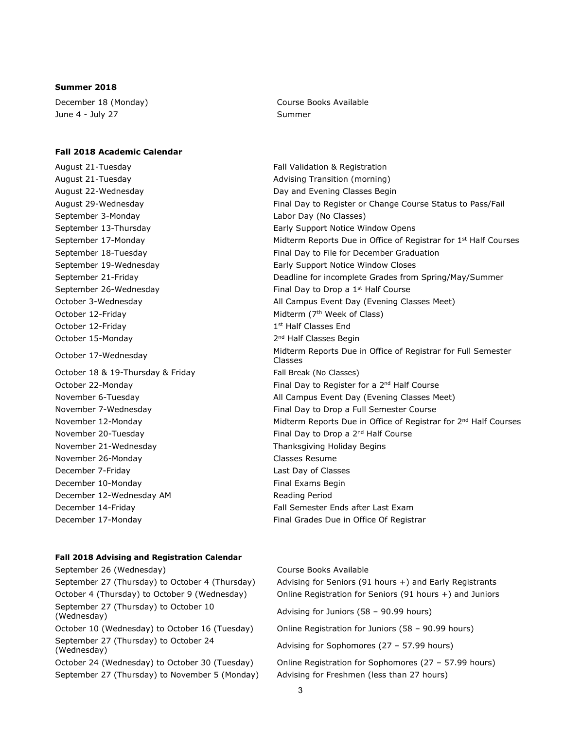**Summer 2018**

| | |
|---|---|
| December 18 (Monday) | Course Books Available |
| June 4 - July 27 | Summer |

**Fall 2018 Academic Calendar**

| | |
|---|---|
| August 21-Tuesday | Fall Validation & Registration |
| August 21-Tuesday | Advising Transition (morning) |
| August 22-Wednesday | Day and Evening Classes Begin |
| August 29-Wednesday | Final Day to Register or Change Course Status to Pass/Fail |
| September 3-Monday | Labor Day (No Classes) |
| September 13-Thursday | Early Support Notice Window Opens |
| September 17-Monday | Midterm Reports Due in Office of Registrar for 1st Half Courses |
| September 18-Tuesday | Final Day to File for December Graduation |
| September 19-Wednesday | Early Support Notice Window Closes |
| September 21-Friday | Deadline for incomplete Grades from Spring/May/Summer |
| September 26-Wednesday | Final Day to Drop a 1st Half Course |
| October 3-Wednesday | All Campus Event Day (Evening Classes Meet) |
| October 12-Friday | Midterm (7th Week of Class) |
| October 12-Friday | 1st Half Classes End |
| October 15-Monday | 2nd Half Classes Begin |
| October 17-Wednesday | Midterm Reports Due in Office of Registrar for Full Semester Classes |
| October 18 & 19-Thursday & Friday | Fall Break (No Classes) |
| October 22-Monday | Final Day to Register for a 2nd Half Course |
| November 6-Tuesday | All Campus Event Day (Evening Classes Meet) |
| November 7-Wednesday | Final Day to Drop a Full Semester Course |
| November 12-Monday | Midterm Reports Due in Office of Registrar for 2nd Half Courses |
| November 20-Tuesday | Final Day to Drop a 2nd Half Course |
| November 21-Wednesday | Thanksgiving Holiday Begins |
| November 26-Monday | Classes Resume |
| December 7-Friday | Last Day of Classes |
| December 10-Monday | Final Exams Begin |
| December 12-Wednesday AM | Reading Period |
| December 14-Friday | Fall Semester Ends after Last Exam |
| December 17-Monday | Final Grades Due in Office Of Registrar |

**Fall 2018 Advising and Registration Calendar**

| | |
|---|---|
| September 26 (Wednesday) | Course Books Available |
| September 27 (Thursday) to October 4 (Thursday) | Advising for Seniors (91 hours +) and Early Registrants |
| October 4 (Thursday) to October 9 (Wednesday) | Online Registration for Seniors (91 hours +) and Juniors |
| September 27 (Thursday) to October 10 (Wednesday) | Advising for Juniors (58 – 90.99 hours) |
| October 10 (Wednesday) to October 16 (Tuesday) | Online Registration for Juniors (58 – 90.99 hours) |
| September 27 (Thursday) to October 24 (Wednesday) | Advising for Sophomores (27 – 57.99 hours) |
| October 24 (Wednesday) to October 30 (Tuesday) | Online Registration for Sophomores (27 – 57.99 hours) |
| September 27 (Thursday) to November 5 (Monday) | Advising for Freshmen (less than 27 hours) |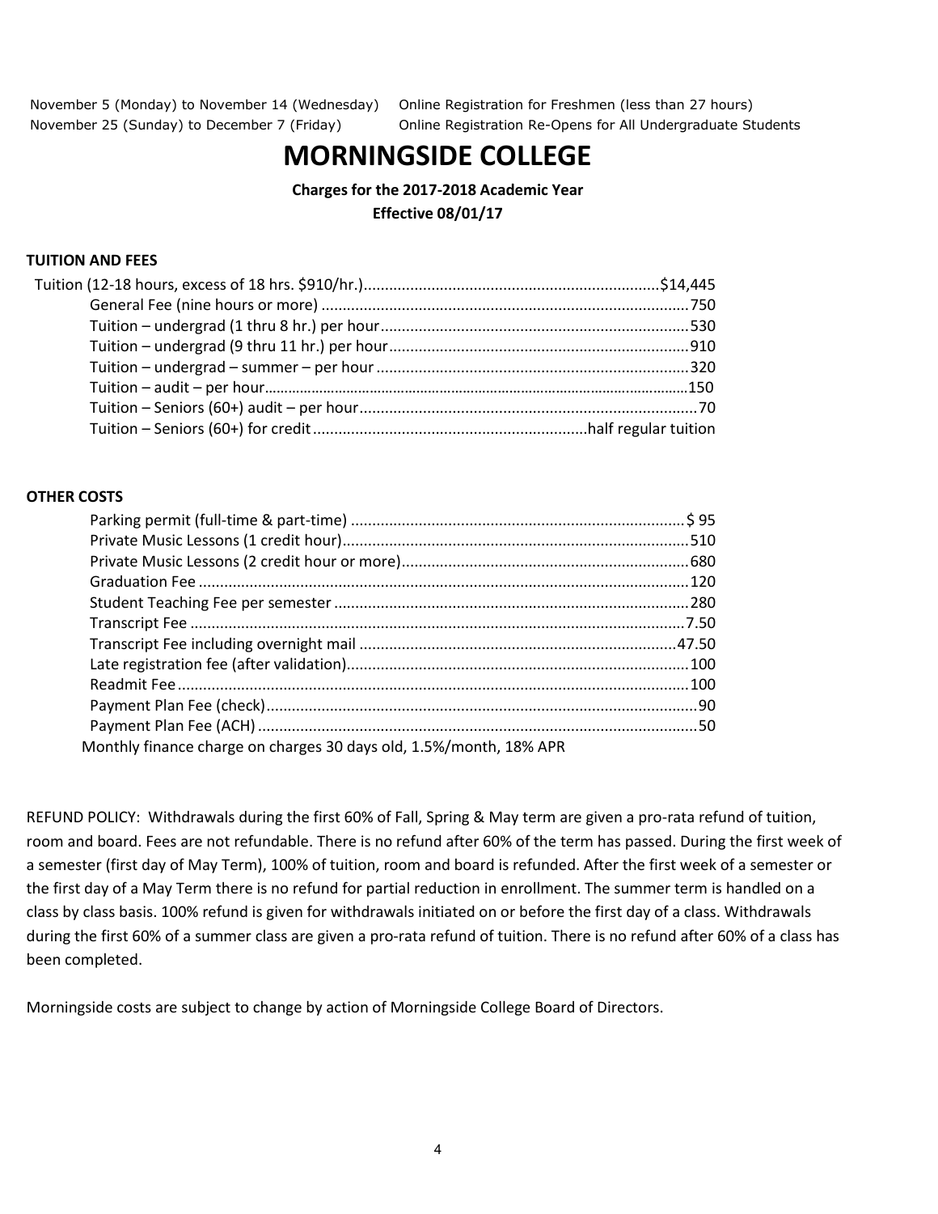| | |
|---|---|
| November 5 (Monday) to November 14 (Wednesday) | Online Registration for Freshmen (less than 27 hours) |
| November 25 (Sunday) to December 7 (Friday) | Online Registration Re-Opens for All Undergraduate Students |

# MORNINGSIDE COLLEGE

**Charges for the 2017-2018 Academic Year**

**Effective 08/01/17**

**TUITION AND FEES**

| | |
|---|---|
| Tuition (12-18 hours, excess of 18 hrs. $910/hr.) | $14,445 |
| General Fee (nine hours or more) | 750 |
| Tuition – undergrad (1 thru 8 hr.) per hour | 530 |
| Tuition – undergrad (9 thru 11 hr.) per hour | 910 |
| Tuition – undergrad – summer – per hour | 320 |
| Tuition – audit – per hour | 150 |
| Tuition – Seniors (60+) audit – per hour | 70 |
| Tuition – Seniors (60+) for credit | half regular tuition |

**OTHER COSTS**

| | |
|---|---|
| Parking permit (full-time & part-time) | $ 95 |
| Private Music Lessons (1 credit hour) | 510 |
| Private Music Lessons (2 credit hour or more) | 680 |
| Graduation Fee | 120 |
| Student Teaching Fee per semester | 280 |
| Transcript Fee | 7.50 |
| Transcript Fee including overnight mail | 47.50 |
| Late registration fee (after validation) | 100 |
| Readmit Fee | 100 |
| Payment Plan Fee (check) | 90 |
| Payment Plan Fee (ACH) | 50 |

Monthly finance charge on charges 30 days old, 1.5%/month, 18% APR

REFUND POLICY: Withdrawals during the first 60% of Fall, Spring & May term are given a pro-rata refund of tuition, room and board. Fees are not refundable. There is no refund after 60% of the term has passed. During the first week of a semester (first day of May Term), 100% of tuition, room and board is refunded. After the first week of a semester or the first day of a May Term there is no refund for partial reduction in enrollment. The summer term is handled on a class by class basis. 100% refund is given for withdrawals initiated on or before the first day of a class. Withdrawals during the first 60% of a summer class are given a pro-rata refund of tuition. There is no refund after 60% of a class has been completed.

Morningside costs are subject to change by action of Morningside College Board of Directors.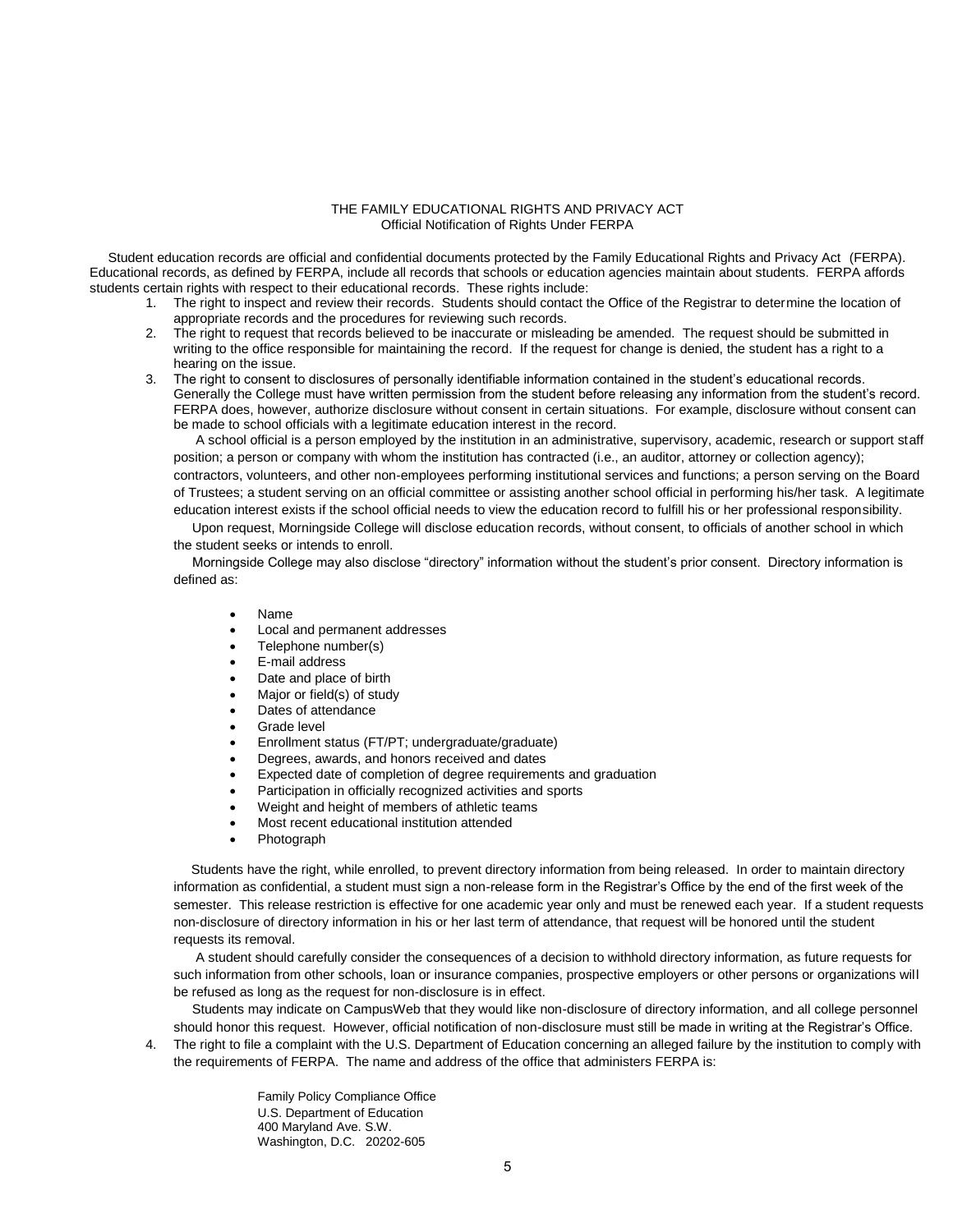# THE FAMILY EDUCATIONAL RIGHTS AND PRIVACY ACT

## Official Notification of Rights Under FERPA

Student education records are official and confidential documents protected by the Family Educational Rights and Privacy Act (FERPA). Educational records, as defined by FERPA, include all records that schools or education agencies maintain about students. FERPA affords students certain rights with respect to their educational records. These rights include:

1. The right to inspect and review their records. Students should contact the Office of the Registrar to determine the location of appropriate records and the procedures for reviewing such records.
2. The right to request that records believed to be inaccurate or misleading be amended. The request should be submitted in writing to the office responsible for maintaining the record. If the request for change is denied, the student has a right to a hearing on the issue.
3. The right to consent to disclosures of personally identifiable information contained in the student's educational records. Generally the College must have written permission from the student before releasing any information from the student's record. FERPA does, however, authorize disclosure without consent in certain situations. For example, disclosure without consent can be made to school officials with a legitimate education interest in the record.

   A school official is a person employed by the institution in an administrative, supervisory, academic, research or support staff position; a person or company with whom the institution has contracted (i.e., an auditor, attorney or collection agency); contractors, volunteers, and other non-employees performing institutional services and functions; a person serving on the Board of Trustees; a student serving on an official committee or assisting another school official in performing his/her task. A legitimate education interest exists if the school official needs to view the education record to fulfill his or her professional responsibility.

   Upon request, Morningside College will disclose education records, without consent, to officials of another school in which the student seeks or intends to enroll.

   Morningside College may also disclose "directory" information without the student's prior consent. Directory information is defined as:

   - Name
   - Local and permanent addresses
   - Telephone number(s)
   - E-mail address
   - Date and place of birth
   - Major or field(s) of study
   - Dates of attendance
   - Grade level
   - Enrollment status (FT/PT; undergraduate/graduate)
   - Degrees, awards, and honors received and dates
   - Expected date of completion of degree requirements and graduation
   - Participation in officially recognized activities and sports
   - Weight and height of members of athletic teams
   - Most recent educational institution attended
   - Photograph

   Students have the right, while enrolled, to prevent directory information from being released. In order to maintain directory information as confidential, a student must sign a non-release form in the Registrar's Office by the end of the first week of the semester. This release restriction is effective for one academic year only and must be renewed each year. If a student requests non-disclosure of directory information in his or her last term of attendance, that request will be honored until the student requests its removal.

   A student should carefully consider the consequences of a decision to withhold directory information, as future requests for such information from other schools, loan or insurance companies, prospective employers or other persons or organizations will be refused as long as the request for non-disclosure is in effect.

   Students may indicate on CampusWeb that they would like non-disclosure of directory information, and all college personnel should honor this request. However, official notification of non-disclosure must still be made in writing at the Registrar's Office.
4. The right to file a complaint with the U.S. Department of Education concerning an alleged failure by the institution to comply with the requirements of FERPA. The name and address of the office that administers FERPA is:

   Family Policy Compliance Office
   U.S. Department of Education
   400 Maryland Ave. S.W.
   Washington, D.C. 20202-605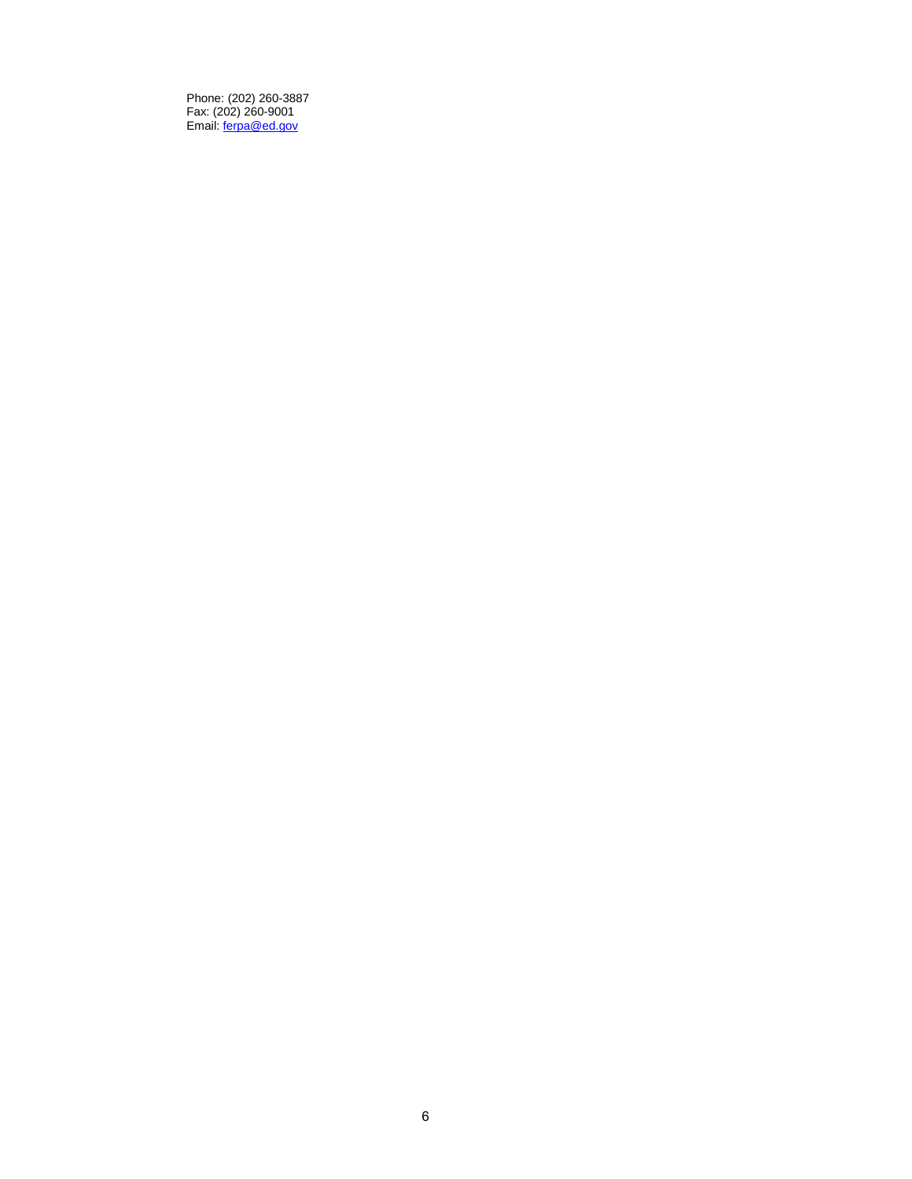Phone: (202) 260-3887
Fax: (202) 260-9001
Email: [ferpa@ed.gov](mailto:ferpa@ed.gov)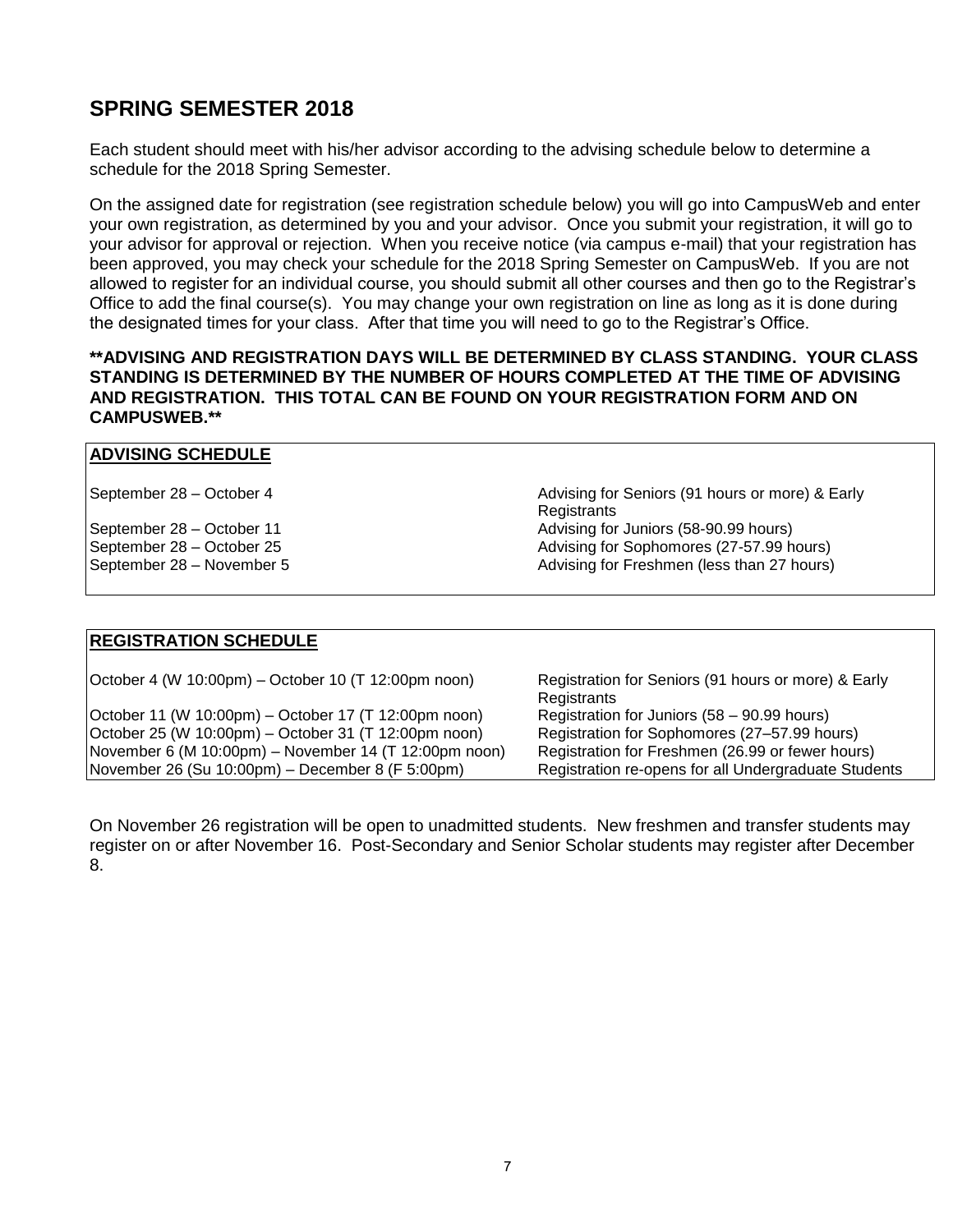## SPRING SEMESTER 2018

Each student should meet with his/her advisor according to the advising schedule below to determine a schedule for the 2018 Spring Semester.

On the assigned date for registration (see registration schedule below) you will go into CampusWeb and enter your own registration, as determined by you and your advisor. Once you submit your registration, it will go to your advisor for approval or rejection. When you receive notice (via campus e-mail) that your registration has been approved, you may check your schedule for the 2018 Spring Semester on CampusWeb. If you are not allowed to register for an individual course, you should submit all other courses and then go to the Registrar's Office to add the final course(s). You may change your own registration on line as long as it is done during the designated times for your class. After that time you will need to go to the Registrar's Office.

**\*\*ADVISING AND REGISTRATION DAYS WILL BE DETERMINED BY CLASS STANDING. YOUR CLASS STANDING IS DETERMINED BY THE NUMBER OF HOURS COMPLETED AT THE TIME OF ADVISING AND REGISTRATION. THIS TOTAL CAN BE FOUND ON YOUR REGISTRATION FORM AND ON CAMPUSWEB.\*\***

| **ADVISING SCHEDULE** | |
|---|---|
| September 28 – October 4 | Advising for Seniors (91 hours or more) & Early Registrants |
| September 28 – October 11 | Advising for Juniors (58-90.99 hours) |
| September 28 – October 25 | Advising for Sophomores (27-57.99 hours) |
| September 28 – November 5 | Advising for Freshmen (less than 27 hours) |

| **REGISTRATION SCHEDULE** | |
|---|---|
| October 4 (W 10:00pm) – October 10 (T 12:00pm noon) | Registration for Seniors (91 hours or more) & Early Registrants |
| October 11 (W 10:00pm) – October 17 (T 12:00pm noon) | Registration for Juniors (58 – 90.99 hours) |
| October 25 (W 10:00pm) – October 31 (T 12:00pm noon) | Registration for Sophomores (27–57.99 hours) |
| November 6 (M 10:00pm) – November 14 (T 12:00pm noon) | Registration for Freshmen (26.99 or fewer hours) |
| November 26 (Su 10:00pm) – December 8 (F 5:00pm) | Registration re-opens for all Undergraduate Students |

On November 26 registration will be open to unadmitted students. New freshmen and transfer students may register on or after November 16. Post-Secondary and Senior Scholar students may register after December 8.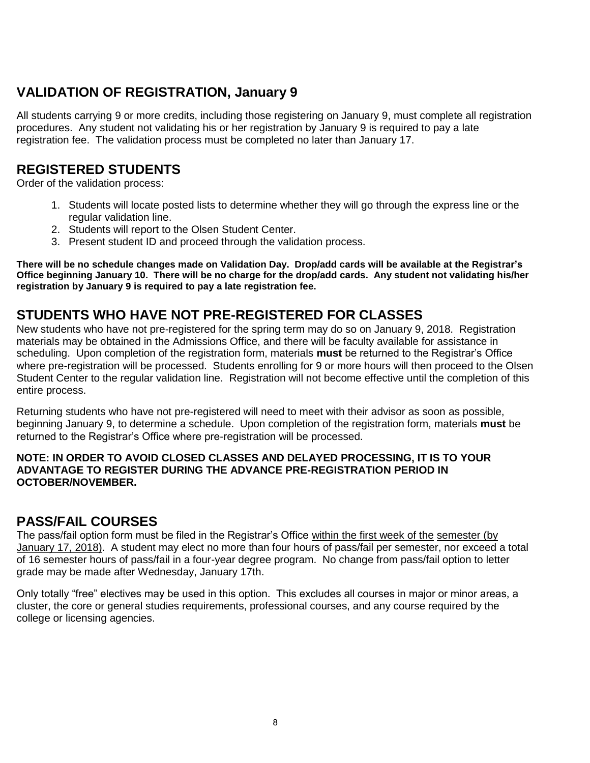## VALIDATION OF REGISTRATION, January 9

All students carrying 9 or more credits, including those registering on January 9, must complete all registration procedures. Any student not validating his or her registration by January 9 is required to pay a late registration fee. The validation process must be completed no later than January 17.

## REGISTERED STUDENTS

Order of the validation process:

1. Students will locate posted lists to determine whether they will go through the express line or the regular validation line.
2. Students will report to the Olsen Student Center.
3. Present student ID and proceed through the validation process.

**There will be no schedule changes made on Validation Day. Drop/add cards will be available at the Registrar's Office beginning January 10. There will be no charge for the drop/add cards. Any student not validating his/her registration by January 9 is required to pay a late registration fee.**

## STUDENTS WHO HAVE NOT PRE-REGISTERED FOR CLASSES

New students who have not pre-registered for the spring term may do so on January 9, 2018. Registration materials may be obtained in the Admissions Office, and there will be faculty available for assistance in scheduling. Upon completion of the registration form, materials **must** be returned to the Registrar's Office where pre-registration will be processed. Students enrolling for 9 or more hours will then proceed to the Olsen Student Center to the regular validation line. Registration will not become effective until the completion of this entire process.

Returning students who have not pre-registered will need to meet with their advisor as soon as possible, beginning January 9, to determine a schedule. Upon completion of the registration form, materials **must** be returned to the Registrar's Office where pre-registration will be processed.

**NOTE: IN ORDER TO AVOID CLOSED CLASSES AND DELAYED PROCESSING, IT IS TO YOUR ADVANTAGE TO REGISTER DURING THE ADVANCE PRE-REGISTRATION PERIOD IN OCTOBER/NOVEMBER.**

## PASS/FAIL COURSES

The pass/fail option form must be filed in the Registrar's Office within the first week of the semester (by January 17, 2018). A student may elect no more than four hours of pass/fail per semester, nor exceed a total of 16 semester hours of pass/fail in a four-year degree program. No change from pass/fail option to letter grade may be made after Wednesday, January 17th.

Only totally "free" electives may be used in this option. This excludes all courses in major or minor areas, a cluster, the core or general studies requirements, professional courses, and any course required by the college or licensing agencies.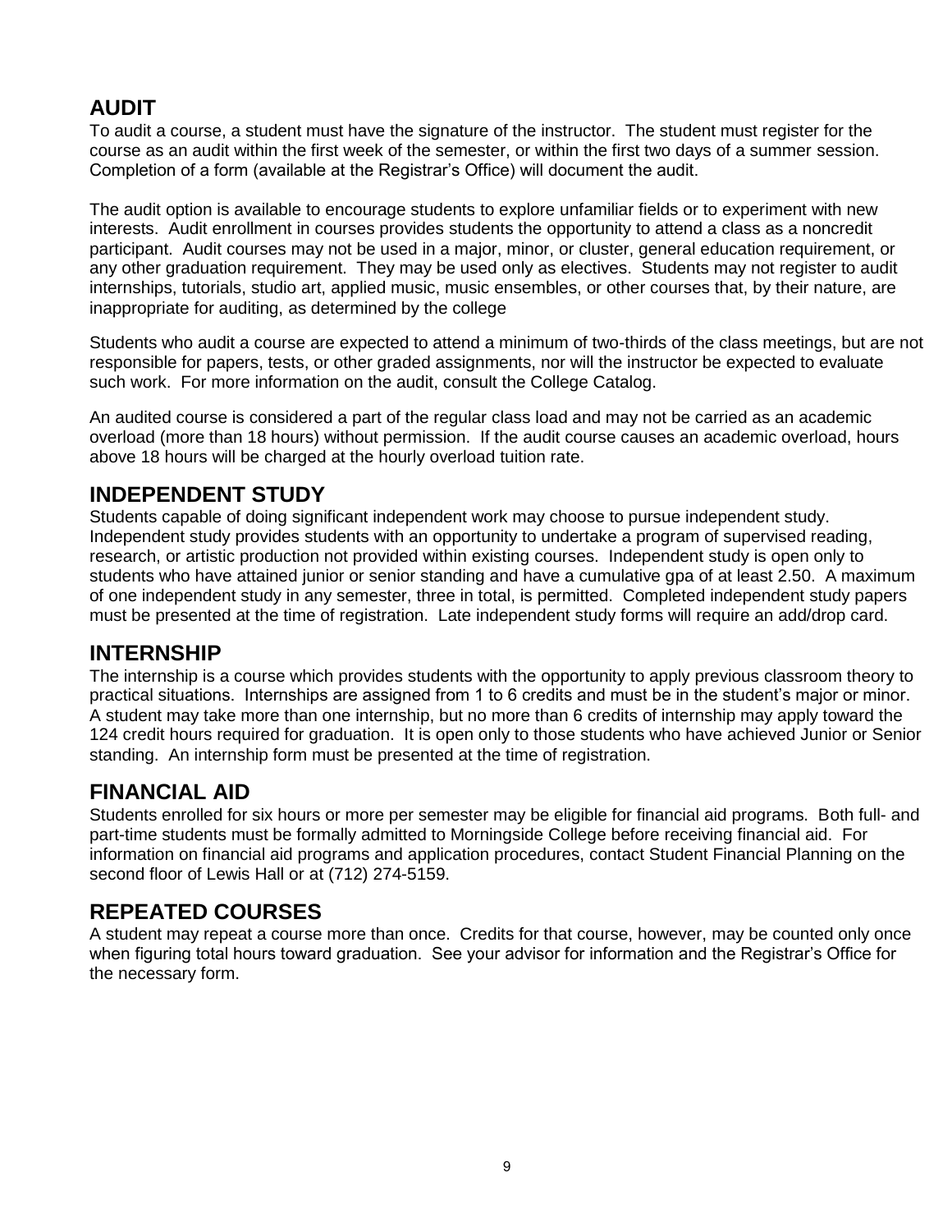## AUDIT

To audit a course, a student must have the signature of the instructor. The student must register for the course as an audit within the first week of the semester, or within the first two days of a summer session. Completion of a form (available at the Registrar's Office) will document the audit.

The audit option is available to encourage students to explore unfamiliar fields or to experiment with new interests. Audit enrollment in courses provides students the opportunity to attend a class as a noncredit participant. Audit courses may not be used in a major, minor, or cluster, general education requirement, or any other graduation requirement. They may be used only as electives. Students may not register to audit internships, tutorials, studio art, applied music, music ensembles, or other courses that, by their nature, are inappropriate for auditing, as determined by the college

Students who audit a course are expected to attend a minimum of two-thirds of the class meetings, but are not responsible for papers, tests, or other graded assignments, nor will the instructor be expected to evaluate such work. For more information on the audit, consult the College Catalog.

An audited course is considered a part of the regular class load and may not be carried as an academic overload (more than 18 hours) without permission. If the audit course causes an academic overload, hours above 18 hours will be charged at the hourly overload tuition rate.

## INDEPENDENT STUDY

Students capable of doing significant independent work may choose to pursue independent study. Independent study provides students with an opportunity to undertake a program of supervised reading, research, or artistic production not provided within existing courses. Independent study is open only to students who have attained junior or senior standing and have a cumulative gpa of at least 2.50. A maximum of one independent study in any semester, three in total, is permitted. Completed independent study papers must be presented at the time of registration. Late independent study forms will require an add/drop card.

## INTERNSHIP

The internship is a course which provides students with the opportunity to apply previous classroom theory to practical situations. Internships are assigned from 1 to 6 credits and must be in the student's major or minor. A student may take more than one internship, but no more than 6 credits of internship may apply toward the 124 credit hours required for graduation. It is open only to those students who have achieved Junior or Senior standing. An internship form must be presented at the time of registration.

## FINANCIAL AID

Students enrolled for six hours or more per semester may be eligible for financial aid programs. Both full- and part-time students must be formally admitted to Morningside College before receiving financial aid. For information on financial aid programs and application procedures, contact Student Financial Planning on the second floor of Lewis Hall or at (712) 274-5159.

## REPEATED COURSES

A student may repeat a course more than once. Credits for that course, however, may be counted only once when figuring total hours toward graduation. See your advisor for information and the Registrar's Office for the necessary form.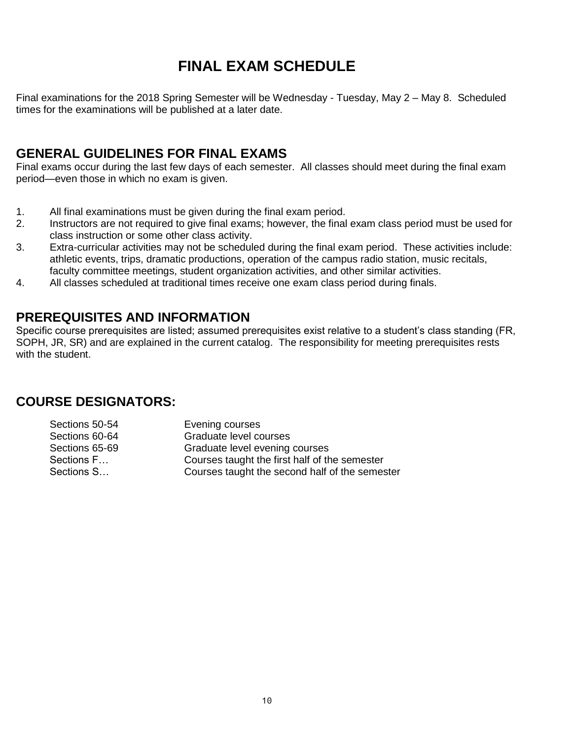# FINAL EXAM SCHEDULE

Final examinations for the 2018 Spring Semester will be Wednesday - Tuesday, May 2 – May 8. Scheduled times for the examinations will be published at a later date.

## GENERAL GUIDELINES FOR FINAL EXAMS

Final exams occur during the last few days of each semester. All classes should meet during the final exam period—even those in which no exam is given.

1. All final examinations must be given during the final exam period.
2. Instructors are not required to give final exams; however, the final exam class period must be used for class instruction or some other class activity.
3. Extra-curricular activities may not be scheduled during the final exam period. These activities include: athletic events, trips, dramatic productions, operation of the campus radio station, music recitals, faculty committee meetings, student organization activities, and other similar activities.
4. All classes scheduled at traditional times receive one exam class period during finals.

## PREREQUISITES AND INFORMATION

Specific course prerequisites are listed; assumed prerequisites exist relative to a student's class standing (FR, SOPH, JR, SR) and are explained in the current catalog. The responsibility for meeting prerequisites rests with the student.

## COURSE DESIGNATORS:

| | |
|---|---|
| Sections 50-54 | Evening courses |
| Sections 60-64 | Graduate level courses |
| Sections 65-69 | Graduate level evening courses |
| Sections F… | Courses taught the first half of the semester |
| Sections S… | Courses taught the second half of the semester |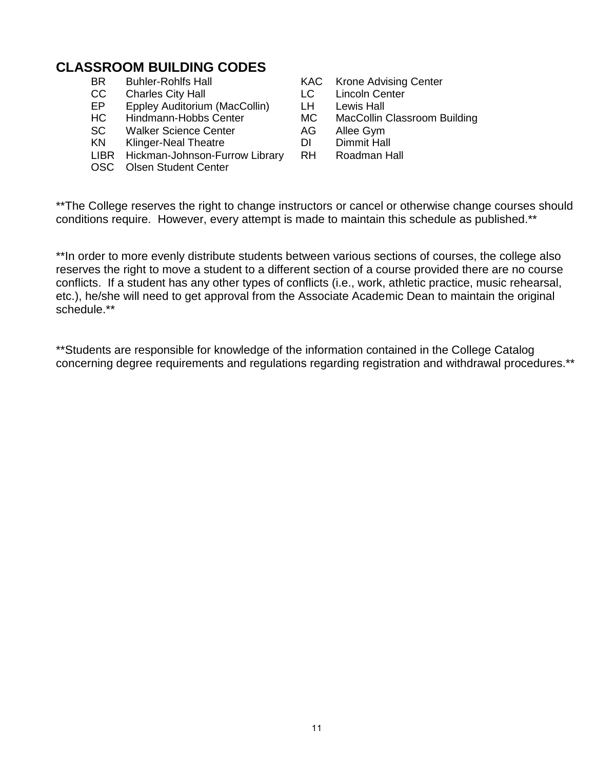## CLASSROOM BUILDING CODES

| Code | Building | Code | Building |
|---|---|---|---|
| BR | Buhler-Rohlfs Hall | KAC | Krone Advising Center |
| CC | Charles City Hall | LC | Lincoln Center |
| EP | Eppley Auditorium (MacCollin) | LH | Lewis Hall |
| HC | Hindmann-Hobbs Center | MC | MacCollin Classroom Building |
| SC | Walker Science Center | AG | Allee Gym |
| KN | Klinger-Neal Theatre | DI | Dimmit Hall |
| LIBR | Hickman-Johnson-Furrow Library | RH | Roadman Hall |
| OSC | Olsen Student Center | | |

**The College reserves the right to change instructors or cancel or otherwise change courses should conditions require. However, every attempt is made to maintain this schedule as published.**

**In order to more evenly distribute students between various sections of courses, the college also reserves the right to move a student to a different section of a course provided there are no course conflicts. If a student has any other types of conflicts (i.e., work, athletic practice, music rehearsal, etc.), he/she will need to get approval from the Associate Academic Dean to maintain the original schedule.**

**Students are responsible for knowledge of the information contained in the College Catalog concerning degree requirements and regulations regarding registration and withdrawal procedures.**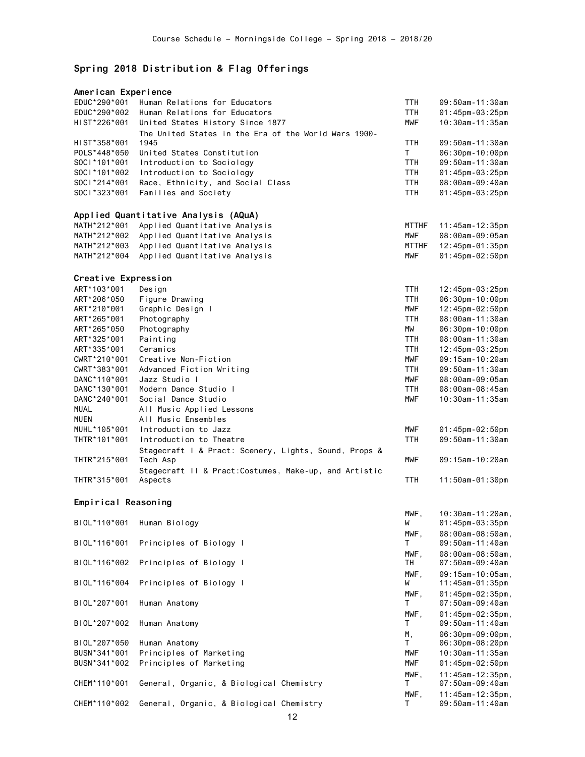## Spring 2018 Distribution & Flag Offerings

### American Experience

| Course | Title | Days | Time |
|---|---|---|---|
| EDUC*290*001 | Human Relations for Educators | TTH | 09:50am-11:30am |
| EDUC*290*002 | Human Relations for Educators | TTH | 01:45pm-03:25pm |
| HIST*226*001 | United States History Since 1877 | MWF | 10:30am-11:35am |
| HIST*358*001 | The United States in the Era of the World Wars 1900-1945 | TTH | 09:50am-11:30am |
| POLS*448*050 | United States Constitution | T | 06:30pm-10:00pm |
| SOCI*101*001 | Introduction to Sociology | TTH | 09:50am-11:30am |
| SOCI*101*002 | Introduction to Sociology | TTH | 01:45pm-03:25pm |
| SOCI*214*001 | Race, Ethnicity, and Social Class | TTH | 08:00am-09:40am |
| SOCI*323*001 | Families and Society | TTH | 01:45pm-03:25pm |

### Applied Quantitative Analysis (AQuA)

| Course | Title | Days | Time |
|---|---|---|---|
| MATH*212*001 | Applied Quantitative Analysis | MTTHF | 11:45am-12:35pm |
| MATH*212*002 | Applied Quantitative Analysis | MWF | 08:00am-09:05am |
| MATH*212*003 | Applied Quantitative Analysis | MTTHF | 12:45pm-01:35pm |
| MATH*212*004 | Applied Quantitative Analysis | MWF | 01:45pm-02:50pm |

### Creative Expression

| Course | Title | Days | Time |
|---|---|---|---|
| ART*103*001 | Design | TTH | 12:45pm-03:25pm |
| ART*206*050 | Figure Drawing | TTH | 06:30pm-10:00pm |
| ART*210*001 | Graphic Design I | MWF | 12:45pm-02:50pm |
| ART*265*001 | Photography | TTH | 08:00am-11:30am |
| ART*265*050 | Photography | MW | 06:30pm-10:00pm |
| ART*325*001 | Painting | TTH | 08:00am-11:30am |
| ART*335*001 | Ceramics | TTH | 12:45pm-03:25pm |
| CWRT*210*001 | Creative Non-Fiction | MWF | 09:15am-10:20am |
| CWRT*383*001 | Advanced Fiction Writing | TTH | 09:50am-11:30am |
| DANC*110*001 | Jazz Studio I | MWF | 08:00am-09:05am |
| DANC*130*001 | Modern Dance Studio I | TTH | 08:00am-08:45am |
| DANC*240*001 | Social Dance Studio | MWF | 10:30am-11:35am |
| MUAL | All Music Applied Lessons | | |
| MUEN | All Music Ensembles | | |
| MUHL*105*001 | Introduction to Jazz | MWF | 01:45pm-02:50pm |
| THTR*101*001 | Introduction to Theatre | TTH | 09:50am-11:30am |
| THTR*215*001 | Stagecraft I & Pract: Scenery, Lights, Sound, Props & Tech Asp | MWF | 09:15am-10:20am |
| THTR*315*001 | Stagecraft II & Pract:Costumes, Make-up, and Artistic Aspects | TTH | 11:50am-01:30pm |

### Empirical Reasoning

| Course | Title | Days | Time |
|---|---|---|---|
| BIOL*110*001 | Human Biology | MWF, W | 10:30am-11:20am, 01:45pm-03:35pm |
| BIOL*116*001 | Principles of Biology I | MWF, T | 08:00am-08:50am, 09:50am-11:40am |
| BIOL*116*002 | Principles of Biology I | MWF, TH | 08:00am-08:50am, 07:50am-09:40am |
| BIOL*116*004 | Principles of Biology I | MWF, W | 09:15am-10:05am, 11:45am-01:35pm |
| BIOL*207*001 | Human Anatomy | MWF, T | 01:45pm-02:35pm, 07:50am-09:40am |
| BIOL*207*002 | Human Anatomy | MWF, T | 01:45pm-02:35pm, 09:50am-11:40am |
| BIOL*207*050 | Human Anatomy | M, T | 06:30pm-09:00pm, 06:30pm-08:20pm |
| BUSN*341*001 | Principles of Marketing | MWF | 10:30am-11:35am |
| BUSN*341*002 | Principles of Marketing | MWF | 01:45pm-02:50pm |
| CHEM*110*001 | General, Organic, & Biological Chemistry | MWF, T | 11:45am-12:35pm, 07:50am-09:40am |
| CHEM*110*002 | General, Organic, & Biological Chemistry | MWF, T | 11:45am-12:35pm, 09:50am-11:40am |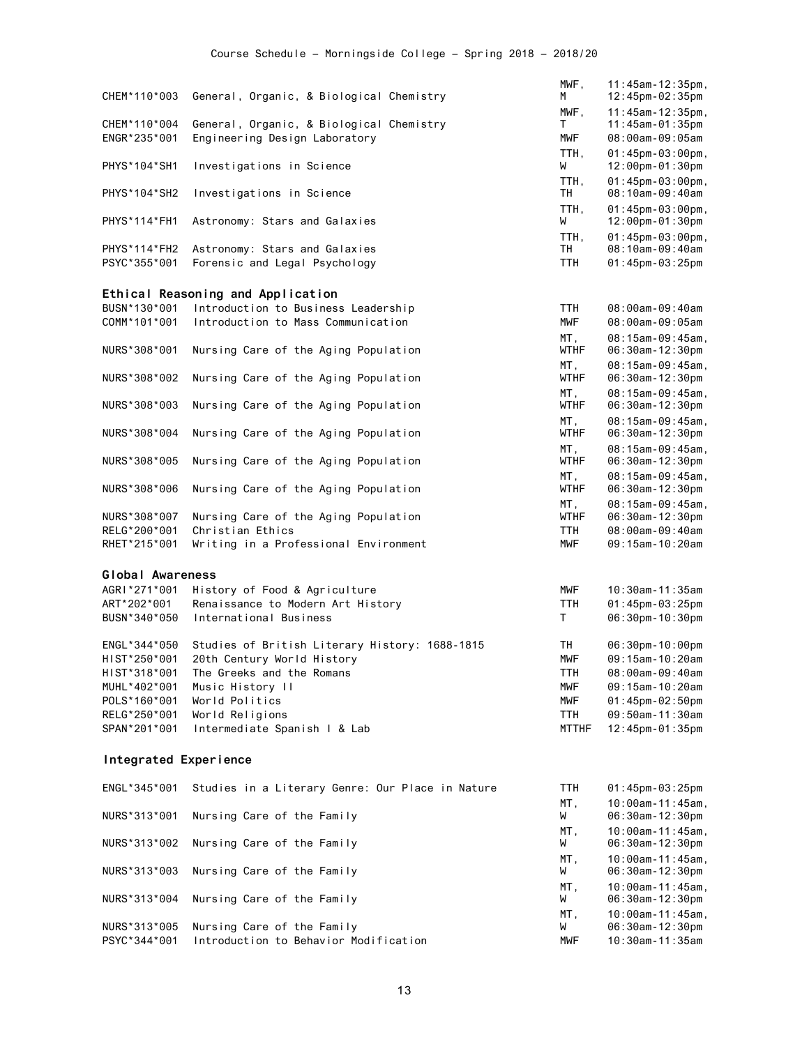| Course | Title | Days | Time |
|---|---|---|---|
| CHEM*110*003 | General, Organic, & Biological Chemistry | MWF, M | 11:45am-12:35pm, 12:45pm-02:35pm |
| CHEM*110*004 | General, Organic, & Biological Chemistry | MWF, T | 11:45am-12:35pm, 11:45am-01:35pm |
| ENGR*235*001 | Engineering Design Laboratory | MWF | 08:00am-09:05am |
| PHYS*104*SH1 | Investigations in Science | TTH, W | 01:45pm-03:00pm, 12:00pm-01:30pm |
| PHYS*104*SH2 | Investigations in Science | TTH, TH | 01:45pm-03:00pm, 08:10am-09:40am |
| PHYS*114*FH1 | Astronomy: Stars and Galaxies | TTH, W | 01:45pm-03:00pm, 12:00pm-01:30pm |
| PHYS*114*FH2 | Astronomy: Stars and Galaxies | TTH, TH | 01:45pm-03:00pm, 08:10am-09:40am |
| PSYC*355*001 | Forensic and Legal Psychology | TTH | 01:45pm-03:25pm |

## Ethical Reasoning and Application

| Course | Title | Days | Time |
|---|---|---|---|
| BUSN*130*001 | Introduction to Business Leadership | TTH | 08:00am-09:40am |
| COMM*101*001 | Introduction to Mass Communication | MWF | 08:00am-09:05am |
| NURS*308*001 | Nursing Care of the Aging Population | MT, WTHF | 08:15am-09:45am, 06:30am-12:30pm |
| NURS*308*002 | Nursing Care of the Aging Population | MT, WTHF | 08:15am-09:45am, 06:30am-12:30pm |
| NURS*308*003 | Nursing Care of the Aging Population | MT, WTHF | 08:15am-09:45am, 06:30am-12:30pm |
| NURS*308*004 | Nursing Care of the Aging Population | MT, WTHF | 08:15am-09:45am, 06:30am-12:30pm |
| NURS*308*005 | Nursing Care of the Aging Population | MT, WTHF | 08:15am-09:45am, 06:30am-12:30pm |
| NURS*308*006 | Nursing Care of the Aging Population | MT, WTHF | 08:15am-09:45am, 06:30am-12:30pm |
| NURS*308*007 | Nursing Care of the Aging Population | MT, WTHF | 08:15am-09:45am, 06:30am-12:30pm |
| RELG*200*001 | Christian Ethics | TTH | 08:00am-09:40am |
| RHET*215*001 | Writing in a Professional Environment | MWF | 09:15am-10:20am |

## Global Awareness

| Course | Title | Days | Time |
|---|---|---|---|
| AGRI*271*001 | History of Food & Agriculture | MWF | 10:30am-11:35am |
| ART*202*001 | Renaissance to Modern Art History | TTH | 01:45pm-03:25pm |
| BUSN*340*050 | International Business | T | 06:30pm-10:30pm |
| ENGL*344*050 | Studies of British Literary History: 1688-1815 | TH | 06:30pm-10:00pm |
| HIST*250*001 | 20th Century World History | MWF | 09:15am-10:20am |
| HIST*318*001 | The Greeks and the Romans | TTH | 08:00am-09:40am |
| MUHL*402*001 | Music History II | MWF | 09:15am-10:20am |
| POLS*160*001 | World Politics | MWF | 01:45pm-02:50pm |
| RELG*250*001 | World Religions | TTH | 09:50am-11:30am |
| SPAN*201*001 | Intermediate Spanish I & Lab | MTTHF | 12:45pm-01:35pm |

## Integrated Experience

| Course | Title | Days | Time |
|---|---|---|---|
| ENGL*345*001 | Studies in a Literary Genre: Our Place in Nature | TTH | 01:45pm-03:25pm |
| NURS*313*001 | Nursing Care of the Family | MT, W | 10:00am-11:45am, 06:30am-12:30pm |
| NURS*313*002 | Nursing Care of the Family | MT, W | 10:00am-11:45am, 06:30am-12:30pm |
| NURS*313*003 | Nursing Care of the Family | MT, W | 10:00am-11:45am, 06:30am-12:30pm |
| NURS*313*004 | Nursing Care of the Family | MT, W | 10:00am-11:45am, 06:30am-12:30pm |
| NURS*313*005 | Nursing Care of the Family | MT, W | 10:00am-11:45am, 06:30am-12:30pm |
| PSYC*344*001 | Introduction to Behavior Modification | MWF | 10:30am-11:35am |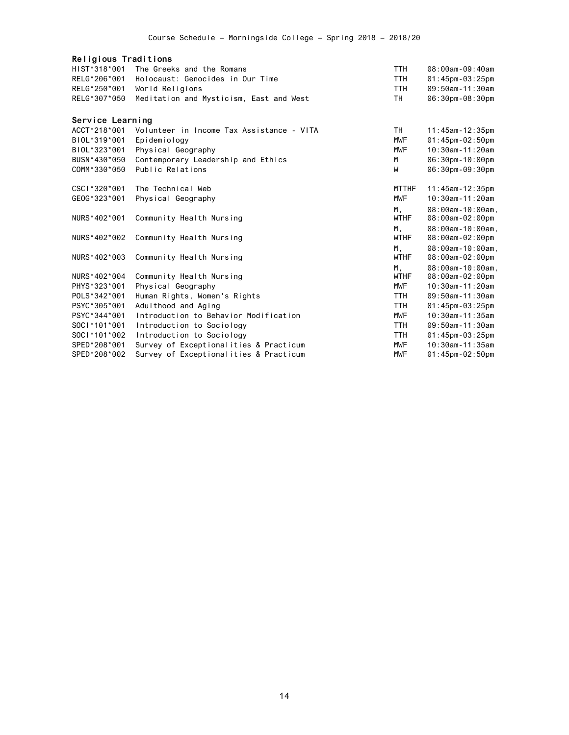## Religious Traditions

| | | | |
|---|---|---|---|
| HIST*318*001 | The Greeks and the Romans | TTH | 08:00am-09:40am |
| RELG*206*001 | Holocaust: Genocides in Our Time | TTH | 01:45pm-03:25pm |
| RELG*250*001 | World Religions | TTH | 09:50am-11:30am |
| RELG*307*050 | Meditation and Mysticism, East and West | TH | 06:30pm-08:30pm |

## Service Learning

| | | | |
|---|---|---|---|
| ACCT*218*001 | Volunteer in Income Tax Assistance - VITA | TH | 11:45am-12:35pm |
| BIOL*319*001 | Epidemiology | MWF | 01:45pm-02:50pm |
| BIOL*323*001 | Physical Geography | MWF | 10:30am-11:20am |
| BUSN*430*050 | Contemporary Leadership and Ethics | M | 06:30pm-10:00pm |
| COMM*330*050 | Public Relations | W | 06:30pm-09:30pm |
| CSCI*320*001 | The Technical Web | MTTHF | 11:45am-12:35pm |
| GEOG*323*001 | Physical Geography | MWF | 10:30am-11:20am |
| NURS*402*001 | Community Health Nursing | M, WTHF | 08:00am-10:00am, 08:00am-02:00pm |
| NURS*402*002 | Community Health Nursing | M, WTHF | 08:00am-10:00am, 08:00am-02:00pm |
| NURS*402*003 | Community Health Nursing | M, WTHF | 08:00am-10:00am, 08:00am-02:00pm |
| NURS*402*004 | Community Health Nursing | M, WTHF | 08:00am-10:00am, 08:00am-02:00pm |
| PHYS*323*001 | Physical Geography | MWF | 10:30am-11:20am |
| POLS*342*001 | Human Rights, Women's Rights | TTH | 09:50am-11:30am |
| PSYC*305*001 | Adulthood and Aging | TTH | 01:45pm-03:25pm |
| PSYC*344*001 | Introduction to Behavior Modification | MWF | 10:30am-11:35am |
| SOCI*101*001 | Introduction to Sociology | TTH | 09:50am-11:30am |
| SOCI*101*002 | Introduction to Sociology | TTH | 01:45pm-03:25pm |
| SPED*208*001 | Survey of Exceptionalities & Practicum | MWF | 10:30am-11:35am |
| SPED*208*002 | Survey of Exceptionalities & Practicum | MWF | 01:45pm-02:50pm |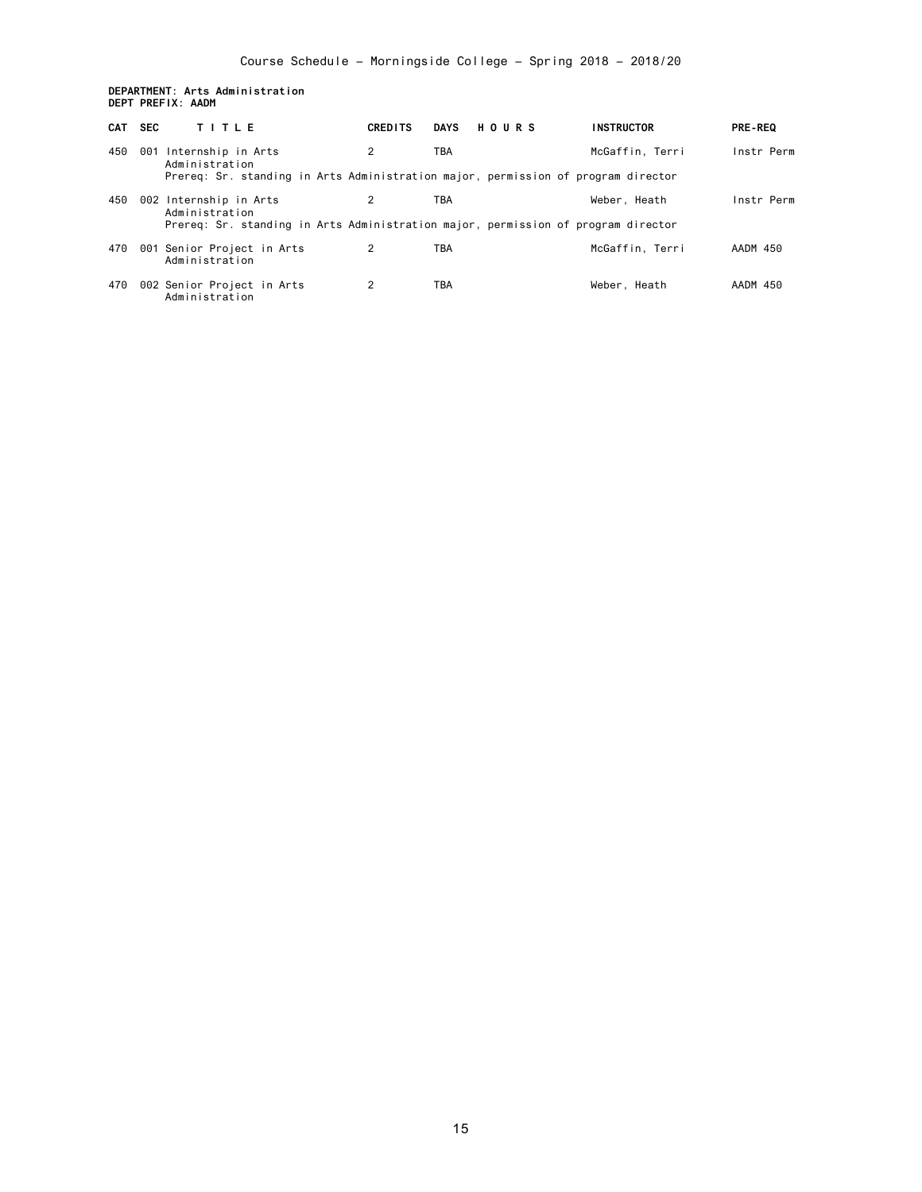**DEPARTMENT: Arts Administration**
**DEPT PREFIX: AADM**

| CAT | SEC | TITLE | CREDITS | DAYS | HOURS | INSTRUCTOR | PRE-REQ |
|---|---|---|---|---|---|---|---|
| 450 | 001 | Internship in Arts Administration | 2 | TBA | | McGaffin, Terri | Instr Perm |
| | | Prereq: Sr. standing in Arts Administration major, permission of program director | | | | | |
| 450 | 002 | Internship in Arts Administration | 2 | TBA | | Weber, Heath | Instr Perm |
| | | Prereq: Sr. standing in Arts Administration major, permission of program director | | | | | |
| 470 | 001 | Senior Project in Arts Administration | 2 | TBA | | McGaffin, Terri | AADM 450 |
| 470 | 002 | Senior Project in Arts Administration | 2 | TBA | | Weber, Heath | AADM 450 |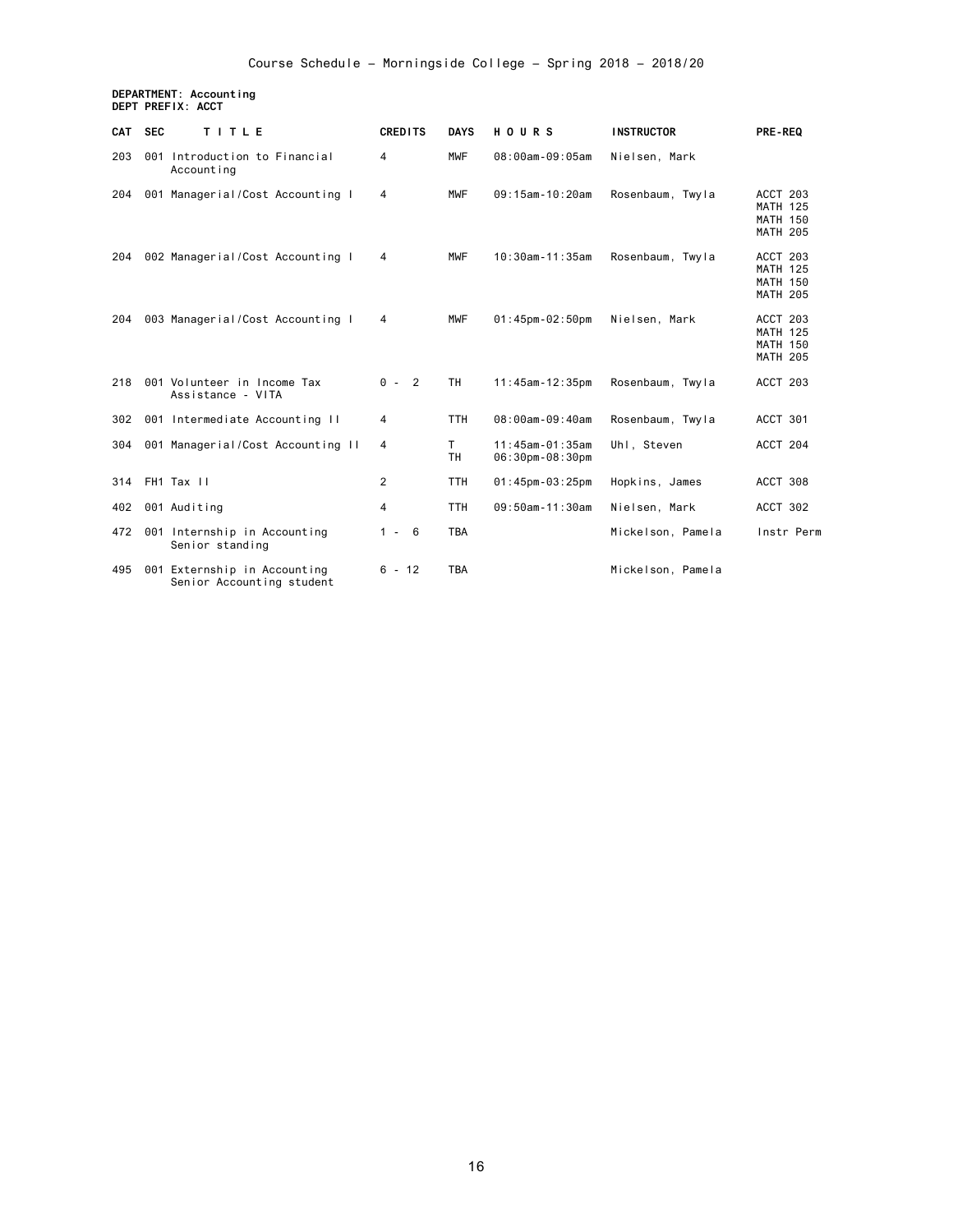Course Schedule – Morningside College – Spring 2018 – 2018/20

**DEPARTMENT: Accounting**
**DEPT PREFIX: ACCT**

| CAT | SEC | TITLE | CREDITS | DAYS | HOURS | INSTRUCTOR | PRE-REQ |
|---|---|---|---|---|---|---|---|
| 203 | 001 | Introduction to Financial Accounting | 4 | MWF | 08:00am-09:05am | Nielsen, Mark | |
| 204 | 001 | Managerial/Cost Accounting I | 4 | MWF | 09:15am-10:20am | Rosenbaum, Twyla | ACCT 203 MATH 125 MATH 150 MATH 205 |
| 204 | 002 | Managerial/Cost Accounting I | 4 | MWF | 10:30am-11:35am | Rosenbaum, Twyla | ACCT 203 MATH 125 MATH 150 MATH 205 |
| 204 | 003 | Managerial/Cost Accounting I | 4 | MWF | 01:45pm-02:50pm | Nielsen, Mark | ACCT 203 MATH 125 MATH 150 MATH 205 |
| 218 | 001 | Volunteer in Income Tax Assistance - VITA | 0 - 2 | TH | 11:45am-12:35pm | Rosenbaum, Twyla | ACCT 203 |
| 302 | 001 | Intermediate Accounting II | 4 | TTH | 08:00am-09:40am | Rosenbaum, Twyla | ACCT 301 |
| 304 | 001 | Managerial/Cost Accounting II | 4 | T<br>TH | 11:45am-01:35am<br>06:30pm-08:30pm | Uhl, Steven | ACCT 204 |
| 314 | FH1 | Tax II | 2 | TTH | 01:45pm-03:25pm | Hopkins, James | ACCT 308 |
| 402 | 001 | Auditing | 4 | TTH | 09:50am-11:30am | Nielsen, Mark | ACCT 302 |
| 472 | 001 | Internship in Accounting Senior standing | 1 - 6 | TBA | | Mickelson, Pamela | Instr Perm |
| 495 | 001 | Externship in Accounting Senior Accounting student | 6 - 12 | TBA | | Mickelson, Pamela | |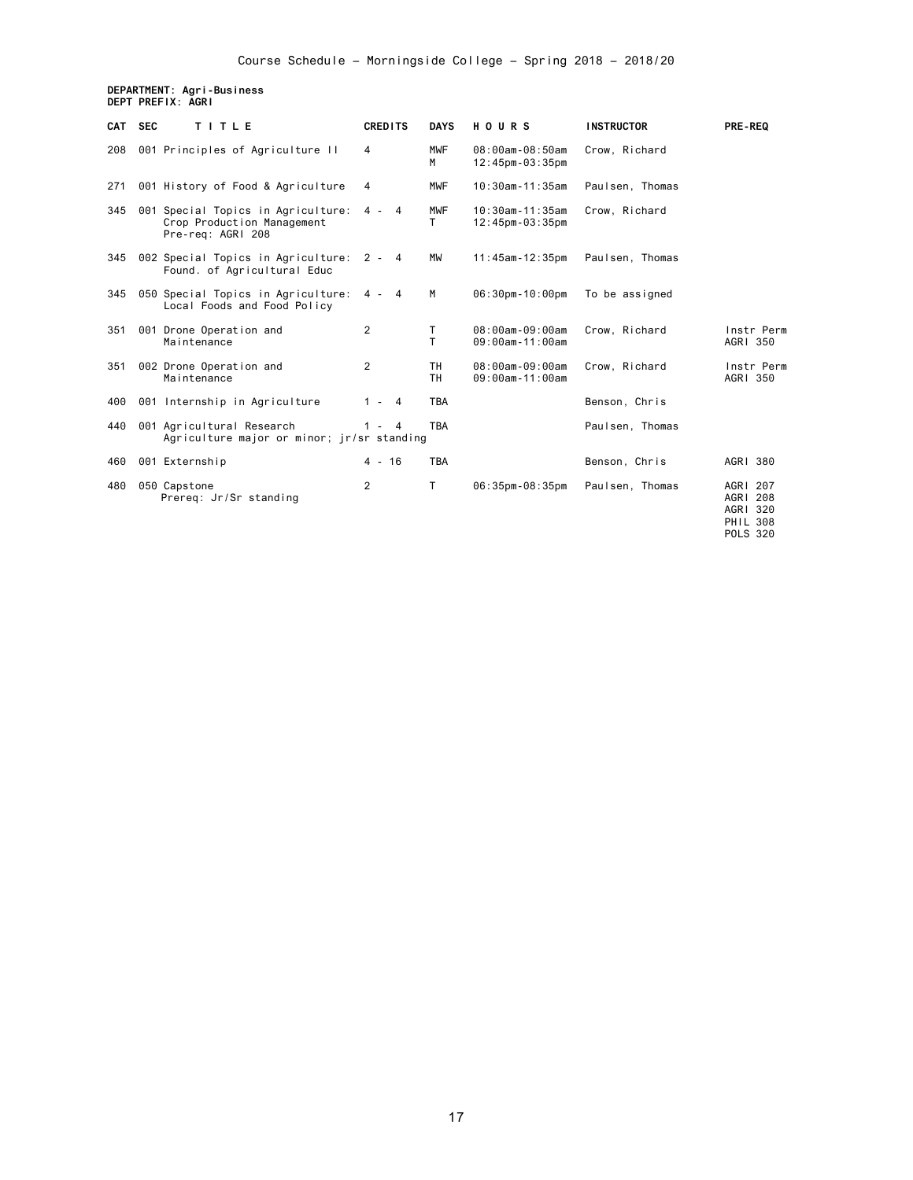Course Schedule – Morningside College – Spring 2018 – 2018/20

**DEPARTMENT: Agri-Business**
**DEPT PREFIX: AGRI**

| CAT | SEC | TITLE | CREDITS | DAYS | HOURS | INSTRUCTOR | PRE-REQ |
|---|---|---|---|---|---|---|---|
| 208 | 001 | Principles of Agriculture II | 4 | MWF<br>M | 08:00am-08:50am<br>12:45pm-03:35pm | Crow, Richard | |
| 271 | 001 | History of Food & Agriculture | 4 | MWF | 10:30am-11:35am | Paulsen, Thomas | |
| 345 | 001 | Special Topics in Agriculture: Crop Production Management<br>Pre-req: AGRI 208 | 4 - 4 | MWF<br>T | 10:30am-11:35am<br>12:45pm-03:35pm | Crow, Richard | |
| 345 | 002 | Special Topics in Agriculture: Found. of Agricultural Educ | 2 - 4 | MW | 11:45am-12:35pm | Paulsen, Thomas | |
| 345 | 050 | Special Topics in Agriculture: Local Foods and Food Policy | 4 - 4 | M | 06:30pm-10:00pm | To be assigned | |
| 351 | 001 | Drone Operation and Maintenance | 2 | T<br>T | 08:00am-09:00am<br>09:00am-11:00am | Crow, Richard | Instr Perm<br>AGRI 350 |
| 351 | 002 | Drone Operation and Maintenance | 2 | TH<br>TH | 08:00am-09:00am<br>09:00am-11:00am | Crow, Richard | Instr Perm<br>AGRI 350 |
| 400 | 001 | Internship in Agriculture | 1 - 4 | TBA | | Benson, Chris | |
| 440 | 001 | Agricultural Research<br>Agriculture major or minor; jr/sr standing | 1 - 4 | TBA | | Paulsen, Thomas | |
| 460 | 001 | Externship | 4 - 16 | TBA | | Benson, Chris | AGRI 380 |
| 480 | 050 | Capstone<br>Prereq: Jr/Sr standing | 2 | T | 06:35pm-08:35pm | Paulsen, Thomas | AGRI 207<br>AGRI 208<br>AGRI 320<br>PHIL 308<br>POLS 320 |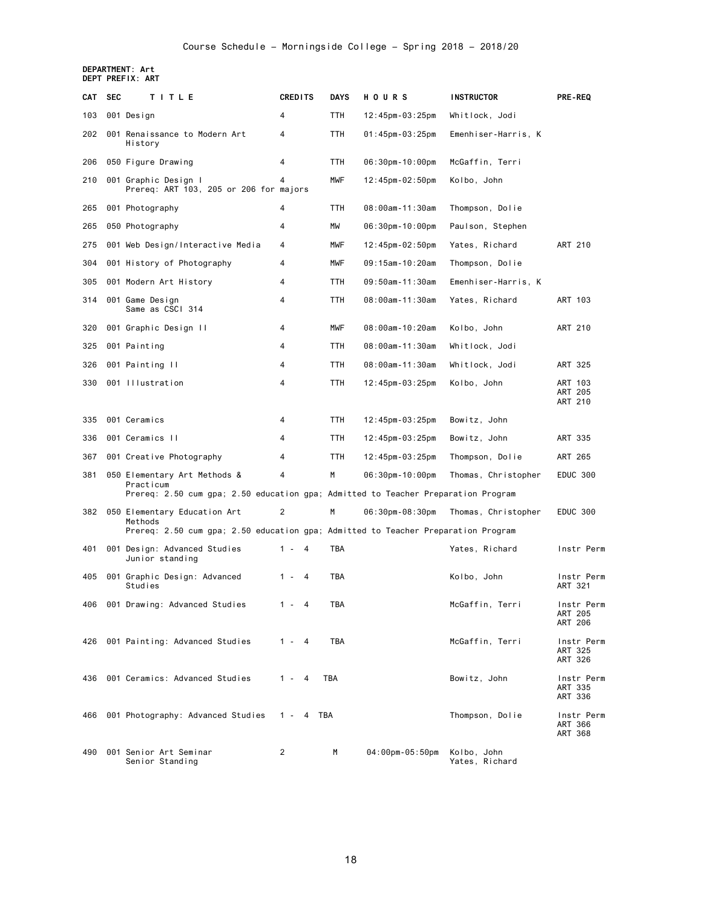Course Schedule – Morningside College – Spring 2018 – 2018/20

**DEPARTMENT: Art**
**DEPT PREFIX: ART**

| CAT | SEC | TITLE | CREDITS | DAYS | HOURS | INSTRUCTOR | PRE-REQ |
|---|---|---|---|---|---|---|---|
| 103 | 001 | Design | 4 | TTH | 12:45pm-03:25pm | Whitlock, Jodi | |
| 202 | 001 | Renaissance to Modern Art History | 4 | TTH | 01:45pm-03:25pm | Emenhiser-Harris, K | |
| 206 | 050 | Figure Drawing | 4 | TTH | 06:30pm-10:00pm | McGaffin, Terri | |
| 210 | 001 | Graphic Design I<br>Prereq: ART 103, 205 or 206 for majors | 4 | MWF | 12:45pm-02:50pm | Kolbo, John | |
| 265 | 001 | Photography | 4 | TTH | 08:00am-11:30am | Thompson, Dolie | |
| 265 | 050 | Photography | 4 | MW | 06:30pm-10:00pm | Paulson, Stephen | |
| 275 | 001 | Web Design/Interactive Media | 4 | MWF | 12:45pm-02:50pm | Yates, Richard | ART 210 |
| 304 | 001 | History of Photography | 4 | MWF | 09:15am-10:20am | Thompson, Dolie | |
| 305 | 001 | Modern Art History | 4 | TTH | 09:50am-11:30am | Emenhiser-Harris, K | |
| 314 | 001 | Game Design<br>Same as CSCI 314 | 4 | TTH | 08:00am-11:30am | Yates, Richard | ART 103 |
| 320 | 001 | Graphic Design II | 4 | MWF | 08:00am-10:20am | Kolbo, John | ART 210 |
| 325 | 001 | Painting | 4 | TTH | 08:00am-11:30am | Whitlock, Jodi | |
| 326 | 001 | Painting II | 4 | TTH | 08:00am-11:30am | Whitlock, Jodi | ART 325 |
| 330 | 001 | Illustration | 4 | TTH | 12:45pm-03:25pm | Kolbo, John | ART 103<br>ART 205<br>ART 210 |
| 335 | 001 | Ceramics | 4 | TTH | 12:45pm-03:25pm | Bowitz, John | |
| 336 | 001 | Ceramics II | 4 | TTH | 12:45pm-03:25pm | Bowitz, John | ART 335 |
| 367 | 001 | Creative Photography | 4 | TTH | 12:45pm-03:25pm | Thompson, Dolie | ART 265 |
| 381 | 050 | Elementary Art Methods & Practicum<br>Prereq: 2.50 cum gpa; 2.50 education gpa; Admitted to Teacher Preparation Program | 4 | M | 06:30pm-10:00pm | Thomas, Christopher | EDUC 300 |
| 382 | 050 | Elementary Education Art Methods<br>Prereq: 2.50 cum gpa; 2.50 education gpa; Admitted to Teacher Preparation Program | 2 | M | 06:30pm-08:30pm | Thomas, Christopher | EDUC 300 |
| 401 | 001 | Design: Advanced Studies<br>Junior standing | 1 - 4 | TBA | | Yates, Richard | Instr Perm |
| 405 | 001 | Graphic Design: Advanced Studies | 1 - 4 | TBA | | Kolbo, John | Instr Perm<br>ART 321 |
| 406 | 001 | Drawing: Advanced Studies | 1 - 4 | TBA | | McGaffin, Terri | Instr Perm<br>ART 205<br>ART 206 |
| 426 | 001 | Painting: Advanced Studies | 1 - 4 | TBA | | McGaffin, Terri | Instr Perm<br>ART 325<br>ART 326 |
| 436 | 001 | Ceramics: Advanced Studies | 1 - 4 | TBA | | Bowitz, John | Instr Perm<br>ART 335<br>ART 336 |
| 466 | 001 | Photography: Advanced Studies | 1 - 4 | TBA | | Thompson, Dolie | Instr Perm<br>ART 366<br>ART 368 |
| 490 | 001 | Senior Art Seminar<br>Senior Standing | 2 | M | 04:00pm-05:50pm | Kolbo, John<br>Yates, Richard | |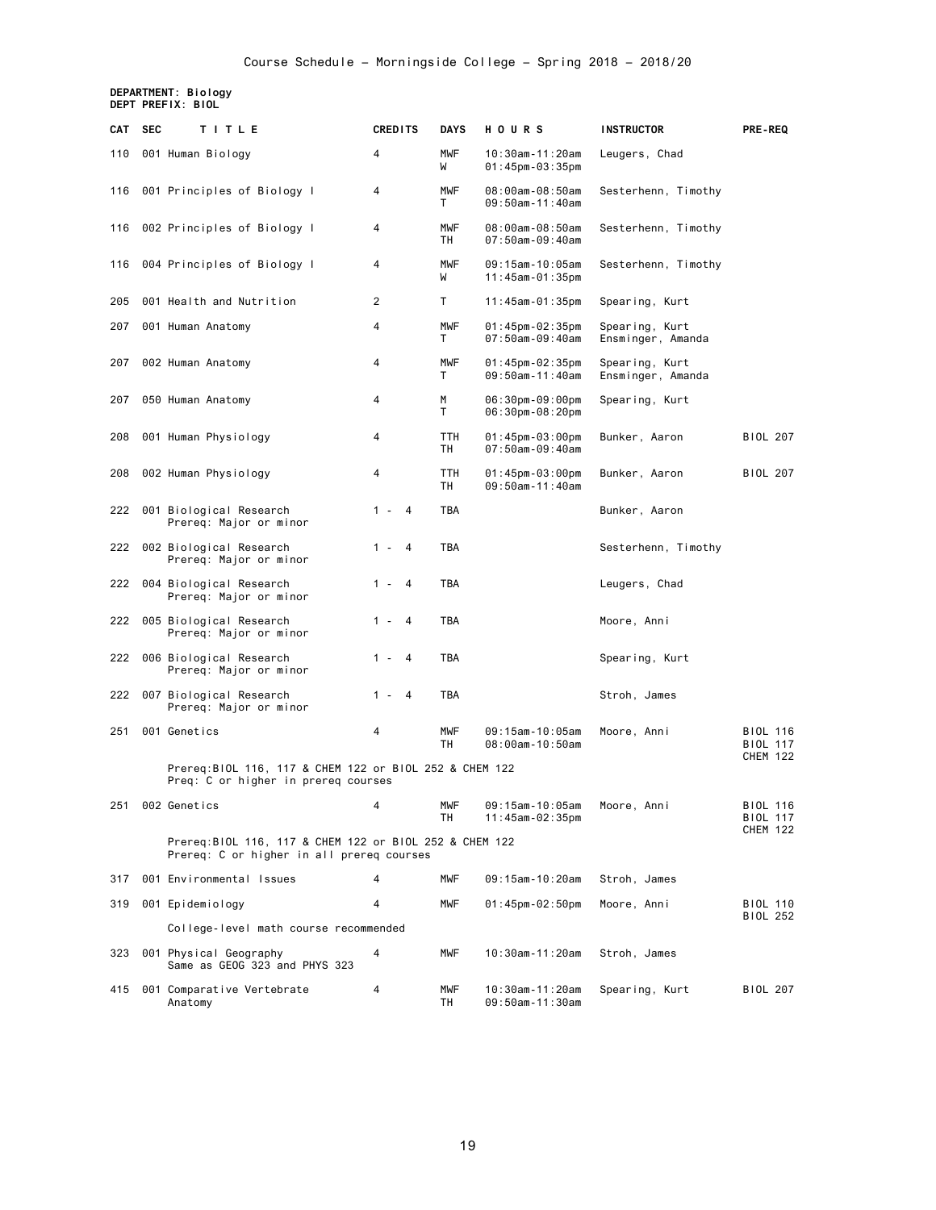Course Schedule - Morningside College - Spring 2018 - 2018/20

**DEPARTMENT: Biology**
**DEPT PREFIX: BIOL**

| CAT | SEC | TITLE | CREDITS | DAYS | HOURS | INSTRUCTOR | PRE-REQ |
|---|---|---|---|---|---|---|---|
| 110 | 001 | Human Biology | 4 | MWF<br>W | 10:30am-11:20am<br>01:45pm-03:35pm | Leugers, Chad | |
| 116 | 001 | Principles of Biology I | 4 | MWF<br>T | 08:00am-08:50am<br>09:50am-11:40am | Sesterhenn, Timothy | |
| 116 | 002 | Principles of Biology I | 4 | MWF<br>TH | 08:00am-08:50am<br>07:50am-09:40am | Sesterhenn, Timothy | |
| 116 | 004 | Principles of Biology I | 4 | MWF<br>W | 09:15am-10:05am<br>11:45am-01:35pm | Sesterhenn, Timothy | |
| 205 | 001 | Health and Nutrition | 2 | T | 11:45am-01:35pm | Spearing, Kurt | |
| 207 | 001 | Human Anatomy | 4 | MWF<br>T | 01:45pm-02:35pm<br>07:50am-09:40am | Spearing, Kurt<br>Ensminger, Amanda | |
| 207 | 002 | Human Anatomy | 4 | MWF<br>T | 01:45pm-02:35pm<br>09:50am-11:40am | Spearing, Kurt<br>Ensminger, Amanda | |
| 207 | 050 | Human Anatomy | 4 | M<br>T | 06:30pm-09:00pm<br>06:30pm-08:20pm | Spearing, Kurt | |
| 208 | 001 | Human Physiology | 4 | TTH<br>TH | 01:45pm-03:00pm<br>07:50am-09:40am | Bunker, Aaron | BIOL 207 |
| 208 | 002 | Human Physiology | 4 | TTH<br>TH | 01:45pm-03:00pm<br>09:50am-11:40am | Bunker, Aaron | BIOL 207 |
| 222 | 001 | Biological Research<br>Prereq: Major or minor | 1 - 4 | TBA | | Bunker, Aaron | |
| 222 | 002 | Biological Research<br>Prereq: Major or minor | 1 - 4 | TBA | | Sesterhenn, Timothy | |
| 222 | 004 | Biological Research<br>Prereq: Major or minor | 1 - 4 | TBA | | Leugers, Chad | |
| 222 | 005 | Biological Research<br>Prereq: Major or minor | 1 - 4 | TBA | | Moore, Anni | |
| 222 | 006 | Biological Research<br>Prereq: Major or minor | 1 - 4 | TBA | | Spearing, Kurt | |
| 222 | 007 | Biological Research<br>Prereq: Major or minor | 1 - 4 | TBA | | Stroh, James | |
| 251 | 001 | Genetics<br>Prereq:BIOL 116, 117 & CHEM 122 or BIOL 252 & CHEM 122<br>Preq: C or higher in prereq courses | 4 | MWF<br>TH | 09:15am-10:05am<br>08:00am-10:50am | Moore, Anni | BIOL 116<br>BIOL 117<br>CHEM 122 |
| 251 | 002 | Genetics<br>Prereq:BIOL 116, 117 & CHEM 122 or BIOL 252 & CHEM 122<br>Prereq: C or higher in all prereq courses | 4 | MWF<br>TH | 09:15am-10:05am<br>11:45am-02:35pm | Moore, Anni | BIOL 116<br>BIOL 117<br>CHEM 122 |
| 317 | 001 | Environmental Issues | 4 | MWF | 09:15am-10:20am | Stroh, James | |
| 319 | 001 | Epidemiology<br>College-level math course recommended | 4 | MWF | 01:45pm-02:50pm | Moore, Anni | BIOL 110<br>BIOL 252 |
| 323 | 001 | Physical Geography<br>Same as GEOG 323 and PHYS 323 | 4 | MWF | 10:30am-11:20am | Stroh, James | |
| 415 | 001 | Comparative Vertebrate Anatomy | 4 | MWF<br>TH | 10:30am-11:20am<br>09:50am-11:30am | Spearing, Kurt | BIOL 207 |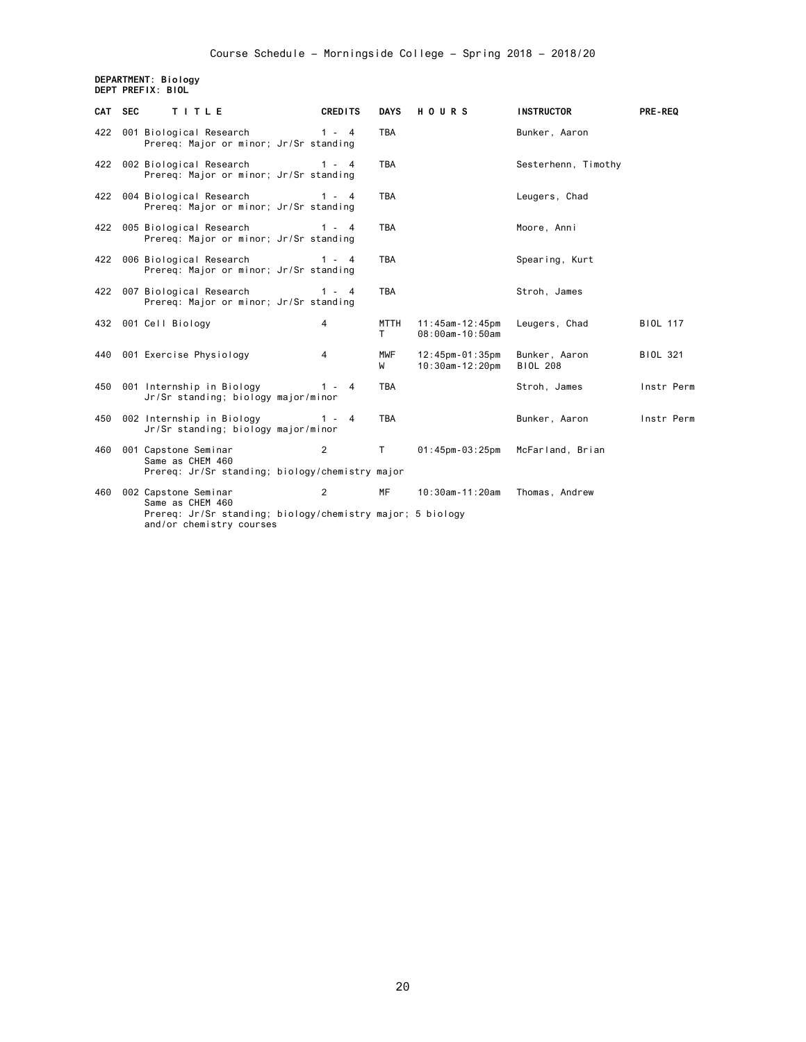Course Schedule - Morningside College - Spring 2018 - 2018/20

**DEPARTMENT: Biology**
**DEPT PREFIX: BIOL**

| CAT | SEC | TITLE | CREDITS | DAYS | HOURS | INSTRUCTOR | PRE-REQ |
|---|---|---|---|---|---|---|---|
| 422 | 001 | Biological Research<br>Prereq: Major or minor; Jr/Sr standing | 1 - 4 | TBA | | Bunker, Aaron | |
| 422 | 002 | Biological Research<br>Prereq: Major or minor; Jr/Sr standing | 1 - 4 | TBA | | Sesterhenn, Timothy | |
| 422 | 004 | Biological Research<br>Prereq: Major or minor; Jr/Sr standing | 1 - 4 | TBA | | Leugers, Chad | |
| 422 | 005 | Biological Research<br>Prereq: Major or minor; Jr/Sr standing | 1 - 4 | TBA | | Moore, Anni | |
| 422 | 006 | Biological Research<br>Prereq: Major or minor; Jr/Sr standing | 1 - 4 | TBA | | Spearing, Kurt | |
| 422 | 007 | Biological Research<br>Prereq: Major or minor; Jr/Sr standing | 1 - 4 | TBA | | Stroh, James | |
| 432 | 001 | Cell Biology | 4 | MTTH<br>T | 11:45am-12:45pm<br>08:00am-10:50am | Leugers, Chad | BIOL 117 |
| 440 | 001 | Exercise Physiology | 4 | MWF<br>W | 12:45pm-01:35pm<br>10:30am-12:20pm | Bunker, Aaron<br>BIOL 208 | BIOL 321 |
| 450 | 001 | Internship in Biology<br>Jr/Sr standing; biology major/minor | 1 - 4 | TBA | | Stroh, James | Instr Perm |
| 450 | 002 | Internship in Biology<br>Jr/Sr standing; biology major/minor | 1 - 4 | TBA | | Bunker, Aaron | Instr Perm |
| 460 | 001 | Capstone Seminar<br>Same as CHEM 460<br>Prereq: Jr/Sr standing; biology/chemistry major | 2 | T | 01:45pm-03:25pm | McFarland, Brian | |
| 460 | 002 | Capstone Seminar<br>Same as CHEM 460<br>Prereq: Jr/Sr standing; biology/chemistry major; 5 biology and/or chemistry courses | 2 | MF | 10:30am-11:20am | Thomas, Andrew | |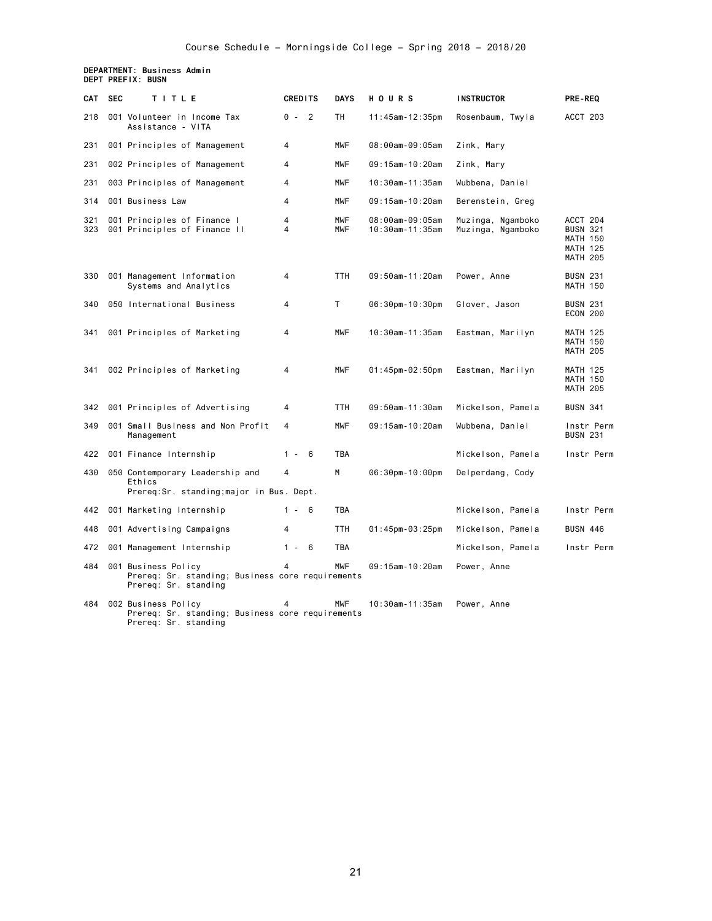Course Schedule – Morningside College – Spring 2018 – 2018/20

**DEPARTMENT: Business Admin**
**DEPT PREFIX: BUSN**

| CAT | SEC | TITLE | CREDITS | DAYS | HOURS | INSTRUCTOR | PRE-REQ |
|---|---|---|---|---|---|---|---|
| 218 | 001 | Volunteer in Income Tax Assistance - VITA | 0 - 2 | TH | 11:45am-12:35pm | Rosenbaum, Twyla | ACCT 203 |
| 231 | 001 | Principles of Management | 4 | MWF | 08:00am-09:05am | Zink, Mary | |
| 231 | 002 | Principles of Management | 4 | MWF | 09:15am-10:20am | Zink, Mary | |
| 231 | 003 | Principles of Management | 4 | MWF | 10:30am-11:35am | Wubbena, Daniel | |
| 314 | 001 | Business Law | 4 | MWF | 09:15am-10:20am | Berenstein, Greg | |
| 321 | 001 | Principles of Finance I | 4 | MWF | 08:00am-09:05am | Muzinga, Ngamboko | ACCT 204 |
| 323 | 001 | Principles of Finance II | 4 | MWF | 10:30am-11:35am | Muzinga, Ngamboko | BUSN 321 MATH 150 MATH 125 MATH 205 |
| 330 | 001 | Management Information Systems and Analytics | 4 | TTH | 09:50am-11:20am | Power, Anne | BUSN 231 MATH 150 |
| 340 | 050 | International Business | 4 | T | 06:30pm-10:30pm | Glover, Jason | BUSN 231 ECON 200 |
| 341 | 001 | Principles of Marketing | 4 | MWF | 10:30am-11:35am | Eastman, Marilyn | MATH 125 MATH 150 MATH 205 |
| 341 | 002 | Principles of Marketing | 4 | MWF | 01:45pm-02:50pm | Eastman, Marilyn | MATH 125 MATH 150 MATH 205 |
| 342 | 001 | Principles of Advertising | 4 | TTH | 09:50am-11:30am | Mickelson, Pamela | BUSN 341 |
| 349 | 001 | Small Business and Non Profit Management | 4 | MWF | 09:15am-10:20am | Wubbena, Daniel | Instr Perm BUSN 231 |
| 422 | 001 | Finance Internship | 1 - 6 | TBA | | Mickelson, Pamela | Instr Perm |
| 430 | 050 | Contemporary Leadership and Ethics<br>Prereq:Sr. standing;major in Bus. Dept. | 4 | M | 06:30pm-10:00pm | Delperdang, Cody | |
| 442 | 001 | Marketing Internship | 1 - 6 | TBA | | Mickelson, Pamela | Instr Perm |
| 448 | 001 | Advertising Campaigns | 4 | TTH | 01:45pm-03:25pm | Mickelson, Pamela | BUSN 446 |
| 472 | 001 | Management Internship | 1 - 6 | TBA | | Mickelson, Pamela | Instr Perm |
| 484 | 001 | Business Policy<br>Prereq: Sr. standing; Business core requirements<br>Prereq: Sr. standing | 4 | MWF | 09:15am-10:20am | Power, Anne | |
| 484 | 002 | Business Policy<br>Prereq: Sr. standing; Business core requirements<br>Prereq: Sr. standing | 4 | MWF | 10:30am-11:35am | Power, Anne | |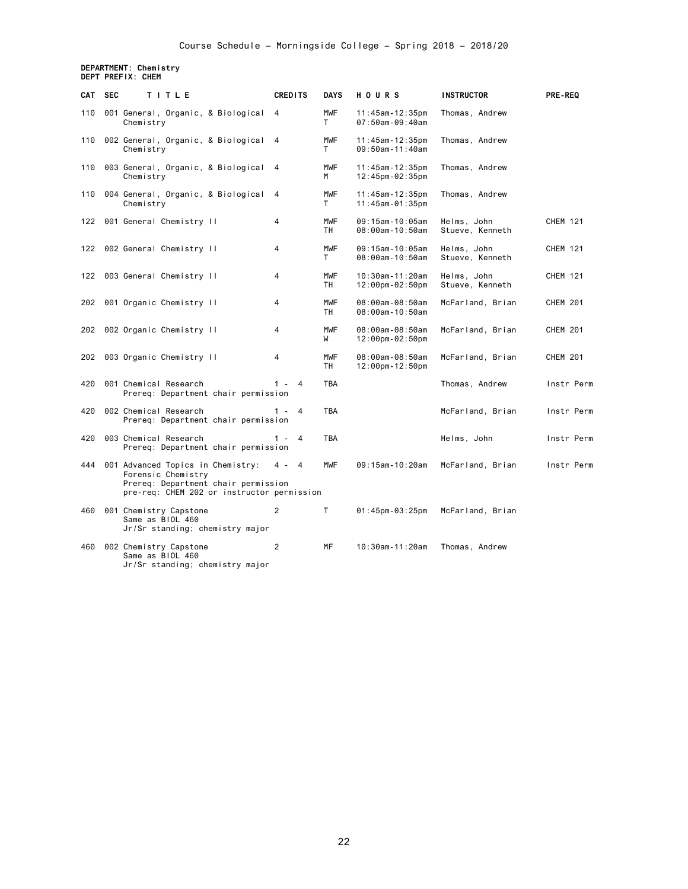# Course Schedule – Morningside College – Spring 2018 – 2018/20

**DEPARTMENT: Chemistry**
**DEPT PREFIX: CHEM**

| CAT | SEC | TITLE | CREDITS | DAYS | HOURS | INSTRUCTOR | PRE-REQ |
|---|---|---|---|---|---|---|---|
| 110 | 001 | General, Organic, & Biological Chemistry | 4 | MWF<br>T | 11:45am-12:35pm<br>07:50am-09:40am | Thomas, Andrew | |
| 110 | 002 | General, Organic, & Biological Chemistry | 4 | MWF<br>T | 11:45am-12:35pm<br>09:50am-11:40am | Thomas, Andrew | |
| 110 | 003 | General, Organic, & Biological Chemistry | 4 | MWF<br>M | 11:45am-12:35pm<br>12:45pm-02:35pm | Thomas, Andrew | |
| 110 | 004 | General, Organic, & Biological Chemistry | 4 | MWF<br>T | 11:45am-12:35pm<br>11:45am-01:35pm | Thomas, Andrew | |
| 122 | 001 | General Chemistry II | 4 | MWF<br>TH | 09:15am-10:05am<br>08:00am-10:50am | Helms, John<br>Stueve, Kenneth | CHEM 121 |
| 122 | 002 | General Chemistry II | 4 | MWF<br>T | 09:15am-10:05am<br>08:00am-10:50am | Helms, John<br>Stueve, Kenneth | CHEM 121 |
| 122 | 003 | General Chemistry II | 4 | MWF<br>TH | 10:30am-11:20am<br>12:00pm-02:50pm | Helms, John<br>Stueve, Kenneth | CHEM 121 |
| 202 | 001 | Organic Chemistry II | 4 | MWF<br>TH | 08:00am-08:50am<br>08:00am-10:50am | McFarland, Brian | CHEM 201 |
| 202 | 002 | Organic Chemistry II | 4 | MWF<br>W | 08:00am-08:50am<br>12:00pm-02:50pm | McFarland, Brian | CHEM 201 |
| 202 | 003 | Organic Chemistry II | 4 | MWF<br>TH | 08:00am-08:50am<br>12:00pm-12:50pm | McFarland, Brian | CHEM 201 |
| 420 | 001 | Chemical Research<br>Prereq: Department chair permission | 1 - 4 | TBA | | Thomas, Andrew | Instr Perm |
| 420 | 002 | Chemical Research<br>Prereq: Department chair permission | 1 - 4 | TBA | | McFarland, Brian | Instr Perm |
| 420 | 003 | Chemical Research<br>Prereq: Department chair permission | 1 - 4 | TBA | | Helms, John | Instr Perm |
| 444 | 001 | Advanced Topics in Chemistry: Forensic Chemistry<br>Prereq: Department chair permission<br>pre-req: CHEM 202 or instructor permission | 4 - 4 | MWF | 09:15am-10:20am | McFarland, Brian | Instr Perm |
| 460 | 001 | Chemistry Capstone<br>Same as BIOL 460<br>Jr/Sr standing; chemistry major | 2 | T | 01:45pm-03:25pm | McFarland, Brian | |
| 460 | 002 | Chemistry Capstone<br>Same as BIOL 460<br>Jr/Sr standing; chemistry major | 2 | MF | 10:30am-11:20am | Thomas, Andrew | |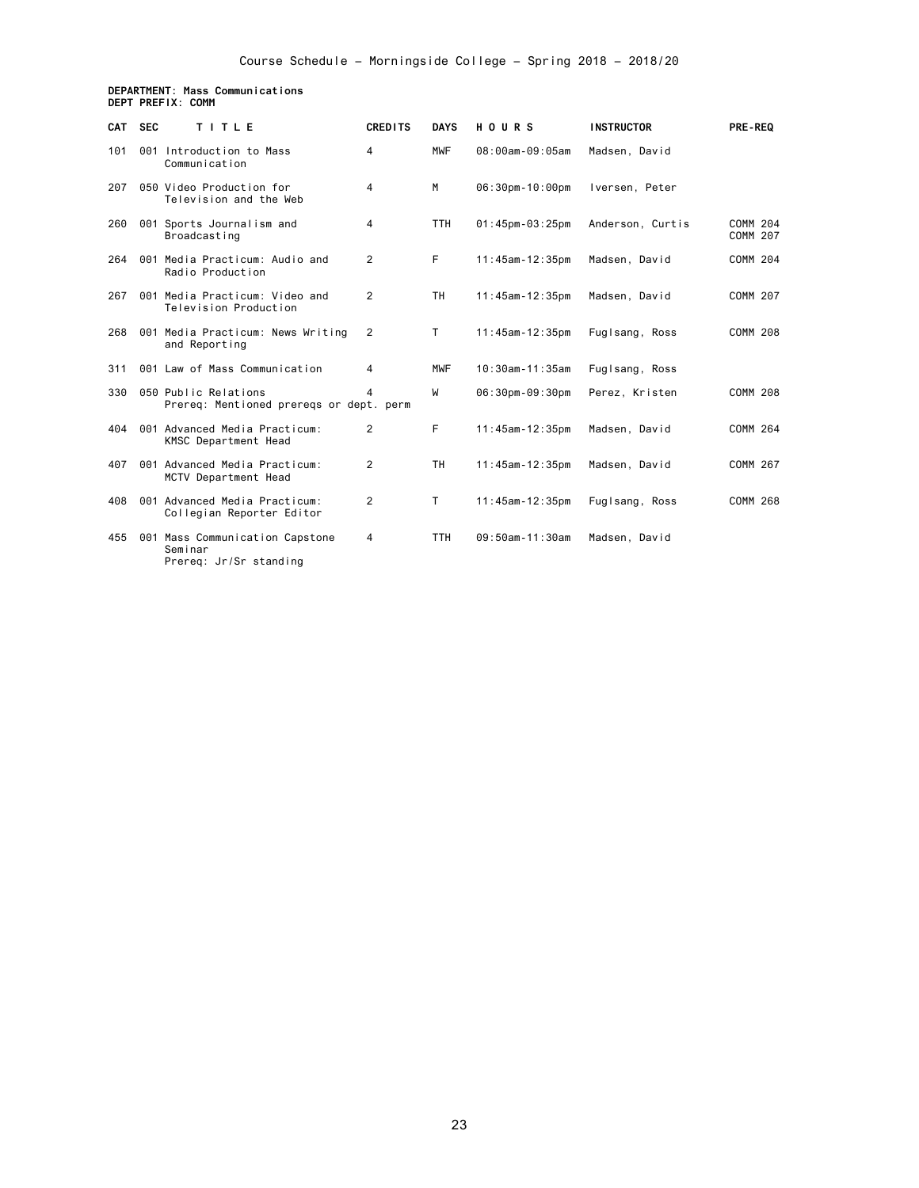**DEPARTMENT: Mass Communications**
**DEPT PREFIX: COMM**

| CAT | SEC | TITLE | CREDITS | DAYS | HOURS | INSTRUCTOR | PRE-REQ |
|---|---|---|---|---|---|---|---|
| 101 | 001 | Introduction to Mass Communication | 4 | MWF | 08:00am-09:05am | Madsen, David | |
| 207 | 050 | Video Production for Television and the Web | 4 | M | 06:30pm-10:00pm | Iversen, Peter | |
| 260 | 001 | Sports Journalism and Broadcasting | 4 | TTH | 01:45pm-03:25pm | Anderson, Curtis | COMM 204 COMM 207 |
| 264 | 001 | Media Practicum: Audio and Radio Production | 2 | F | 11:45am-12:35pm | Madsen, David | COMM 204 |
| 267 | 001 | Media Practicum: Video and Television Production | 2 | TH | 11:45am-12:35pm | Madsen, David | COMM 207 |
| 268 | 001 | Media Practicum: News Writing and Reporting | 2 | T | 11:45am-12:35pm | Fuglsang, Ross | COMM 208 |
| 311 | 001 | Law of Mass Communication | 4 | MWF | 10:30am-11:35am | Fuglsang, Ross | |
| 330 | 050 | Public Relations<br>Prereq: Mentioned prereqs or dept. perm | 4 | W | 06:30pm-09:30pm | Perez, Kristen | COMM 208 |
| 404 | 001 | Advanced Media Practicum: KMSC Department Head | 2 | F | 11:45am-12:35pm | Madsen, David | COMM 264 |
| 407 | 001 | Advanced Media Practicum: MCTV Department Head | 2 | TH | 11:45am-12:35pm | Madsen, David | COMM 267 |
| 408 | 001 | Advanced Media Practicum: Collegian Reporter Editor | 2 | T | 11:45am-12:35pm | Fuglsang, Ross | COMM 268 |
| 455 | 001 | Mass Communication Capstone Seminar<br>Prereq: Jr/Sr standing | 4 | TTH | 09:50am-11:30am | Madsen, David | |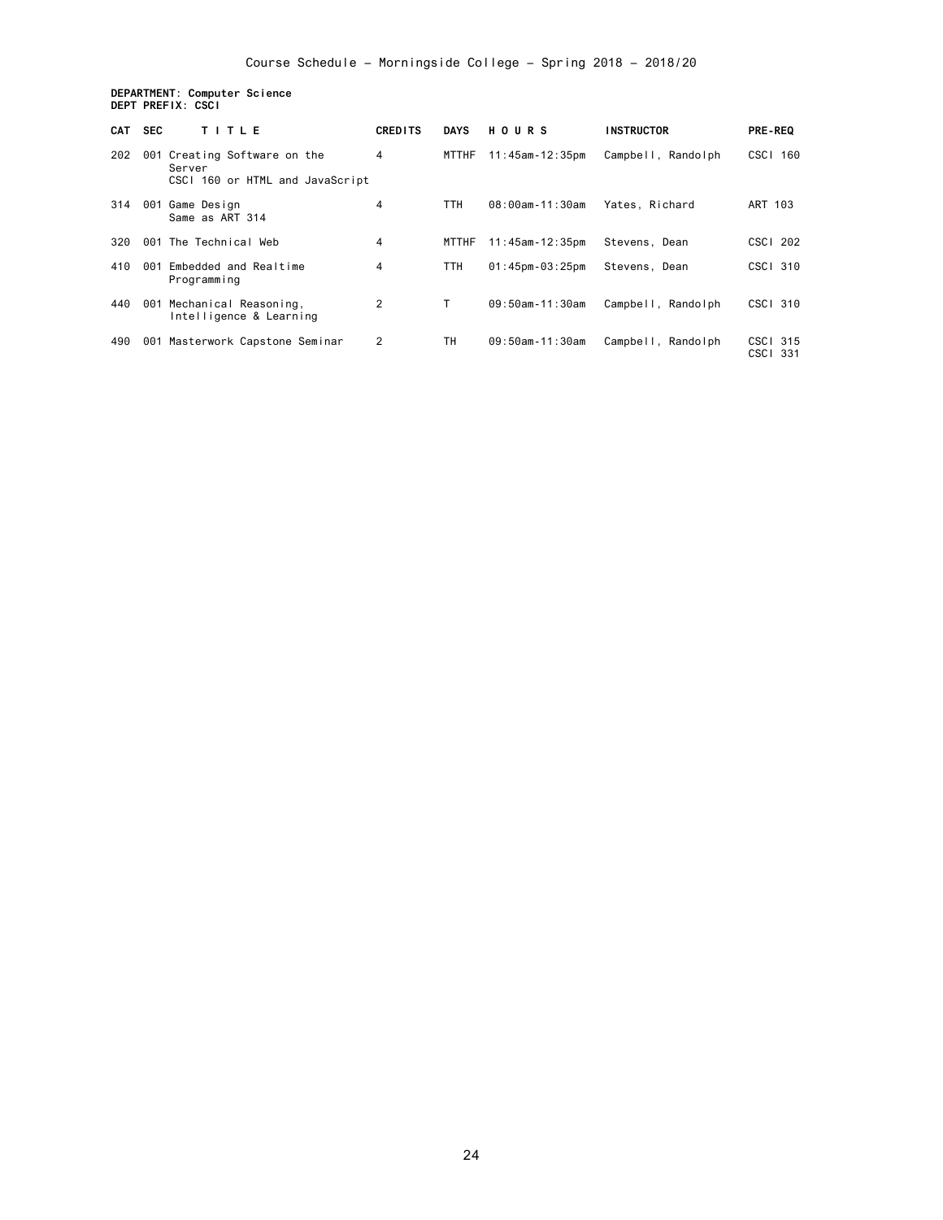Course Schedule - Morningside College - Spring 2018 - 2018/20

**DEPARTMENT: Computer Science**
**DEPT PREFIX: CSCI**

| CAT | SEC | TITLE | CREDITS | DAYS | HOURS | INSTRUCTOR | PRE-REQ |
|---|---|---|---|---|---|---|---|
| 202 | 001 | Creating Software on the Server<br>CSCI 160 or HTML and JavaScript | 4 | MTTHF | 11:45am-12:35pm | Campbell, Randolph | CSCI 160 |
| 314 | 001 | Game Design<br>Same as ART 314 | 4 | TTH | 08:00am-11:30am | Yates, Richard | ART 103 |
| 320 | 001 | The Technical Web | 4 | MTTHF | 11:45am-12:35pm | Stevens, Dean | CSCI 202 |
| 410 | 001 | Embedded and Realtime Programming | 4 | TTH | 01:45pm-03:25pm | Stevens, Dean | CSCI 310 |
| 440 | 001 | Mechanical Reasoning, Intelligence & Learning | 2 | T | 09:50am-11:30am | Campbell, Randolph | CSCI 310 |
| 490 | 001 | Masterwork Capstone Seminar | 2 | TH | 09:50am-11:30am | Campbell, Randolph | CSCI 315<br>CSCI 331 |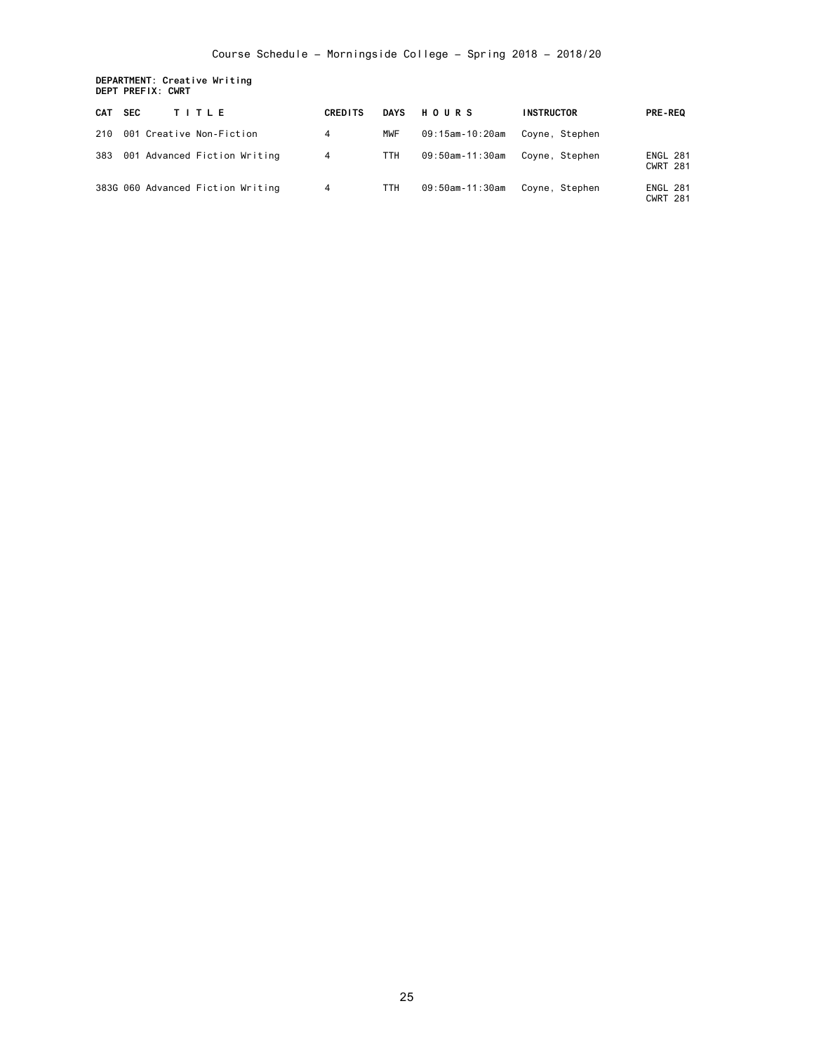Course Schedule - Morningside College - Spring 2018 - 2018/20

**DEPARTMENT: Creative Writing**
**DEPT PREFIX: CWRT**

| CAT | SEC | TITLE | CREDITS | DAYS | HOURS | INSTRUCTOR | PRE-REQ |
|---|---|---|---|---|---|---|---|
| 210 | 001 | Creative Non-Fiction | 4 | MWF | 09:15am-10:20am | Coyne, Stephen | |
| 383 | 001 | Advanced Fiction Writing | 4 | TTH | 09:50am-11:30am | Coyne, Stephen | ENGL 281 CWRT 281 |
| 383G | 060 | Advanced Fiction Writing | 4 | TTH | 09:50am-11:30am | Coyne, Stephen | ENGL 281 CWRT 281 |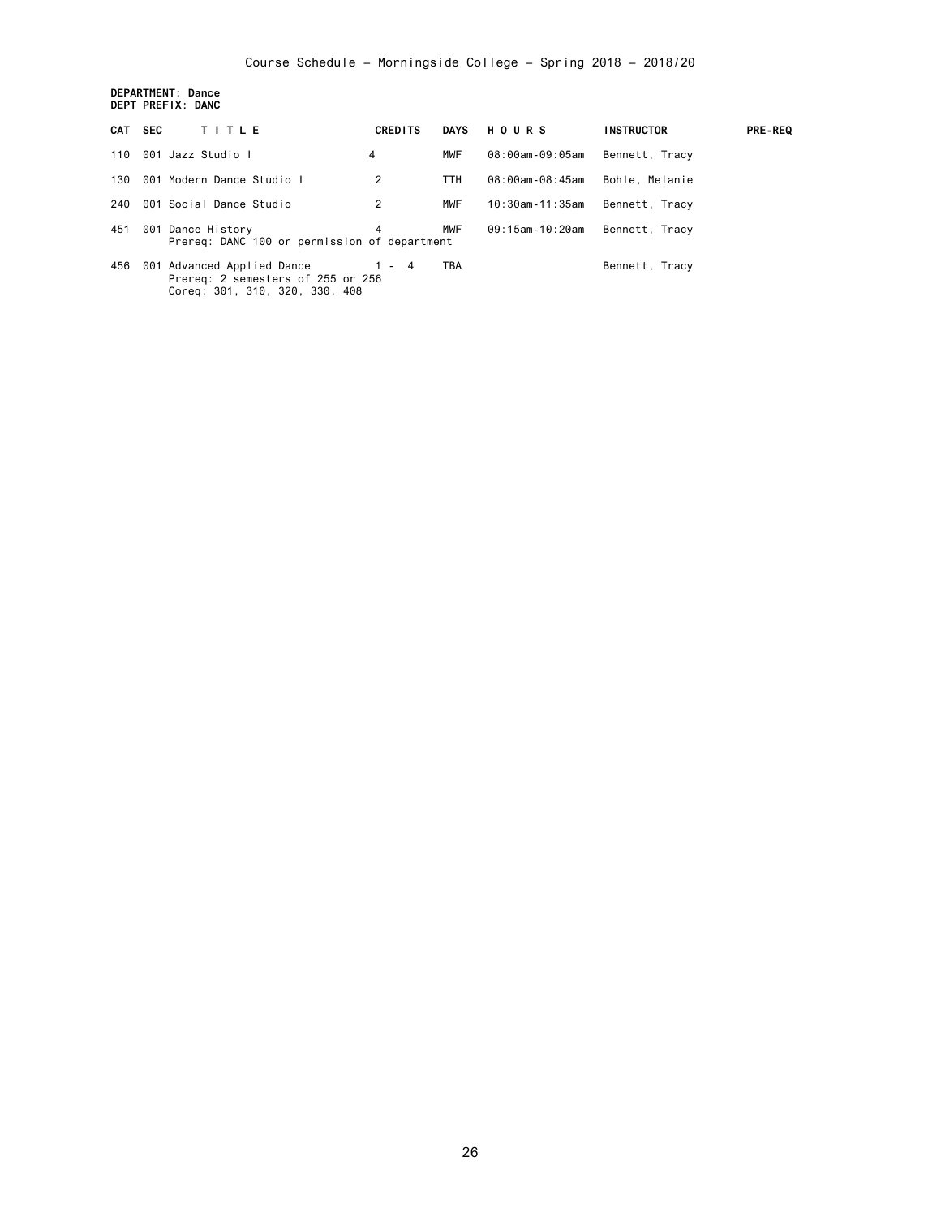Course Schedule - Morningside College - Spring 2018 - 2018/20

**DEPARTMENT: Dance**
**DEPT PREFIX: DANC**

| CAT | SEC | TITLE | CREDITS | DAYS | HOURS | INSTRUCTOR | PRE-REQ |
|---|---|---|---|---|---|---|---|
| 110 | 001 | Jazz Studio I | 4 | MWF | 08:00am-09:05am | Bennett, Tracy | |
| 130 | 001 | Modern Dance Studio I | 2 | TTH | 08:00am-08:45am | Bohle, Melanie | |
| 240 | 001 | Social Dance Studio | 2 | MWF | 10:30am-11:35am | Bennett, Tracy | |
| 451 | 001 | Dance History<br>Prereq: DANC 100 or permission of department | 4 | MWF | 09:15am-10:20am | Bennett, Tracy | |
| 456 | 001 | Advanced Applied Dance<br>Prereq: 2 semesters of 255 or 256<br>Coreq: 301, 310, 320, 330, 408 | 1 - 4 | TBA | | Bennett, Tracy | |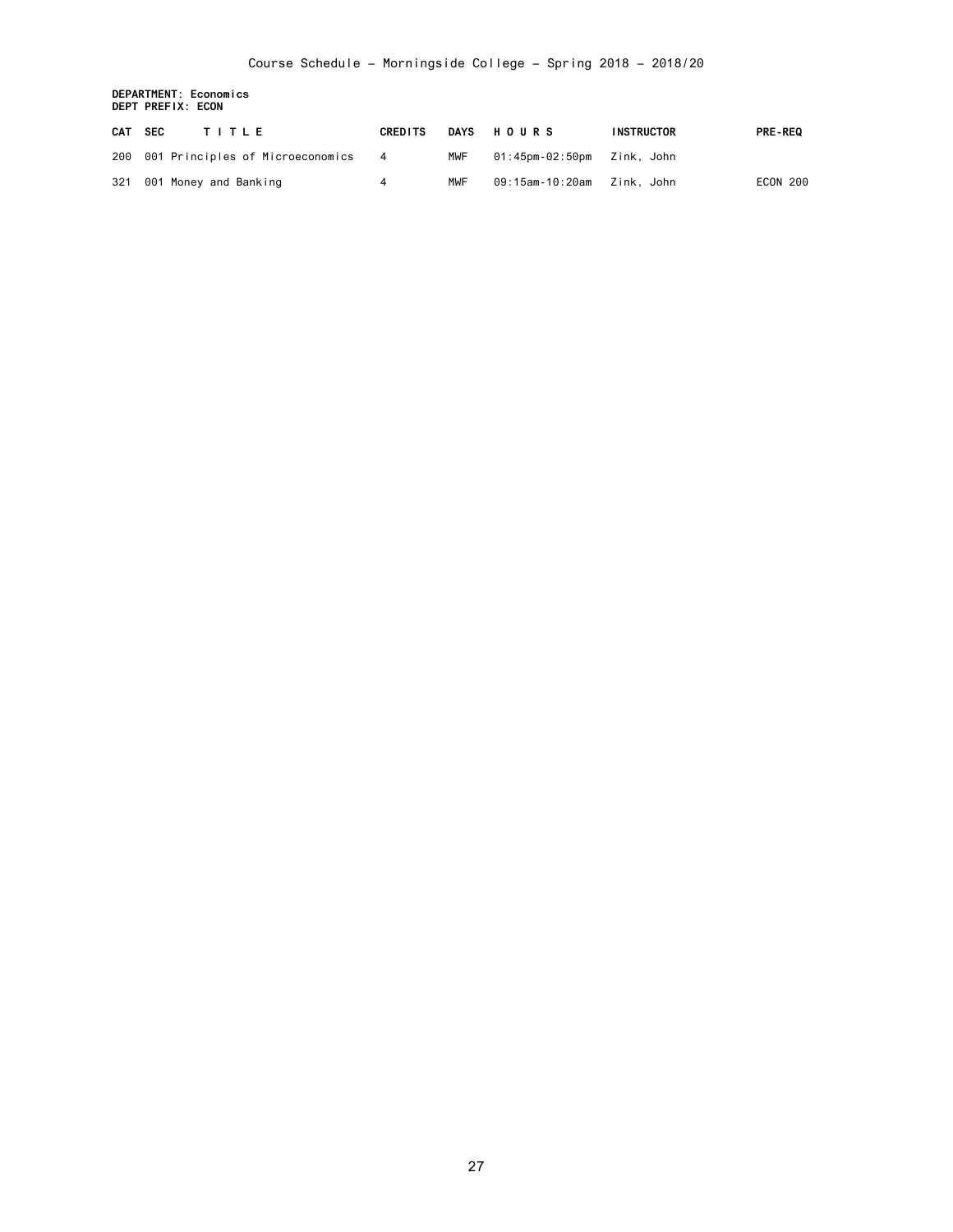Course Schedule - Morningside College - Spring 2018 - 2018/20

**DEPARTMENT: Economics**
**DEPT PREFIX: ECON**

| CAT | SEC | T I T L E | CREDITS | DAYS | H O U R S | INSTRUCTOR | PRE-REQ |
|---|---|---|---|---|---|---|---|
| 200 | 001 | Principles of Microeconomics | 4 | MWF | 01:45pm-02:50pm | Zink, John | |
| 321 | 001 | Money and Banking | 4 | MWF | 09:15am-10:20am | Zink, John | ECON 200 |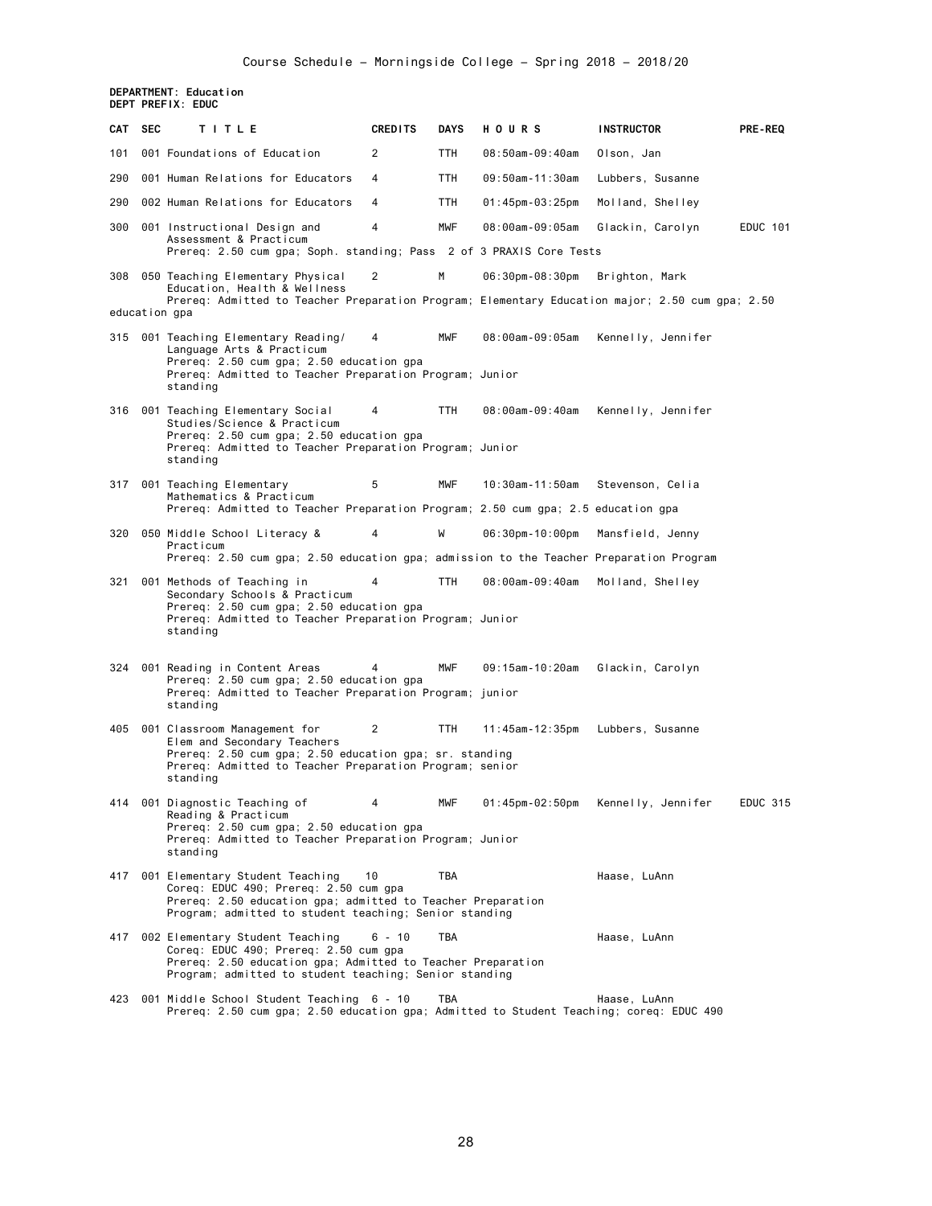Course Schedule - Morningside College - Spring 2018 - 2018/20

**DEPARTMENT: Education**
**DEPT PREFIX: EDUC**

| CAT | SEC | TITLE | CREDITS | DAYS | HOURS | INSTRUCTOR | PRE-REQ |
|---|---|---|---|---|---|---|---|
| 101 | 001 | Foundations of Education | 2 | TTH | 08:50am-09:40am | Olson, Jan | |
| 290 | 001 | Human Relations for Educators | 4 | TTH | 09:50am-11:30am | Lubbers, Susanne | |
| 290 | 002 | Human Relations for Educators | 4 | TTH | 01:45pm-03:25pm | Molland, Shelley | |
| 300 | 001 | Instructional Design and Assessment & Practicum<br>Prereq: 2.50 cum gpa; Soph. standing; Pass 2 of 3 PRAXIS Core Tests | 4 | MWF | 08:00am-09:05am | Glackin, Carolyn | EDUC 101 |
| 308 | 050 | Teaching Elementary Physical Education, Health & Wellness<br>Prereq: Admitted to Teacher Preparation Program; Elementary Education major; 2.50 cum gpa; 2.50 education gpa | 2 | M | 06:30pm-08:30pm | Brighton, Mark | |
| 315 | 001 | Teaching Elementary Reading/ Language Arts & Practicum<br>Prereq: 2.50 cum gpa; 2.50 education gpa<br>Prereq: Admitted to Teacher Preparation Program; Junior standing | 4 | MWF | 08:00am-09:05am | Kennelly, Jennifer | |
| 316 | 001 | Teaching Elementary Social Studies/Science & Practicum<br>Prereq: 2.50 cum gpa; 2.50 education gpa<br>Prereq: Admitted to Teacher Preparation Program; Junior standing | 4 | TTH | 08:00am-09:40am | Kennelly, Jennifer | |
| 317 | 001 | Teaching Elementary Mathematics & Practicum<br>Prereq: Admitted to Teacher Preparation Program; 2.50 cum gpa; 2.5 education gpa | 5 | MWF | 10:30am-11:50am | Stevenson, Celia | |
| 320 | 050 | Middle School Literacy & Practicum<br>Prereq: 2.50 cum gpa; 2.50 education gpa; admission to the Teacher Preparation Program | 4 | W | 06:30pm-10:00pm | Mansfield, Jenny | |
| 321 | 001 | Methods of Teaching in Secondary Schools & Practicum<br>Prereq: 2.50 cum gpa; 2.50 education gpa<br>Prereq: Admitted to Teacher Preparation Program; Junior standing | 4 | TTH | 08:00am-09:40am | Molland, Shelley | |
| 324 | 001 | Reading in Content Areas<br>Prereq: 2.50 cum gpa; 2.50 education gpa<br>Prereq: Admitted to Teacher Preparation Program; junior standing | 4 | MWF | 09:15am-10:20am | Glackin, Carolyn | |
| 405 | 001 | Classroom Management for Elem and Secondary Teachers<br>Prereq: 2.50 cum gpa; 2.50 education gpa; sr. standing<br>Prereq: Admitted to Teacher Preparation Program; senior standing | 2 | TTH | 11:45am-12:35pm | Lubbers, Susanne | |
| 414 | 001 | Diagnostic Teaching of Reading & Practicum<br>Prereq: 2.50 cum gpa; 2.50 education gpa<br>Prereq: Admitted to Teacher Preparation Program; Junior standing | 4 | MWF | 01:45pm-02:50pm | Kennelly, Jennifer | EDUC 315 |
| 417 | 001 | Elementary Student Teaching<br>Coreq: EDUC 490; Prereq: 2.50 cum gpa<br>Prereq: 2.50 education gpa; admitted to Teacher Preparation Program; admitted to student teaching; Senior standing | 10 | TBA | | Haase, LuAnn | |
| 417 | 002 | Elementary Student Teaching<br>Coreq: EDUC 490; Prereq: 2.50 cum gpa<br>Prereq: 2.50 education gpa; Admitted to Teacher Preparation Program; admitted to student teaching; Senior standing | 6 - 10 | TBA | | Haase, LuAnn | |
| 423 | 001 | Middle School Student Teaching<br>Prereq: 2.50 cum gpa; 2.50 education gpa; Admitted to Student Teaching; coreq: EDUC 490 | 6 - 10 | TBA | | Haase, LuAnn | |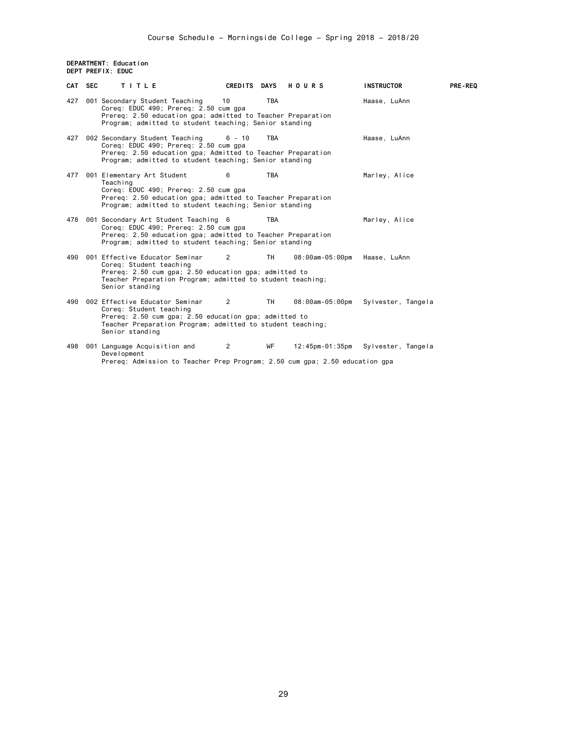Course Schedule - Morningside College - Spring 2018 - 2018/20

**DEPARTMENT: Education**
**DEPT PREFIX: EDUC**

| CAT | SEC | TITLE | CREDITS | DAYS | HOURS | INSTRUCTOR | PRE-REQ |
|---|---|---|---|---|---|---|---|
| 427 | 001 | Secondary Student Teaching<br>Coreq: EDUC 490; Prereq: 2.50 cum gpa<br>Prereq: 2.50 education gpa; admitted to Teacher Preparation Program; admitted to student teaching; Senior standing | 10 | TBA | | Haase, LuAnn | |
| 427 | 002 | Secondary Student Teaching<br>Coreq: EDUC 490; Prereq: 2.50 cum gpa<br>Prereq: 2.50 education gpa; Admitted to Teacher Preparation Program; admitted to student teaching; Senior standing | 6 - 10 | TBA | | Haase, LuAnn | |
| 477 | 001 | Elementary Art Student Teaching<br>Coreq: EDUC 490; Prereq: 2.50 cum gpa<br>Prereq: 2.50 education gpa; admitted to Teacher Preparation Program; admitted to student teaching; Senior standing | 6 | TBA | | Marley, Alice | |
| 478 | 001 | Secondary Art Student Teaching<br>Coreq: EDUC 490; Prereq: 2.50 cum gpa<br>Prereq: 2.50 education gpa; admitted to Teacher Preparation Program; admitted to student teaching; Senior standing | 6 | TBA | | Marley, Alice | |
| 490 | 001 | Effective Educator Seminar<br>Coreq: Student teaching<br>Prereq: 2.50 cum gpa; 2.50 education gpa; admitted to Teacher Preparation Program; admitted to student teaching; Senior standing | 2 | TH | 08:00am-05:00pm | Haase, LuAnn | |
| 490 | 002 | Effective Educator Seminar<br>Coreq: Student teaching<br>Prereq: 2.50 cum gpa; 2.50 education gpa; admitted to Teacher Preparation Program; admitted to student teaching; Senior standing | 2 | TH | 08:00am-05:00pm | Sylvester, Tangela | |
| 498 | 001 | Language Acquisition and Development<br>Prereq: Admission to Teacher Prep Program; 2.50 cum gpa; 2.50 education gpa | 2 | WF | 12:45pm-01:35pm | Sylvester, Tangela | |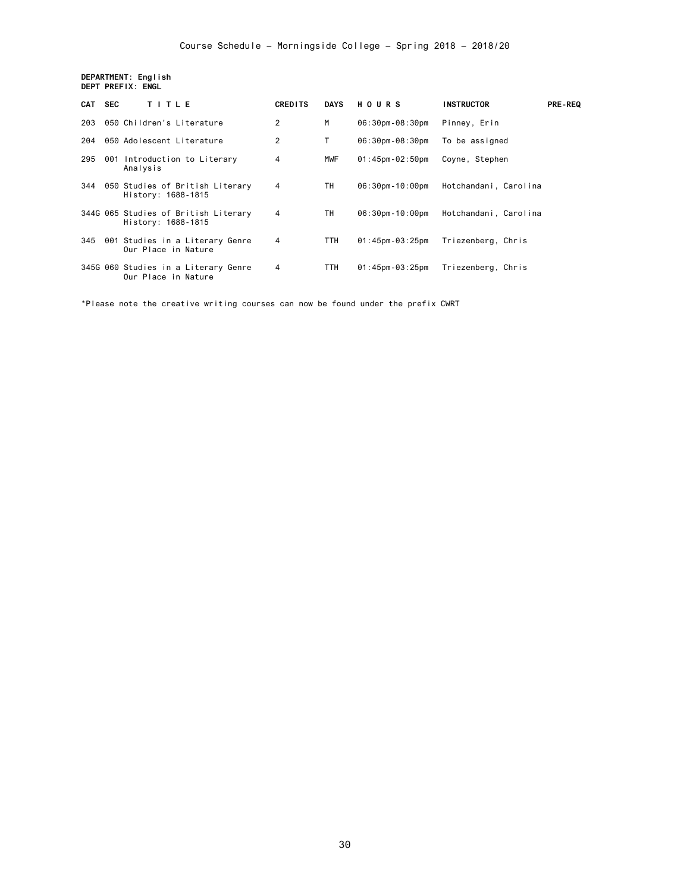Course Schedule – Morningside College – Spring 2018 – 2018/20

**DEPARTMENT: English**
**DEPT PREFIX: ENGL**

| CAT | SEC | TITLE | CREDITS | DAYS | HOURS | INSTRUCTOR | PRE-REQ |
|---|---|---|---|---|---|---|---|
| 203 | 050 | Children's Literature | 2 | M | 06:30pm-08:30pm | Pinney, Erin | |
| 204 | 050 | Adolescent Literature | 2 | T | 06:30pm-08:30pm | To be assigned | |
| 295 | 001 | Introduction to Literary Analysis | 4 | MWF | 01:45pm-02:50pm | Coyne, Stephen | |
| 344 | 050 | Studies of British Literary History: 1688-1815 | 4 | TH | 06:30pm-10:00pm | Hotchandani, Carolina | |
| 344G | 065 | Studies of British Literary History: 1688-1815 | 4 | TH | 06:30pm-10:00pm | Hotchandani, Carolina | |
| 345 | 001 | Studies in a Literary Genre Our Place in Nature | 4 | TTH | 01:45pm-03:25pm | Triezenberg, Chris | |
| 345G | 060 | Studies in a Literary Genre Our Place in Nature | 4 | TTH | 01:45pm-03:25pm | Triezenberg, Chris | |

*Please note the creative writing courses can now be found under the prefix CWRT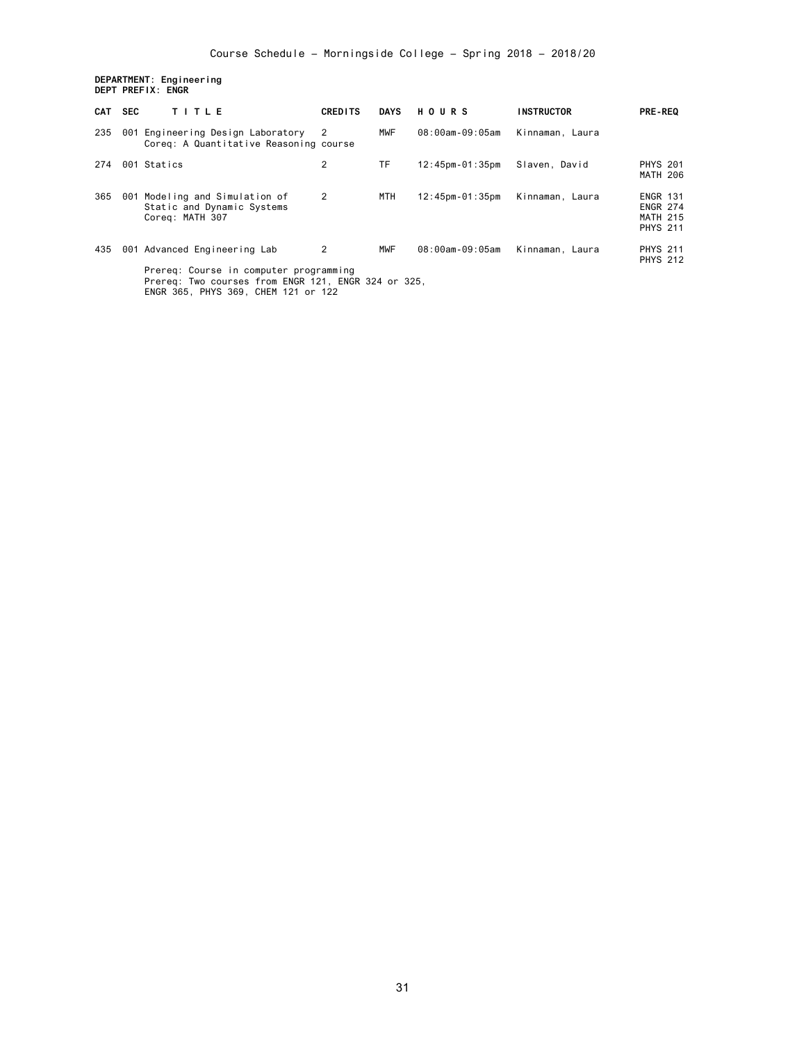Course Schedule – Morningside College – Spring 2018 – 2018/20

**DEPARTMENT: Engineering**
**DEPT PREFIX: ENGR**

| CAT | SEC | TITLE | CREDITS | DAYS | HOURS | INSTRUCTOR | PRE-REQ |
|---|---|---|---|---|---|---|---|
| 235 | 001 | Engineering Design Laboratory<br>Coreq: A Quantitative Reasoning course | 2 | MWF | 08:00am-09:05am | Kinnaman, Laura | |
| 274 | 001 | Statics | 2 | TF | 12:45pm-01:35pm | Slaven, David | PHYS 201<br>MATH 206 |
| 365 | 001 | Modeling and Simulation of Static and Dynamic Systems<br>Coreq: MATH 307 | 2 | MTH | 12:45pm-01:35pm | Kinnaman, Laura | ENGR 131<br>ENGR 274<br>MATH 215<br>PHYS 211 |
| 435 | 001 | Advanced Engineering Lab<br>Prereq: Course in computer programming<br>Prereq: Two courses from ENGR 121, ENGR 324 or 325, ENGR 365, PHYS 369, CHEM 121 or 122 | 2 | MWF | 08:00am-09:05am | Kinnaman, Laura | PHYS 211<br>PHYS 212 |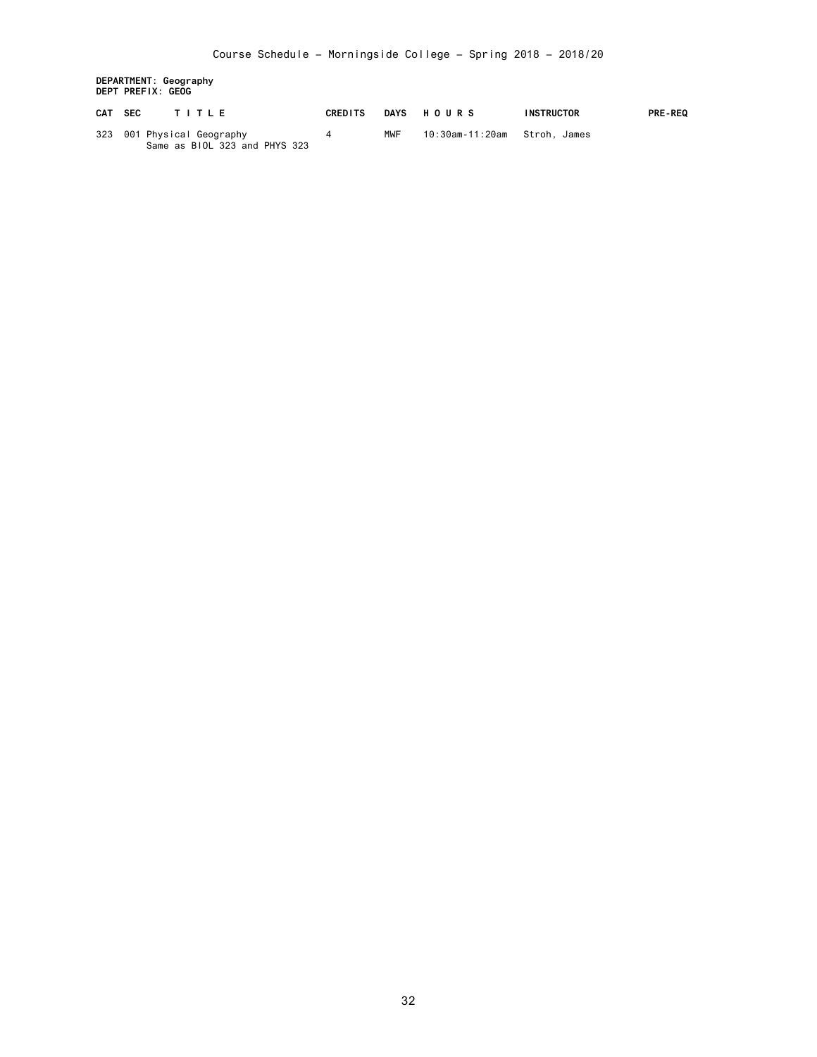Course Schedule - Morningside College - Spring 2018 - 2018/20

**DEPARTMENT: Geography**
**DEPT PREFIX: GEOG**

| CAT | SEC | TITLE | CREDITS | DAYS | HOURS | INSTRUCTOR | PRE-REQ |
|---|---|---|---|---|---|---|---|
| 323 | 001 | Physical Geography<br>Same as BIOL 323 and PHYS 323 | 4 | MWF | 10:30am-11:20am | Stroh, James | |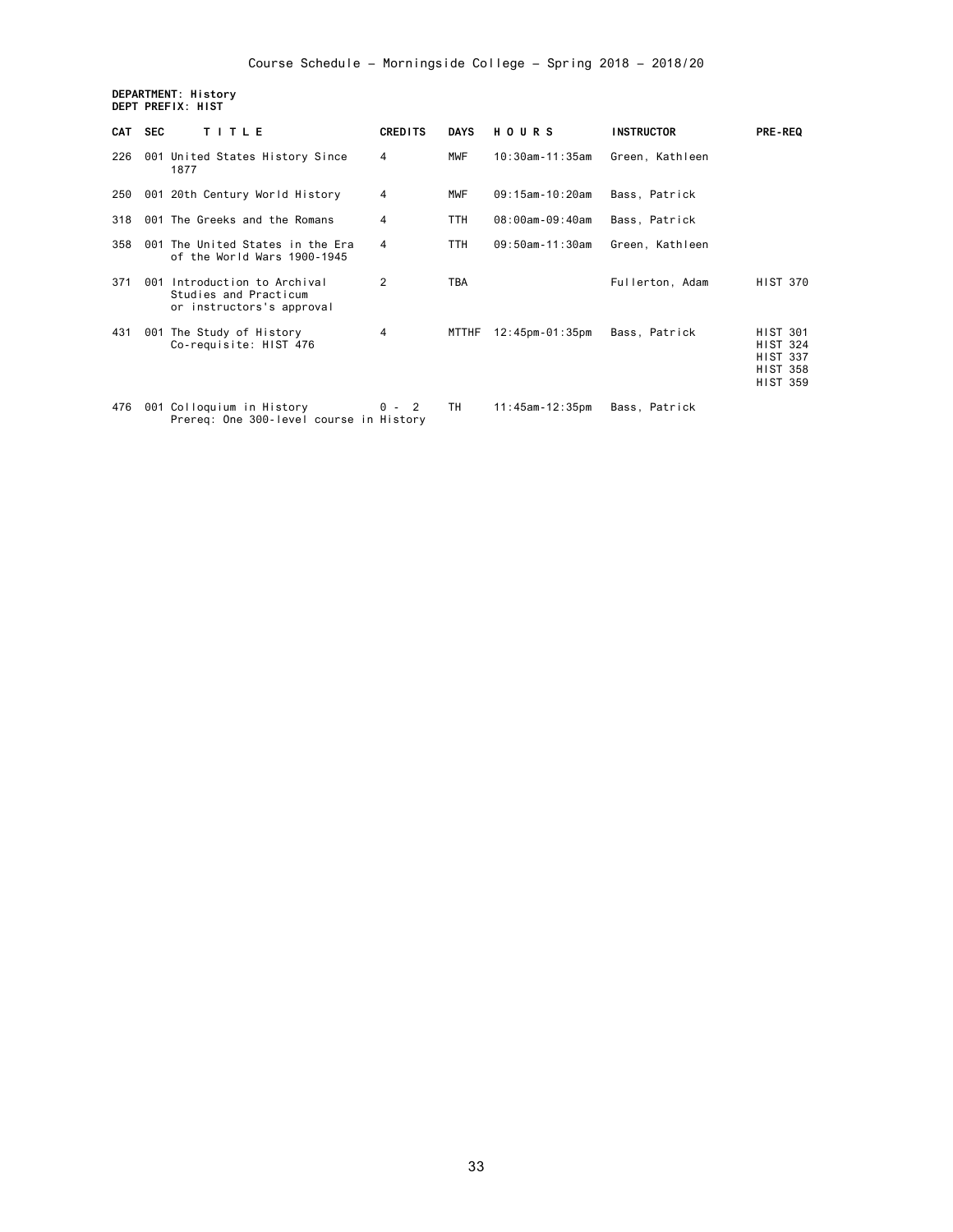Course Schedule – Morningside College – Spring 2018 – 2018/20

**DEPARTMENT: History**
**DEPT PREFIX: HIST**

| CAT | SEC | TITLE | CREDITS | DAYS | HOURS | INSTRUCTOR | PRE-REQ |
|---|---|---|---|---|---|---|---|
| 226 | 001 | United States History Since 1877 | 4 | MWF | 10:30am-11:35am | Green, Kathleen | |
| 250 | 001 | 20th Century World History | 4 | MWF | 09:15am-10:20am | Bass, Patrick | |
| 318 | 001 | The Greeks and the Romans | 4 | TTH | 08:00am-09:40am | Bass, Patrick | |
| 358 | 001 | The United States in the Era of the World Wars 1900-1945 | 4 | TTH | 09:50am-11:30am | Green, Kathleen | |
| 371 | 001 | Introduction to Archival Studies and Practicum or instructors's approval | 2 | TBA | | Fullerton, Adam | HIST 370 |
| 431 | 001 | The Study of History Co-requisite: HIST 476 | 4 | MTTHF | 12:45pm-01:35pm | Bass, Patrick | HIST 301 HIST 324 HIST 337 HIST 358 HIST 359 |
| 476 | 001 | Colloquium in History Prereq: One 300-level course in History | 0 - 2 | TH | 11:45am-12:35pm | Bass, Patrick | |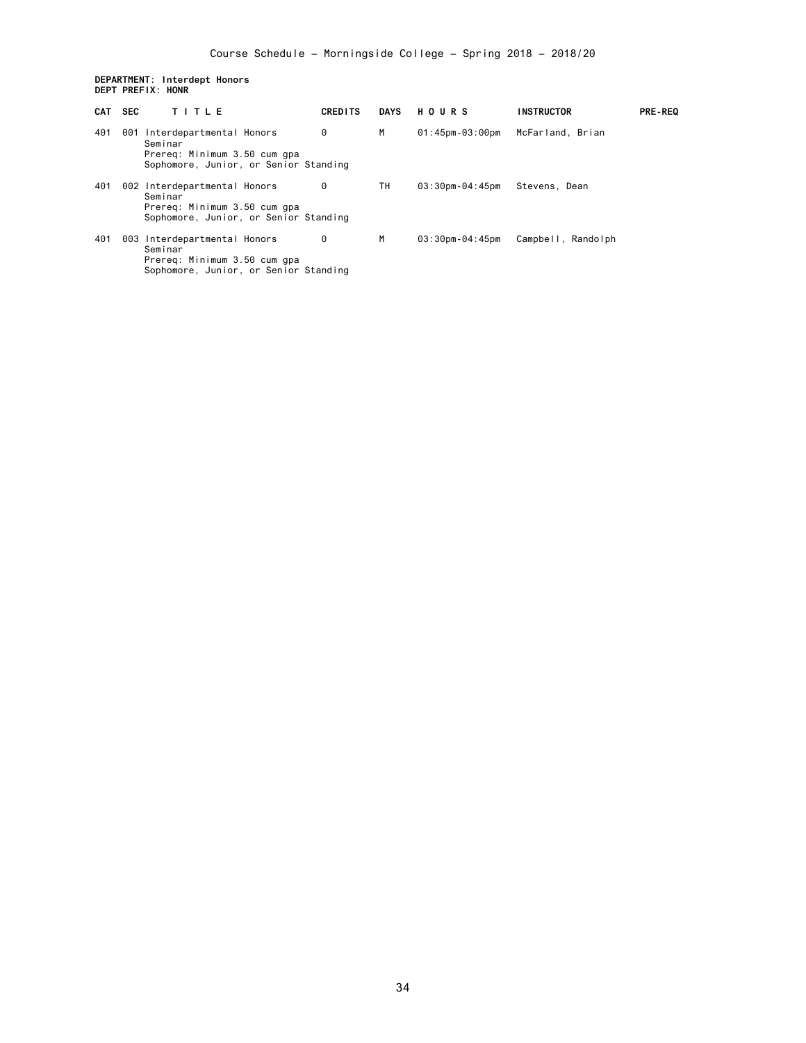Course Schedule - Morningside College - Spring 2018 - 2018/20

**DEPARTMENT: Interdept Honors**
**DEPT PREFIX: HONR**

| CAT | SEC | T I T L E | CREDITS | DAYS | H O U R S | INSTRUCTOR | PRE-REQ |
|---|---|---|---|---|---|---|---|
| 401 | 001 | Interdepartmental Honors Seminar<br>Prereq: Minimum 3.50 cum gpa<br>Sophomore, Junior, or Senior Standing | 0 | M | 01:45pm-03:00pm | McFarland, Brian | |
| 401 | 002 | Interdepartmental Honors Seminar<br>Prereq: Minimum 3.50 cum gpa<br>Sophomore, Junior, or Senior Standing | 0 | TH | 03:30pm-04:45pm | Stevens, Dean | |
| 401 | 003 | Interdepartmental Honors Seminar<br>Prereq: Minimum 3.50 cum gpa<br>Sophomore, Junior, or Senior Standing | 0 | M | 03:30pm-04:45pm | Campbell, Randolph | |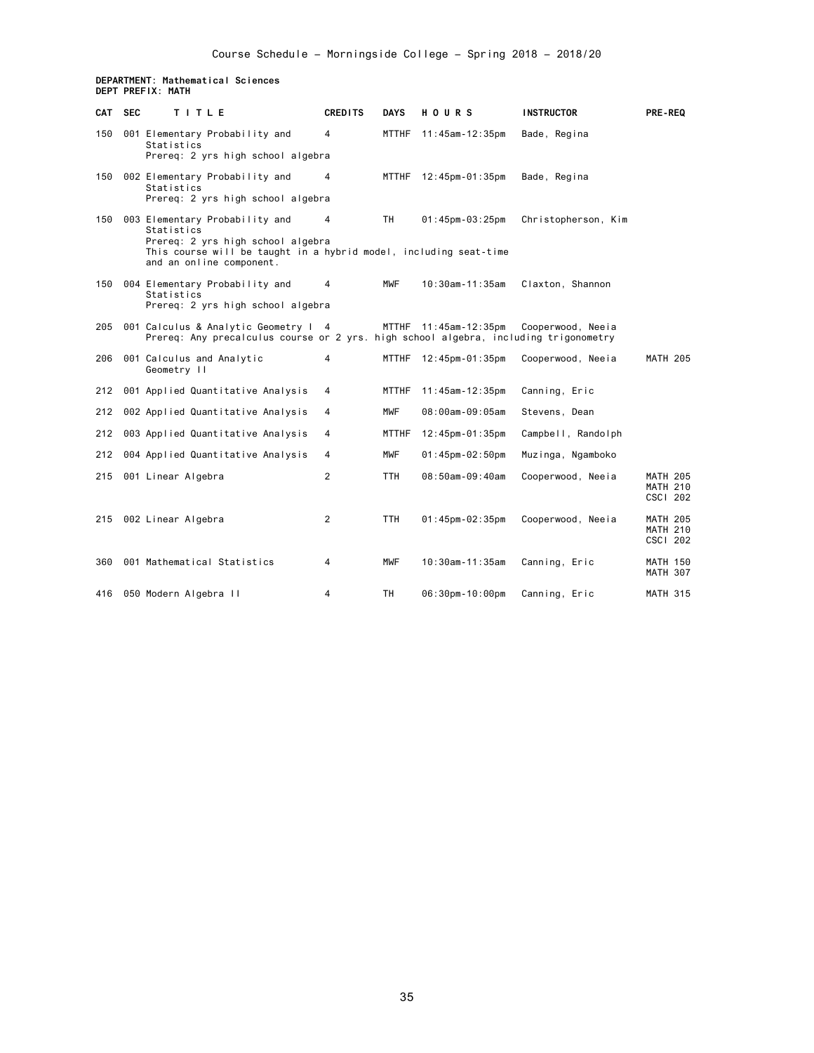Course Schedule – Morningside College – Spring 2018 – 2018/20

**DEPARTMENT: Mathematical Sciences**
**DEPT PREFIX: MATH**

| CAT | SEC | TITLE | CREDITS | DAYS | HOURS | INSTRUCTOR | PRE-REQ |
|---|---|---|---|---|---|---|---|
| 150 | 001 | Elementary Probability and Statistics<br>Prereq: 2 yrs high school algebra | 4 | MTTHF | 11:45am-12:35pm | Bade, Regina | |
| 150 | 002 | Elementary Probability and Statistics<br>Prereq: 2 yrs high school algebra | 4 | MTTHF | 12:45pm-01:35pm | Bade, Regina | |
| 150 | 003 | Elementary Probability and Statistics<br>Prereq: 2 yrs high school algebra<br>This course will be taught in a hybrid model, including seat-time and an online component. | 4 | TH | 01:45pm-03:25pm | Christopherson, Kim | |
| 150 | 004 | Elementary Probability and Statistics<br>Prereq: 2 yrs high school algebra | 4 | MWF | 10:30am-11:35am | Claxton, Shannon | |
| 205 | 001 | Calculus & Analytic Geometry I<br>Prereq: Any precalculus course or 2 yrs. high school algebra, including trigonometry | 4 | MTTHF | 11:45am-12:35pm | Cooperwood, Neeia | |
| 206 | 001 | Calculus and Analytic Geometry II | 4 | MTTHF | 12:45pm-01:35pm | Cooperwood, Neeia | MATH 205 |
| 212 | 001 | Applied Quantitative Analysis | 4 | MTTHF | 11:45am-12:35pm | Canning, Eric | |
| 212 | 002 | Applied Quantitative Analysis | 4 | MWF | 08:00am-09:05am | Stevens, Dean | |
| 212 | 003 | Applied Quantitative Analysis | 4 | MTTHF | 12:45pm-01:35pm | Campbell, Randolph | |
| 212 | 004 | Applied Quantitative Analysis | 4 | MWF | 01:45pm-02:50pm | Muzinga, Ngamboko | |
| 215 | 001 | Linear Algebra | 2 | TTH | 08:50am-09:40am | Cooperwood, Neeia | MATH 205<br>MATH 210<br>CSCI 202 |
| 215 | 002 | Linear Algebra | 2 | TTH | 01:45pm-02:35pm | Cooperwood, Neeia | MATH 205<br>MATH 210<br>CSCI 202 |
| 360 | 001 | Mathematical Statistics | 4 | MWF | 10:30am-11:35am | Canning, Eric | MATH 150<br>MATH 307 |
| 416 | 050 | Modern Algebra II | 4 | TH | 06:30pm-10:00pm | Canning, Eric | MATH 315 |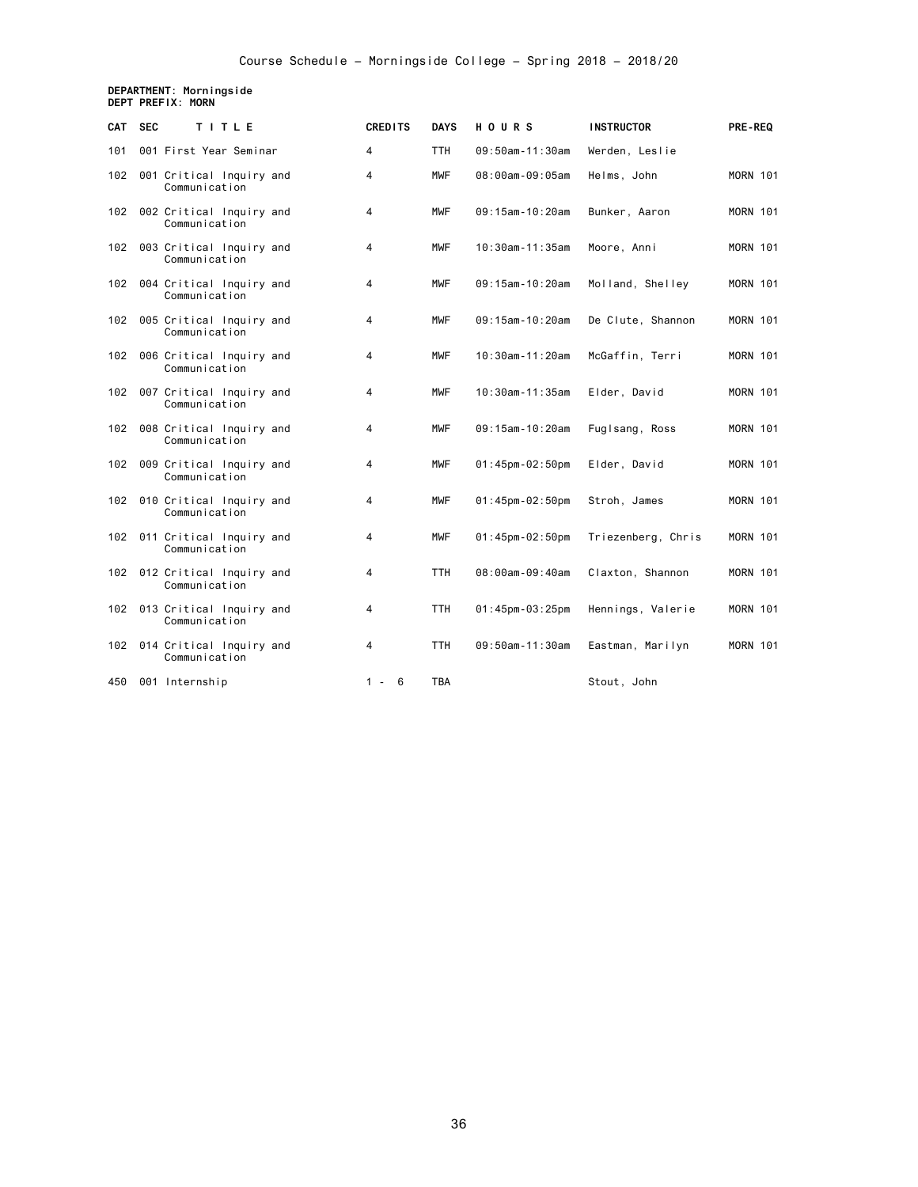Course Schedule - Morningside College - Spring 2018 - 2018/20

**DEPARTMENT: Morningside**
**DEPT PREFIX: MORN**

| CAT | SEC | TITLE | CREDITS | DAYS | HOURS | INSTRUCTOR | PRE-REQ |
|---|---|---|---|---|---|---|---|
| 101 | 001 | First Year Seminar | 4 | TTH | 09:50am-11:30am | Werden, Leslie | |
| 102 | 001 | Critical Inquiry and Communication | 4 | MWF | 08:00am-09:05am | Helms, John | MORN 101 |
| 102 | 002 | Critical Inquiry and Communication | 4 | MWF | 09:15am-10:20am | Bunker, Aaron | MORN 101 |
| 102 | 003 | Critical Inquiry and Communication | 4 | MWF | 10:30am-11:35am | Moore, Anni | MORN 101 |
| 102 | 004 | Critical Inquiry and Communication | 4 | MWF | 09:15am-10:20am | Molland, Shelley | MORN 101 |
| 102 | 005 | Critical Inquiry and Communication | 4 | MWF | 09:15am-10:20am | De Clute, Shannon | MORN 101 |
| 102 | 006 | Critical Inquiry and Communication | 4 | MWF | 10:30am-11:20am | McGaffin, Terri | MORN 101 |
| 102 | 007 | Critical Inquiry and Communication | 4 | MWF | 10:30am-11:35am | Elder, David | MORN 101 |
| 102 | 008 | Critical Inquiry and Communication | 4 | MWF | 09:15am-10:20am | Fuglsang, Ross | MORN 101 |
| 102 | 009 | Critical Inquiry and Communication | 4 | MWF | 01:45pm-02:50pm | Elder, David | MORN 101 |
| 102 | 010 | Critical Inquiry and Communication | 4 | MWF | 01:45pm-02:50pm | Stroh, James | MORN 101 |
| 102 | 011 | Critical Inquiry and Communication | 4 | MWF | 01:45pm-02:50pm | Triezenberg, Chris | MORN 101 |
| 102 | 012 | Critical Inquiry and Communication | 4 | TTH | 08:00am-09:40am | Claxton, Shannon | MORN 101 |
| 102 | 013 | Critical Inquiry and Communication | 4 | TTH | 01:45pm-03:25pm | Hennings, Valerie | MORN 101 |
| 102 | 014 | Critical Inquiry and Communication | 4 | TTH | 09:50am-11:30am | Eastman, Marilyn | MORN 101 |
| 450 | 001 | Internship | 1 - 6 | TBA | | Stout, John | |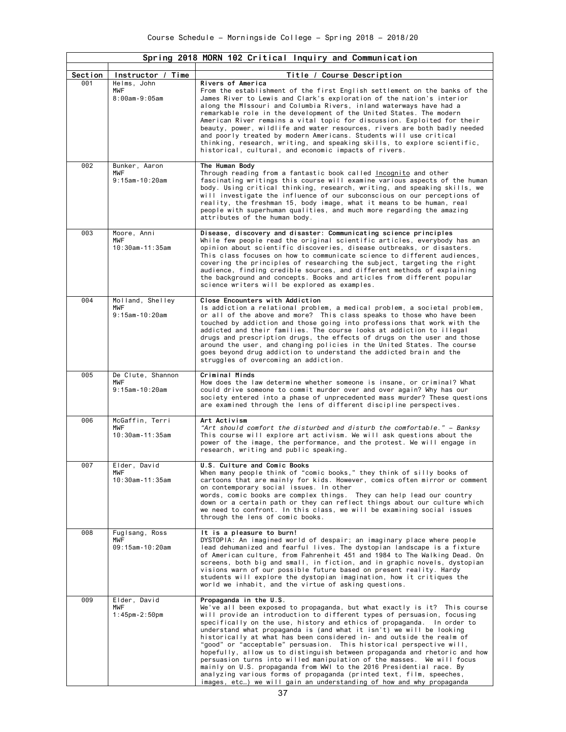| Spring 2018 MORN 102 Critical Inquiry and Communication | | |
|---|---|---|
| **Section** | **Instructor / Time** | **Title / Course Description** |
| 001 | Helms, John<br>MWF<br>8:00am-9:05am | **Rivers of America**<br>From the establishment of the first English settlement on the banks of the James River to Lewis and Clark's exploration of the nation's interior along the MIssouri and Columbia Rivers, inland waterways have had a remarkable role in the development of the United States. The modern American River remains a vital topic for discussion. Exploited for their beauty, power, wildlife and water resources, rivers are both badly needed and poorly treated by modern Americans. Students will use critical thinking, research, writing, and speaking skills, to explore scientific, historical, cultural, and economic impacts of rivers. |
| 002 | Bunker, Aaron<br>MWF<br>9:15am-10:20am | **The Human Body**<br>Through reading from a fantastic book called Incognito and other fascinating writings this course will examine various aspects of the human body. Using critical thinking, research, writing, and speaking skills, we will investigate the influence of our subconscious on our perceptions of reality, the freshman 15, body image, what it means to be human, real people with superhuman qualities, and much more regarding the amazing attributes of the human body. |
| 003 | Moore, Anni<br>MWF<br>10:30am-11:35am | **Disease, discovery and disaster: Communicating science principles**<br>While few people read the original scientific articles, everybody has an opinion about scientific discoveries, disease outbreaks, or disasters. This class focuses on how to communicate science to different audiences, covering the principles of researching the subject, targeting the right audience, finding credible sources, and different methods of explaining the background and concepts. Books and articles from different popular science writers will be explored as examples. |
| 004 | Molland, Shelley<br>MWF<br>9:15am-10:20am | **Close Encounters with Addiction**<br>Is addiction a relational problem, a medical problem, a societal problem, or all of the above and more? This class speaks to those who have been touched by addiction and those going into professions that work with the addicted and their families. The course looks at addiction to illegal drugs and prescription drugs, the effects of drugs on the user and those around the user, and changing policies in the United States. The course goes beyond drug addiction to understand the addicted brain and the struggles of overcoming an addiction. |
| 005 | De Clute, Shannon<br>MWF<br>9:15am-10:20am | **Criminal Minds**<br>How does the law determine whether someone is insane, or criminal? What could drive someone to commit murder over and over again? Why has our society entered into a phase of unprecedented mass murder? These questions are examined through the lens of different discipline perspectives. |
| 006 | McGaffin, Terri<br>MWF<br>10:30am-11:35am | **Art Activism**<br>*"Art should comfort the disturbed and disturb the comfortable." – Banksy*<br>This course will explore art activism. We will ask questions about the power of the image, the performance, and the protest. We will engage in research, writing and public speaking. |
| 007 | Elder, David<br>MWF<br>10:30am-11:35am | **U.S. Culture and Comic Books**<br>When many people think of "comic books," they think of silly books of cartoons that are mainly for kids. However, comics often mirror or comment on contemporary social issues. In other words, comic books are complex things. They can help lead our country down or a certain path or they can reflect things about our culture which we need to confront. In this class, we will be examining social issues through the lens of comic books. |
| 008 | Fuglsang, Ross<br>MWF<br>09:15am-10:20am | **It is a pleasure to burn!**<br>DYSTOPIA: An imagined world of despair; an imaginary place where people lead dehumanized and fearful lives. The dystopian landscape is a fixture of American culture, from Fahrenheit 451 and 1984 to The Walking Dead. On screens, both big and small, in fiction, and in graphic novels, dystopian visions warn of our possible future based on present reality. Hardy students will explore the dystopian imagination, how it critiques the world we inhabit, and the virtue of asking questions. |
| 009 | Elder, David<br>MWF<br>1:45pm-2:50pm | **Propaganda in the U.S.**<br>We've all been exposed to propaganda, but what exactly is it? This course will provide an introduction to different types of persuasion, focusing specifically on the use, history and ethics of propaganda. In order to understand what propaganda is (and what it isn't) we will be looking historically at what has been considered in- and outside the realm of "good" or "acceptable" persuasion. This historical perspective will, hopefully, allow us to distinguish between propaganda and rhetoric and how persuasion turns into willed manipulation of the masses. We will focus mainly on U.S. propaganda from WWI to the 2016 Presidential race. By analyzing various forms of propaganda (printed text, film, speeches, images, etc…) we will gain an understanding of how and why propaganda |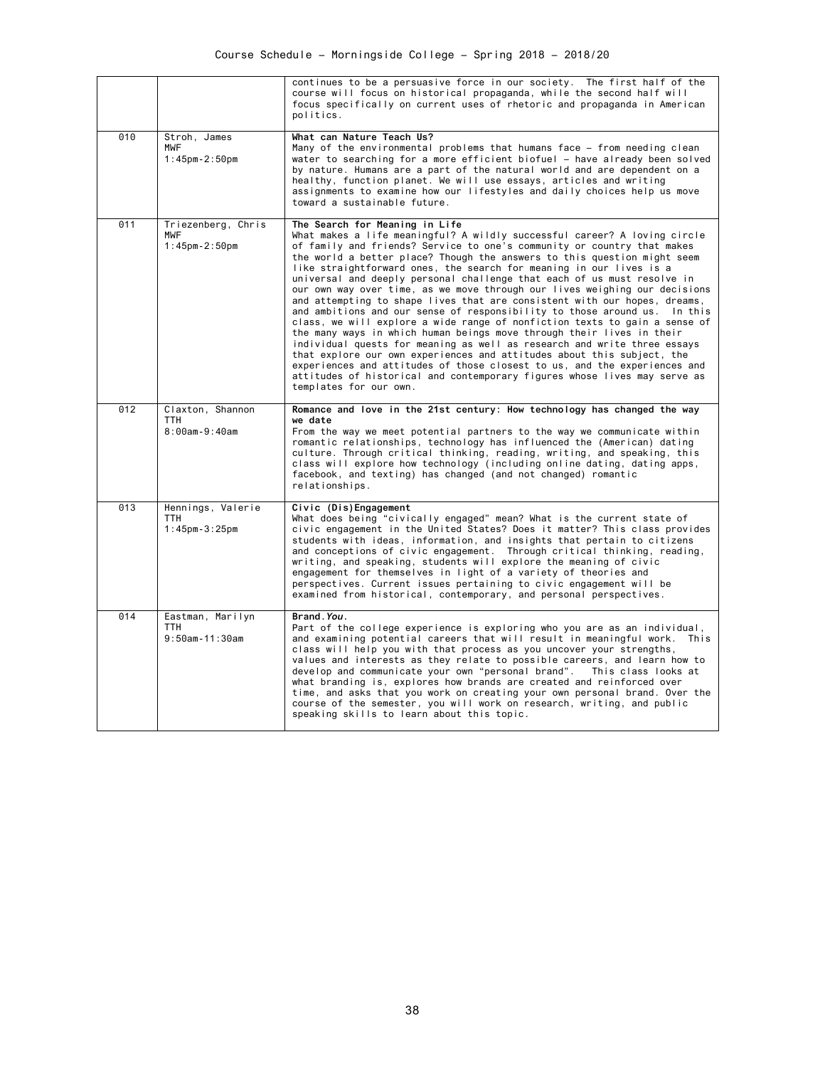| | | |
|---|---|---|
| | | continues to be a persuasive force in our society. The first half of the course will focus on historical propaganda, while the second half will focus specifically on current uses of rhetoric and propaganda in American politics. |
| 010 | Stroh, James<br>MWF<br>1:45pm-2:50pm | **What can Nature Teach Us?**<br>Many of the environmental problems that humans face – from needing clean water to searching for a more efficient biofuel – have already been solved by nature. Humans are a part of the natural world and are dependent on a healthy, function planet. We will use essays, articles and writing assignments to examine how our lifestyles and daily choices help us move toward a sustainable future. |
| 011 | Triezenberg, Chris<br>MWF<br>1:45pm-2:50pm | **The Search for Meaning in Life**<br>What makes a life meaningful? A wildly successful career? A loving circle of family and friends? Service to one's community or country that makes the world a better place? Though the answers to this question might seem like straightforward ones, the search for meaning in our lives is a universal and deeply personal challenge that each of us must resolve in our own way over time, as we move through our lives weighing our decisions and attempting to shape lives that are consistent with our hopes, dreams, and ambitions and our sense of responsibility to those around us. In this class, we will explore a wide range of nonfiction texts to gain a sense of the many ways in which human beings move through their lives in their individual quests for meaning as well as research and write three essays that explore our own experiences and attitudes about this subject, the experiences and attitudes of those closest to us, and the experiences and attitudes of historical and contemporary figures whose lives may serve as templates for our own. |
| 012 | Claxton, Shannon<br>TTH<br>8:00am-9:40am | **Romance and love in the 21st century: How technology has changed the way we date**<br>From the way we meet potential partners to the way we communicate within romantic relationships, technology has influenced the (American) dating culture. Through critical thinking, reading, writing, and speaking, this class will explore how technology (including online dating, dating apps, facebook, and texting) has changed (and not changed) romantic relationships. |
| 013 | Hennings, Valerie<br>TTH<br>1:45pm-3:25pm | **Civic (Dis)Engagement**<br>What does being "civically engaged" mean? What is the current state of civic engagement in the United States? Does it matter? This class provides students with ideas, information, and insights that pertain to citizens and conceptions of civic engagement. Through critical thinking, reading, writing, and speaking, students will explore the meaning of civic engagement for themselves in light of a variety of theories and perspectives. Current issues pertaining to civic engagement will be examined from historical, contemporary, and personal perspectives. |
| 014 | Eastman, Marilyn<br>TTH<br>9:50am-11:30am | **Brand.*You*.**<br>Part of the college experience is exploring who you are as an individual, and examining potential careers that will result in meaningful work. This class will help you with that process as you uncover your strengths, values and interests as they relate to possible careers, and learn how to develop and communicate your own "personal brand". This class looks at what branding is, explores how brands are created and reinforced over time, and asks that you work on creating your own personal brand. Over the course of the semester, you will work on research, writing, and public speaking skills to learn about this topic. |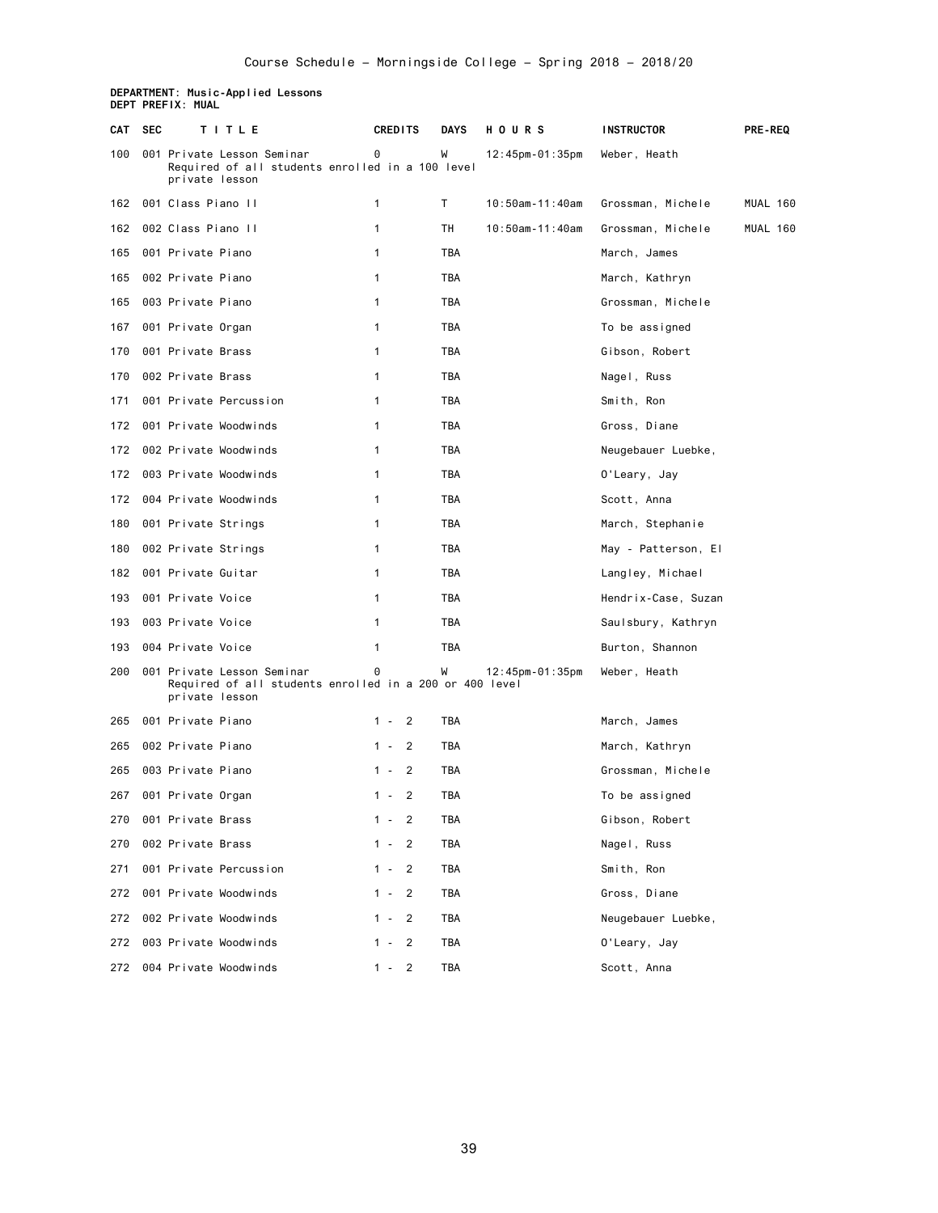Course Schedule - Morningside College - Spring 2018 - 2018/20

**DEPARTMENT: Music-Applied Lessons**
**DEPT PREFIX: MUAL**

| CAT | SEC | TITLE | CREDITS | DAYS | HOURS | INSTRUCTOR | PRE-REQ |
|---|---|---|---|---|---|---|---|
| 100 | 001 | Private Lesson Seminar<br>Required of all students enrolled in a 100 level private lesson | 0 | W | 12:45pm-01:35pm | Weber, Heath | |
| 162 | 001 | Class Piano II | 1 | T | 10:50am-11:40am | Grossman, Michele | MUAL 160 |
| 162 | 002 | Class Piano II | 1 | TH | 10:50am-11:40am | Grossman, Michele | MUAL 160 |
| 165 | 001 | Private Piano | 1 | TBA | | March, James | |
| 165 | 002 | Private Piano | 1 | TBA | | March, Kathryn | |
| 165 | 003 | Private Piano | 1 | TBA | | Grossman, Michele | |
| 167 | 001 | Private Organ | 1 | TBA | | To be assigned | |
| 170 | 001 | Private Brass | 1 | TBA | | Gibson, Robert | |
| 170 | 002 | Private Brass | 1 | TBA | | Nagel, Russ | |
| 171 | 001 | Private Percussion | 1 | TBA | | Smith, Ron | |
| 172 | 001 | Private Woodwinds | 1 | TBA | | Gross, Diane | |
| 172 | 002 | Private Woodwinds | 1 | TBA | | Neugebauer Luebke, | |
| 172 | 003 | Private Woodwinds | 1 | TBA | | O'Leary, Jay | |
| 172 | 004 | Private Woodwinds | 1 | TBA | | Scott, Anna | |
| 180 | 001 | Private Strings | 1 | TBA | | March, Stephanie | |
| 180 | 002 | Private Strings | 1 | TBA | | May - Patterson, El | |
| 182 | 001 | Private Guitar | 1 | TBA | | Langley, Michael | |
| 193 | 001 | Private Voice | 1 | TBA | | Hendrix-Case, Suzan | |
| 193 | 003 | Private Voice | 1 | TBA | | Saulsbury, Kathryn | |
| 193 | 004 | Private Voice | 1 | TBA | | Burton, Shannon | |
| 200 | 001 | Private Lesson Seminar<br>Required of all students enrolled in a 200 or 400 level private lesson | 0 | W | 12:45pm-01:35pm | Weber, Heath | |
| 265 | 001 | Private Piano | 1 - 2 | TBA | | March, James | |
| 265 | 002 | Private Piano | 1 - 2 | TBA | | March, Kathryn | |
| 265 | 003 | Private Piano | 1 - 2 | TBA | | Grossman, Michele | |
| 267 | 001 | Private Organ | 1 - 2 | TBA | | To be assigned | |
| 270 | 001 | Private Brass | 1 - 2 | TBA | | Gibson, Robert | |
| 270 | 002 | Private Brass | 1 - 2 | TBA | | Nagel, Russ | |
| 271 | 001 | Private Percussion | 1 - 2 | TBA | | Smith, Ron | |
| 272 | 001 | Private Woodwinds | 1 - 2 | TBA | | Gross, Diane | |
| 272 | 002 | Private Woodwinds | 1 - 2 | TBA | | Neugebauer Luebke, | |
| 272 | 003 | Private Woodwinds | 1 - 2 | TBA | | O'Leary, Jay | |
| 272 | 004 | Private Woodwinds | 1 - 2 | TBA | | Scott, Anna | |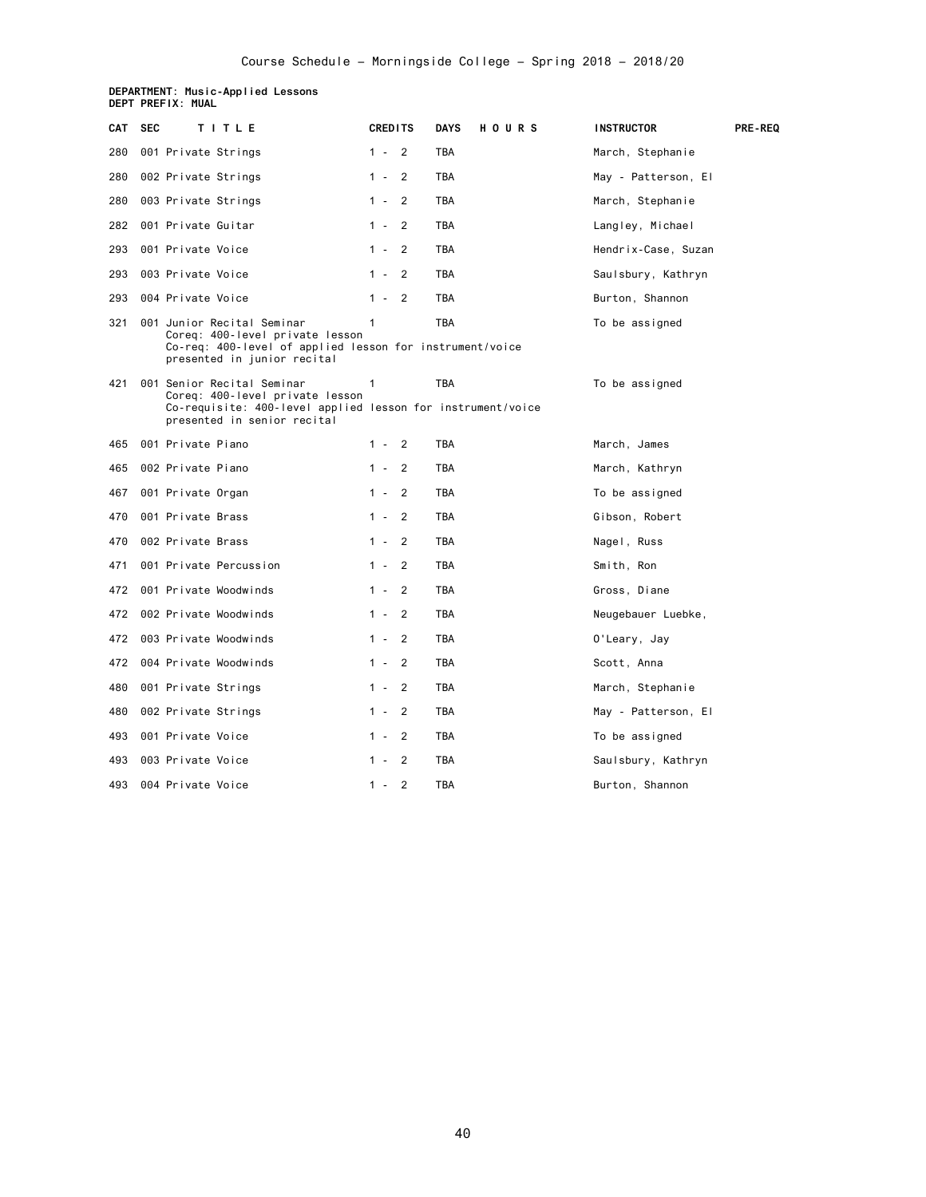**DEPARTMENT: Music-Applied Lessons**
**DEPT PREFIX: MUAL**

| CAT | SEC | TITLE | CREDITS | DAYS | HOURS | INSTRUCTOR | PRE-REQ |
|---|---|---|---|---|---|---|---|
| 280 | 001 | Private Strings | 1 - 2 | TBA | | March, Stephanie | |
| 280 | 002 | Private Strings | 1 - 2 | TBA | | May - Patterson, El | |
| 280 | 003 | Private Strings | 1 - 2 | TBA | | March, Stephanie | |
| 282 | 001 | Private Guitar | 1 - 2 | TBA | | Langley, Michael | |
| 293 | 001 | Private Voice | 1 - 2 | TBA | | Hendrix-Case, Suzan | |
| 293 | 003 | Private Voice | 1 - 2 | TBA | | Saulsbury, Kathryn | |
| 293 | 004 | Private Voice | 1 - 2 | TBA | | Burton, Shannon | |
| 321 | 001 | Junior Recital Seminar<br>Coreq: 400-level private lesson<br>Co-req: 400-level of applied lesson for instrument/voice presented in junior recital | 1 | TBA | | To be assigned | |
| 421 | 001 | Senior Recital Seminar<br>Coreq: 400-level private lesson<br>Co-requisite: 400-level applied lesson for instrument/voice presented in senior recital | 1 | TBA | | To be assigned | |
| 465 | 001 | Private Piano | 1 - 2 | TBA | | March, James | |
| 465 | 002 | Private Piano | 1 - 2 | TBA | | March, Kathryn | |
| 467 | 001 | Private Organ | 1 - 2 | TBA | | To be assigned | |
| 470 | 001 | Private Brass | 1 - 2 | TBA | | Gibson, Robert | |
| 470 | 002 | Private Brass | 1 - 2 | TBA | | Nagel, Russ | |
| 471 | 001 | Private Percussion | 1 - 2 | TBA | | Smith, Ron | |
| 472 | 001 | Private Woodwinds | 1 - 2 | TBA | | Gross, Diane | |
| 472 | 002 | Private Woodwinds | 1 - 2 | TBA | | Neugebauer Luebke, | |
| 472 | 003 | Private Woodwinds | 1 - 2 | TBA | | O'Leary, Jay | |
| 472 | 004 | Private Woodwinds | 1 - 2 | TBA | | Scott, Anna | |
| 480 | 001 | Private Strings | 1 - 2 | TBA | | March, Stephanie | |
| 480 | 002 | Private Strings | 1 - 2 | TBA | | May - Patterson, El | |
| 493 | 001 | Private Voice | 1 - 2 | TBA | | To be assigned | |
| 493 | 003 | Private Voice | 1 - 2 | TBA | | Saulsbury, Kathryn | |
| 493 | 004 | Private Voice | 1 - 2 | TBA | | Burton, Shannon | |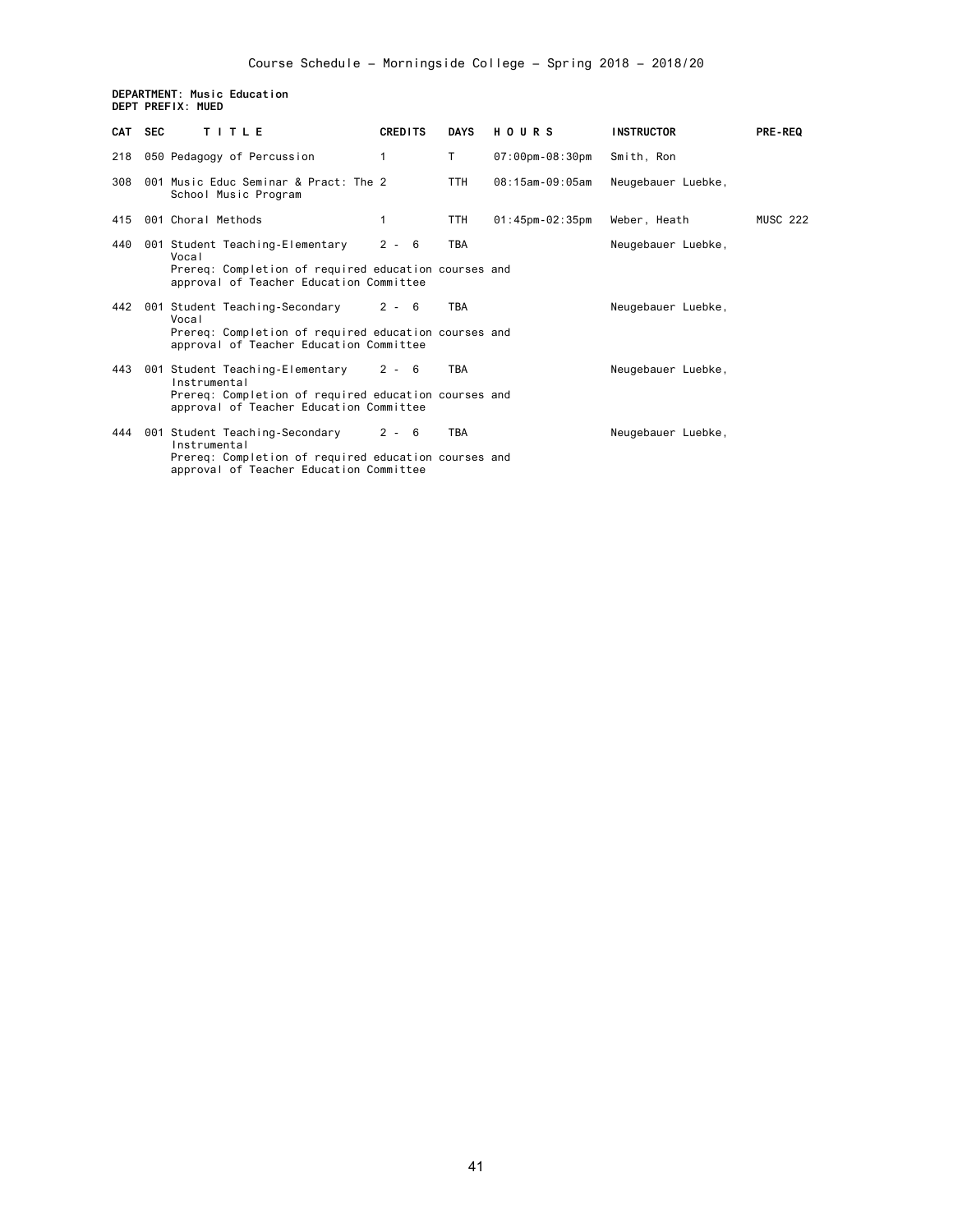Course Schedule – Morningside College – Spring 2018 – 2018/20

**DEPARTMENT: Music Education**
**DEPT PREFIX: MUED**

| CAT | SEC | TITLE | CREDITS | DAYS | HOURS | INSTRUCTOR | PRE-REQ |
|---|---|---|---|---|---|---|---|
| 218 | 050 | Pedagogy of Percussion | 1 | T | 07:00pm-08:30pm | Smith, Ron | |
| 308 | 001 | Music Educ Seminar & Pract: The School Music Program | 2 | TTH | 08:15am-09:05am | Neugebauer Luebke, | |
| 415 | 001 | Choral Methods | 1 | TTH | 01:45pm-02:35pm | Weber, Heath | MUSC 222 |
| 440 | 001 | Student Teaching-Elementary Vocal<br>Prereq: Completion of required education courses and approval of Teacher Education Committee | 2 - 6 | TBA | | Neugebauer Luebke, | |
| 442 | 001 | Student Teaching-Secondary Vocal<br>Prereq: Completion of required education courses and approval of Teacher Education Committee | 2 - 6 | TBA | | Neugebauer Luebke, | |
| 443 | 001 | Student Teaching-Elementary Instrumental<br>Prereq: Completion of required education courses and approval of Teacher Education Committee | 2 - 6 | TBA | | Neugebauer Luebke, | |
| 444 | 001 | Student Teaching-Secondary Instrumental<br>Prereq: Completion of required education courses and approval of Teacher Education Committee | 2 - 6 | TBA | | Neugebauer Luebke, | |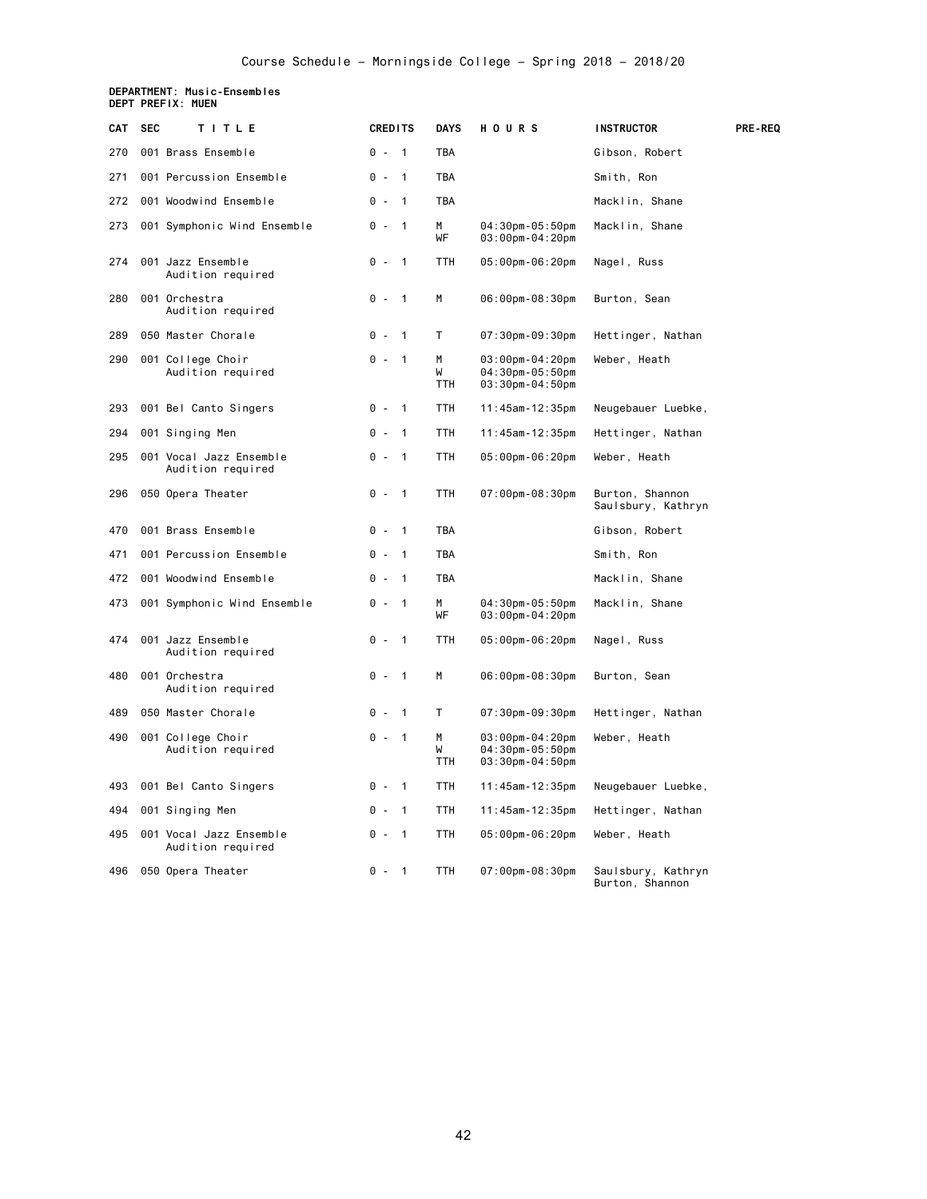Course Schedule - Morningside College - Spring 2018 - 2018/20

**DEPARTMENT: Music-Ensembles**
**DEPT PREFIX: MUEN**

| CAT | SEC | TITLE | CREDITS | DAYS | HOURS | INSTRUCTOR | PRE-REQ |
|---|---|---|---|---|---|---|---|
| 270 | 001 | Brass Ensemble | 0 - 1 | TBA | | Gibson, Robert | |
| 271 | 001 | Percussion Ensemble | 0 - 1 | TBA | | Smith, Ron | |
| 272 | 001 | Woodwind Ensemble | 0 - 1 | TBA | | Macklin, Shane | |
| 273 | 001 | Symphonic Wind Ensemble | 0 - 1 | M<br>WF | 04:30pm-05:50pm<br>03:00pm-04:20pm | Macklin, Shane | |
| 274 | 001 | Jazz Ensemble<br>Audition required | 0 - 1 | TTH | 05:00pm-06:20pm | Nagel, Russ | |
| 280 | 001 | Orchestra<br>Audition required | 0 - 1 | M | 06:00pm-08:30pm | Burton, Sean | |
| 289 | 050 | Master Chorale | 0 - 1 | T | 07:30pm-09:30pm | Hettinger, Nathan | |
| 290 | 001 | College Choir<br>Audition required | 0 - 1 | M<br>W<br>TTH | 03:00pm-04:20pm<br>04:30pm-05:50pm<br>03:30pm-04:50pm | Weber, Heath | |
| 293 | 001 | Bel Canto Singers | 0 - 1 | TTH | 11:45am-12:35pm | Neugebauer Luebke, | |
| 294 | 001 | Singing Men | 0 - 1 | TTH | 11:45am-12:35pm | Hettinger, Nathan | |
| 295 | 001 | Vocal Jazz Ensemble<br>Audition required | 0 - 1 | TTH | 05:00pm-06:20pm | Weber, Heath | |
| 296 | 050 | Opera Theater | 0 - 1 | TTH | 07:00pm-08:30pm | Burton, Shannon<br>Saulsbury, Kathryn | |
| 470 | 001 | Brass Ensemble | 0 - 1 | TBA | | Gibson, Robert | |
| 471 | 001 | Percussion Ensemble | 0 - 1 | TBA | | Smith, Ron | |
| 472 | 001 | Woodwind Ensemble | 0 - 1 | TBA | | Macklin, Shane | |
| 473 | 001 | Symphonic Wind Ensemble | 0 - 1 | M<br>WF | 04:30pm-05:50pm<br>03:00pm-04:20pm | Macklin, Shane | |
| 474 | 001 | Jazz Ensemble<br>Audition required | 0 - 1 | TTH | 05:00pm-06:20pm | Nagel, Russ | |
| 480 | 001 | Orchestra<br>Audition required | 0 - 1 | M | 06:00pm-08:30pm | Burton, Sean | |
| 489 | 050 | Master Chorale | 0 - 1 | T | 07:30pm-09:30pm | Hettinger, Nathan | |
| 490 | 001 | College Choir<br>Audition required | 0 - 1 | M<br>W<br>TTH | 03:00pm-04:20pm<br>04:30pm-05:50pm<br>03:30pm-04:50pm | Weber, Heath | |
| 493 | 001 | Bel Canto Singers | 0 - 1 | TTH | 11:45am-12:35pm | Neugebauer Luebke, | |
| 494 | 001 | Singing Men | 0 - 1 | TTH | 11:45am-12:35pm | Hettinger, Nathan | |
| 495 | 001 | Vocal Jazz Ensemble<br>Audition required | 0 - 1 | TTH | 05:00pm-06:20pm | Weber, Heath | |
| 496 | 050 | Opera Theater | 0 - 1 | TTH | 07:00pm-08:30pm | Saulsbury, Kathryn<br>Burton, Shannon | |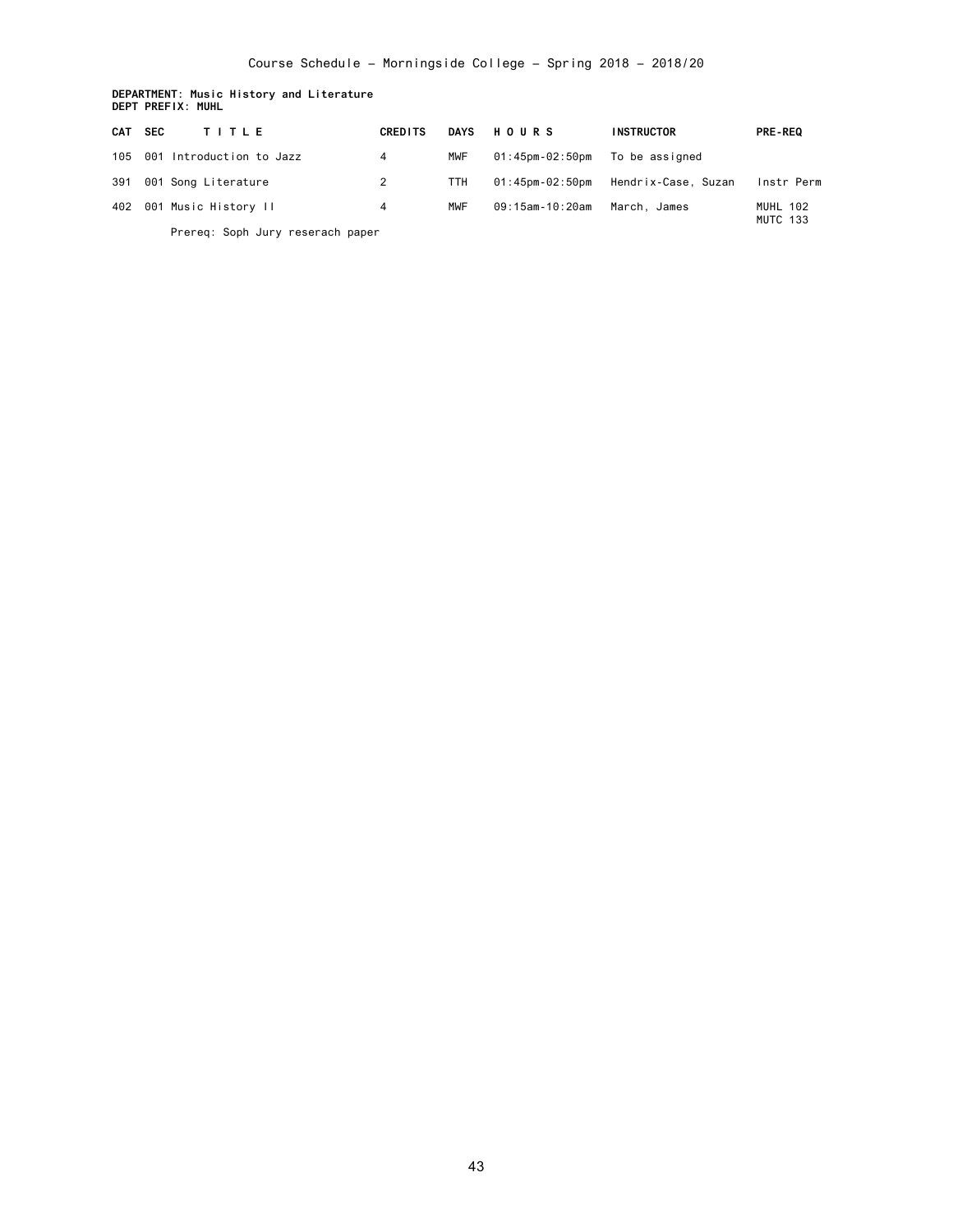Course Schedule - Morningside College - Spring 2018 - 2018/20

**DEPARTMENT: Music History and Literature**
**DEPT PREFIX: MUHL**

| CAT | SEC | TITLE | CREDITS | DAYS | HOURS | INSTRUCTOR | PRE-REQ |
|---|---|---|---|---|---|---|---|
| 105 | 001 | Introduction to Jazz | 4 | MWF | 01:45pm-02:50pm | To be assigned | |
| 391 | 001 | Song Literature | 2 | TTH | 01:45pm-02:50pm | Hendrix-Case, Suzan | Instr Perm |
| 402 | 001 | Music History II | 4 | MWF | 09:15am-10:20am | March, James | MUHL 102 MUTC 133 |
| | | Prereq: Soph Jury reserach paper | | | | | |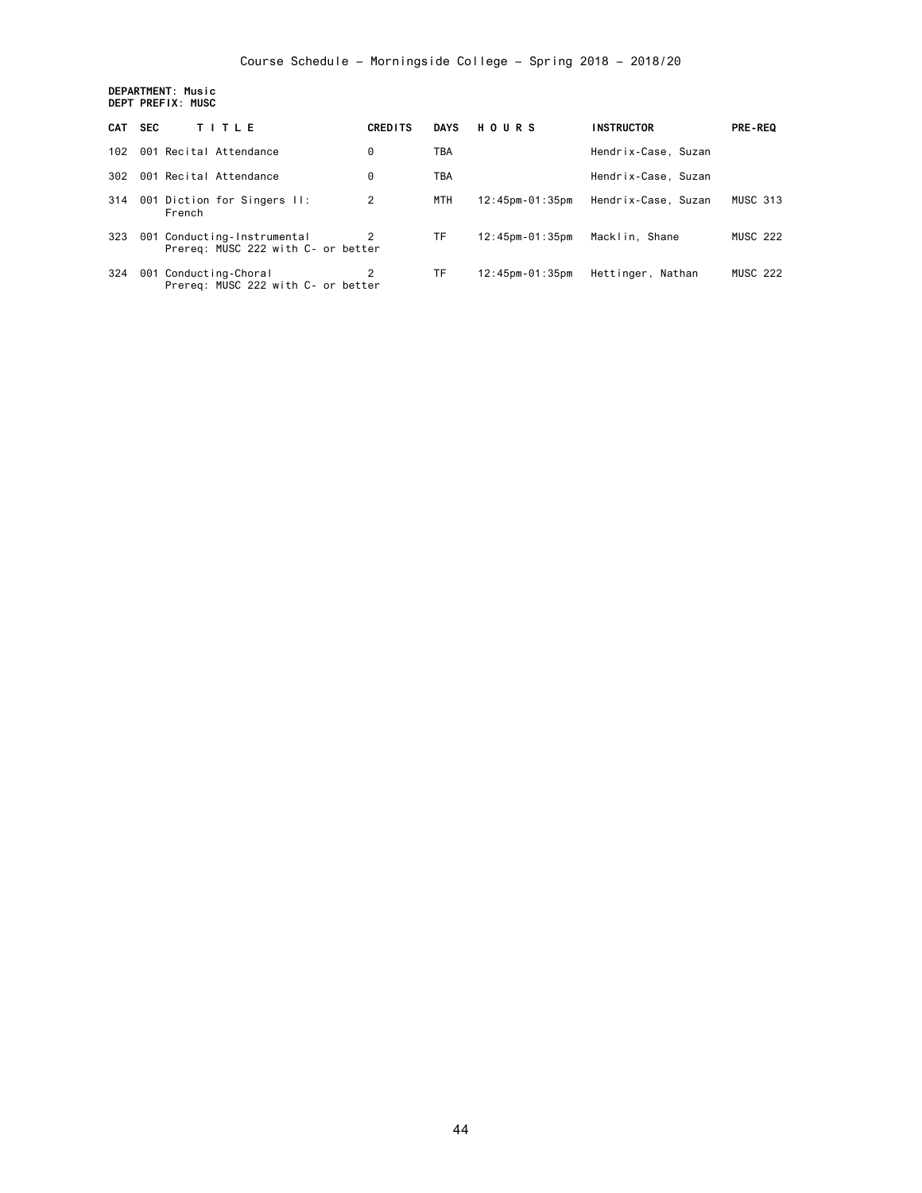Course Schedule - Morningside College - Spring 2018 - 2018/20

**DEPARTMENT: Music**
**DEPT PREFIX: MUSC**

| CAT | SEC | TITLE | CREDITS | DAYS | HOURS | INSTRUCTOR | PRE-REQ |
|---|---|---|---|---|---|---|---|
| 102 | 001 | Recital Attendance | 0 | TBA | | Hendrix-Case, Suzan | |
| 302 | 001 | Recital Attendance | 0 | TBA | | Hendrix-Case, Suzan | |
| 314 | 001 | Diction for Singers II: French | 2 | MTH | 12:45pm-01:35pm | Hendrix-Case, Suzan | MUSC 313 |
| 323 | 001 | Conducting-Instrumental Prereq: MUSC 222 with C- or better | 2 | TF | 12:45pm-01:35pm | Macklin, Shane | MUSC 222 |
| 324 | 001 | Conducting-Choral Prereq: MUSC 222 with C- or better | 2 | TF | 12:45pm-01:35pm | Hettinger, Nathan | MUSC 222 |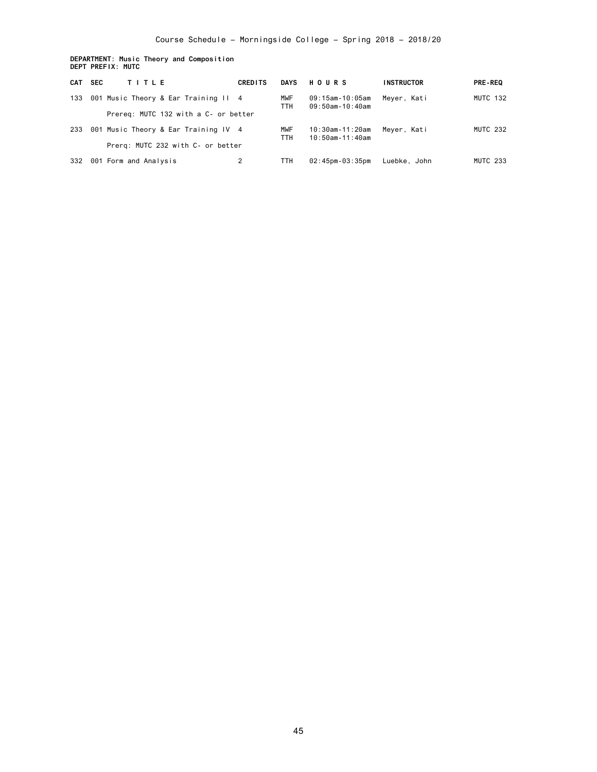Course Schedule – Morningside College – Spring 2018 – 2018/20

**DEPARTMENT: Music Theory and Composition**
**DEPT PREFIX: MUTC**

| CAT | SEC | TITLE | CREDITS | DAYS | HOURS | INSTRUCTOR | PRE-REQ |
|---|---|---|---|---|---|---|---|
| 133 | 001 | Music Theory & Ear Training II | 4 | MWF | 09:15am-10:05am | Meyer, Kati | MUTC 132 |
| | | | | TTH | 09:50am-10:40am | | |
| | | Prereq: MUTC 132 with a C- or better | | | | | |
| 233 | 001 | Music Theory & Ear Training IV | 4 | MWF | 10:30am-11:20am | Meyer, Kati | MUTC 232 |
| | | | | TTH | 10:50am-11:40am | | |
| | | Prerq: MUTC 232 with C- or better | | | | | |
| 332 | 001 | Form and Analysis | 2 | TTH | 02:45pm-03:35pm | Luebke, John | MUTC 233 |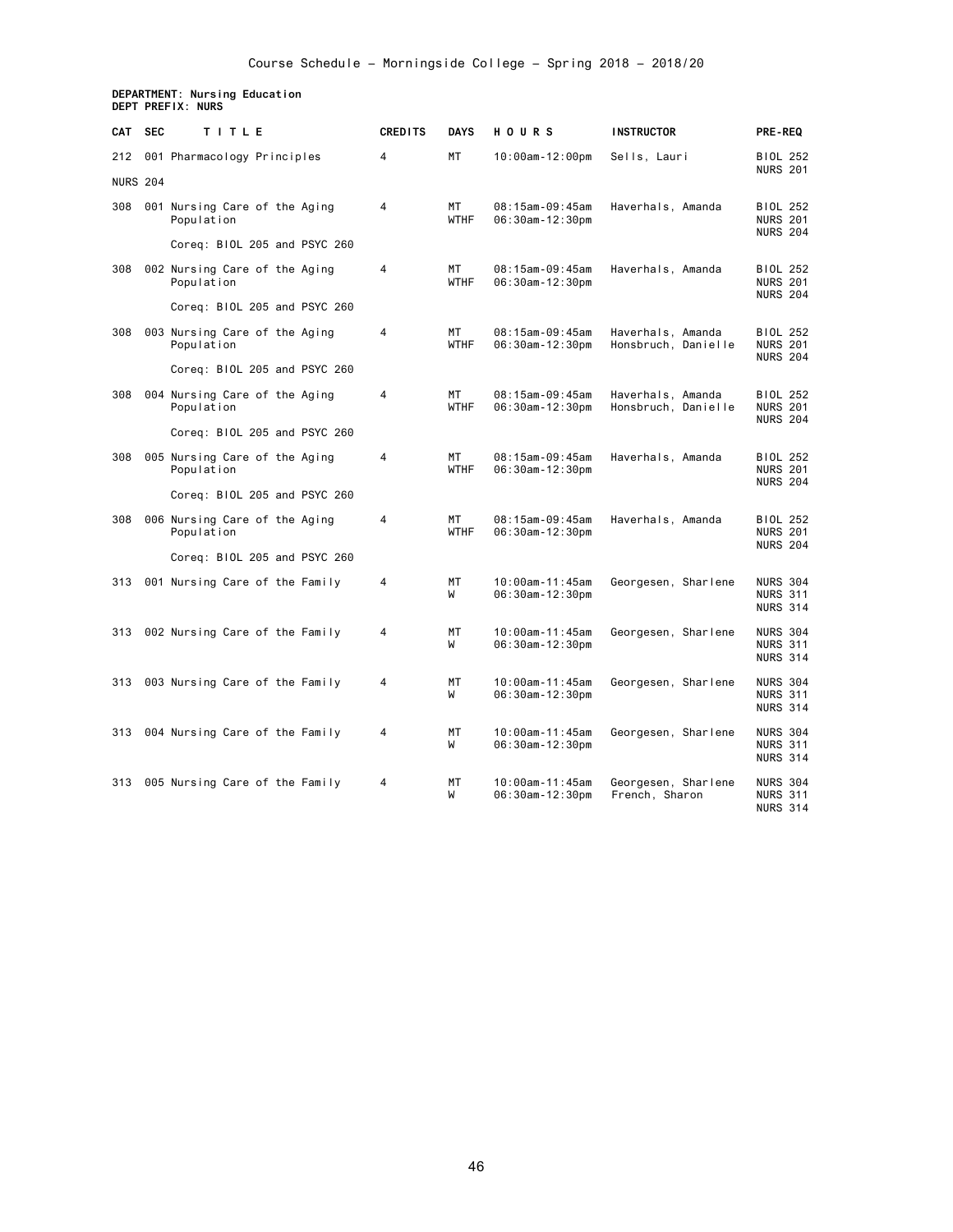Course Schedule - Morningside College - Spring 2018 - 2018/20

**DEPARTMENT: Nursing Education**
**DEPT PREFIX: NURS**

| CAT | SEC | TITLE | CREDITS | DAYS | HOURS | INSTRUCTOR | PRE-REQ |
|---|---|---|---|---|---|---|---|
| 212 | 001 | Pharmacology Principles | 4 | MT | 10:00am-12:00pm | Sells, Lauri | BIOL 252<br>NURS 201<br>NURS 204 |
| 308 | 001 | Nursing Care of the Aging Population<br>Coreq: BIOL 205 and PSYC 260 | 4 | MT<br>WTHF | 08:15am-09:45am<br>06:30am-12:30pm | Haverhals, Amanda | BIOL 252<br>NURS 201<br>NURS 204 |
| 308 | 002 | Nursing Care of the Aging Population<br>Coreq: BIOL 205 and PSYC 260 | 4 | MT<br>WTHF | 08:15am-09:45am<br>06:30am-12:30pm | Haverhals, Amanda | BIOL 252<br>NURS 201<br>NURS 204 |
| 308 | 003 | Nursing Care of the Aging Population<br>Coreq: BIOL 205 and PSYC 260 | 4 | MT<br>WTHF | 08:15am-09:45am<br>06:30am-12:30pm | Haverhals, Amanda<br>Honsbruch, Danielle | BIOL 252<br>NURS 201<br>NURS 204 |
| 308 | 004 | Nursing Care of the Aging Population<br>Coreq: BIOL 205 and PSYC 260 | 4 | MT<br>WTHF | 08:15am-09:45am<br>06:30am-12:30pm | Haverhals, Amanda<br>Honsbruch, Danielle | BIOL 252<br>NURS 201<br>NURS 204 |
| 308 | 005 | Nursing Care of the Aging Population<br>Coreq: BIOL 205 and PSYC 260 | 4 | MT<br>WTHF | 08:15am-09:45am<br>06:30am-12:30pm | Haverhals, Amanda | BIOL 252<br>NURS 201<br>NURS 204 |
| 308 | 006 | Nursing Care of the Aging Population<br>Coreq: BIOL 205 and PSYC 260 | 4 | MT<br>WTHF | 08:15am-09:45am<br>06:30am-12:30pm | Haverhals, Amanda | BIOL 252<br>NURS 201<br>NURS 204 |
| 313 | 001 | Nursing Care of the Family | 4 | MT<br>W | 10:00am-11:45am<br>06:30am-12:30pm | Georgesen, Sharlene | NURS 304<br>NURS 311<br>NURS 314 |
| 313 | 002 | Nursing Care of the Family | 4 | MT<br>W | 10:00am-11:45am<br>06:30am-12:30pm | Georgesen, Sharlene | NURS 304<br>NURS 311<br>NURS 314 |
| 313 | 003 | Nursing Care of the Family | 4 | MT<br>W | 10:00am-11:45am<br>06:30am-12:30pm | Georgesen, Sharlene | NURS 304<br>NURS 311<br>NURS 314 |
| 313 | 004 | Nursing Care of the Family | 4 | MT<br>W | 10:00am-11:45am<br>06:30am-12:30pm | Georgesen, Sharlene | NURS 304<br>NURS 311<br>NURS 314 |
| 313 | 005 | Nursing Care of the Family | 4 | MT<br>W | 10:00am-11:45am<br>06:30am-12:30pm | Georgesen, Sharlene<br>French, Sharon | NURS 304<br>NURS 311<br>NURS 314 |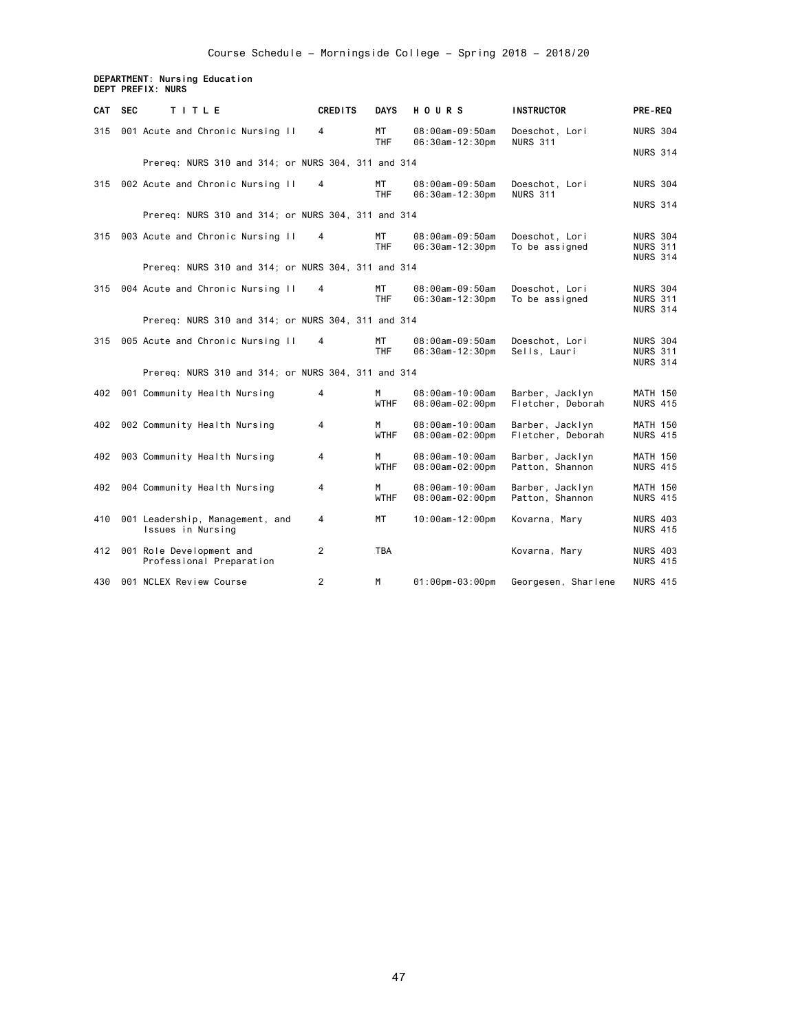Course Schedule - Morningside College - Spring 2018 - 2018/20

**DEPARTMENT: Nursing Education**
**DEPT PREFIX: NURS**

| CAT | SEC | TITLE | CREDITS | DAYS | HOURS | INSTRUCTOR | PRE-REQ |
|---|---|---|---|---|---|---|---|
| 315 | 001 | Acute and Chronic Nursing II | 4 | MT<br>THF | 08:00am-09:50am<br>06:30am-12:30pm | Doeschot, Lori<br>NURS 311 | NURS 304<br>NURS 314 |
| | | Prereq: NURS 310 and 314; or NURS 304, 311 and 314 | | | | | |
| 315 | 002 | Acute and Chronic Nursing II | 4 | MT<br>THF | 08:00am-09:50am<br>06:30am-12:30pm | Doeschot, Lori<br>NURS 311 | NURS 304<br>NURS 314 |
| | | Prereq: NURS 310 and 314; or NURS 304, 311 and 314 | | | | | |
| 315 | 003 | Acute and Chronic Nursing II | 4 | MT<br>THF | 08:00am-09:50am<br>06:30am-12:30pm | Doeschot, Lori<br>To be assigned | NURS 304<br>NURS 311<br>NURS 314 |
| | | Prereq: NURS 310 and 314; or NURS 304, 311 and 314 | | | | | |
| 315 | 004 | Acute and Chronic Nursing II | 4 | MT<br>THF | 08:00am-09:50am<br>06:30am-12:30pm | Doeschot, Lori<br>To be assigned | NURS 304<br>NURS 311<br>NURS 314 |
| | | Prereq: NURS 310 and 314; or NURS 304, 311 and 314 | | | | | |
| 315 | 005 | Acute and Chronic Nursing II | 4 | MT<br>THF | 08:00am-09:50am<br>06:30am-12:30pm | Doeschot, Lori<br>Sells, Lauri | NURS 304<br>NURS 311<br>NURS 314 |
| | | Prereq: NURS 310 and 314; or NURS 304, 311 and 314 | | | | | |
| 402 | 001 | Community Health Nursing | 4 | M<br>WTHF | 08:00am-10:00am<br>08:00am-02:00pm | Barber, Jacklyn<br>Fletcher, Deborah | MATH 150<br>NURS 415 |
| 402 | 002 | Community Health Nursing | 4 | M<br>WTHF | 08:00am-10:00am<br>08:00am-02:00pm | Barber, Jacklyn<br>Fletcher, Deborah | MATH 150<br>NURS 415 |
| 402 | 003 | Community Health Nursing | 4 | M<br>WTHF | 08:00am-10:00am<br>08:00am-02:00pm | Barber, Jacklyn<br>Patton, Shannon | MATH 150<br>NURS 415 |
| 402 | 004 | Community Health Nursing | 4 | M<br>WTHF | 08:00am-10:00am<br>08:00am-02:00pm | Barber, Jacklyn<br>Patton, Shannon | MATH 150<br>NURS 415 |
| 410 | 001 | Leadership, Management, and Issues in Nursing | 4 | MT | 10:00am-12:00pm | Kovarna, Mary | NURS 403<br>NURS 415 |
| 412 | 001 | Role Development and Professional Preparation | 2 | TBA | | Kovarna, Mary | NURS 403<br>NURS 415 |
| 430 | 001 | NCLEX Review Course | 2 | M | 01:00pm-03:00pm | Georgesen, Sharlene | NURS 415 |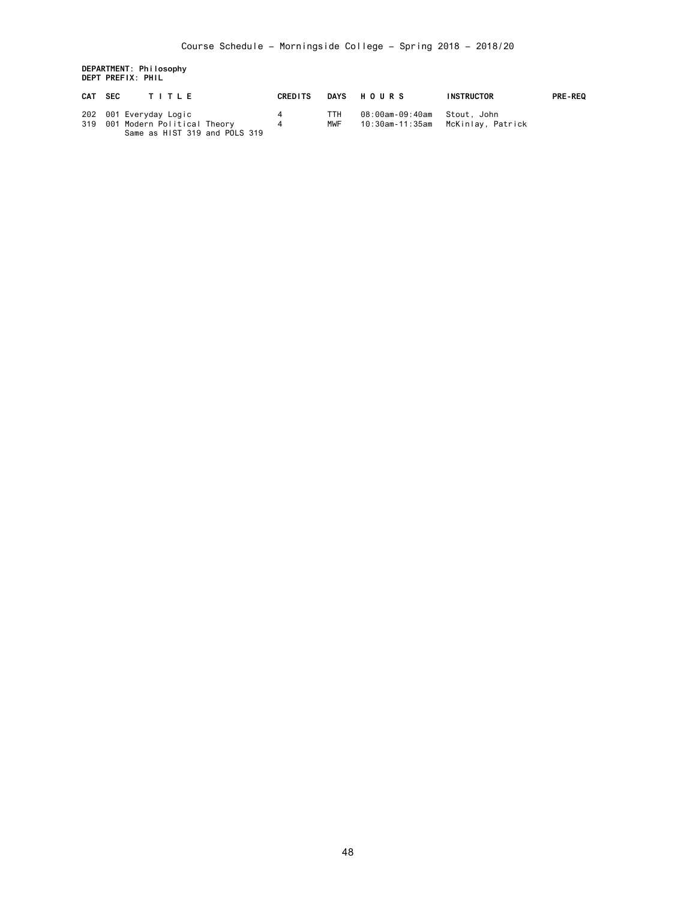Course Schedule – Morningside College – Spring 2018 – 2018/20

**DEPARTMENT: Philosophy**
**DEPT PREFIX: PHIL**

| CAT | SEC | TITLE | CREDITS | DAYS | HOURS | INSTRUCTOR | PRE-REQ |
|---|---|---|---|---|---|---|---|
| 202 | 001 | Everyday Logic | 4 | TTH | 08:00am-09:40am | Stout, John | |
| 319 | 001 | Modern Political Theory<br>Same as HIST 319 and POLS 319 | 4 | MWF | 10:30am-11:35am | McKinlay, Patrick | |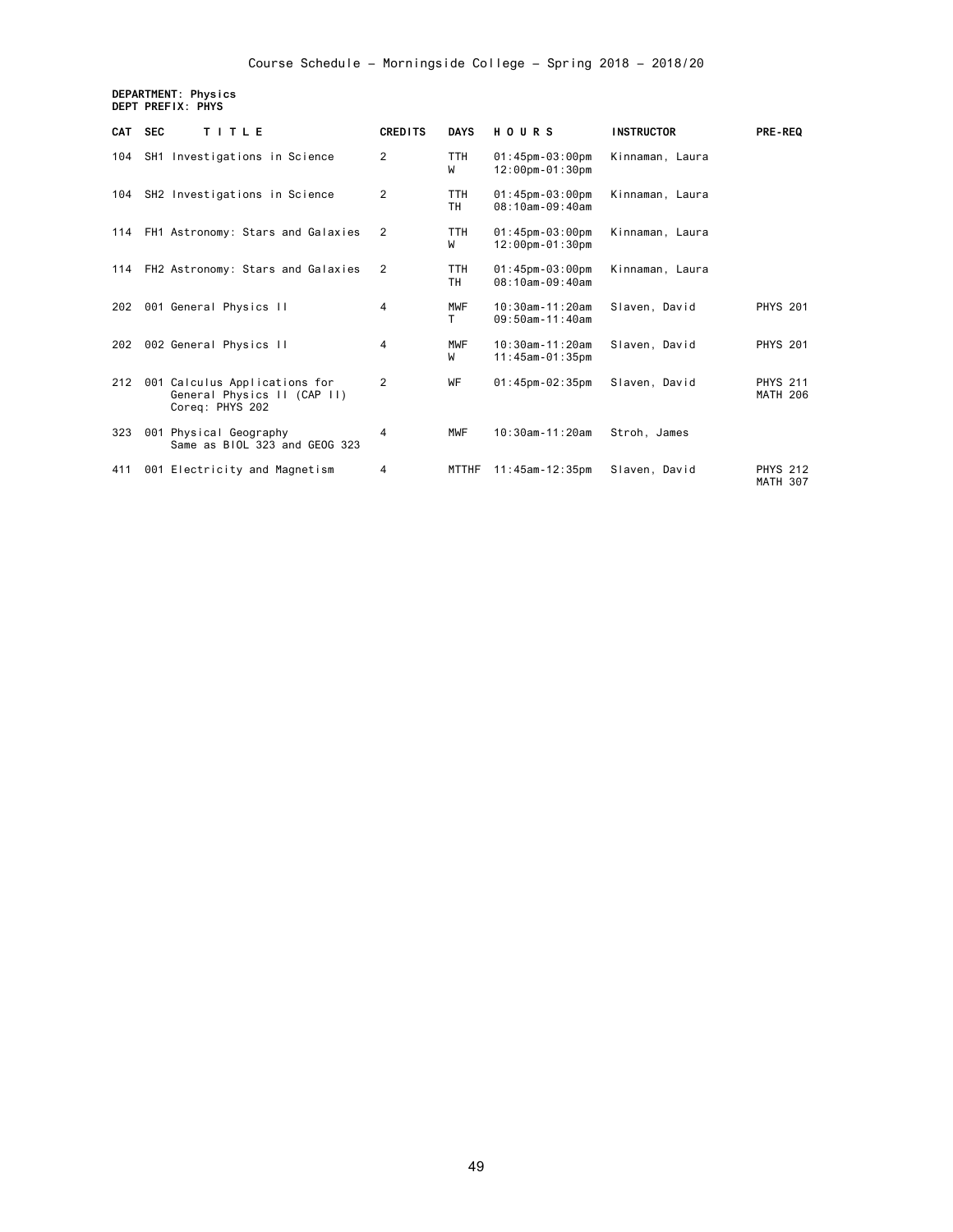Course Schedule - Morningside College - Spring 2018 - 2018/20

**DEPARTMENT: Physics**
**DEPT PREFIX: PHYS**

| CAT | SEC | TITLE | CREDITS | DAYS | HOURS | INSTRUCTOR | PRE-REQ |
|---|---|---|---|---|---|---|---|
| 104 | SH1 | Investigations in Science | 2 | TTH<br>W | 01:45pm-03:00pm<br>12:00pm-01:30pm | Kinnaman, Laura | |
| 104 | SH2 | Investigations in Science | 2 | TTH<br>TH | 01:45pm-03:00pm<br>08:10am-09:40am | Kinnaman, Laura | |
| 114 | FH1 | Astronomy: Stars and Galaxies | 2 | TTH<br>W | 01:45pm-03:00pm<br>12:00pm-01:30pm | Kinnaman, Laura | |
| 114 | FH2 | Astronomy: Stars and Galaxies | 2 | TTH<br>TH | 01:45pm-03:00pm<br>08:10am-09:40am | Kinnaman, Laura | |
| 202 | 001 | General Physics II | 4 | MWF<br>T | 10:30am-11:20am<br>09:50am-11:40am | Slaven, David | PHYS 201 |
| 202 | 002 | General Physics II | 4 | MWF<br>W | 10:30am-11:20am<br>11:45am-01:35pm | Slaven, David | PHYS 201 |
| 212 | 001 | Calculus Applications for General Physics II (CAP II)<br>Coreq: PHYS 202 | 2 | WF | 01:45pm-02:35pm | Slaven, David | PHYS 211<br>MATH 206 |
| 323 | 001 | Physical Geography<br>Same as BIOL 323 and GEOG 323 | 4 | MWF | 10:30am-11:20am | Stroh, James | |
| 411 | 001 | Electricity and Magnetism | 4 | MTTHF | 11:45am-12:35pm | Slaven, David | PHYS 212<br>MATH 307 |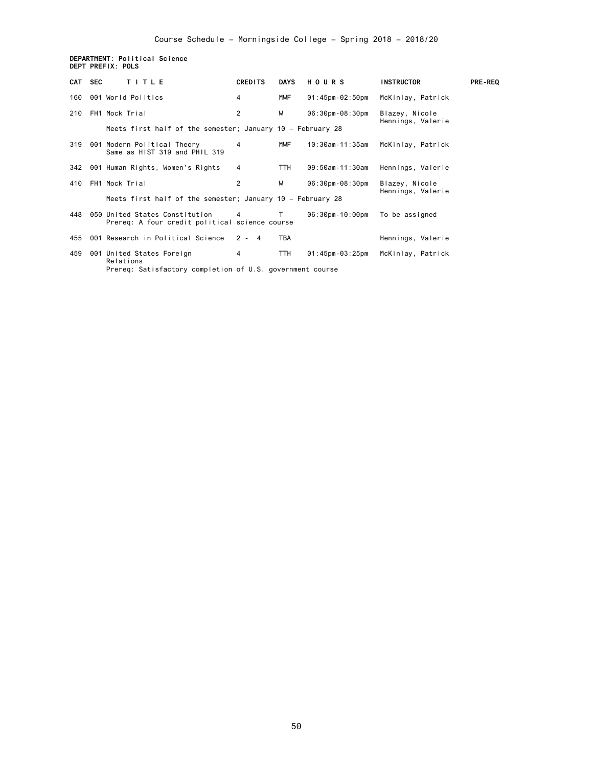Course Schedule - Morningside College - Spring 2018 - 2018/20

**DEPARTMENT: Political Science**
**DEPT PREFIX: POLS**

| CAT | SEC | TITLE | CREDITS | DAYS | HOURS | INSTRUCTOR | PRE-REQ |
|---|---|---|---|---|---|---|---|
| 160 | 001 | World Politics | 4 | MWF | 01:45pm-02:50pm | McKinlay, Patrick | |
| 210 | FH1 | Mock Trial | 2 | W | 06:30pm-08:30pm | Blazey, Nicole<br>Hennings, Valerie | |
| | | Meets first half of the semester; January 10 - February 28 | | | | | |
| 319 | 001 | Modern Political Theory<br>Same as HIST 319 and PHIL 319 | 4 | MWF | 10:30am-11:35am | McKinlay, Patrick | |
| 342 | 001 | Human Rights, Women's Rights | 4 | TTH | 09:50am-11:30am | Hennings, Valerie | |
| 410 | FH1 | Mock Trial | 2 | W | 06:30pm-08:30pm | Blazey, Nicole<br>Hennings, Valerie | |
| | | Meets first half of the semester; January 10 - February 28 | | | | | |
| 448 | 050 | United States Constitution<br>Prereq: A four credit political science course | 4 | T | 06:30pm-10:00pm | To be assigned | |
| 455 | 001 | Research in Political Science | 2 - 4 | TBA | | Hennings, Valerie | |
| 459 | 001 | United States Foreign Relations<br>Prereq: Satisfactory completion of U.S. government course | 4 | TTH | 01:45pm-03:25pm | McKinlay, Patrick | |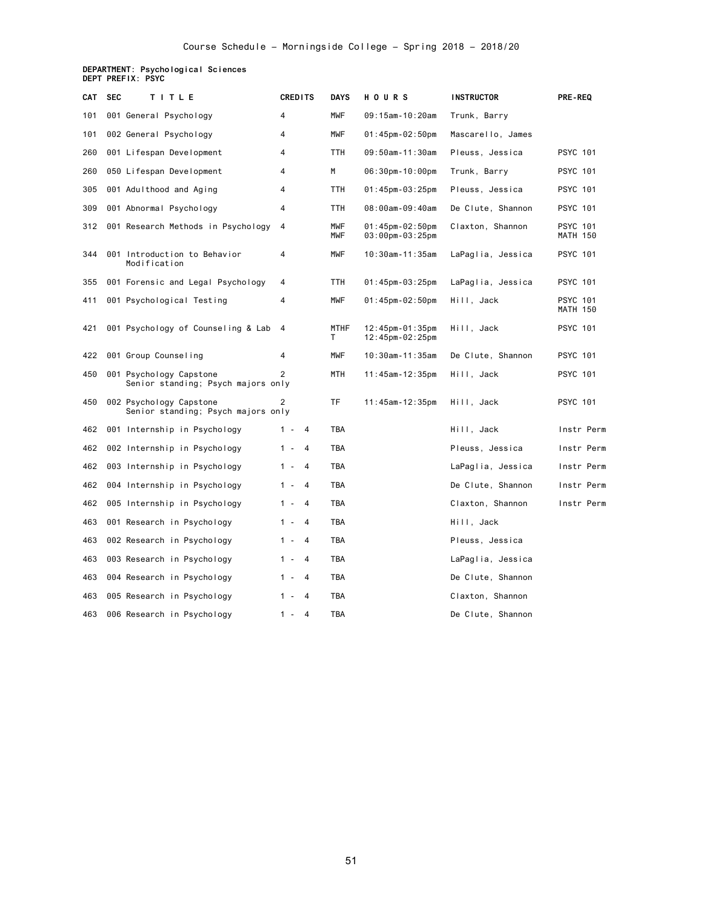Course Schedule – Morningside College – Spring 2018 – 2018/20

**DEPARTMENT: Psychological Sciences**
**DEPT PREFIX: PSYC**

| CAT | SEC | TITLE | CREDITS | DAYS | HOURS | INSTRUCTOR | PRE-REQ |
|---|---|---|---|---|---|---|---|
| 101 | 001 | General Psychology | 4 | MWF | 09:15am-10:20am | Trunk, Barry | |
| 101 | 002 | General Psychology | 4 | MWF | 01:45pm-02:50pm | Mascarello, James | |
| 260 | 001 | Lifespan Development | 4 | TTH | 09:50am-11:30am | Pleuss, Jessica | PSYC 101 |
| 260 | 050 | Lifespan Development | 4 | M | 06:30pm-10:00pm | Trunk, Barry | PSYC 101 |
| 305 | 001 | Adulthood and Aging | 4 | TTH | 01:45pm-03:25pm | Pleuss, Jessica | PSYC 101 |
| 309 | 001 | Abnormal Psychology | 4 | TTH | 08:00am-09:40am | De Clute, Shannon | PSYC 101 |
| 312 | 001 | Research Methods in Psychology | 4 | MWF<br>MWF | 01:45pm-02:50pm<br>03:00pm-03:25pm | Claxton, Shannon | PSYC 101<br>MATH 150 |
| 344 | 001 | Introduction to Behavior Modification | 4 | MWF | 10:30am-11:35am | LaPaglia, Jessica | PSYC 101 |
| 355 | 001 | Forensic and Legal Psychology | 4 | TTH | 01:45pm-03:25pm | LaPaglia, Jessica | PSYC 101 |
| 411 | 001 | Psychological Testing | 4 | MWF | 01:45pm-02:50pm | Hill, Jack | PSYC 101<br>MATH 150 |
| 421 | 001 | Psychology of Counseling & Lab | 4 | MTHF<br>T | 12:45pm-01:35pm<br>12:45pm-02:25pm | Hill, Jack | PSYC 101 |
| 422 | 001 | Group Counseling | 4 | MWF | 10:30am-11:35am | De Clute, Shannon | PSYC 101 |
| 450 | 001 | Psychology Capstone<br>Senior standing; Psych majors only | 2 | MTH | 11:45am-12:35pm | Hill, Jack | PSYC 101 |
| 450 | 002 | Psychology Capstone<br>Senior standing; Psych majors only | 2 | TF | 11:45am-12:35pm | Hill, Jack | PSYC 101 |
| 462 | 001 | Internship in Psychology | 1 - 4 | TBA | | Hill, Jack | Instr Perm |
| 462 | 002 | Internship in Psychology | 1 - 4 | TBA | | Pleuss, Jessica | Instr Perm |
| 462 | 003 | Internship in Psychology | 1 - 4 | TBA | | LaPaglia, Jessica | Instr Perm |
| 462 | 004 | Internship in Psychology | 1 - 4 | TBA | | De Clute, Shannon | Instr Perm |
| 462 | 005 | Internship in Psychology | 1 - 4 | TBA | | Claxton, Shannon | Instr Perm |
| 463 | 001 | Research in Psychology | 1 - 4 | TBA | | Hill, Jack | |
| 463 | 002 | Research in Psychology | 1 - 4 | TBA | | Pleuss, Jessica | |
| 463 | 003 | Research in Psychology | 1 - 4 | TBA | | LaPaglia, Jessica | |
| 463 | 004 | Research in Psychology | 1 - 4 | TBA | | De Clute, Shannon | |
| 463 | 005 | Research in Psychology | 1 - 4 | TBA | | Claxton, Shannon | |
| 463 | 006 | Research in Psychology | 1 - 4 | TBA | | De Clute, Shannon | |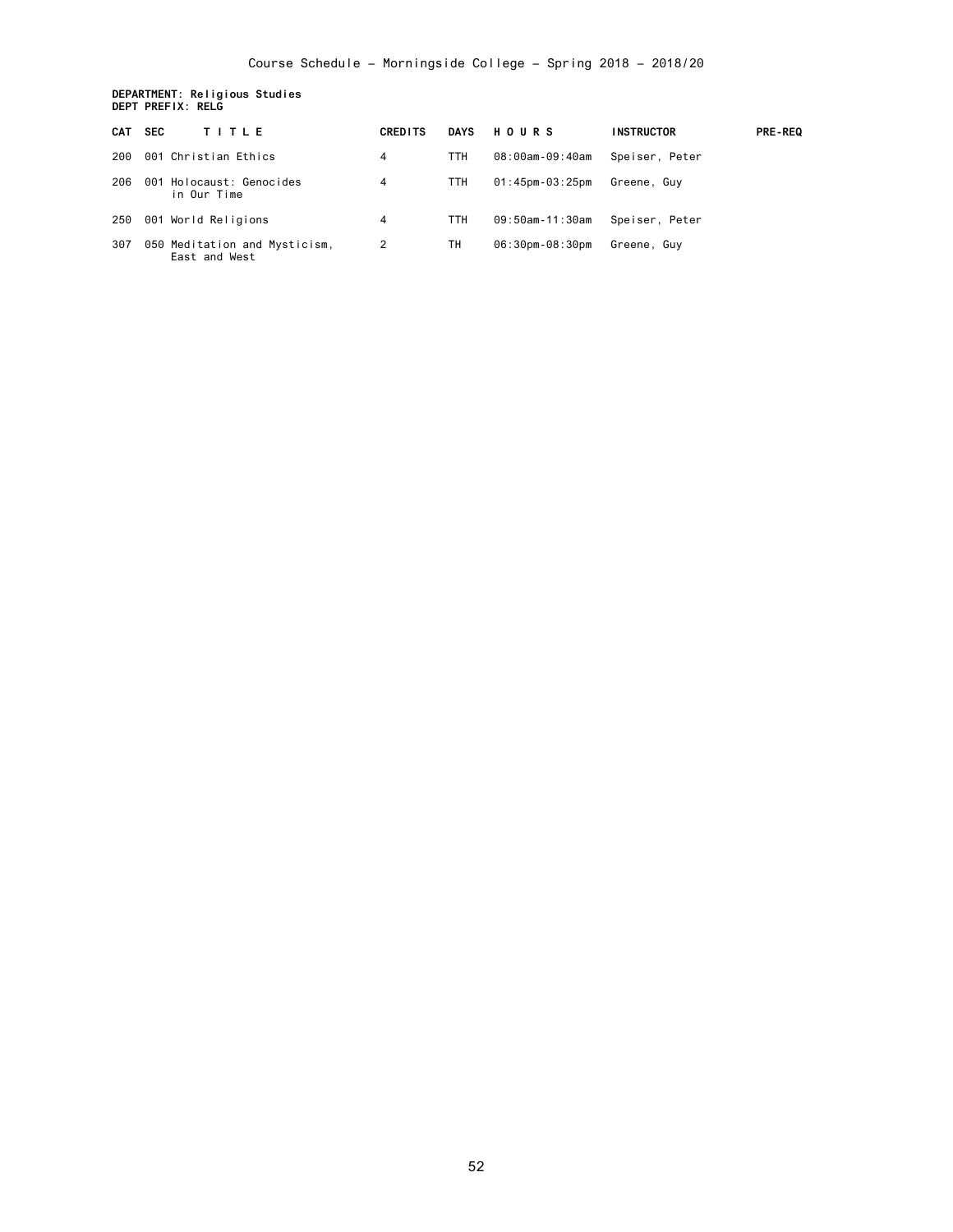**DEPARTMENT: Religious Studies**
**DEPT PREFIX: RELG**

| CAT | SEC | TITLE | CREDITS | DAYS | HOURS | INSTRUCTOR | PRE-REQ |
|---|---|---|---|---|---|---|---|
| 200 | 001 | Christian Ethics | 4 | TTH | 08:00am-09:40am | Speiser, Peter | |
| 206 | 001 | Holocaust: Genocides in Our Time | 4 | TTH | 01:45pm-03:25pm | Greene, Guy | |
| 250 | 001 | World Religions | 4 | TTH | 09:50am-11:30am | Speiser, Peter | |
| 307 | 050 | Meditation and Mysticism, East and West | 2 | TH | 06:30pm-08:30pm | Greene, Guy | |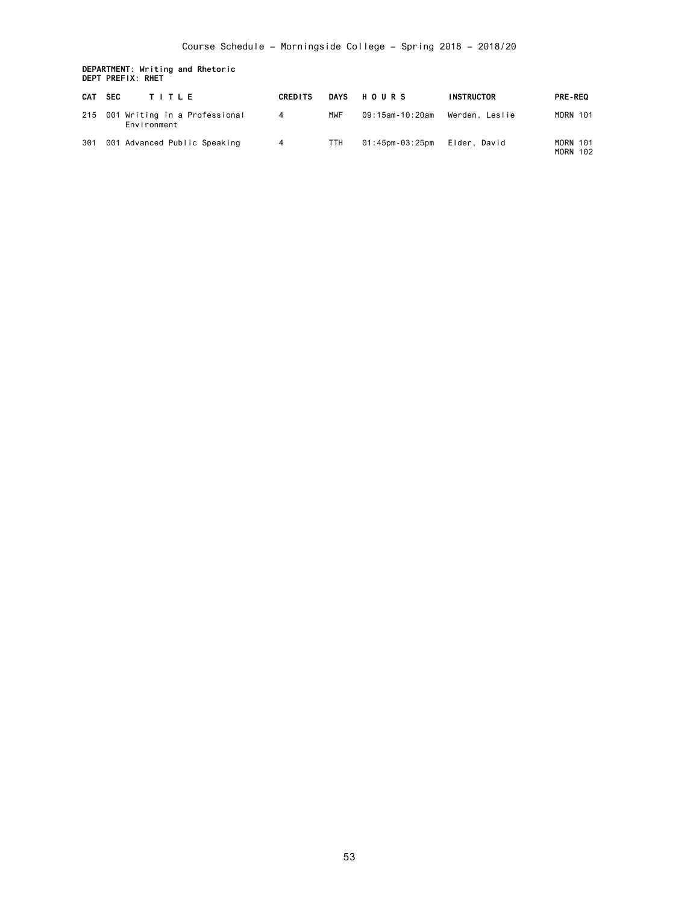Course Schedule - Morningside College - Spring 2018 - 2018/20

**DEPARTMENT: Writing and Rhetoric**
**DEPT PREFIX: RHET**

| CAT | SEC | TITLE | CREDITS | DAYS | HOURS | INSTRUCTOR | PRE-REQ |
|---|---|---|---|---|---|---|---|
| 215 | 001 | Writing in a Professional Environment | 4 | MWF | 09:15am-10:20am | Werden, Leslie | MORN 101 |
| 301 | 001 | Advanced Public Speaking | 4 | TTH | 01:45pm-03:25pm | Elder, David | MORN 101 MORN 102 |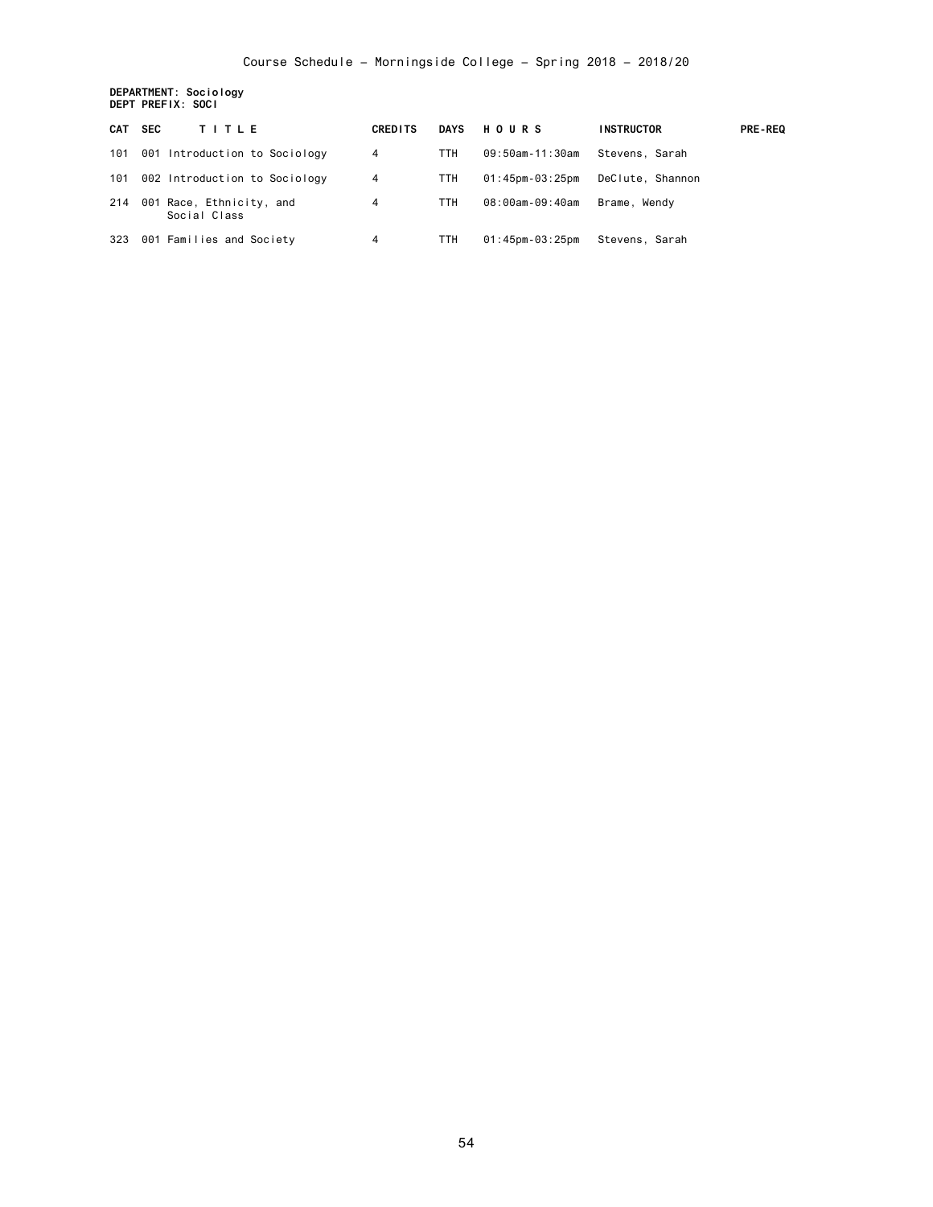**DEPARTMENT: Sociology**
**DEPT PREFIX: SOCI**

| CAT | SEC | TITLE | CREDITS | DAYS | HOURS | INSTRUCTOR | PRE-REQ |
|---|---|---|---|---|---|---|---|
| 101 | 001 | Introduction to Sociology | 4 | TTH | 09:50am-11:30am | Stevens, Sarah | |
| 101 | 002 | Introduction to Sociology | 4 | TTH | 01:45pm-03:25pm | DeClute, Shannon | |
| 214 | 001 | Race, Ethnicity, and Social Class | 4 | TTH | 08:00am-09:40am | Brame, Wendy | |
| 323 | 001 | Families and Society | 4 | TTH | 01:45pm-03:25pm | Stevens, Sarah | |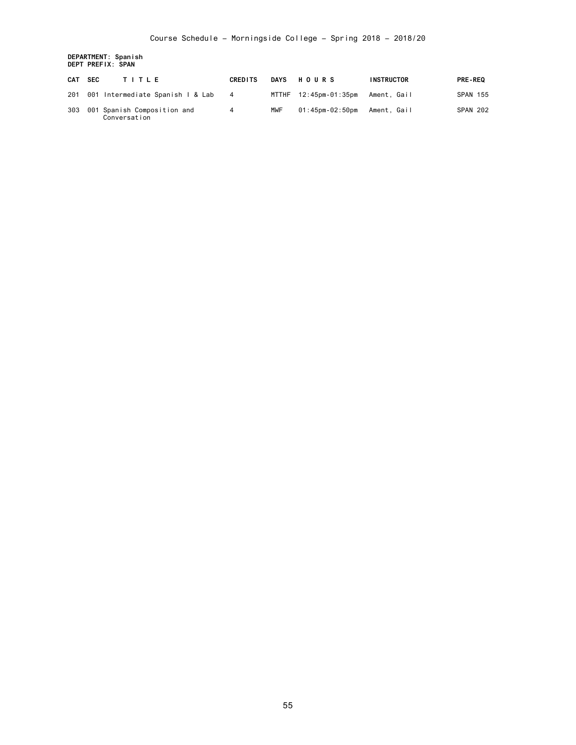**DEPARTMENT: Spanish**
**DEPT PREFIX: SPAN**

| CAT | SEC | TITLE | CREDITS | DAYS | HOURS | INSTRUCTOR | PRE-REQ |
|---|---|---|---|---|---|---|---|
| 201 | 001 | Intermediate Spanish I & Lab | 4 | MTTHF | 12:45pm-01:35pm | Ament, Gail | SPAN 155 |
| 303 | 001 | Spanish Composition and Conversation | 4 | MWF | 01:45pm-02:50pm | Ament, Gail | SPAN 202 |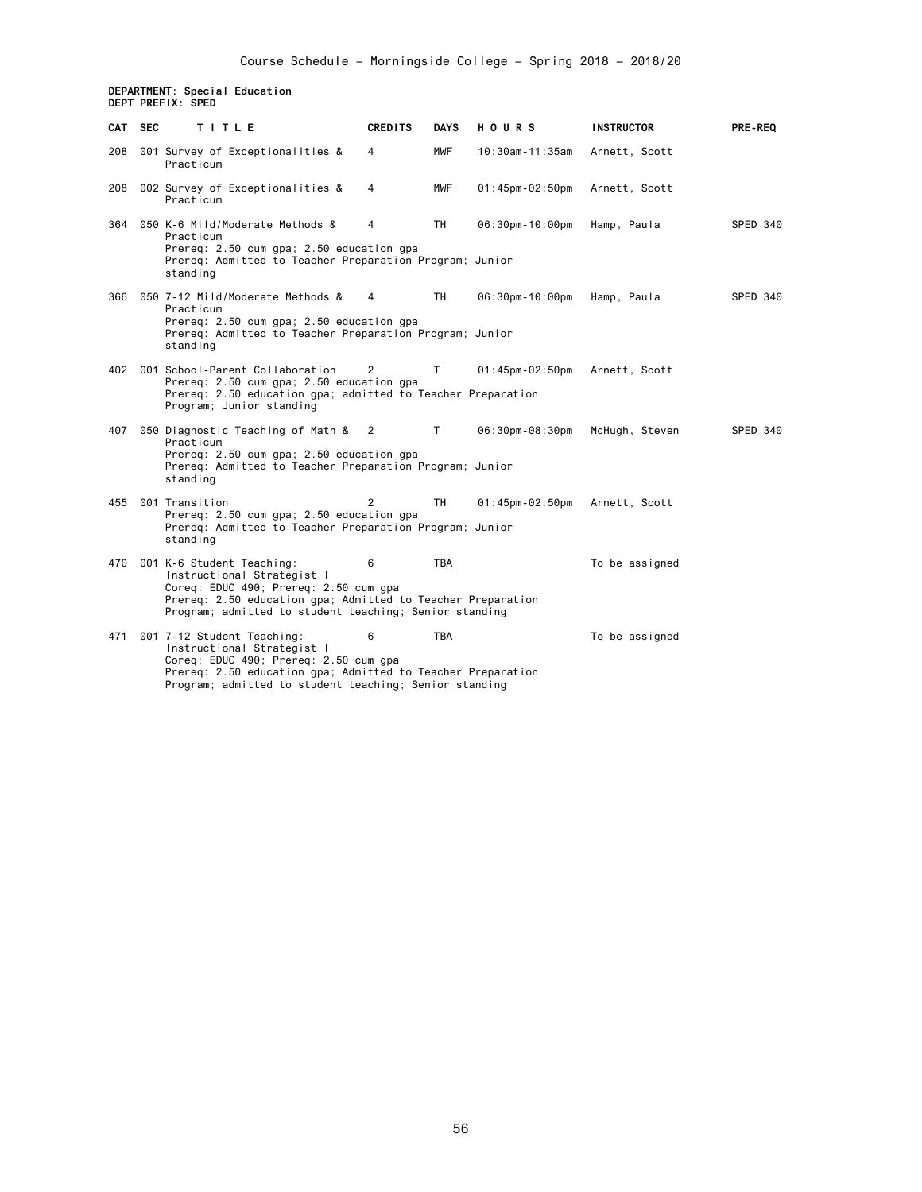Course Schedule - Morningside College - Spring 2018 - 2018/20

**DEPARTMENT: Special Education**
**DEPT PREFIX: SPED**

| CAT | SEC | TITLE | CREDITS | DAYS | HOURS | INSTRUCTOR | PRE-REQ |
|---|---|---|---|---|---|---|---|
| 208 | 001 | Survey of Exceptionalities & Practicum | 4 | MWF | 10:30am-11:35am | Arnett, Scott | |
| 208 | 002 | Survey of Exceptionalities & Practicum | 4 | MWF | 01:45pm-02:50pm | Arnett, Scott | |
| 364 | 050 | K-6 Mild/Moderate Methods & Practicum<br>Prereq: 2.50 cum gpa; 2.50 education gpa<br>Prereq: Admitted to Teacher Preparation Program; Junior standing | 4 | TH | 06:30pm-10:00pm | Hamp, Paula | SPED 340 |
| 366 | 050 | 7-12 Mild/Moderate Methods & Practicum<br>Prereq: 2.50 cum gpa; 2.50 education gpa<br>Prereq: Admitted to Teacher Preparation Program; Junior standing | 4 | TH | 06:30pm-10:00pm | Hamp, Paula | SPED 340 |
| 402 | 001 | School-Parent Collaboration<br>Prereq: 2.50 cum gpa; 2.50 education gpa<br>Prereq: 2.50 education gpa; admitted to Teacher Preparation Program; Junior standing | 2 | T | 01:45pm-02:50pm | Arnett, Scott | |
| 407 | 050 | Diagnostic Teaching of Math & Practicum<br>Prereq: 2.50 cum gpa; 2.50 education gpa<br>Prereq: Admitted to Teacher Preparation Program; Junior standing | 2 | T | 06:30pm-08:30pm | McHugh, Steven | SPED 340 |
| 455 | 001 | Transition<br>Prereq: 2.50 cum gpa; 2.50 education gpa<br>Prereq: Admitted to Teacher Preparation Program; Junior standing | 2 | TH | 01:45pm-02:50pm | Arnett, Scott | |
| 470 | 001 | K-6 Student Teaching: Instructional Strategist I<br>Coreq: EDUC 490; Prereq: 2.50 cum gpa<br>Prereq: 2.50 education gpa; Admitted to Teacher Preparation Program; admitted to student teaching; Senior standing | 6 | TBA | | To be assigned | |
| 471 | 001 | 7-12 Student Teaching: Instructional Strategist I<br>Coreq: EDUC 490; Prereq: 2.50 cum gpa<br>Prereq: 2.50 education gpa; Admitted to Teacher Preparation Program; admitted to student teaching; Senior standing | 6 | TBA | | To be assigned | |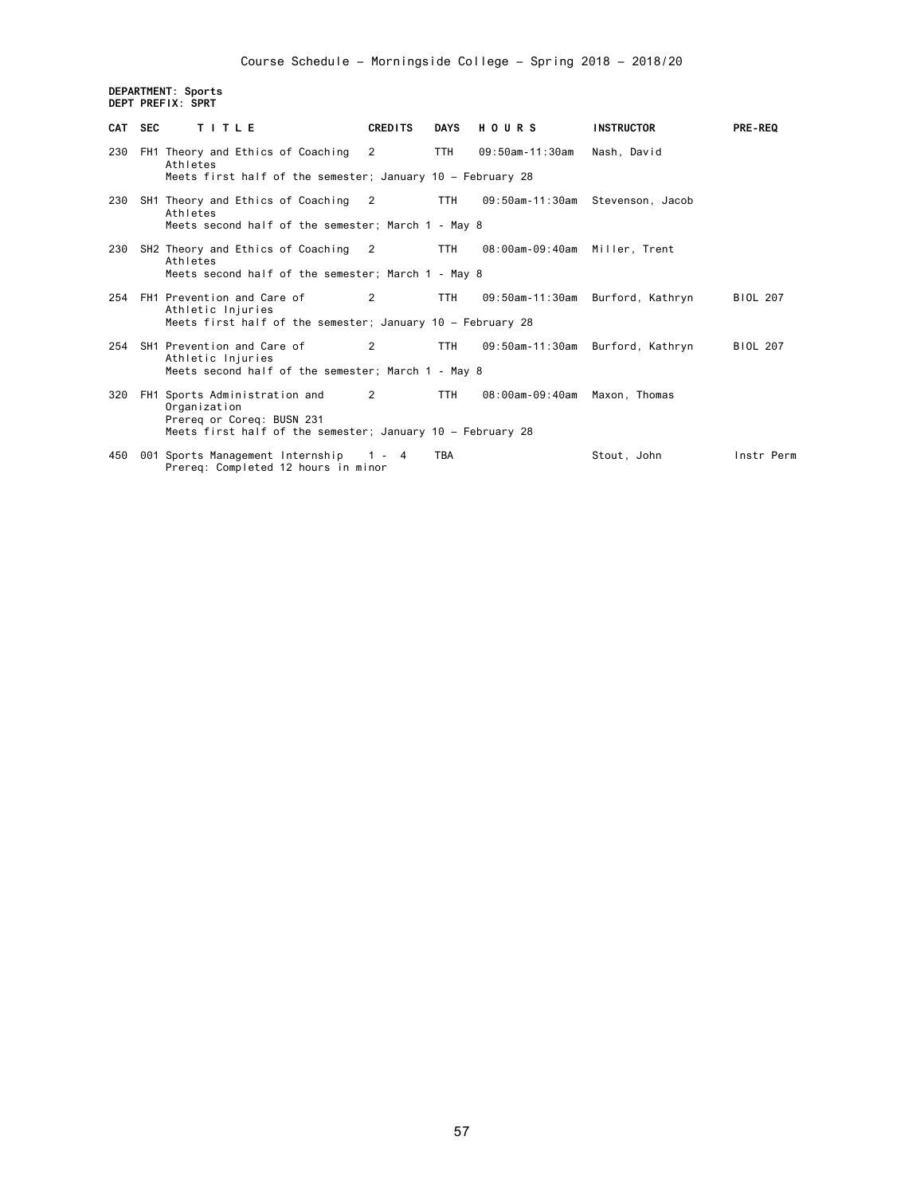Course Schedule – Morningside College – Spring 2018 – 2018/20

**DEPARTMENT: Sports**
**DEPT PREFIX: SPRT**

| CAT | SEC | TITLE | CREDITS | DAYS | HOURS | INSTRUCTOR | PRE-REQ |
|---|---|---|---|---|---|---|---|
| 230 | FH1 | Theory and Ethics of Coaching Athletes<br>Meets first half of the semester; January 10 – February 28 | 2 | TTH | 09:50am-11:30am | Nash, David | |
| 230 | SH1 | Theory and Ethics of Coaching Athletes<br>Meets second half of the semester; March 1 - May 8 | 2 | TTH | 09:50am-11:30am | Stevenson, Jacob | |
| 230 | SH2 | Theory and Ethics of Coaching Athletes<br>Meets second half of the semester; March 1 - May 8 | 2 | TTH | 08:00am-09:40am | Miller, Trent | |
| 254 | FH1 | Prevention and Care of Athletic Injuries<br>Meets first half of the semester; January 10 – February 28 | 2 | TTH | 09:50am-11:30am | Burford, Kathryn | BIOL 207 |
| 254 | SH1 | Prevention and Care of Athletic Injuries<br>Meets second half of the semester; March 1 - May 8 | 2 | TTH | 09:50am-11:30am | Burford, Kathryn | BIOL 207 |
| 320 | FH1 | Sports Administration and Organization<br>Prereq or Coreq: BUSN 231<br>Meets first half of the semester; January 10 – February 28 | 2 | TTH | 08:00am-09:40am | Maxon, Thomas | |
| 450 | 001 | Sports Management Internship<br>Prereq: Completed 12 hours in minor | 1 - 4 | TBA | | Stout, John | Instr Perm |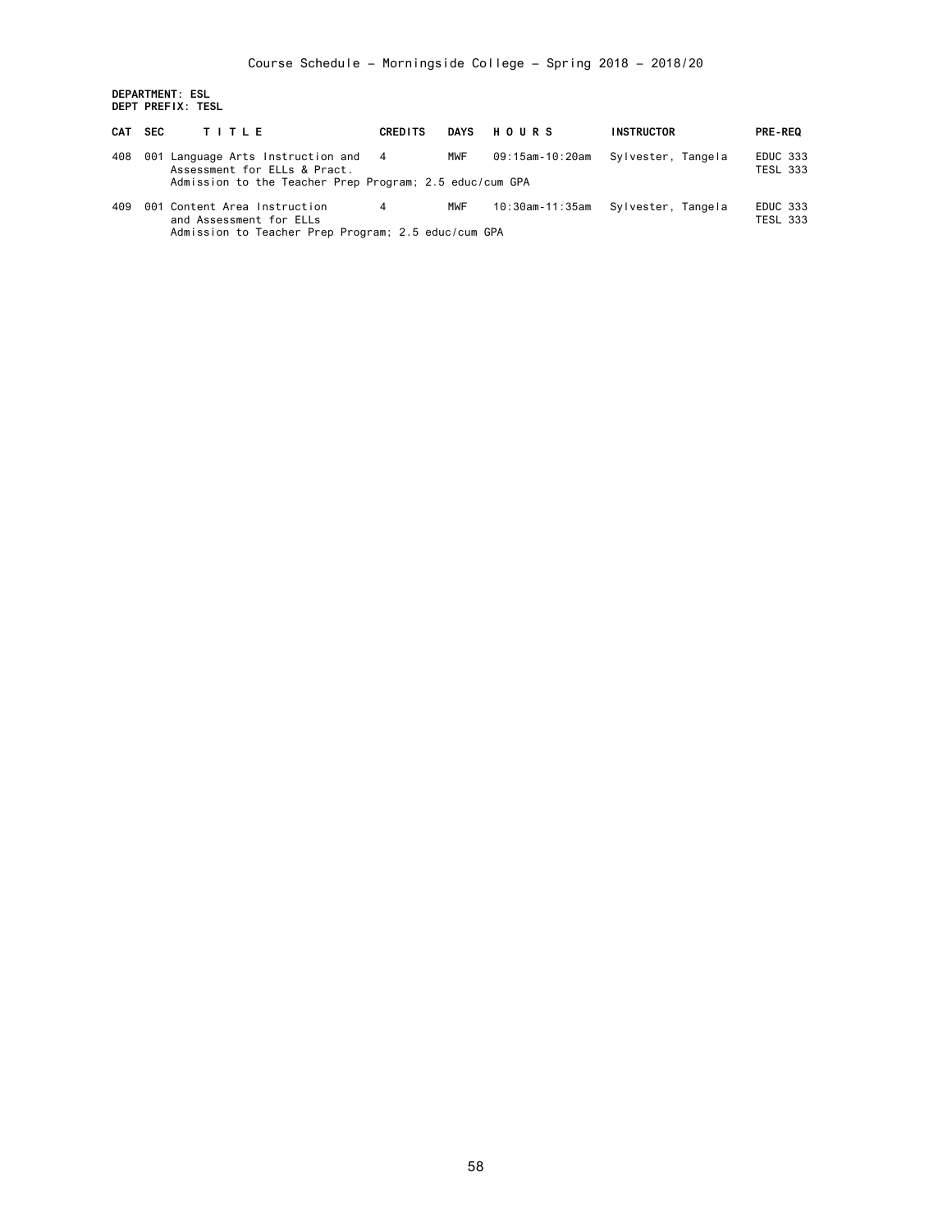**DEPARTMENT: ESL**
**DEPT PREFIX: TESL**

| CAT | SEC | TITLE | CREDITS | DAYS | HOURS | INSTRUCTOR | PRE-REQ |
|---|---|---|---|---|---|---|---|
| 408 | 001 | Language Arts Instruction and Assessment for ELLs & Pract. | 4 | MWF | 09:15am-10:20am | Sylvester, Tangela | EDUC 333 TESL 333 |
| | | Admission to the Teacher Prep Program; 2.5 educ/cum GPA | | | | | |
| 409 | 001 | Content Area Instruction and Assessment for ELLs | 4 | MWF | 10:30am-11:35am | Sylvester, Tangela | EDUC 333 TESL 333 |
| | | Admission to Teacher Prep Program; 2.5 educ/cum GPA | | | | | |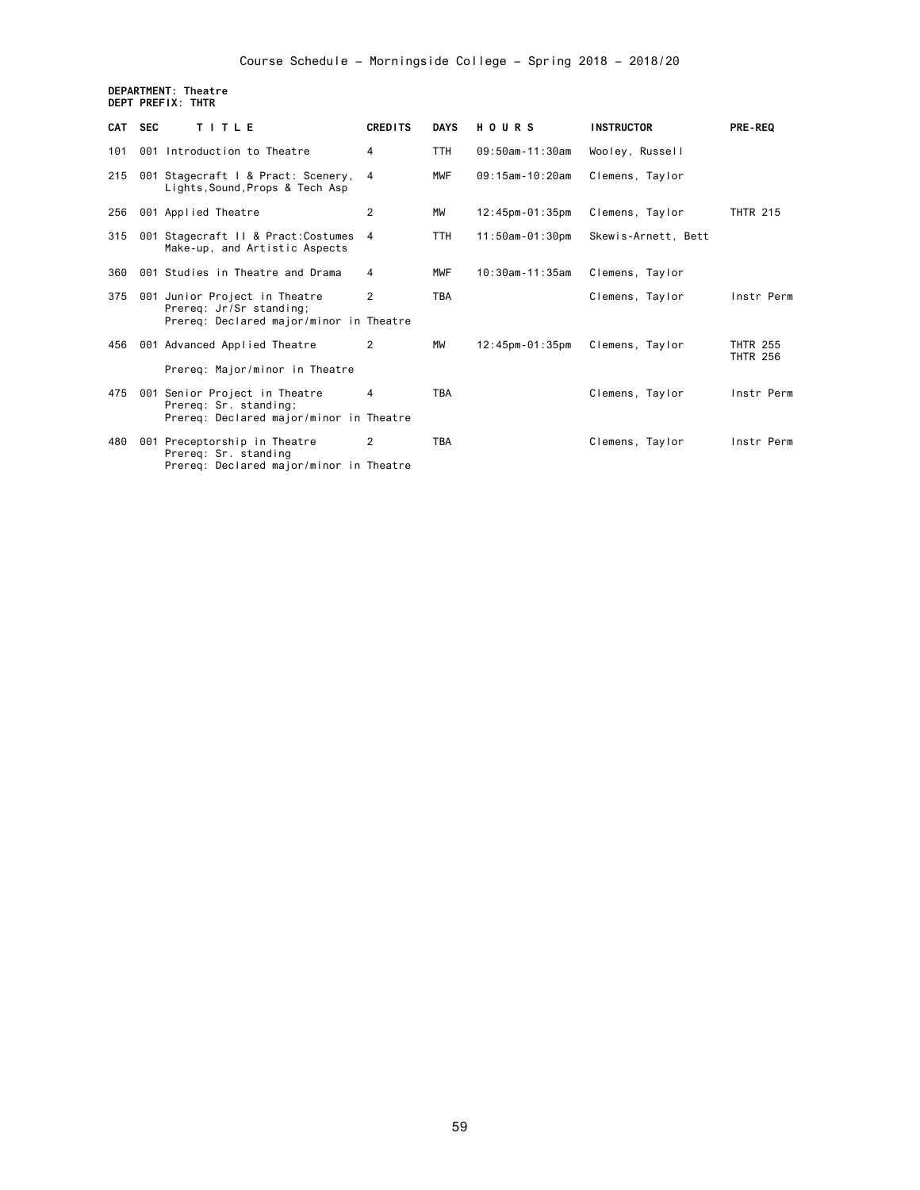Course Schedule - Morningside College - Spring 2018 - 2018/20

**DEPARTMENT: Theatre**
**DEPT PREFIX: THTR**

| CAT | SEC | TITLE | CREDITS | DAYS | HOURS | INSTRUCTOR | PRE-REQ |
|---|---|---|---|---|---|---|---|
| 101 | 001 | Introduction to Theatre | 4 | TTH | 09:50am-11:30am | Wooley, Russell | |
| 215 | 001 | Stagecraft I & Pract: Scenery, Lights,Sound,Props & Tech Asp | 4 | MWF | 09:15am-10:20am | Clemens, Taylor | |
| 256 | 001 | Applied Theatre | 2 | MW | 12:45pm-01:35pm | Clemens, Taylor | THTR 215 |
| 315 | 001 | Stagecraft II & Pract:Costumes Make-up, and Artistic Aspects | 4 | TTH | 11:50am-01:30pm | Skewis-Arnett, Bett | |
| 360 | 001 | Studies in Theatre and Drama | 4 | MWF | 10:30am-11:35am | Clemens, Taylor | |
| 375 | 001 | Junior Project in Theatre<br>Prereq: Jr/Sr standing;<br>Prereq: Declared major/minor in Theatre | 2 | TBA | | Clemens, Taylor | Instr Perm |
| 456 | 001 | Advanced Applied Theatre<br>Prereq: Major/minor in Theatre | 2 | MW | 12:45pm-01:35pm | Clemens, Taylor | THTR 255<br>THTR 256 |
| 475 | 001 | Senior Project in Theatre<br>Prereq: Sr. standing;<br>Prereq: Declared major/minor in Theatre | 4 | TBA | | Clemens, Taylor | Instr Perm |
| 480 | 001 | Preceptorship in Theatre<br>Prereq: Sr. standing<br>Prereq: Declared major/minor in Theatre | 2 | TBA | | Clemens, Taylor | Instr Perm |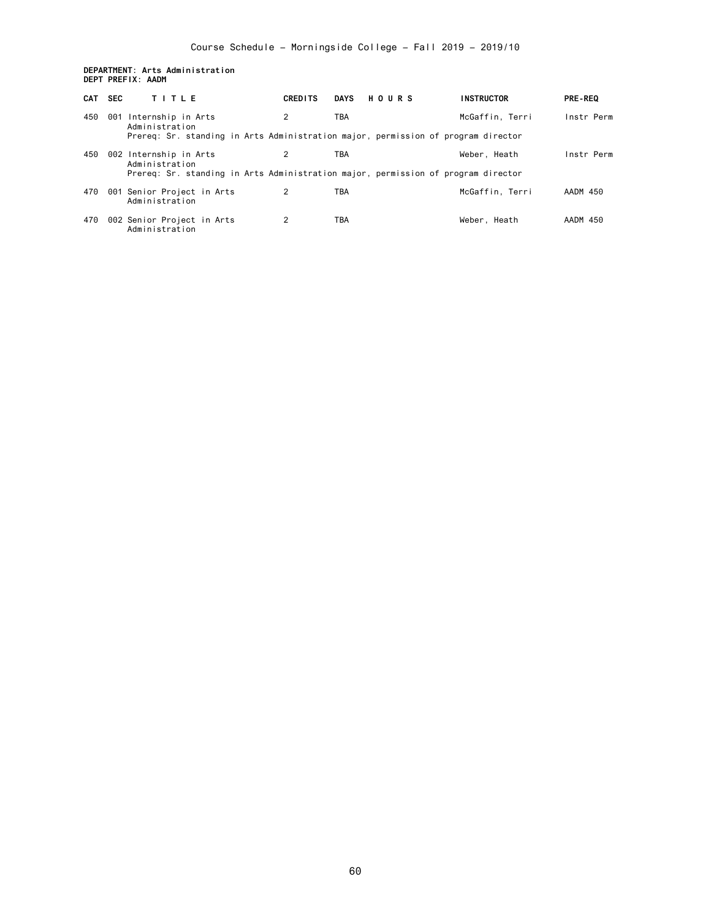**DEPARTMENT: Arts Administration**
**DEPT PREFIX: AADM**

| CAT | SEC | TITLE | CREDITS | DAYS | HOURS | INSTRUCTOR | PRE-REQ |
|---|---|---|---|---|---|---|---|
| 450 | 001 | Internship in Arts Administration | 2 | TBA | | McGaffin, Terri | Instr Perm |
| | | Prereq: Sr. standing in Arts Administration major, permission of program director | | | | | |
| 450 | 002 | Internship in Arts Administration | 2 | TBA | | Weber, Heath | Instr Perm |
| | | Prereq: Sr. standing in Arts Administration major, permission of program director | | | | | |
| 470 | 001 | Senior Project in Arts Administration | 2 | TBA | | McGaffin, Terri | AADM 450 |
| 470 | 002 | Senior Project in Arts Administration | 2 | TBA | | Weber, Heath | AADM 450 |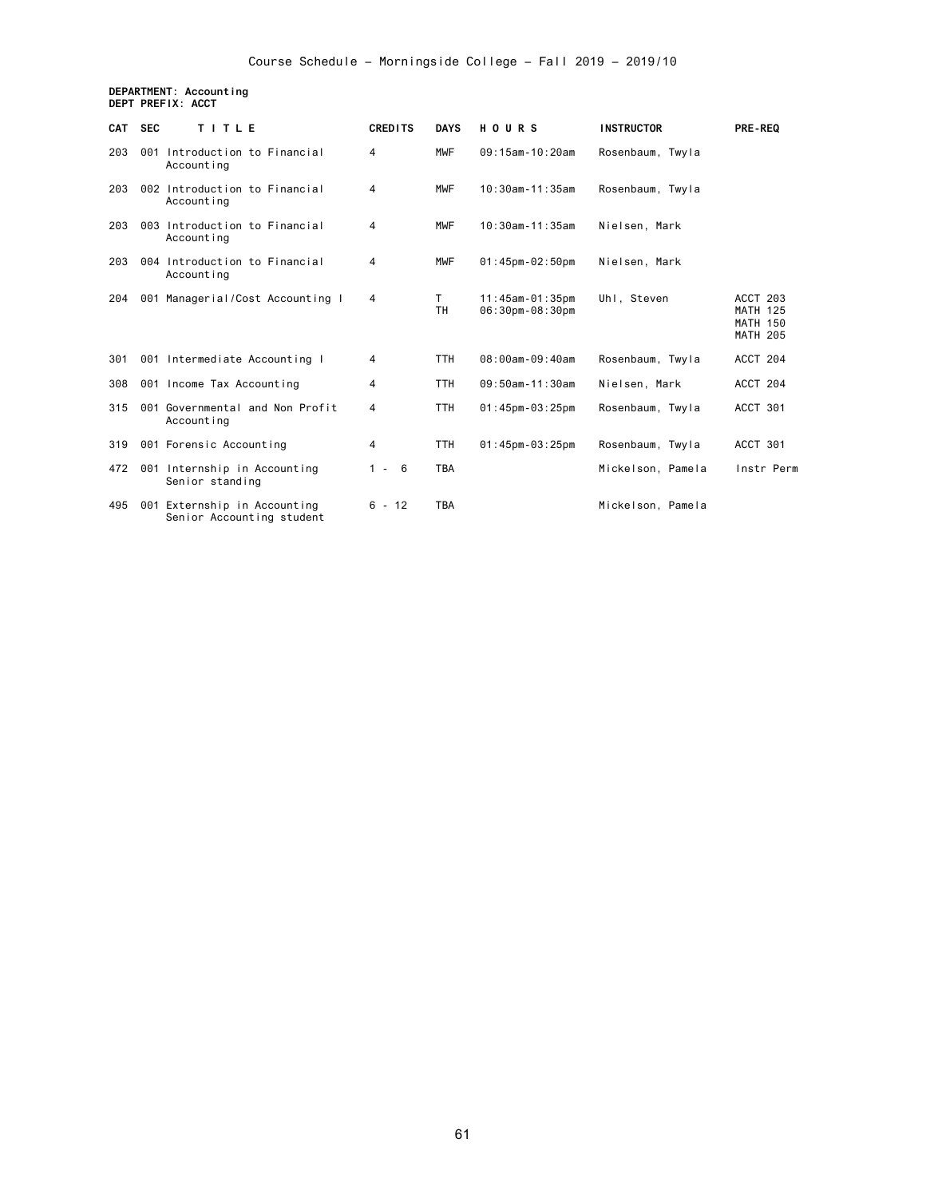Course Schedule – Morningside College – Fall 2019 – 2019/10

**DEPARTMENT: Accounting**
**DEPT PREFIX: ACCT**

| CAT | SEC | TITLE | CREDITS | DAYS | HOURS | INSTRUCTOR | PRE-REQ |
|---|---|---|---|---|---|---|---|
| 203 | 001 | Introduction to Financial Accounting | 4 | MWF | 09:15am-10:20am | Rosenbaum, Twyla | |
| 203 | 002 | Introduction to Financial Accounting | 4 | MWF | 10:30am-11:35am | Rosenbaum, Twyla | |
| 203 | 003 | Introduction to Financial Accounting | 4 | MWF | 10:30am-11:35am | Nielsen, Mark | |
| 203 | 004 | Introduction to Financial Accounting | 4 | MWF | 01:45pm-02:50pm | Nielsen, Mark | |
| 204 | 001 | Managerial/Cost Accounting I | 4 | T<br>TH | 11:45am-01:35pm<br>06:30pm-08:30pm | Uhl, Steven | ACCT 203<br>MATH 125<br>MATH 150<br>MATH 205 |
| 301 | 001 | Intermediate Accounting I | 4 | TTH | 08:00am-09:40am | Rosenbaum, Twyla | ACCT 204 |
| 308 | 001 | Income Tax Accounting | 4 | TTH | 09:50am-11:30am | Nielsen, Mark | ACCT 204 |
| 315 | 001 | Governmental and Non Profit Accounting | 4 | TTH | 01:45pm-03:25pm | Rosenbaum, Twyla | ACCT 301 |
| 319 | 001 | Forensic Accounting | 4 | TTH | 01:45pm-03:25pm | Rosenbaum, Twyla | ACCT 301 |
| 472 | 001 | Internship in Accounting<br>Senior standing | 1 - 6 | TBA | | Mickelson, Pamela | Instr Perm |
| 495 | 001 | Externship in Accounting<br>Senior Accounting student | 6 - 12 | TBA | | Mickelson, Pamela | |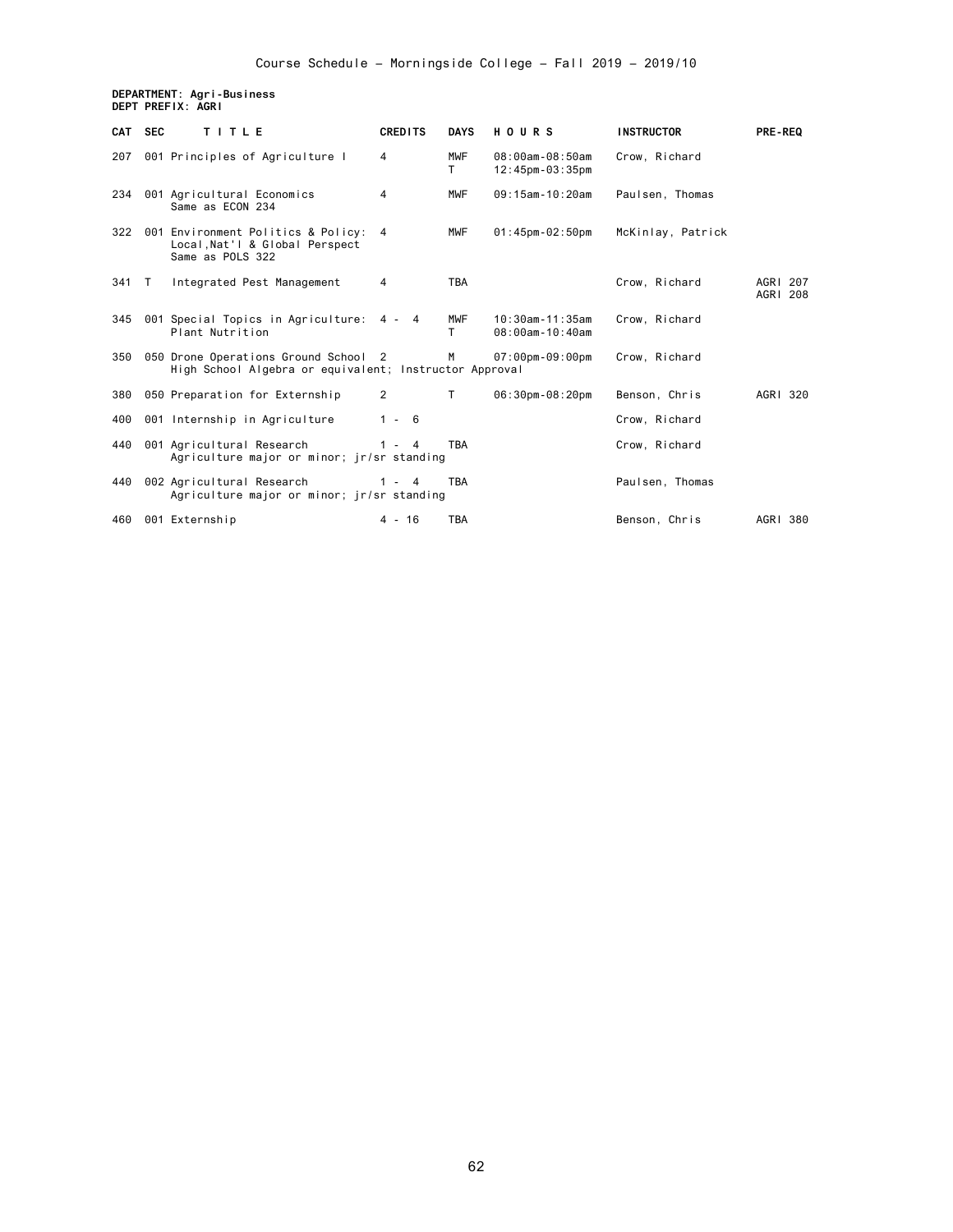Course Schedule – Morningside College – Fall 2019 – 2019/10

**DEPARTMENT: Agri-Business**
**DEPT PREFIX: AGRI**

| CAT | SEC | TITLE | CREDITS | DAYS | HOURS | INSTRUCTOR | PRE-REQ |
|---|---|---|---|---|---|---|---|
| 207 | 001 | Principles of Agriculture I | 4 | MWF<br>T | 08:00am-08:50am<br>12:45pm-03:35pm | Crow, Richard | |
| 234 | 001 | Agricultural Economics<br>Same as ECON 234 | 4 | MWF | 09:15am-10:20am | Paulsen, Thomas | |
| 322 | 001 | Environment Politics & Policy: Local,Nat'l & Global Perspect<br>Same as POLS 322 | 4 | MWF | 01:45pm-02:50pm | McKinlay, Patrick | |
| 341 | T | Integrated Pest Management | 4 | TBA | | Crow, Richard | AGRI 207<br>AGRI 208 |
| 345 | 001 | Special Topics in Agriculture: Plant Nutrition | 4 - 4 | MWF<br>T | 10:30am-11:35am<br>08:00am-10:40am | Crow, Richard | |
| 350 | 050 | Drone Operations Ground School<br>High School Algebra or equivalent; Instructor Approval | 2 | M | 07:00pm-09:00pm | Crow, Richard | |
| 380 | 050 | Preparation for Externship | 2 | T | 06:30pm-08:20pm | Benson, Chris | AGRI 320 |
| 400 | 001 | Internship in Agriculture | 1 - 6 | | | Crow, Richard | |
| 440 | 001 | Agricultural Research<br>Agriculture major or minor; jr/sr standing | 1 - 4 | TBA | | Crow, Richard | |
| 440 | 002 | Agricultural Research<br>Agriculture major or minor; jr/sr standing | 1 - 4 | TBA | | Paulsen, Thomas | |
| 460 | 001 | Externship | 4 - 16 | TBA | | Benson, Chris | AGRI 380 |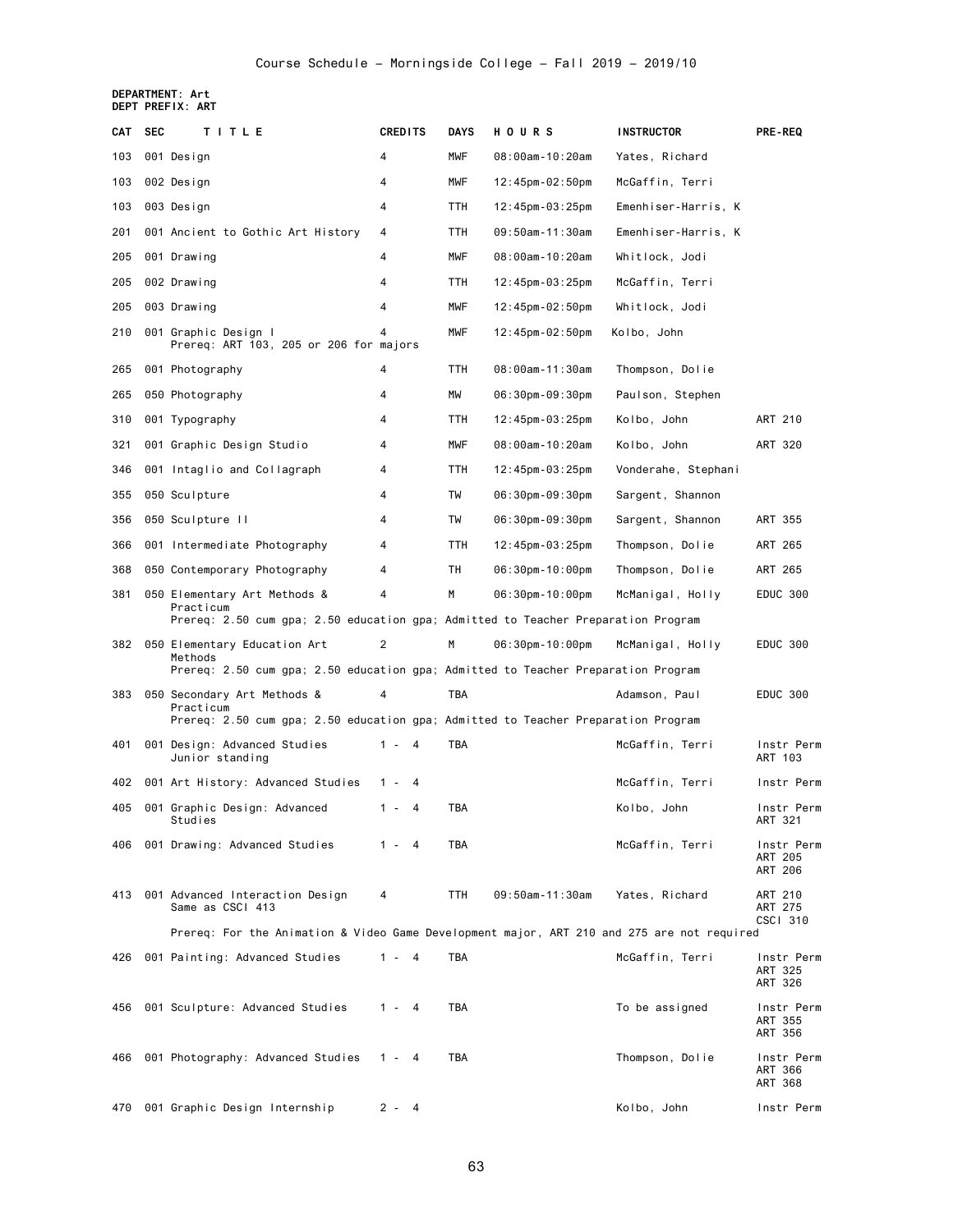Course Schedule – Morningside College – Fall 2019 – 2019/10

**DEPARTMENT: Art**
**DEPT PREFIX: ART**

| CAT | SEC | TITLE | CREDITS | DAYS | HOURS | INSTRUCTOR | PRE-REQ |
|---|---|---|---|---|---|---|---|
| 103 | 001 | Design | 4 | MWF | 08:00am-10:20am | Yates, Richard | |
| 103 | 002 | Design | 4 | MWF | 12:45pm-02:50pm | McGaffin, Terri | |
| 103 | 003 | Design | 4 | TTH | 12:45pm-03:25pm | Emenhiser-Harris, K | |
| 201 | 001 | Ancient to Gothic Art History | 4 | TTH | 09:50am-11:30am | Emenhiser-Harris, K | |
| 205 | 001 | Drawing | 4 | MWF | 08:00am-10:20am | Whitlock, Jodi | |
| 205 | 002 | Drawing | 4 | TTH | 12:45pm-03:25pm | McGaffin, Terri | |
| 205 | 003 | Drawing | 4 | MWF | 12:45pm-02:50pm | Whitlock, Jodi | |
| 210 | 001 | Graphic Design I<br>Prereq: ART 103, 205 or 206 for majors | 4 | MWF | 12:45pm-02:50pm | Kolbo, John | |
| 265 | 001 | Photography | 4 | TTH | 08:00am-11:30am | Thompson, Dolie | |
| 265 | 050 | Photography | 4 | MW | 06:30pm-09:30pm | Paulson, Stephen | |
| 310 | 001 | Typography | 4 | TTH | 12:45pm-03:25pm | Kolbo, John | ART 210 |
| 321 | 001 | Graphic Design Studio | 4 | MWF | 08:00am-10:20am | Kolbo, John | ART 320 |
| 346 | 001 | Intaglio and Collagraph | 4 | TTH | 12:45pm-03:25pm | Vonderahe, Stephani | |
| 355 | 050 | Sculpture | 4 | TW | 06:30pm-09:30pm | Sargent, Shannon | |
| 356 | 050 | Sculpture II | 4 | TW | 06:30pm-09:30pm | Sargent, Shannon | ART 355 |
| 366 | 001 | Intermediate Photography | 4 | TTH | 12:45pm-03:25pm | Thompson, Dolie | ART 265 |
| 368 | 050 | Contemporary Photography | 4 | TH | 06:30pm-10:00pm | Thompson, Dolie | ART 265 |
| 381 | 050 | Elementary Art Methods & Practicum<br>Prereq: 2.50 cum gpa; 2.50 education gpa; Admitted to Teacher Preparation Program | 4 | M | 06:30pm-10:00pm | McManigal, Holly | EDUC 300 |
| 382 | 050 | Elementary Education Art Methods<br>Prereq: 2.50 cum gpa; 2.50 education gpa; Admitted to Teacher Preparation Program | 2 | M | 06:30pm-10:00pm | McManigal, Holly | EDUC 300 |
| 383 | 050 | Secondary Art Methods & Practicum<br>Prereq: 2.50 cum gpa; 2.50 education gpa; Admitted to Teacher Preparation Program | 4 | TBA | | Adamson, Paul | EDUC 300 |
| 401 | 001 | Design: Advanced Studies<br>Junior standing | 1 - 4 | TBA | | McGaffin, Terri | Instr Perm<br>ART 103 |
| 402 | 001 | Art History: Advanced Studies | 1 - 4 | | | McGaffin, Terri | Instr Perm |
| 405 | 001 | Graphic Design: Advanced Studies | 1 - 4 | TBA | | Kolbo, John | Instr Perm<br>ART 321 |
| 406 | 001 | Drawing: Advanced Studies | 1 - 4 | TBA | | McGaffin, Terri | Instr Perm<br>ART 205<br>ART 206 |
| 413 | 001 | Advanced Interaction Design<br>Same as CSCI 413<br>Prereq: For the Animation & Video Game Development major, ART 210 and 275 are not required | 4 | TTH | 09:50am-11:30am | Yates, Richard | ART 210<br>ART 275<br>CSCI 310 |
| 426 | 001 | Painting: Advanced Studies | 1 - 4 | TBA | | McGaffin, Terri | Instr Perm<br>ART 325<br>ART 326 |
| 456 | 001 | Sculpture: Advanced Studies | 1 - 4 | TBA | | To be assigned | Instr Perm<br>ART 355<br>ART 356 |
| 466 | 001 | Photography: Advanced Studies | 1 - 4 | TBA | | Thompson, Dolie | Instr Perm<br>ART 366<br>ART 368 |
| 470 | 001 | Graphic Design Internship | 2 - 4 | | | Kolbo, John | Instr Perm |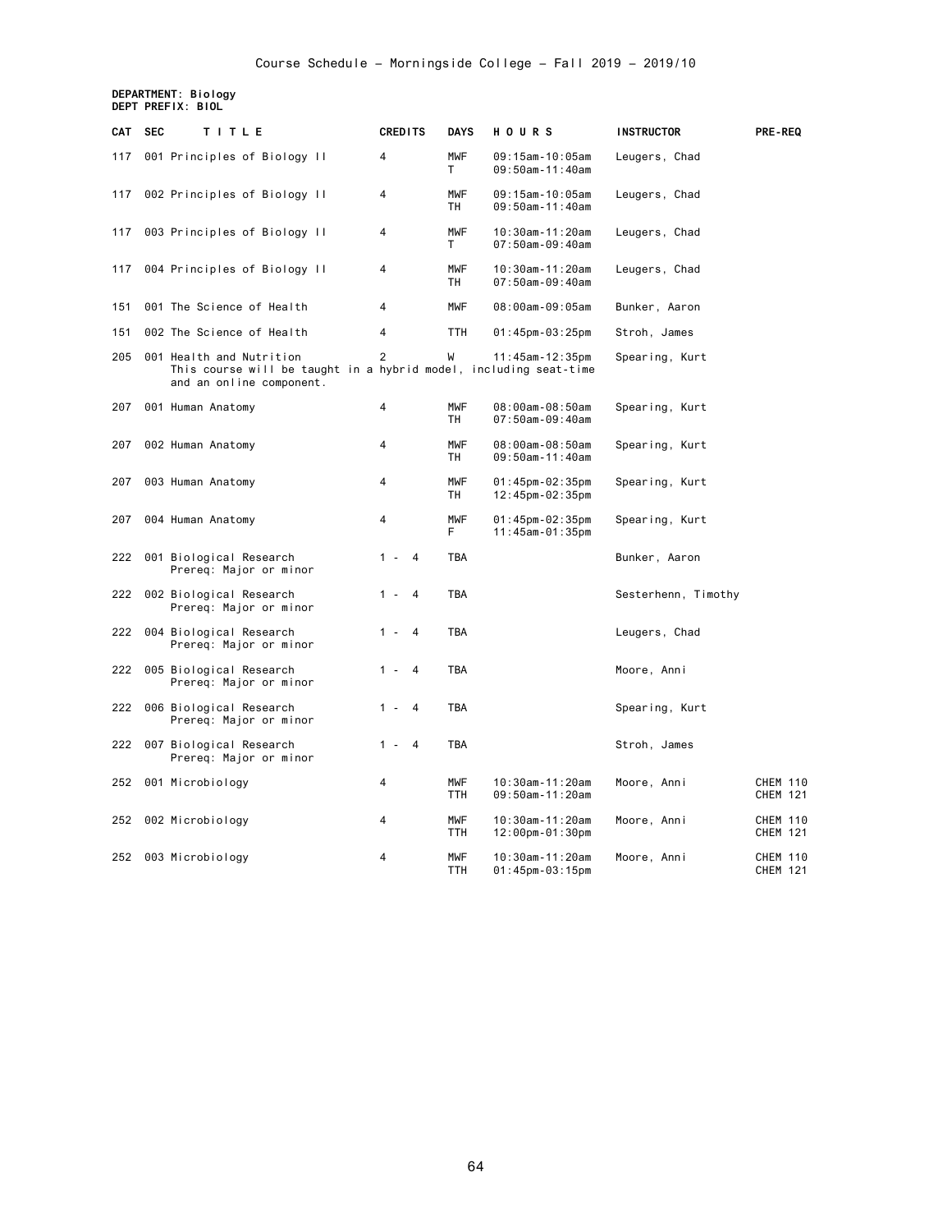Course Schedule - Morningside College - Fall 2019 - 2019/10

**DEPARTMENT: Biology**
**DEPT PREFIX: BIOL**

| CAT | SEC | TITLE | CREDITS | DAYS | HOURS | INSTRUCTOR | PRE-REQ |
|---|---|---|---|---|---|---|---|
| 117 | 001 | Principles of Biology II | 4 | MWF<br>T | 09:15am-10:05am<br>09:50am-11:40am | Leugers, Chad | |
| 117 | 002 | Principles of Biology II | 4 | MWF<br>TH | 09:15am-10:05am<br>09:50am-11:40am | Leugers, Chad | |
| 117 | 003 | Principles of Biology II | 4 | MWF<br>T | 10:30am-11:20am<br>07:50am-09:40am | Leugers, Chad | |
| 117 | 004 | Principles of Biology II | 4 | MWF<br>TH | 10:30am-11:20am<br>07:50am-09:40am | Leugers, Chad | |
| 151 | 001 | The Science of Health | 4 | MWF | 08:00am-09:05am | Bunker, Aaron | |
| 151 | 002 | The Science of Health | 4 | TTH | 01:45pm-03:25pm | Stroh, James | |
| 205 | 001 | Health and Nutrition<br>This course will be taught in a hybrid model, including seat-time and an online component. | 2 | W | 11:45am-12:35pm | Spearing, Kurt | |
| 207 | 001 | Human Anatomy | 4 | MWF<br>TH | 08:00am-08:50am<br>07:50am-09:40am | Spearing, Kurt | |
| 207 | 002 | Human Anatomy | 4 | MWF<br>TH | 08:00am-08:50am<br>09:50am-11:40am | Spearing, Kurt | |
| 207 | 003 | Human Anatomy | 4 | MWF<br>TH | 01:45pm-02:35pm<br>12:45pm-02:35pm | Spearing, Kurt | |
| 207 | 004 | Human Anatomy | 4 | MWF<br>F | 01:45pm-02:35pm<br>11:45am-01:35pm | Spearing, Kurt | |
| 222 | 001 | Biological Research<br>Prereq: Major or minor | 1 - 4 | TBA | | Bunker, Aaron | |
| 222 | 002 | Biological Research<br>Prereq: Major or minor | 1 - 4 | TBA | | Sesterhenn, Timothy | |
| 222 | 004 | Biological Research<br>Prereq: Major or minor | 1 - 4 | TBA | | Leugers, Chad | |
| 222 | 005 | Biological Research<br>Prereq: Major or minor | 1 - 4 | TBA | | Moore, Anni | |
| 222 | 006 | Biological Research<br>Prereq: Major or minor | 1 - 4 | TBA | | Spearing, Kurt | |
| 222 | 007 | Biological Research<br>Prereq: Major or minor | 1 - 4 | TBA | | Stroh, James | |
| 252 | 001 | Microbiology | 4 | MWF<br>TTH | 10:30am-11:20am<br>09:50am-11:20am | Moore, Anni | CHEM 110<br>CHEM 121 |
| 252 | 002 | Microbiology | 4 | MWF<br>TTH | 10:30am-11:20am<br>12:00pm-01:30pm | Moore, Anni | CHEM 110<br>CHEM 121 |
| 252 | 003 | Microbiology | 4 | MWF<br>TTH | 10:30am-11:20am<br>01:45pm-03:15pm | Moore, Anni | CHEM 110<br>CHEM 121 |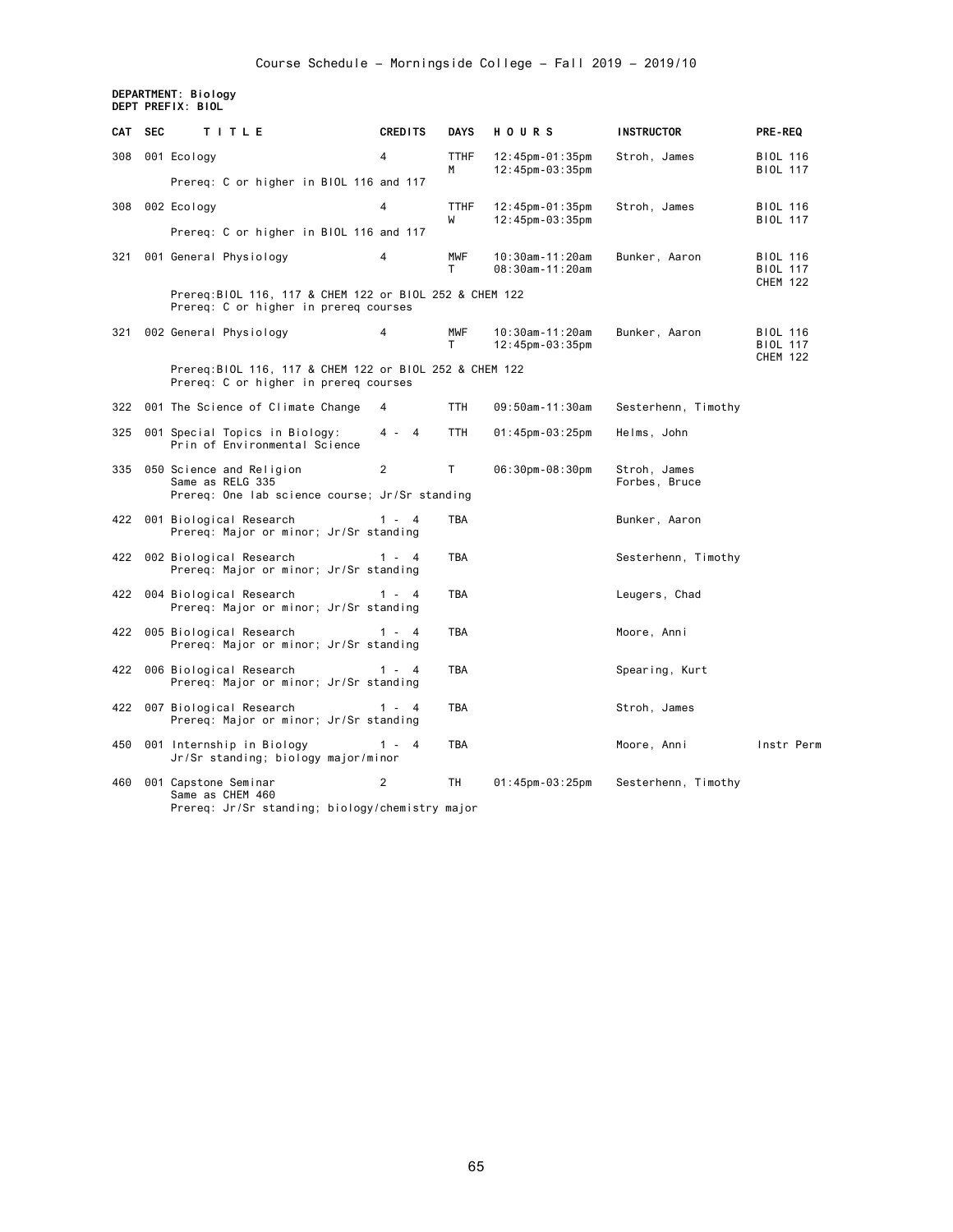Course Schedule - Morningside College - Fall 2019 - 2019/10

**DEPARTMENT: Biology**
**DEPT PREFIX: BIOL**

| CAT | SEC | TITLE | CREDITS | DAYS | HOURS | INSTRUCTOR | PRE-REQ |
|---|---|---|---|---|---|---|---|
| 308 | 001 | Ecology<br>Prereq: C or higher in BIOL 116 and 117 | 4 | TTHF<br>M | 12:45pm-01:35pm<br>12:45pm-03:35pm | Stroh, James | BIOL 116<br>BIOL 117 |
| 308 | 002 | Ecology<br>Prereq: C or higher in BIOL 116 and 117 | 4 | TTHF<br>W | 12:45pm-01:35pm<br>12:45pm-03:35pm | Stroh, James | BIOL 116<br>BIOL 117 |
| 321 | 001 | General Physiology<br>Prereq:BIOL 116, 117 & CHEM 122 or BIOL 252 & CHEM 122<br>Prereq: C or higher in prereq courses | 4 | MWF<br>T | 10:30am-11:20am<br>08:30am-11:20am | Bunker, Aaron | BIOL 116<br>BIOL 117<br>CHEM 122 |
| 321 | 002 | General Physiology<br>Prereq:BIOL 116, 117 & CHEM 122 or BIOL 252 & CHEM 122<br>Prereq: C or higher in prereq courses | 4 | MWF<br>T | 10:30am-11:20am<br>12:45pm-03:35pm | Bunker, Aaron | BIOL 116<br>BIOL 117<br>CHEM 122 |
| 322 | 001 | The Science of Climate Change | 4 | TTH | 09:50am-11:30am | Sesterhenn, Timothy | |
| 325 | 001 | Special Topics in Biology:<br>Prin of Environmental Science | 4 - 4 | TTH | 01:45pm-03:25pm | Helms, John | |
| 335 | 050 | Science and Religion<br>Same as RELG 335<br>Prereq: One lab science course; Jr/Sr standing | 2 | T | 06:30pm-08:30pm | Stroh, James<br>Forbes, Bruce | |
| 422 | 001 | Biological Research<br>Prereq: Major or minor; Jr/Sr standing | 1 - 4 | TBA | | Bunker, Aaron | |
| 422 | 002 | Biological Research<br>Prereq: Major or minor; Jr/Sr standing | 1 - 4 | TBA | | Sesterhenn, Timothy | |
| 422 | 004 | Biological Research<br>Prereq: Major or minor; Jr/Sr standing | 1 - 4 | TBA | | Leugers, Chad | |
| 422 | 005 | Biological Research<br>Prereq: Major or minor; Jr/Sr standing | 1 - 4 | TBA | | Moore, Anni | |
| 422 | 006 | Biological Research<br>Prereq: Major or minor; Jr/Sr standing | 1 - 4 | TBA | | Spearing, Kurt | |
| 422 | 007 | Biological Research<br>Prereq: Major or minor; Jr/Sr standing | 1 - 4 | TBA | | Stroh, James | |
| 450 | 001 | Internship in Biology<br>Jr/Sr standing; biology major/minor | 1 - 4 | TBA | | Moore, Anni | Instr Perm |
| 460 | 001 | Capstone Seminar<br>Same as CHEM 460<br>Prereq: Jr/Sr standing; biology/chemistry major | 2 | TH | 01:45pm-03:25pm | Sesterhenn, Timothy | |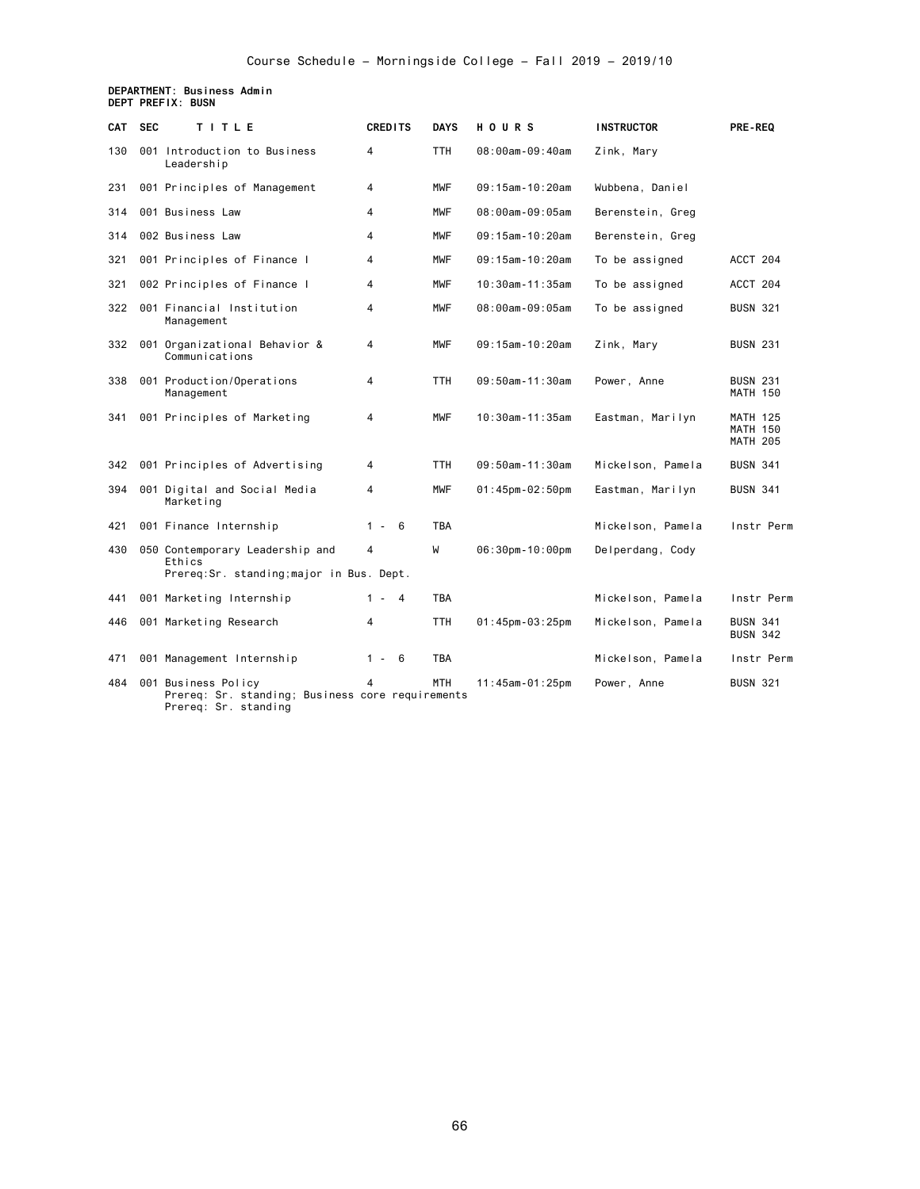Course Schedule - Morningside College - Fall 2019 - 2019/10

**DEPARTMENT: Business Admin**
**DEPT PREFIX: BUSN**

| CAT | SEC | TITLE | CREDITS | DAYS | HOURS | INSTRUCTOR | PRE-REQ |
|---|---|---|---|---|---|---|---|
| 130 | 001 | Introduction to Business Leadership | 4 | TTH | 08:00am-09:40am | Zink, Mary | |
| 231 | 001 | Principles of Management | 4 | MWF | 09:15am-10:20am | Wubbena, Daniel | |
| 314 | 001 | Business Law | 4 | MWF | 08:00am-09:05am | Berenstein, Greg | |
| 314 | 002 | Business Law | 4 | MWF | 09:15am-10:20am | Berenstein, Greg | |
| 321 | 001 | Principles of Finance I | 4 | MWF | 09:15am-10:20am | To be assigned | ACCT 204 |
| 321 | 002 | Principles of Finance I | 4 | MWF | 10:30am-11:35am | To be assigned | ACCT 204 |
| 322 | 001 | Financial Institution Management | 4 | MWF | 08:00am-09:05am | To be assigned | BUSN 321 |
| 332 | 001 | Organizational Behavior & Communications | 4 | MWF | 09:15am-10:20am | Zink, Mary | BUSN 231 |
| 338 | 001 | Production/Operations Management | 4 | TTH | 09:50am-11:30am | Power, Anne | BUSN 231<br>MATH 150 |
| 341 | 001 | Principles of Marketing | 4 | MWF | 10:30am-11:35am | Eastman, Marilyn | MATH 125<br>MATH 150<br>MATH 205 |
| 342 | 001 | Principles of Advertising | 4 | TTH | 09:50am-11:30am | Mickelson, Pamela | BUSN 341 |
| 394 | 001 | Digital and Social Media Marketing | 4 | MWF | 01:45pm-02:50pm | Eastman, Marilyn | BUSN 341 |
| 421 | 001 | Finance Internship | 1 - 6 | TBA | | Mickelson, Pamela | Instr Perm |
| 430 | 050 | Contemporary Leadership and Ethics<br>Prereq:Sr. standing;major in Bus. Dept. | 4 | W | 06:30pm-10:00pm | Delperdang, Cody | |
| 441 | 001 | Marketing Internship | 1 - 4 | TBA | | Mickelson, Pamela | Instr Perm |
| 446 | 001 | Marketing Research | 4 | TTH | 01:45pm-03:25pm | Mickelson, Pamela | BUSN 341<br>BUSN 342 |
| 471 | 001 | Management Internship | 1 - 6 | TBA | | Mickelson, Pamela | Instr Perm |
| 484 | 001 | Business Policy<br>Prereq: Sr. standing; Business core requirements<br>Prereq: Sr. standing | 4 | MTH | 11:45am-01:25pm | Power, Anne | BUSN 321 |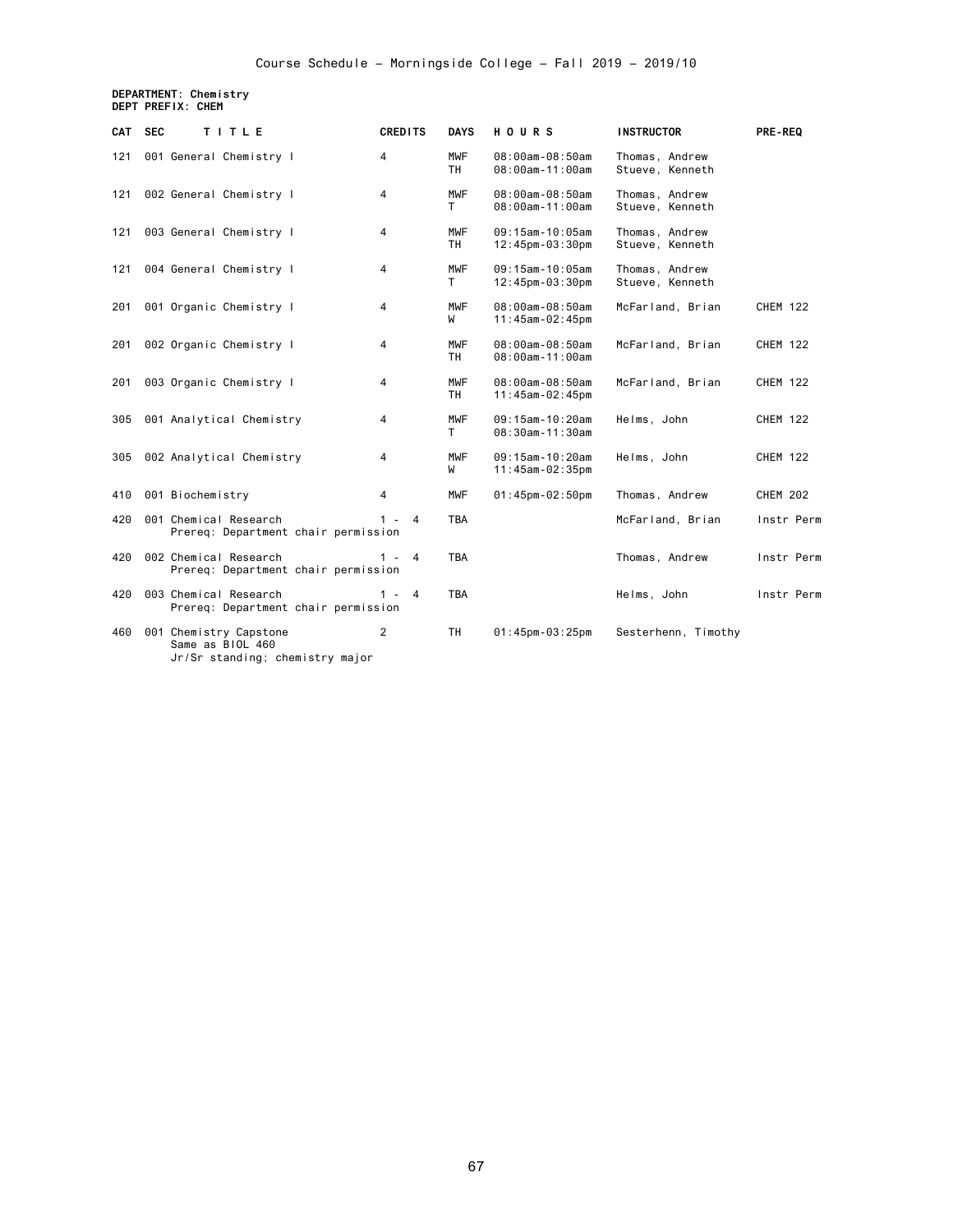Course Schedule - Morningside College - Fall 2019 - 2019/10

**DEPARTMENT: Chemistry**
**DEPT PREFIX: CHEM**

| CAT | SEC | TITLE | CREDITS | DAYS | HOURS | INSTRUCTOR | PRE-REQ |
|---|---|---|---|---|---|---|---|
| 121 | 001 | General Chemistry I | 4 | MWF<br>TH | 08:00am-08:50am<br>08:00am-11:00am | Thomas, Andrew<br>Stueve, Kenneth | |
| 121 | 002 | General Chemistry I | 4 | MWF<br>T | 08:00am-08:50am<br>08:00am-11:00am | Thomas, Andrew<br>Stueve, Kenneth | |
| 121 | 003 | General Chemistry I | 4 | MWF<br>TH | 09:15am-10:05am<br>12:45pm-03:30pm | Thomas, Andrew<br>Stueve, Kenneth | |
| 121 | 004 | General Chemistry I | 4 | MWF<br>T | 09:15am-10:05am<br>12:45pm-03:30pm | Thomas, Andrew<br>Stueve, Kenneth | |
| 201 | 001 | Organic Chemistry I | 4 | MWF<br>W | 08:00am-08:50am<br>11:45am-02:45pm | McFarland, Brian | CHEM 122 |
| 201 | 002 | Organic Chemistry I | 4 | MWF<br>TH | 08:00am-08:50am<br>08:00am-11:00am | McFarland, Brian | CHEM 122 |
| 201 | 003 | Organic Chemistry I | 4 | MWF<br>TH | 08:00am-08:50am<br>11:45am-02:45pm | McFarland, Brian | CHEM 122 |
| 305 | 001 | Analytical Chemistry | 4 | MWF<br>T | 09:15am-10:20am<br>08:30am-11:30am | Helms, John | CHEM 122 |
| 305 | 002 | Analytical Chemistry | 4 | MWF<br>W | 09:15am-10:20am<br>11:45am-02:35pm | Helms, John | CHEM 122 |
| 410 | 001 | Biochemistry | 4 | MWF | 01:45pm-02:50pm | Thomas, Andrew | CHEM 202 |
| 420 | 001 | Chemical Research<br>Prereq: Department chair permission | 1 - 4 | TBA | | McFarland, Brian | Instr Perm |
| 420 | 002 | Chemical Research<br>Prereq: Department chair permission | 1 - 4 | TBA | | Thomas, Andrew | Instr Perm |
| 420 | 003 | Chemical Research<br>Prereq: Department chair permission | 1 - 4 | TBA | | Helms, John | Instr Perm |
| 460 | 001 | Chemistry Capstone<br>Same as BIOL 460<br>Jr/Sr standing; chemistry major | 2 | TH | 01:45pm-03:25pm | Sesterhenn, Timothy | |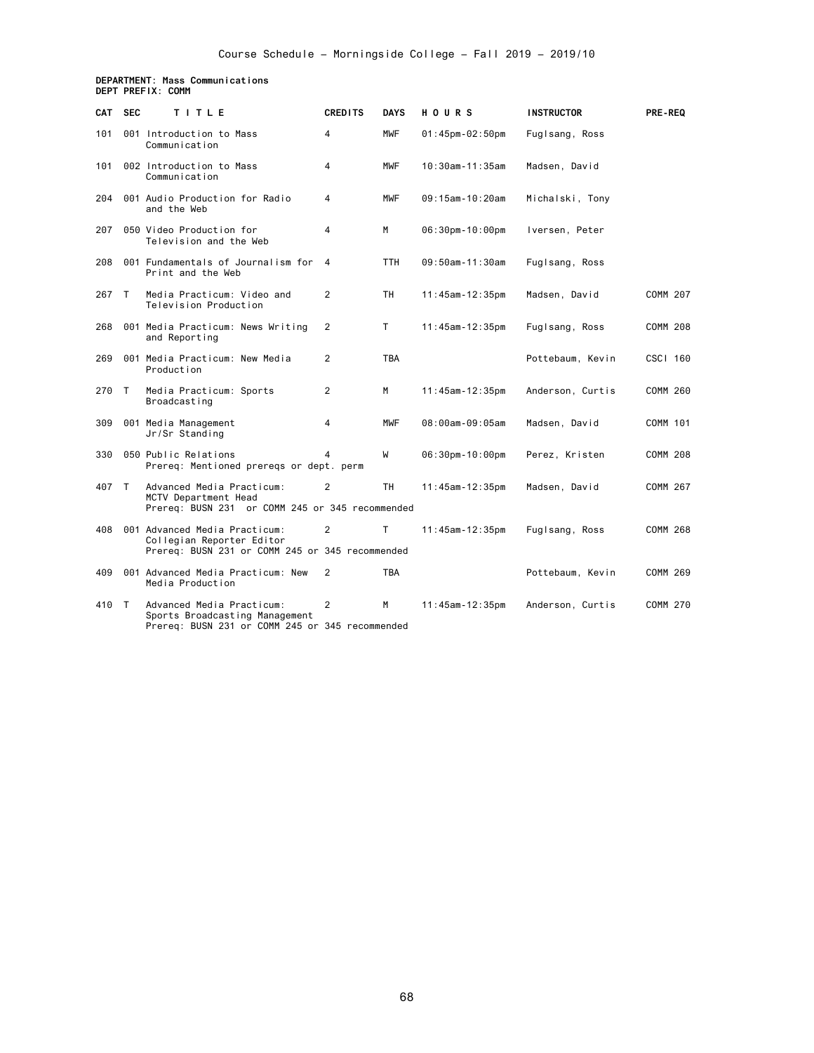Course Schedule - Morningside College - Fall 2019 - 2019/10

**DEPARTMENT: Mass Communications**
**DEPT PREFIX: COMM**

| CAT | SEC | TITLE | CREDITS | DAYS | HOURS | INSTRUCTOR | PRE-REQ |
|---|---|---|---|---|---|---|---|
| 101 | 001 | Introduction to Mass Communication | 4 | MWF | 01:45pm-02:50pm | Fuglsang, Ross | |
| 101 | 002 | Introduction to Mass Communication | 4 | MWF | 10:30am-11:35am | Madsen, David | |
| 204 | 001 | Audio Production for Radio and the Web | 4 | MWF | 09:15am-10:20am | Michalski, Tony | |
| 207 | 050 | Video Production for Television and the Web | 4 | M | 06:30pm-10:00pm | Iversen, Peter | |
| 208 | 001 | Fundamentals of Journalism for Print and the Web | 4 | TTH | 09:50am-11:30am | Fuglsang, Ross | |
| 267 | T | Media Practicum: Video and Television Production | 2 | TH | 11:45am-12:35pm | Madsen, David | COMM 207 |
| 268 | 001 | Media Practicum: News Writing and Reporting | 2 | T | 11:45am-12:35pm | Fuglsang, Ross | COMM 208 |
| 269 | 001 | Media Practicum: New Media Production | 2 | TBA | | Pottebaum, Kevin | CSCI 160 |
| 270 | T | Media Practicum: Sports Broadcasting | 2 | M | 11:45am-12:35pm | Anderson, Curtis | COMM 260 |
| 309 | 001 | Media Management Jr/Sr Standing | 4 | MWF | 08:00am-09:05am | Madsen, David | COMM 101 |
| 330 | 050 | Public Relations Prereq: Mentioned prereqs or dept. perm | 4 | W | 06:30pm-10:00pm | Perez, Kristen | COMM 208 |
| 407 | T | Advanced Media Practicum: MCTV Department Head Prereq: BUSN 231 or COMM 245 or 345 recommended | 2 | TH | 11:45am-12:35pm | Madsen, David | COMM 267 |
| 408 | 001 | Advanced Media Practicum: Collegian Reporter Editor Prereq: BUSN 231 or COMM 245 or 345 recommended | 2 | T | 11:45am-12:35pm | Fuglsang, Ross | COMM 268 |
| 409 | 001 | Advanced Media Practicum: New Media Production | 2 | TBA | | Pottebaum, Kevin | COMM 269 |
| 410 | T | Advanced Media Practicum: Sports Broadcasting Management Prereq: BUSN 231 or COMM 245 or 345 recommended | 2 | M | 11:45am-12:35pm | Anderson, Curtis | COMM 270 |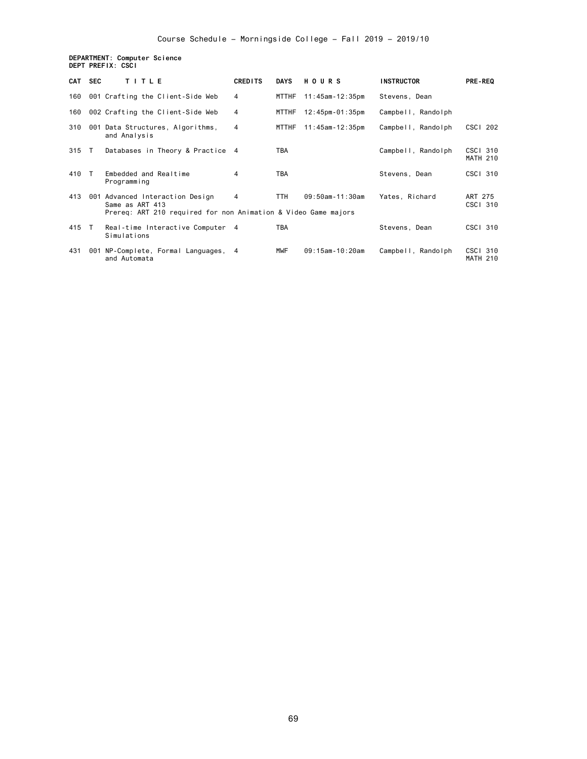Course Schedule – Morningside College – Fall 2019 – 2019/10

**DEPARTMENT: Computer Science**
**DEPT PREFIX: CSCI**

| CAT | SEC | TITLE | CREDITS | DAYS | HOURS | INSTRUCTOR | PRE-REQ |
|---|---|---|---|---|---|---|---|
| 160 | 001 | Crafting the Client-Side Web | 4 | MTTHF | 11:45am-12:35pm | Stevens, Dean | |
| 160 | 002 | Crafting the Client-Side Web | 4 | MTTHF | 12:45pm-01:35pm | Campbell, Randolph | |
| 310 | 001 | Data Structures, Algorithms, and Analysis | 4 | MTTHF | 11:45am-12:35pm | Campbell, Randolph | CSCI 202 |
| 315 | T | Databases in Theory & Practice | 4 | TBA | | Campbell, Randolph | CSCI 310 MATH 210 |
| 410 | T | Embedded and Realtime Programming | 4 | TBA | | Stevens, Dean | CSCI 310 |
| 413 | 001 | Advanced Interaction Design Same as ART 413 Prereq: ART 210 required for non Animation & Video Game majors | 4 | TTH | 09:50am-11:30am | Yates, Richard | ART 275 CSCI 310 |
| 415 | T | Real-time Interactive Computer Simulations | 4 | TBA | | Stevens, Dean | CSCI 310 |
| 431 | 001 | NP-Complete, Formal Languages, and Automata | 4 | MWF | 09:15am-10:20am | Campbell, Randolph | CSCI 310 MATH 210 |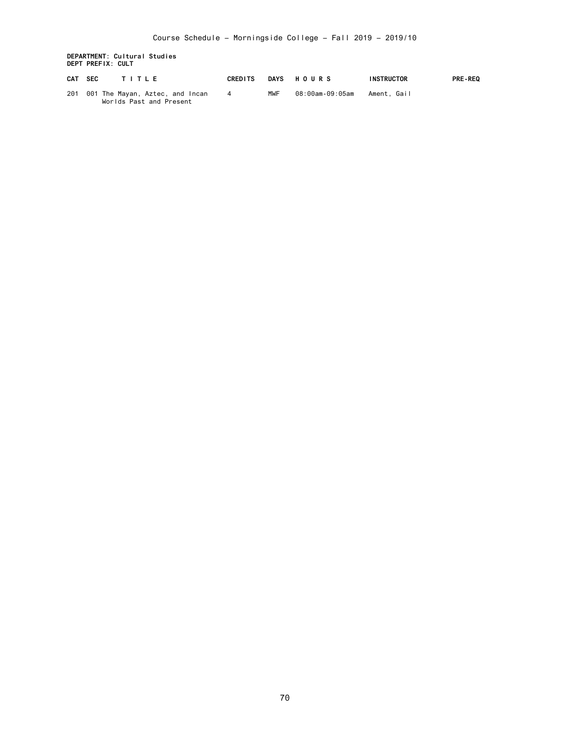**DEPARTMENT: Cultural Studies**
**DEPT PREFIX: CULT**

| CAT | SEC | TITLE | CREDITS | DAYS | HOURS | INSTRUCTOR | PRE-REQ |
|---|---|---|---|---|---|---|---|
| 201 | 001 | The Mayan, Aztec, and Incan Worlds Past and Present | 4 | MWF | 08:00am-09:05am | Ament, Gail | |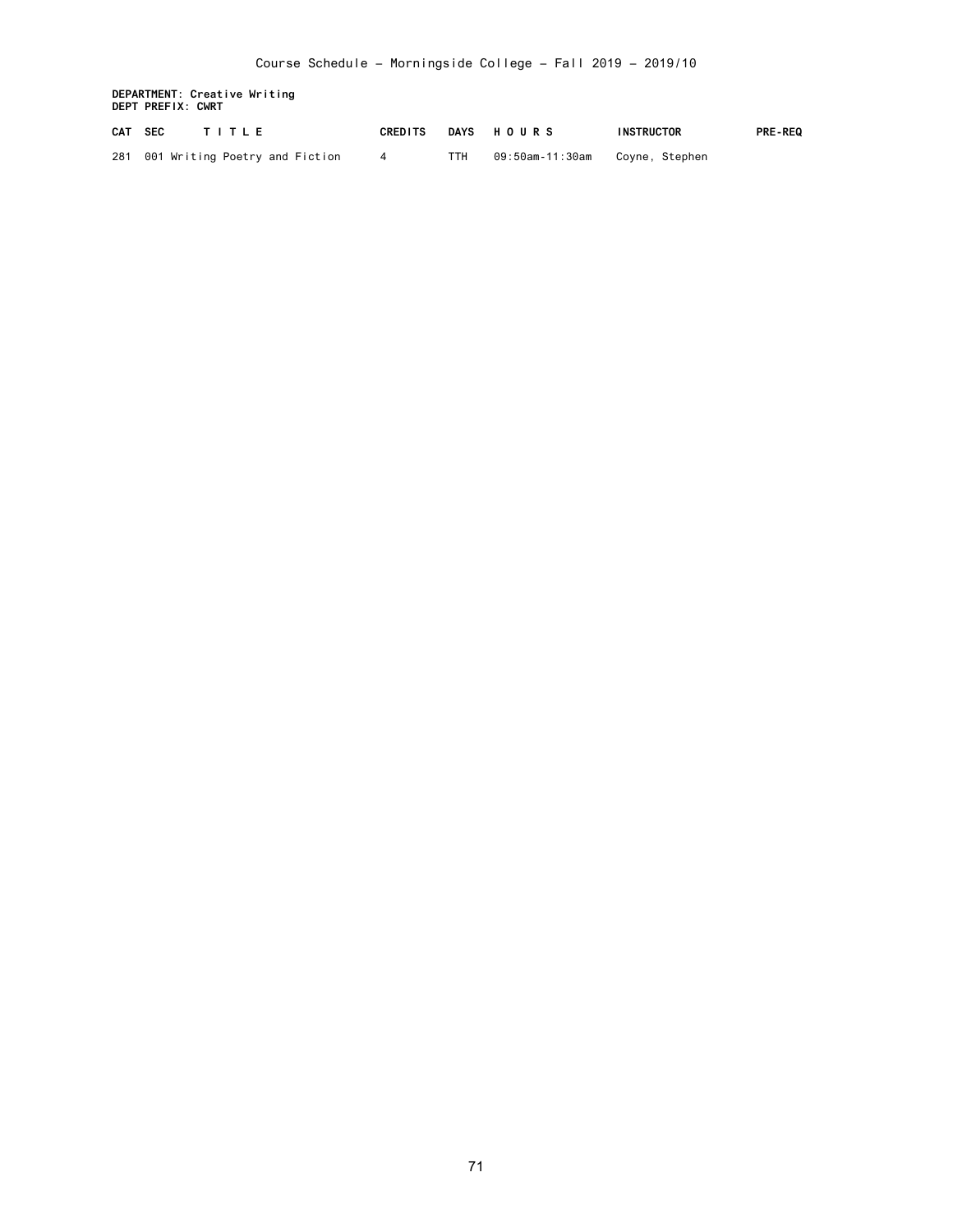**DEPARTMENT: Creative Writing**
**DEPT PREFIX: CWRT**

| CAT | SEC | T I T L E | CREDITS | DAYS | H O U R S | INSTRUCTOR | PRE-REQ |
|---|---|---|---|---|---|---|---|
| 281 | 001 | Writing Poetry and Fiction | 4 | TTH | 09:50am-11:30am | Coyne, Stephen | |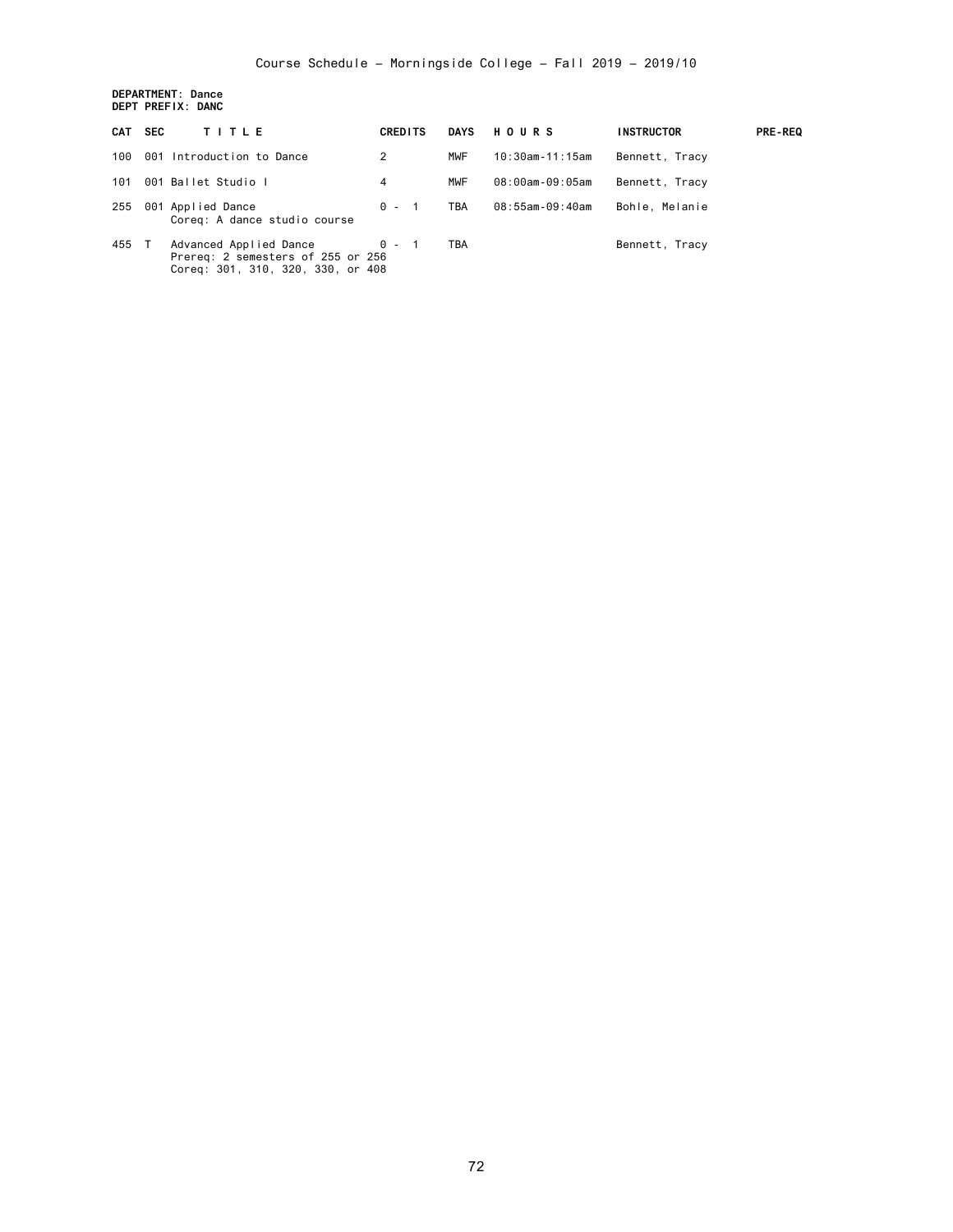Course Schedule - Morningside College - Fall 2019 - 2019/10

**DEPARTMENT: Dance**
**DEPT PREFIX: DANC**

| CAT | SEC | TITLE | CREDITS | DAYS | HOURS | INSTRUCTOR | PRE-REQ |
|---|---|---|---|---|---|---|---|
| 100 | 001 | Introduction to Dance | 2 | MWF | 10:30am-11:15am | Bennett, Tracy | |
| 101 | 001 | Ballet Studio I | 4 | MWF | 08:00am-09:05am | Bennett, Tracy | |
| 255 | 001 | Applied Dance<br>Coreq: A dance studio course | 0 - 1 | TBA | 08:55am-09:40am | Bohle, Melanie | |
| 455 | T | Advanced Applied Dance<br>Prereq: 2 semesters of 255 or 256<br>Coreq: 301, 310, 320, 330, or 408 | 0 - 1 | TBA | | Bennett, Tracy | |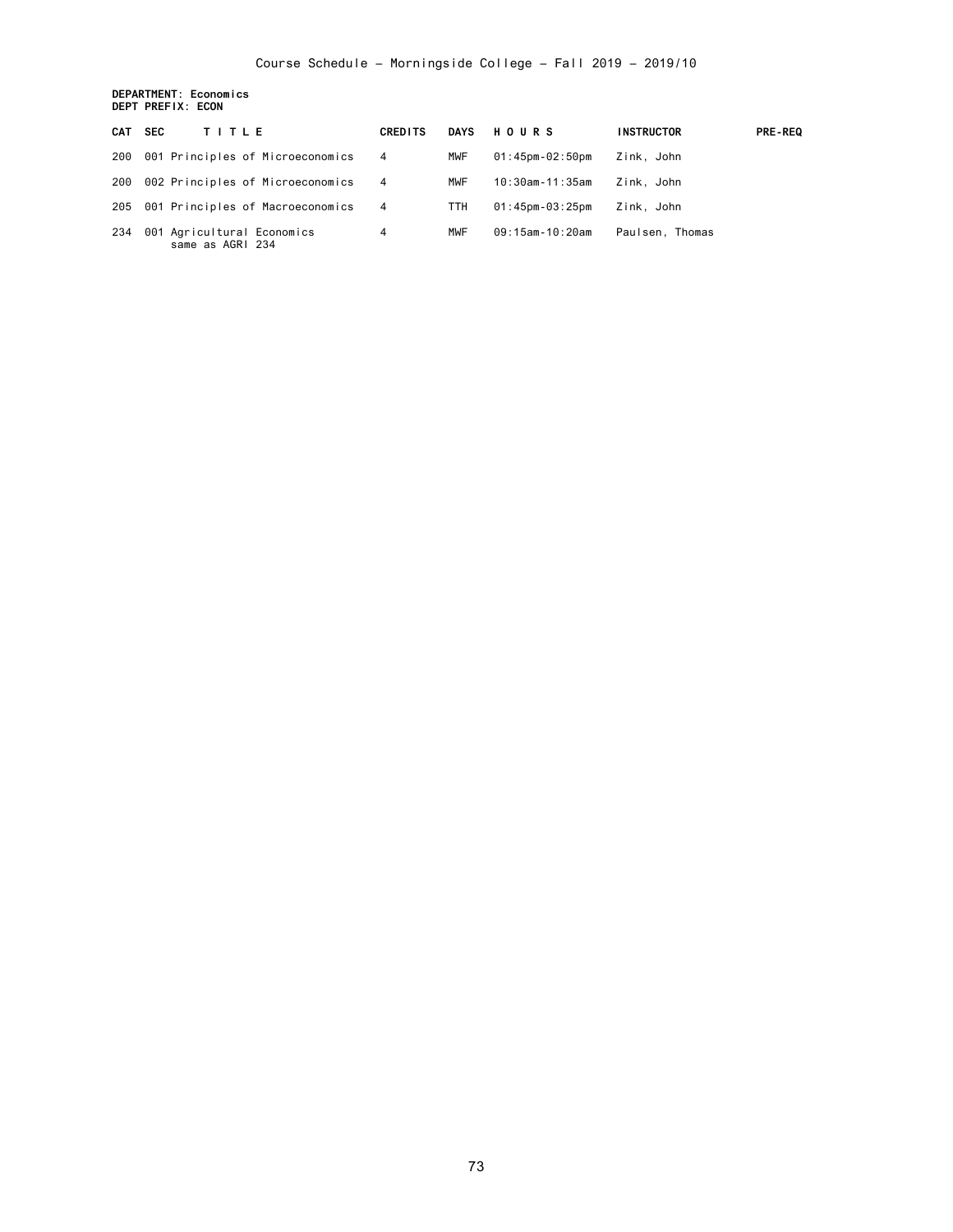Course Schedule - Morningside College - Fall 2019 - 2019/10

**DEPARTMENT: Economics**
**DEPT PREFIX: ECON**

| CAT | SEC | TITLE | CREDITS | DAYS | HOURS | INSTRUCTOR | PRE-REQ |
|---|---|---|---|---|---|---|---|
| 200 | 001 | Principles of Microeconomics | 4 | MWF | 01:45pm-02:50pm | Zink, John | |
| 200 | 002 | Principles of Microeconomics | 4 | MWF | 10:30am-11:35am | Zink, John | |
| 205 | 001 | Principles of Macroeconomics | 4 | TTH | 01:45pm-03:25pm | Zink, John | |
| 234 | 001 | Agricultural Economics<br>same as AGRI 234 | 4 | MWF | 09:15am-10:20am | Paulsen, Thomas | |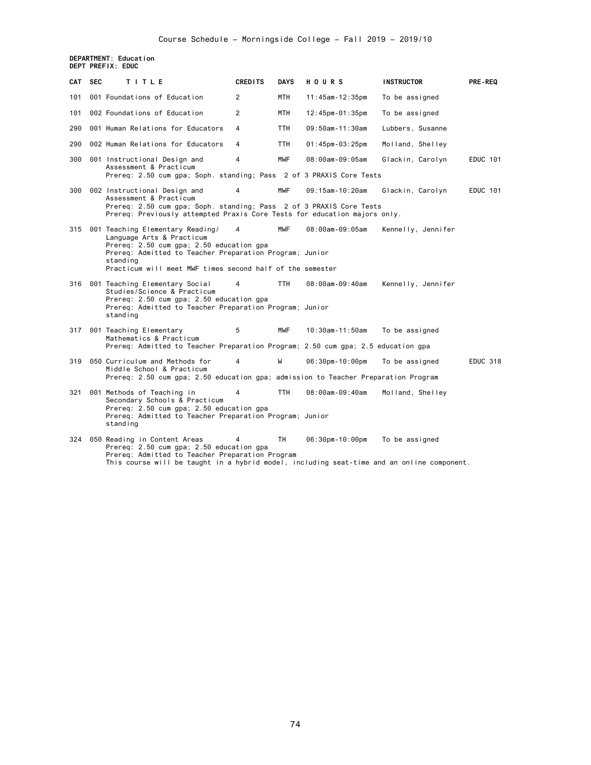Course Schedule - Morningside College - Fall 2019 - 2019/10

**DEPARTMENT: Education**
**DEPT PREFIX: EDUC**

| CAT | SEC | TITLE | CREDITS | DAYS | HOURS | INSTRUCTOR | PRE-REQ |
|---|---|---|---|---|---|---|---|
| 101 | 001 | Foundations of Education | 2 | MTH | 11:45am-12:35pm | To be assigned | |
| 101 | 002 | Foundations of Education | 2 | MTH | 12:45pm-01:35pm | To be assigned | |
| 290 | 001 | Human Relations for Educators | 4 | TTH | 09:50am-11:30am | Lubbers, Susanne | |
| 290 | 002 | Human Relations for Educators | 4 | TTH | 01:45pm-03:25pm | Molland, Shelley | |
| 300 | 001 | Instructional Design and Assessment & Practicum<br>Prereq: 2.50 cum gpa; Soph. standing; Pass 2 of 3 PRAXIS Core Tests | 4 | MWF | 08:00am-09:05am | Glackin, Carolyn | EDUC 101 |
| 300 | 002 | Instructional Design and Assessment & Practicum<br>Prereq: 2.50 cum gpa; Soph. standing; Pass 2 of 3 PRAXIS Core Tests<br>Prereq: Previously attempted Praxis Core Tests for education majors only. | 4 | MWF | 09:15am-10:20am | Glackin, Carolyn | EDUC 101 |
| 315 | 001 | Teaching Elementary Reading/ Language Arts & Practicum<br>Prereq: 2.50 cum gpa; 2.50 education gpa<br>Prereq: Admitted to Teacher Preparation Program; Junior standing<br>Practicum will meet MWF times second half of the semester | 4 | MWF | 08:00am-09:05am | Kennelly, Jennifer | |
| 316 | 001 | Teaching Elementary Social Studies/Science & Practicum<br>Prereq: 2.50 cum gpa; 2.50 education gpa<br>Prereq: Admitted to Teacher Preparation Program; Junior standing | 4 | TTH | 08:00am-09:40am | Kennelly, Jennifer | |
| 317 | 001 | Teaching Elementary Mathematics & Practicum<br>Prereq: Admitted to Teacher Preparation Program; 2.50 cum gpa; 2.5 education gpa | 5 | MWF | 10:30am-11:50am | To be assigned | |
| 319 | 050 | Curriculum and Methods for Middle School & Practicum<br>Prereq: 2.50 cum gpa; 2.50 education gpa; admission to Teacher Preparation Program | 4 | W | 06:30pm-10:00pm | To be assigned | EDUC 318 |
| 321 | 001 | Methods of Teaching in Secondary Schools & Practicum<br>Prereq: 2.50 cum gpa; 2.50 education gpa<br>Prereq: Admitted to Teacher Preparation Program; Junior standing | 4 | TTH | 08:00am-09:40am | Molland, Shelley | |
| 324 | 050 | Reading in Content Areas<br>Prereq: 2.50 cum gpa; 2.50 education gpa<br>Prereq: Admitted to Teacher Preparation Program<br>This course will be taught in a hybrid model, including seat-time and an online component. | 4 | TH | 06:30pm-10:00pm | To be assigned | |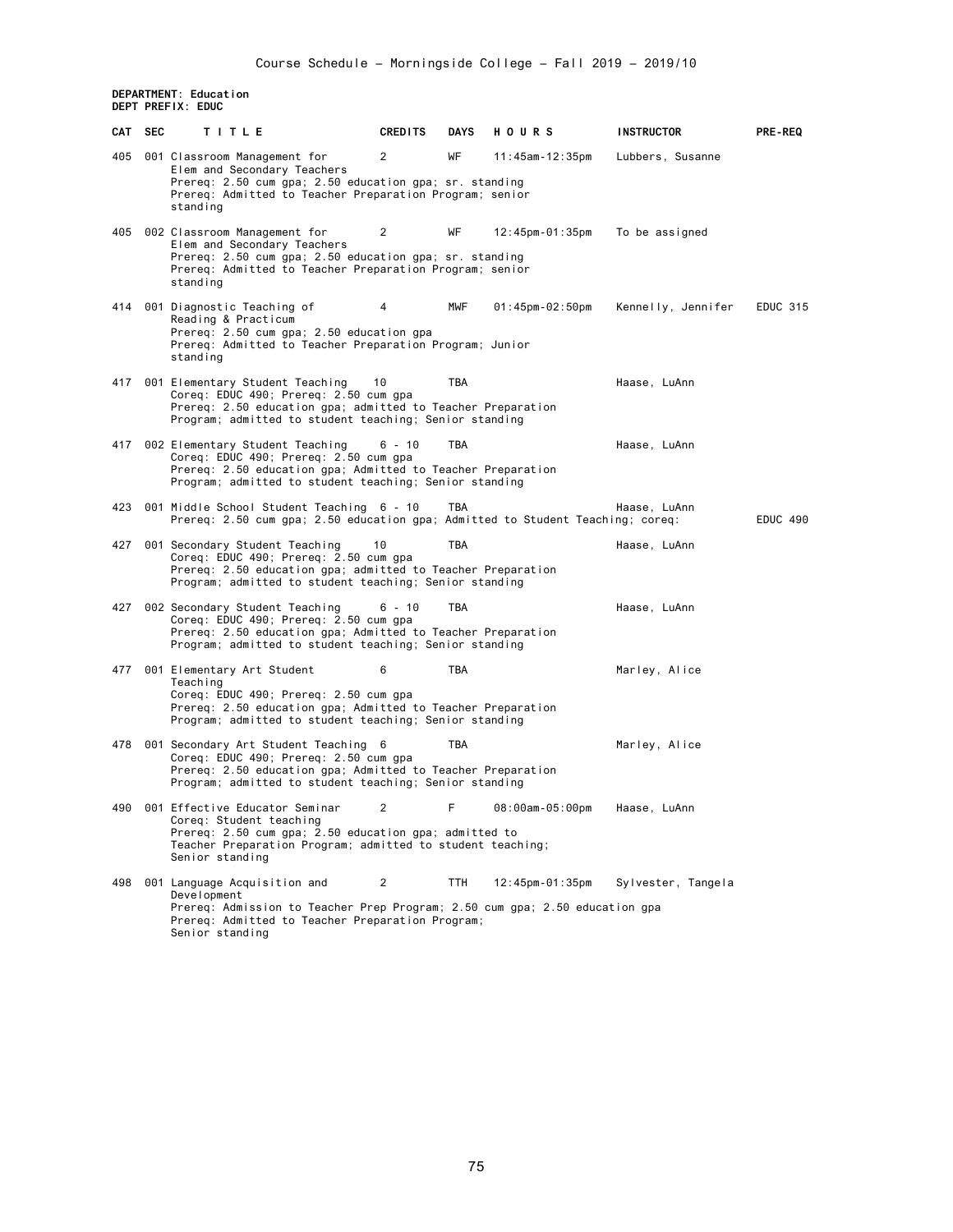Course Schedule - Morningside College - Fall 2019 - 2019/10

**DEPARTMENT: Education**
**DEPT PREFIX: EDUC**

| CAT | SEC | TITLE | CREDITS | DAYS | HOURS | INSTRUCTOR | PRE-REQ |
|---|---|---|---|---|---|---|---|
| 405 | 001 | Classroom Management for Elem and Secondary Teachers<br>Prereq: 2.50 cum gpa; 2.50 education gpa; sr. standing<br>Prereq: Admitted to Teacher Preparation Program; senior standing | 2 | WF | 11:45am-12:35pm | Lubbers, Susanne | |
| 405 | 002 | Classroom Management for Elem and Secondary Teachers<br>Prereq: 2.50 cum gpa; 2.50 education gpa; sr. standing<br>Prereq: Admitted to Teacher Preparation Program; senior standing | 2 | WF | 12:45pm-01:35pm | To be assigned | |
| 414 | 001 | Diagnostic Teaching of Reading & Practicum<br>Prereq: 2.50 cum gpa; 2.50 education gpa<br>Prereq: Admitted to Teacher Preparation Program; Junior standing | 4 | MWF | 01:45pm-02:50pm | Kennelly, Jennifer | EDUC 315 |
| 417 | 001 | Elementary Student Teaching<br>Coreq: EDUC 490; Prereq: 2.50 cum gpa<br>Prereq: 2.50 education gpa; admitted to Teacher Preparation Program; admitted to student teaching; Senior standing | 10 | TBA | | Haase, LuAnn | |
| 417 | 002 | Elementary Student Teaching<br>Coreq: EDUC 490; Prereq: 2.50 cum gpa<br>Prereq: 2.50 education gpa; Admitted to Teacher Preparation Program; admitted to student teaching; Senior standing | 6 - 10 | TBA | | Haase, LuAnn | |
| 423 | 001 | Middle School Student Teaching<br>Prereq: 2.50 cum gpa; 2.50 education gpa; Admitted to Student Teaching; coreq: | 6 - 10 | TBA | | Haase, LuAnn | EDUC 490 |
| 427 | 001 | Secondary Student Teaching<br>Coreq: EDUC 490; Prereq: 2.50 cum gpa<br>Prereq: 2.50 education gpa; admitted to Teacher Preparation Program; admitted to student teaching; Senior standing | 10 | TBA | | Haase, LuAnn | |
| 427 | 002 | Secondary Student Teaching<br>Coreq: EDUC 490; Prereq: 2.50 cum gpa<br>Prereq: 2.50 education gpa; Admitted to Teacher Preparation Program; admitted to student teaching; Senior standing | 6 - 10 | TBA | | Haase, LuAnn | |
| 477 | 001 | Elementary Art Student Teaching<br>Coreq: EDUC 490; Prereq: 2.50 cum gpa<br>Prereq: 2.50 education gpa; Admitted to Teacher Preparation Program; admitted to student teaching; Senior standing | 6 | TBA | | Marley, Alice | |
| 478 | 001 | Secondary Art Student Teaching<br>Coreq: EDUC 490; Prereq: 2.50 cum gpa<br>Prereq: 2.50 education gpa; Admitted to Teacher Preparation Program; admitted to student teaching; Senior standing | 6 | TBA | | Marley, Alice | |
| 490 | 001 | Effective Educator Seminar<br>Coreq: Student teaching<br>Prereq: 2.50 cum gpa; 2.50 education gpa; admitted to Teacher Preparation Program; admitted to student teaching; Senior standing | 2 | F | 08:00am-05:00pm | Haase, LuAnn | |
| 498 | 001 | Language Acquisition and Development<br>Prereq: Admission to Teacher Prep Program; 2.50 cum gpa; 2.50 education gpa<br>Prereq: Admitted to Teacher Preparation Program; Senior standing | 2 | TTH | 12:45pm-01:35pm | Sylvester, Tangela | |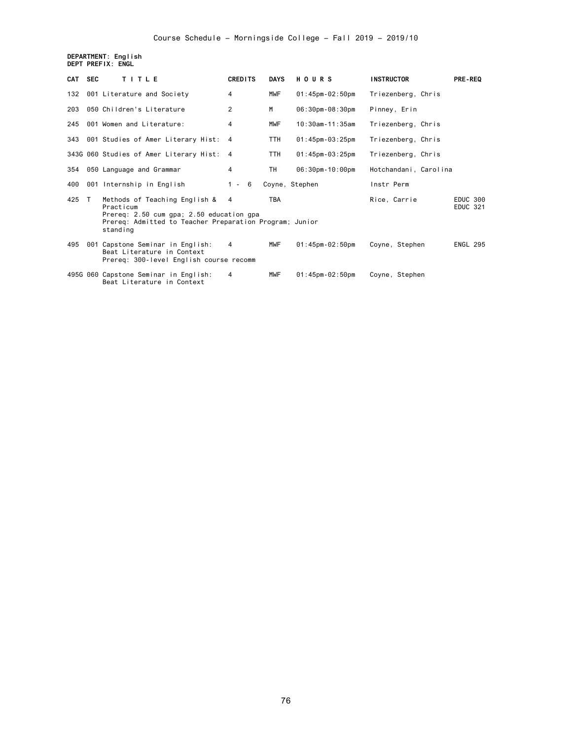Course Schedule - Morningside College - Fall 2019 - 2019/10

**DEPARTMENT: English**
**DEPT PREFIX: ENGL**

| CAT | SEC | TITLE | CREDITS | DAYS | HOURS | INSTRUCTOR | PRE-REQ |
|---|---|---|---|---|---|---|---|
| 132 | 001 | Literature and Society | 4 | MWF | 01:45pm-02:50pm | Triezenberg, Chris | |
| 203 | 050 | Children's Literature | 2 | M | 06:30pm-08:30pm | Pinney, Erin | |
| 245 | 001 | Women and Literature: | 4 | MWF | 10:30am-11:35am | Triezenberg, Chris | |
| 343 | 001 | Studies of Amer Literary Hist: | 4 | TTH | 01:45pm-03:25pm | Triezenberg, Chris | |
| 343G | 060 | Studies of Amer Literary Hist: | 4 | TTH | 01:45pm-03:25pm | Triezenberg, Chris | |
| 354 | 050 | Language and Grammar | 4 | TH | 06:30pm-10:00pm | Hotchandani, Carolina | |
| 400 | 001 | Internship in English | 1 - 6 | Coyne, Stephen | | Instr Perm | |
| 425 | T | Methods of Teaching English & Practicum<br>Prereq: 2.50 cum gpa; 2.50 education gpa<br>Prereq: Admitted to Teacher Preparation Program; Junior standing | 4 | TBA | | Rice, Carrie | EDUC 300<br>EDUC 321 |
| 495 | 001 | Capstone Seminar in English: Beat Literature in Context<br>Prereq: 300-level English course recomm | 4 | MWF | 01:45pm-02:50pm | Coyne, Stephen | ENGL 295 |
| 495G | 060 | Capstone Seminar in English: Beat Literature in Context | 4 | MWF | 01:45pm-02:50pm | Coyne, Stephen | |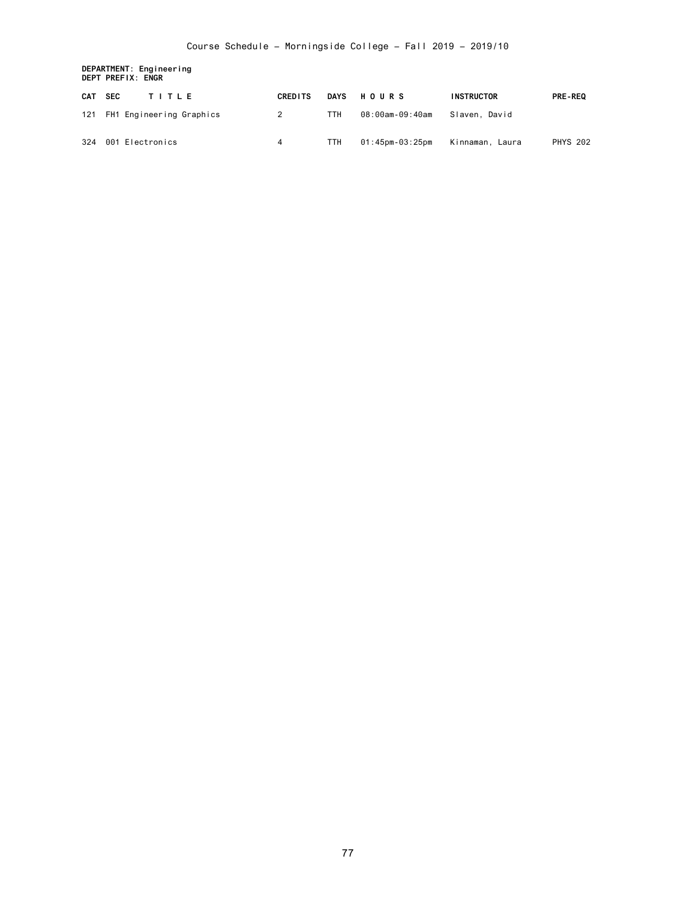**DEPARTMENT: Engineering**
**DEPT PREFIX: ENGR**

| CAT | SEC | TITLE | CREDITS | DAYS | HOURS | INSTRUCTOR | PRE-REQ |
|---|---|---|---|---|---|---|---|
| 121 | FH1 | Engineering Graphics | 2 | TTH | 08:00am-09:40am | Slaven, David | |
| 324 | 001 | Electronics | 4 | TTH | 01:45pm-03:25pm | Kinnaman, Laura | PHYS 202 |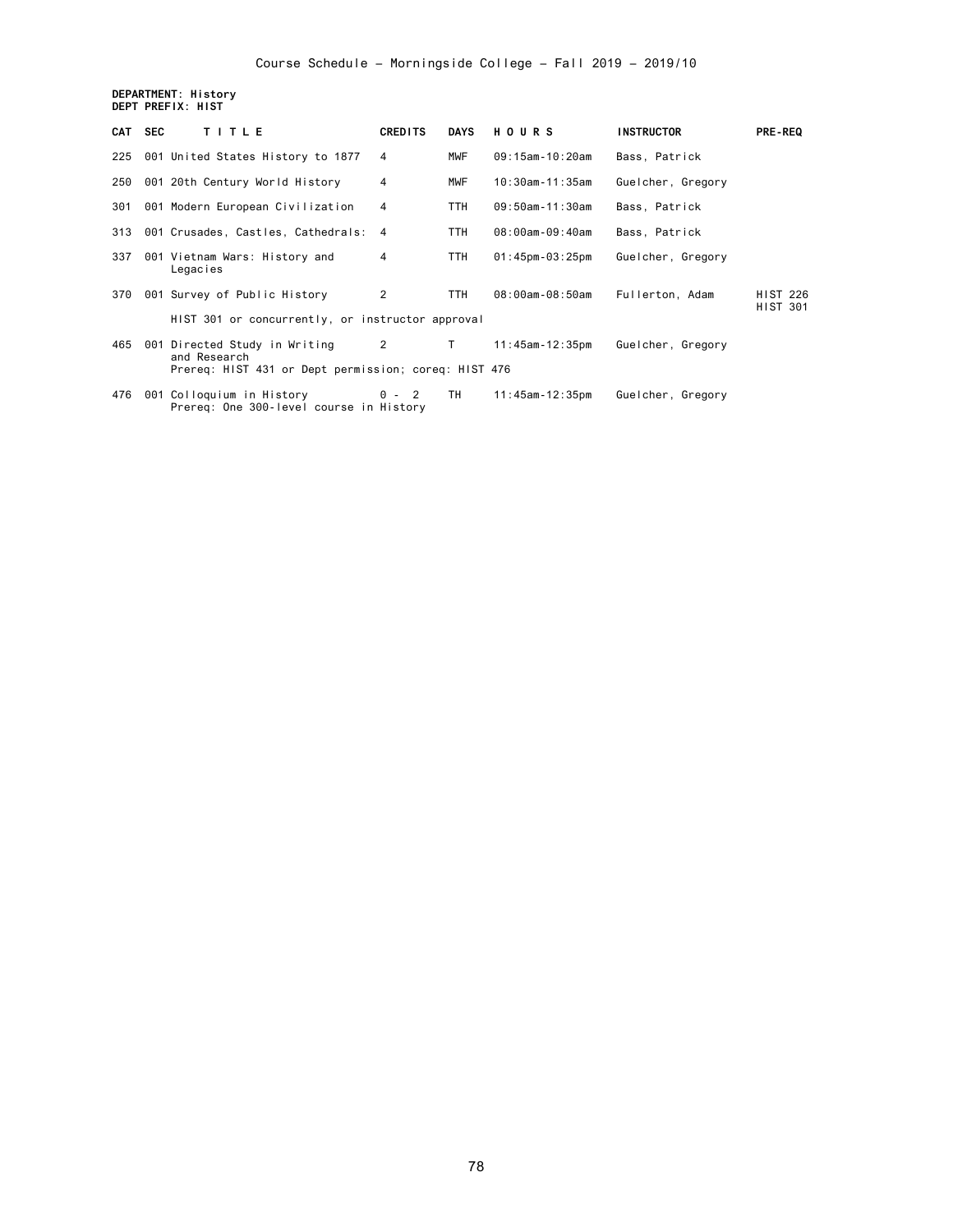**DEPARTMENT: History**
**DEPT PREFIX: HIST**

| CAT | SEC | TITLE | CREDITS | DAYS | HOURS | INSTRUCTOR | PRE-REQ |
|---|---|---|---|---|---|---|---|
| 225 | 001 | United States History to 1877 | 4 | MWF | 09:15am-10:20am | Bass, Patrick | |
| 250 | 001 | 20th Century World History | 4 | MWF | 10:30am-11:35am | Guelcher, Gregory | |
| 301 | 001 | Modern European Civilization | 4 | TTH | 09:50am-11:30am | Bass, Patrick | |
| 313 | 001 | Crusades, Castles, Cathedrals: | 4 | TTH | 08:00am-09:40am | Bass, Patrick | |
| 337 | 001 | Vietnam Wars: History and Legacies | 4 | TTH | 01:45pm-03:25pm | Guelcher, Gregory | |
| 370 | 001 | Survey of Public History | 2 | TTH | 08:00am-08:50am | Fullerton, Adam | HIST 226 HIST 301 |
| | | HIST 301 or concurrently, or instructor approval | | | | | |
| 465 | 001 | Directed Study in Writing and Research | 2 | T | 11:45am-12:35pm | Guelcher, Gregory | |
| | | Prereq: HIST 431 or Dept permission; coreq: HIST 476 | | | | | |
| 476 | 001 | Colloquium in History | 0 - 2 | TH | 11:45am-12:35pm | Guelcher, Gregory | |
| | | Prereq: One 300-level course in History | | | | | |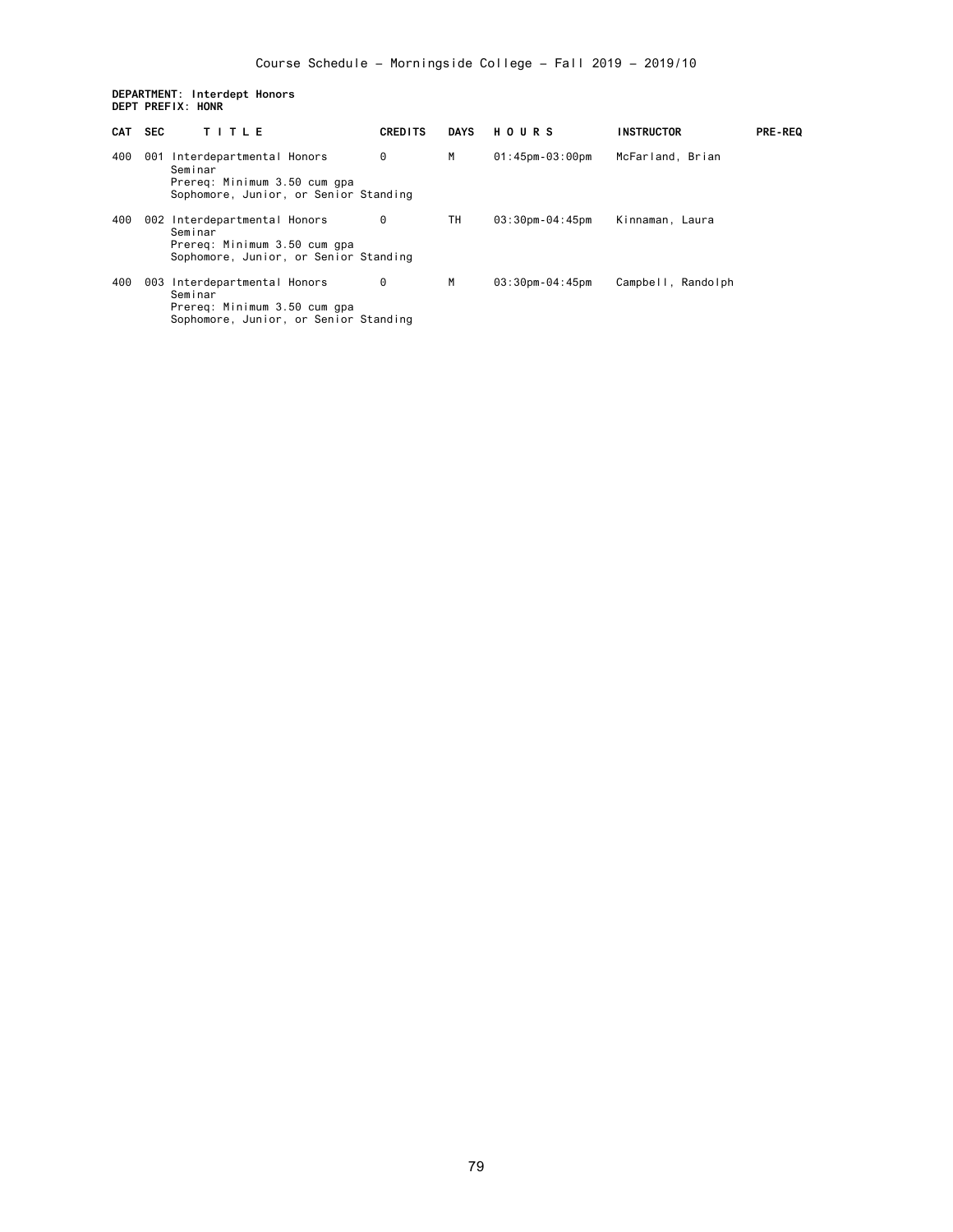**DEPARTMENT: Interdept Honors**
**DEPT PREFIX: HONR**

| CAT | SEC | TITLE | CREDITS | DAYS | HOURS | INSTRUCTOR | PRE-REQ |
|---|---|---|---|---|---|---|---|
| 400 | 001 | Interdepartmental Honors Seminar<br>Prereq: Minimum 3.50 cum gpa<br>Sophomore, Junior, or Senior Standing | 0 | M | 01:45pm-03:00pm | McFarland, Brian | |
| 400 | 002 | Interdepartmental Honors Seminar<br>Prereq: Minimum 3.50 cum gpa<br>Sophomore, Junior, or Senior Standing | 0 | TH | 03:30pm-04:45pm | Kinnaman, Laura | |
| 400 | 003 | Interdepartmental Honors Seminar<br>Prereq: Minimum 3.50 cum gpa<br>Sophomore, Junior, or Senior Standing | 0 | M | 03:30pm-04:45pm | Campbell, Randolph | |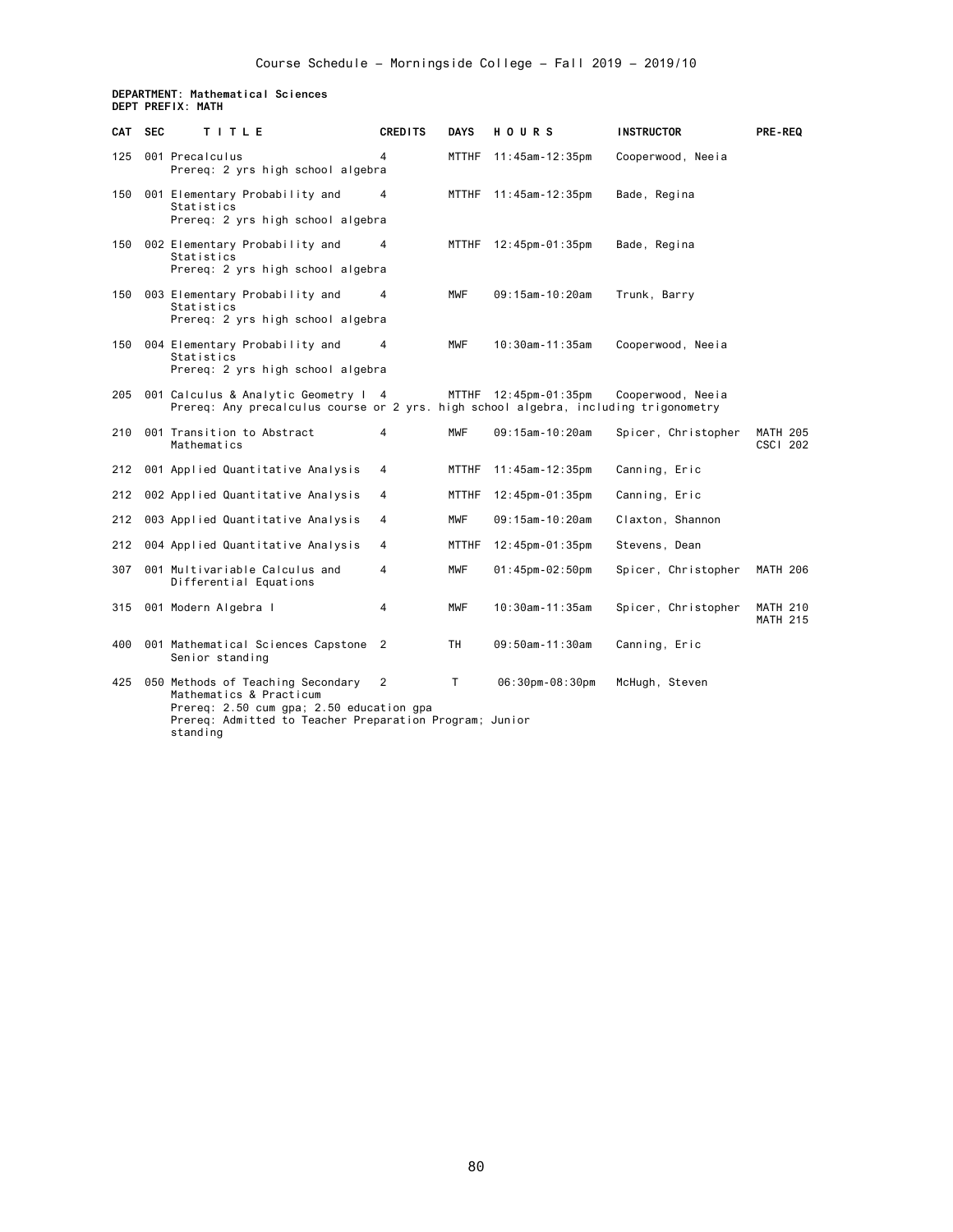Course Schedule – Morningside College – Fall 2019 – 2019/10

**DEPARTMENT: Mathematical Sciences**
**DEPT PREFIX: MATH**

| CAT | SEC | TITLE | CREDITS | DAYS | HOURS | INSTRUCTOR | PRE-REQ |
|---|---|---|---|---|---|---|---|
| 125 | 001 | Precalculus<br>Prereq: 2 yrs high school algebra | 4 | MTTHF | 11:45am-12:35pm | Cooperwood, Neeia | |
| 150 | 001 | Elementary Probability and Statistics<br>Prereq: 2 yrs high school algebra | 4 | MTTHF | 11:45am-12:35pm | Bade, Regina | |
| 150 | 002 | Elementary Probability and Statistics<br>Prereq: 2 yrs high school algebra | 4 | MTTHF | 12:45pm-01:35pm | Bade, Regina | |
| 150 | 003 | Elementary Probability and Statistics<br>Prereq: 2 yrs high school algebra | 4 | MWF | 09:15am-10:20am | Trunk, Barry | |
| 150 | 004 | Elementary Probability and Statistics<br>Prereq: 2 yrs high school algebra | 4 | MWF | 10:30am-11:35am | Cooperwood, Neeia | |
| 205 | 001 | Calculus & Analytic Geometry I<br>Prereq: Any precalculus course or 2 yrs. high school algebra, including trigonometry | 4 | MTTHF | 12:45pm-01:35pm | Cooperwood, Neeia | |
| 210 | 001 | Transition to Abstract Mathematics | 4 | MWF | 09:15am-10:20am | Spicer, Christopher | MATH 205<br>CSCI 202 |
| 212 | 001 | Applied Quantitative Analysis | 4 | MTTHF | 11:45am-12:35pm | Canning, Eric | |
| 212 | 002 | Applied Quantitative Analysis | 4 | MTTHF | 12:45pm-01:35pm | Canning, Eric | |
| 212 | 003 | Applied Quantitative Analysis | 4 | MWF | 09:15am-10:20am | Claxton, Shannon | |
| 212 | 004 | Applied Quantitative Analysis | 4 | MTTHF | 12:45pm-01:35pm | Stevens, Dean | |
| 307 | 001 | Multivariable Calculus and Differential Equations | 4 | MWF | 01:45pm-02:50pm | Spicer, Christopher | MATH 206 |
| 315 | 001 | Modern Algebra I | 4 | MWF | 10:30am-11:35am | Spicer, Christopher | MATH 210<br>MATH 215 |
| 400 | 001 | Mathematical Sciences Capstone<br>Senior standing | 2 | TH | 09:50am-11:30am | Canning, Eric | |
| 425 | 050 | Methods of Teaching Secondary Mathematics & Practicum<br>Prereq: 2.50 cum gpa; 2.50 education gpa<br>Prereq: Admitted to Teacher Preparation Program; Junior standing | 2 | T | 06:30pm-08:30pm | McHugh, Steven | |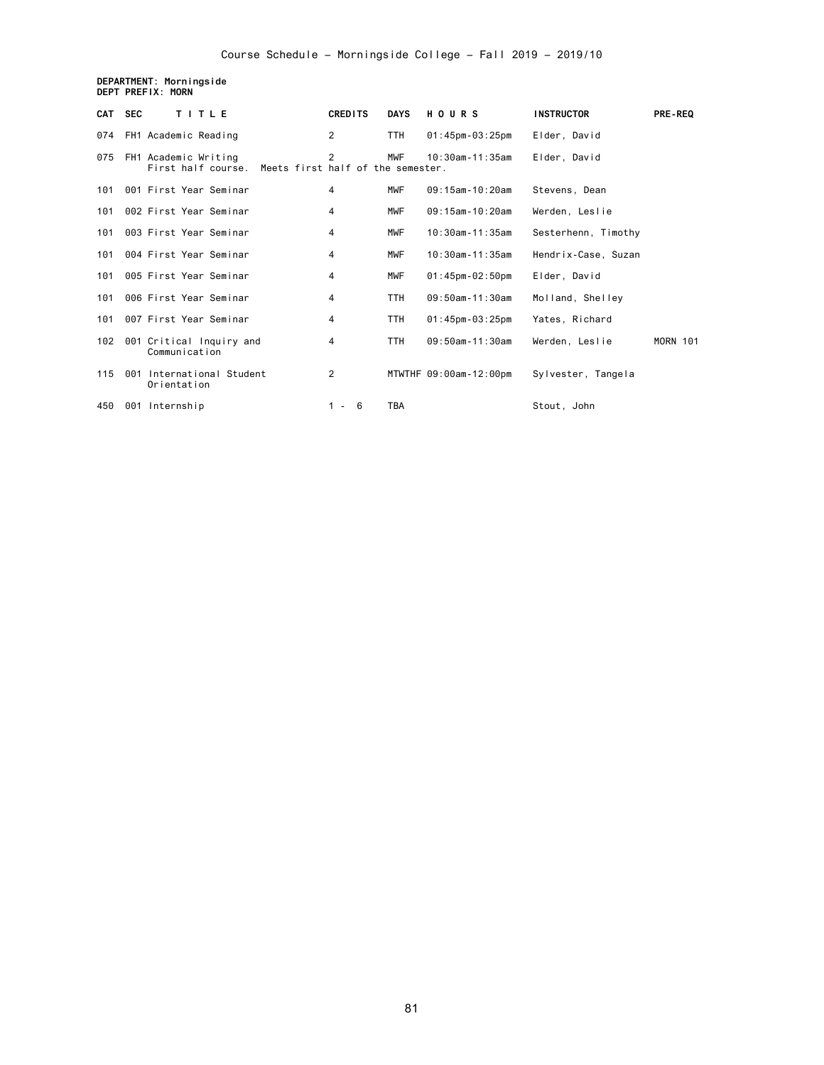Course Schedule - Morningside College - Fall 2019 - 2019/10

**DEPARTMENT: Morningside**
**DEPT PREFIX: MORN**

| CAT | SEC | TITLE | CREDITS | DAYS | HOURS | INSTRUCTOR | PRE-REQ |
|---|---|---|---|---|---|---|---|
| 074 | FH1 | Academic Reading | 2 | TTH | 01:45pm-03:25pm | Elder, David | |
| 075 | FH1 | Academic Writing<br>First half course. Meets first half of the semester. | 2 | MWF | 10:30am-11:35am | Elder, David | |
| 101 | 001 | First Year Seminar | 4 | MWF | 09:15am-10:20am | Stevens, Dean | |
| 101 | 002 | First Year Seminar | 4 | MWF | 09:15am-10:20am | Werden, Leslie | |
| 101 | 003 | First Year Seminar | 4 | MWF | 10:30am-11:35am | Sesterhenn, Timothy | |
| 101 | 004 | First Year Seminar | 4 | MWF | 10:30am-11:35am | Hendrix-Case, Suzan | |
| 101 | 005 | First Year Seminar | 4 | MWF | 01:45pm-02:50pm | Elder, David | |
| 101 | 006 | First Year Seminar | 4 | TTH | 09:50am-11:30am | Molland, Shelley | |
| 101 | 007 | First Year Seminar | 4 | TTH | 01:45pm-03:25pm | Yates, Richard | |
| 102 | 001 | Critical Inquiry and Communication | 4 | TTH | 09:50am-11:30am | Werden, Leslie | MORN 101 |
| 115 | 001 | International Student Orientation | 2 | MTWTHF | 09:00am-12:00pm | Sylvester, Tangela | |
| 450 | 001 | Internship | 1 - 6 | TBA | | Stout, John | |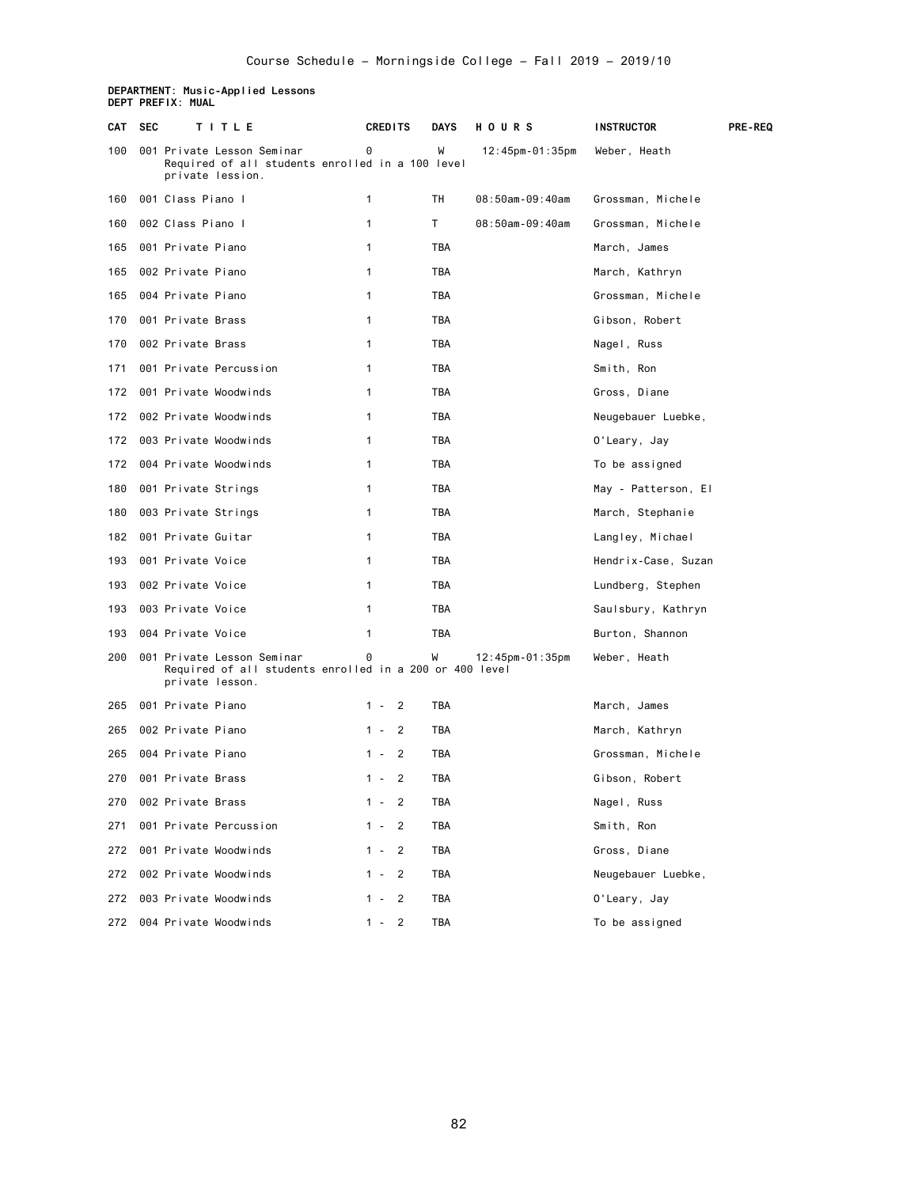Course Schedule – Morningside College – Fall 2019 – 2019/10

**DEPARTMENT: Music-Applied Lessons**
**DEPT PREFIX: MUAL**

| CAT | SEC | TITLE | CREDITS | DAYS | HOURS | INSTRUCTOR | PRE-REQ |
|---|---|---|---|---|---|---|---|
| 100 | 001 | Private Lesson Seminar<br>Required of all students enrolled in a 100 level private lession. | 0 | W | 12:45pm-01:35pm | Weber, Heath | |
| 160 | 001 | Class Piano I | 1 | TH | 08:50am-09:40am | Grossman, Michele | |
| 160 | 002 | Class Piano I | 1 | T | 08:50am-09:40am | Grossman, Michele | |
| 165 | 001 | Private Piano | 1 | TBA | | March, James | |
| 165 | 002 | Private Piano | 1 | TBA | | March, Kathryn | |
| 165 | 004 | Private Piano | 1 | TBA | | Grossman, Michele | |
| 170 | 001 | Private Brass | 1 | TBA | | Gibson, Robert | |
| 170 | 002 | Private Brass | 1 | TBA | | Nagel, Russ | |
| 171 | 001 | Private Percussion | 1 | TBA | | Smith, Ron | |
| 172 | 001 | Private Woodwinds | 1 | TBA | | Gross, Diane | |
| 172 | 002 | Private Woodwinds | 1 | TBA | | Neugebauer Luebke, | |
| 172 | 003 | Private Woodwinds | 1 | TBA | | O'Leary, Jay | |
| 172 | 004 | Private Woodwinds | 1 | TBA | | To be assigned | |
| 180 | 001 | Private Strings | 1 | TBA | | May - Patterson, El | |
| 180 | 003 | Private Strings | 1 | TBA | | March, Stephanie | |
| 182 | 001 | Private Guitar | 1 | TBA | | Langley, Michael | |
| 193 | 001 | Private Voice | 1 | TBA | | Hendrix-Case, Suzan | |
| 193 | 002 | Private Voice | 1 | TBA | | Lundberg, Stephen | |
| 193 | 003 | Private Voice | 1 | TBA | | Saulsbury, Kathryn | |
| 193 | 004 | Private Voice | 1 | TBA | | Burton, Shannon | |
| 200 | 001 | Private Lesson Seminar<br>Required of all students enrolled in a 200 or 400 level private lesson. | 0 | W | 12:45pm-01:35pm | Weber, Heath | |
| 265 | 001 | Private Piano | 1 - 2 | TBA | | March, James | |
| 265 | 002 | Private Piano | 1 - 2 | TBA | | March, Kathryn | |
| 265 | 004 | Private Piano | 1 - 2 | TBA | | Grossman, Michele | |
| 270 | 001 | Private Brass | 1 - 2 | TBA | | Gibson, Robert | |
| 270 | 002 | Private Brass | 1 - 2 | TBA | | Nagel, Russ | |
| 271 | 001 | Private Percussion | 1 - 2 | TBA | | Smith, Ron | |
| 272 | 001 | Private Woodwinds | 1 - 2 | TBA | | Gross, Diane | |
| 272 | 002 | Private Woodwinds | 1 - 2 | TBA | | Neugebauer Luebke, | |
| 272 | 003 | Private Woodwinds | 1 - 2 | TBA | | O'Leary, Jay | |
| 272 | 004 | Private Woodwinds | 1 - 2 | TBA | | To be assigned | |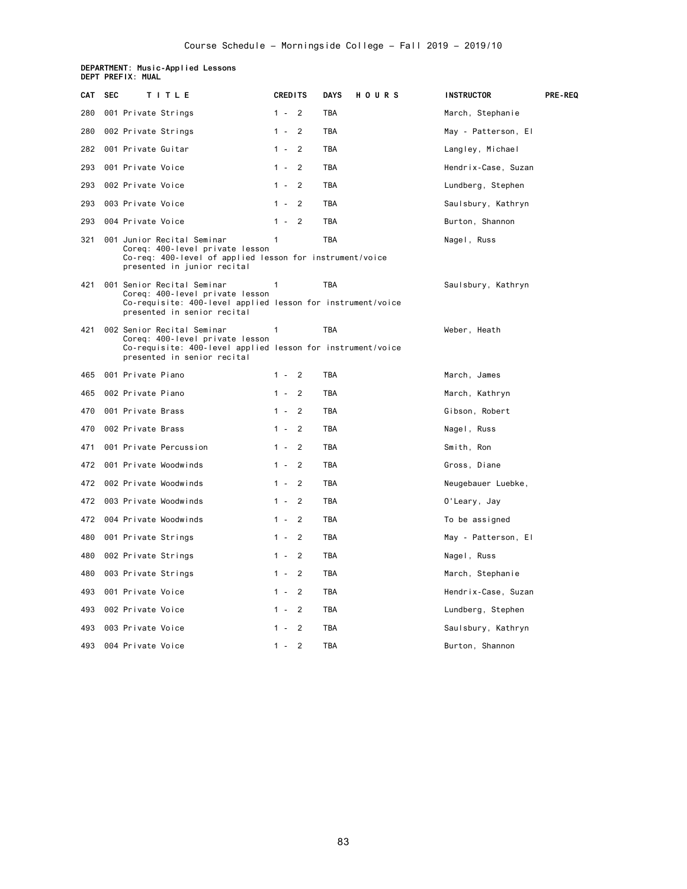Course Schedule - Morningside College - Fall 2019 - 2019/10

**DEPARTMENT: Music-Applied Lessons**
**DEPT PREFIX: MUAL**

| CAT | SEC | TITLE | CREDITS | DAYS | HOURS | INSTRUCTOR | PRE-REQ |
|---|---|---|---|---|---|---|---|
| 280 | 001 | Private Strings | 1 - 2 | TBA | | March, Stephanie | |
| 280 | 002 | Private Strings | 1 - 2 | TBA | | May - Patterson, El | |
| 282 | 001 | Private Guitar | 1 - 2 | TBA | | Langley, Michael | |
| 293 | 001 | Private Voice | 1 - 2 | TBA | | Hendrix-Case, Suzan | |
| 293 | 002 | Private Voice | 1 - 2 | TBA | | Lundberg, Stephen | |
| 293 | 003 | Private Voice | 1 - 2 | TBA | | Saulsbury, Kathryn | |
| 293 | 004 | Private Voice | 1 - 2 | TBA | | Burton, Shannon | |
| 321 | 001 | Junior Recital Seminar<br>Coreq: 400-level private lesson<br>Co-req: 400-level of applied lesson for instrument/voice presented in junior recital | 1 | TBA | | Nagel, Russ | |
| 421 | 001 | Senior Recital Seminar<br>Coreq: 400-level private lesson<br>Co-requisite: 400-level applied lesson for instrument/voice presented in senior recital | 1 | TBA | | Saulsbury, Kathryn | |
| 421 | 002 | Senior Recital Seminar<br>Coreq: 400-level private lesson<br>Co-requisite: 400-level applied lesson for instrument/voice presented in senior recital | 1 | TBA | | Weber, Heath | |
| 465 | 001 | Private Piano | 1 - 2 | TBA | | March, James | |
| 465 | 002 | Private Piano | 1 - 2 | TBA | | March, Kathryn | |
| 470 | 001 | Private Brass | 1 - 2 | TBA | | Gibson, Robert | |
| 470 | 002 | Private Brass | 1 - 2 | TBA | | Nagel, Russ | |
| 471 | 001 | Private Percussion | 1 - 2 | TBA | | Smith, Ron | |
| 472 | 001 | Private Woodwinds | 1 - 2 | TBA | | Gross, Diane | |
| 472 | 002 | Private Woodwinds | 1 - 2 | TBA | | Neugebauer Luebke, | |
| 472 | 003 | Private Woodwinds | 1 - 2 | TBA | | O'Leary, Jay | |
| 472 | 004 | Private Woodwinds | 1 - 2 | TBA | | To be assigned | |
| 480 | 001 | Private Strings | 1 - 2 | TBA | | May - Patterson, El | |
| 480 | 002 | Private Strings | 1 - 2 | TBA | | Nagel, Russ | |
| 480 | 003 | Private Strings | 1 - 2 | TBA | | March, Stephanie | |
| 493 | 001 | Private Voice | 1 - 2 | TBA | | Hendrix-Case, Suzan | |
| 493 | 002 | Private Voice | 1 - 2 | TBA | | Lundberg, Stephen | |
| 493 | 003 | Private Voice | 1 - 2 | TBA | | Saulsbury, Kathryn | |
| 493 | 004 | Private Voice | 1 - 2 | TBA | | Burton, Shannon | |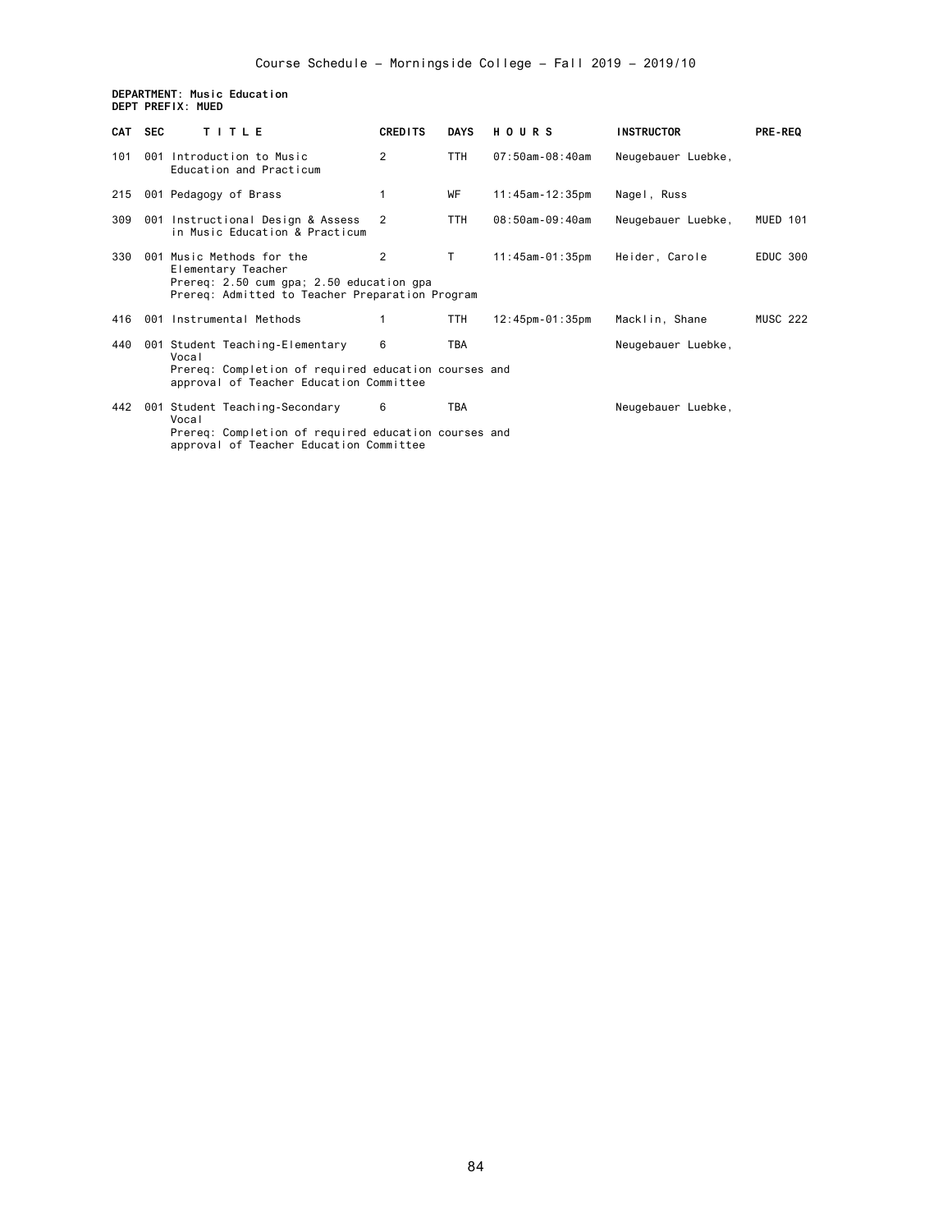Course Schedule - Morningside College - Fall 2019 - 2019/10

**DEPARTMENT: Music Education**
**DEPT PREFIX: MUED**

| CAT | SEC | TITLE | CREDITS | DAYS | HOURS | INSTRUCTOR | PRE-REQ |
|---|---|---|---|---|---|---|---|
| 101 | 001 | Introduction to Music Education and Practicum | 2 | TTH | 07:50am-08:40am | Neugebauer Luebke, | |
| 215 | 001 | Pedagogy of Brass | 1 | WF | 11:45am-12:35pm | Nagel, Russ | |
| 309 | 001 | Instructional Design & Assess in Music Education & Practicum | 2 | TTH | 08:50am-09:40am | Neugebauer Luebke, | MUED 101 |
| 330 | 001 | Music Methods for the Elementary Teacher<br>Prereq: 2.50 cum gpa; 2.50 education gpa<br>Prereq: Admitted to Teacher Preparation Program | 2 | T | 11:45am-01:35pm | Heider, Carole | EDUC 300 |
| 416 | 001 | Instrumental Methods | 1 | TTH | 12:45pm-01:35pm | Macklin, Shane | MUSC 222 |
| 440 | 001 | Student Teaching-Elementary Vocal<br>Prereq: Completion of required education courses and approval of Teacher Education Committee | 6 | TBA | | Neugebauer Luebke, | |
| 442 | 001 | Student Teaching-Secondary Vocal<br>Prereq: Completion of required education courses and approval of Teacher Education Committee | 6 | TBA | | Neugebauer Luebke, | |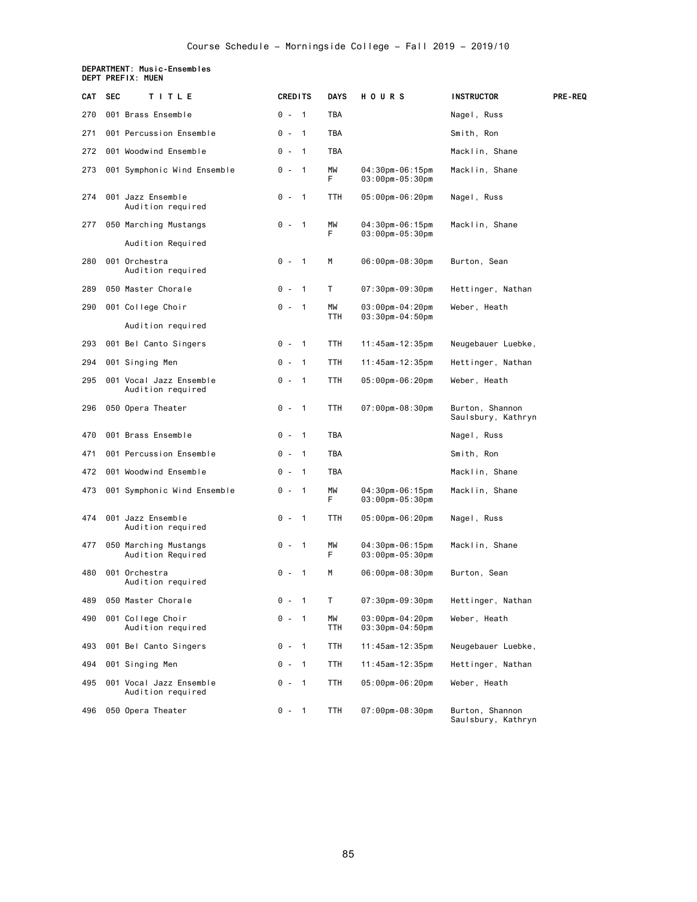Course Schedule – Morningside College – Fall 2019 – 2019/10

**DEPARTMENT: Music-Ensembles**
**DEPT PREFIX: MUEN**

| CAT | SEC | TITLE | CREDITS | DAYS | HOURS | INSTRUCTOR | PRE-REQ |
|---|---|---|---|---|---|---|---|
| 270 | 001 | Brass Ensemble | 0 - 1 | TBA | | Nagel, Russ | |
| 271 | 001 | Percussion Ensemble | 0 - 1 | TBA | | Smith, Ron | |
| 272 | 001 | Woodwind Ensemble | 0 - 1 | TBA | | Macklin, Shane | |
| 273 | 001 | Symphonic Wind Ensemble | 0 - 1 | MW<br>F | 04:30pm-06:15pm<br>03:00pm-05:30pm | Macklin, Shane | |
| 274 | 001 | Jazz Ensemble<br>Audition required | 0 - 1 | TTH | 05:00pm-06:20pm | Nagel, Russ | |
| 277 | 050 | Marching Mustangs<br>Audition Required | 0 - 1 | MW<br>F | 04:30pm-06:15pm<br>03:00pm-05:30pm | Macklin, Shane | |
| 280 | 001 | Orchestra<br>Audition required | 0 - 1 | M | 06:00pm-08:30pm | Burton, Sean | |
| 289 | 050 | Master Chorale | 0 - 1 | T | 07:30pm-09:30pm | Hettinger, Nathan | |
| 290 | 001 | College Choir<br>Audition required | 0 - 1 | MW<br>TTH | 03:00pm-04:20pm<br>03:30pm-04:50pm | Weber, Heath | |
| 293 | 001 | Bel Canto Singers | 0 - 1 | TTH | 11:45am-12:35pm | Neugebauer Luebke, | |
| 294 | 001 | Singing Men | 0 - 1 | TTH | 11:45am-12:35pm | Hettinger, Nathan | |
| 295 | 001 | Vocal Jazz Ensemble<br>Audition required | 0 - 1 | TTH | 05:00pm-06:20pm | Weber, Heath | |
| 296 | 050 | Opera Theater | 0 - 1 | TTH | 07:00pm-08:30pm | Burton, Shannon<br>Saulsbury, Kathryn | |
| 470 | 001 | Brass Ensemble | 0 - 1 | TBA | | Nagel, Russ | |
| 471 | 001 | Percussion Ensemble | 0 - 1 | TBA | | Smith, Ron | |
| 472 | 001 | Woodwind Ensemble | 0 - 1 | TBA | | Macklin, Shane | |
| 473 | 001 | Symphonic Wind Ensemble | 0 - 1 | MW<br>F | 04:30pm-06:15pm<br>03:00pm-05:30pm | Macklin, Shane | |
| 474 | 001 | Jazz Ensemble<br>Audition required | 0 - 1 | TTH | 05:00pm-06:20pm | Nagel, Russ | |
| 477 | 050 | Marching Mustangs<br>Audition Required | 0 - 1 | MW<br>F | 04:30pm-06:15pm<br>03:00pm-05:30pm | Macklin, Shane | |
| 480 | 001 | Orchestra<br>Audition required | 0 - 1 | M | 06:00pm-08:30pm | Burton, Sean | |
| 489 | 050 | Master Chorale | 0 - 1 | T | 07:30pm-09:30pm | Hettinger, Nathan | |
| 490 | 001 | College Choir<br>Audition required | 0 - 1 | MW<br>TTH | 03:00pm-04:20pm<br>03:30pm-04:50pm | Weber, Heath | |
| 493 | 001 | Bel Canto Singers | 0 - 1 | TTH | 11:45am-12:35pm | Neugebauer Luebke, | |
| 494 | 001 | Singing Men | 0 - 1 | TTH | 11:45am-12:35pm | Hettinger, Nathan | |
| 495 | 001 | Vocal Jazz Ensemble<br>Audition required | 0 - 1 | TTH | 05:00pm-06:20pm | Weber, Heath | |
| 496 | 050 | Opera Theater | 0 - 1 | TTH | 07:00pm-08:30pm | Burton, Shannon<br>Saulsbury, Kathryn | |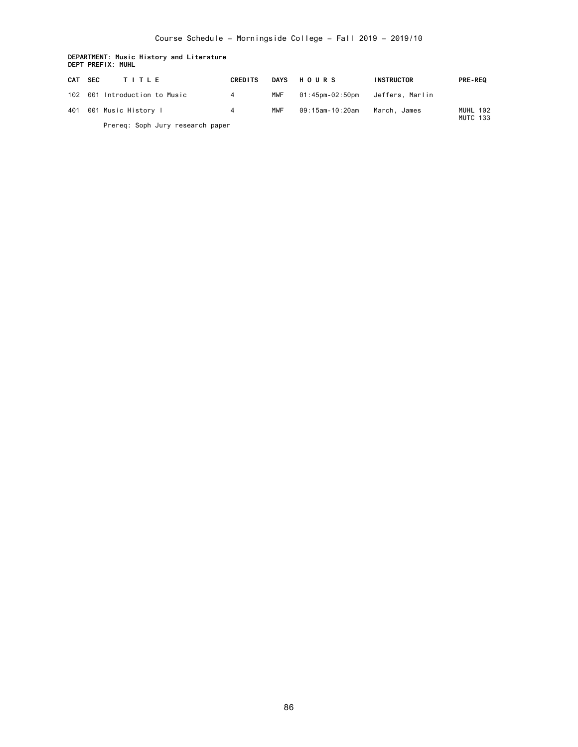Course Schedule - Morningside College - Fall 2019 - 2019/10

**DEPARTMENT: Music History and Literature**
**DEPT PREFIX: MUHL**

| CAT | SEC | TITLE | CREDITS | DAYS | HOURS | INSTRUCTOR | PRE-REQ |
|---|---|---|---|---|---|---|---|
| 102 | 001 | Introduction to Music | 4 | MWF | 01:45pm-02:50pm | Jeffers, Marlin | |
| 401 | 001 | Music History I | 4 | MWF | 09:15am-10:20am | March, James | MUHL 102 MUTC 133 |
| | | Prereq: Soph Jury research paper | | | | | |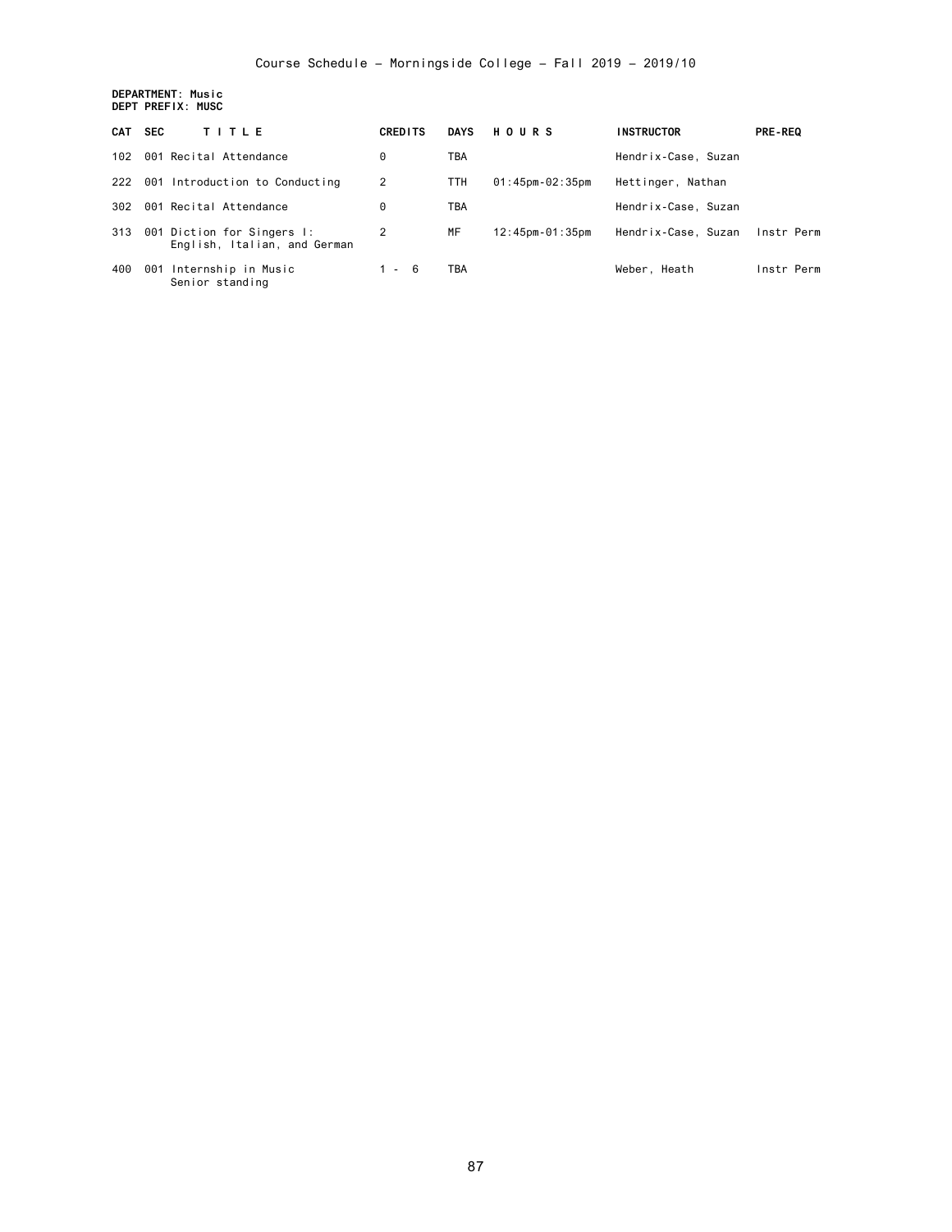**DEPARTMENT: Music**
**DEPT PREFIX: MUSC**

| CAT | SEC | TITLE | CREDITS | DAYS | HOURS | INSTRUCTOR | PRE-REQ |
|---|---|---|---|---|---|---|---|
| 102 | 001 | Recital Attendance | 0 | TBA | | Hendrix-Case, Suzan | |
| 222 | 001 | Introduction to Conducting | 2 | TTH | 01:45pm-02:35pm | Hettinger, Nathan | |
| 302 | 001 | Recital Attendance | 0 | TBA | | Hendrix-Case, Suzan | |
| 313 | 001 | Diction for Singers I: English, Italian, and German | 2 | MF | 12:45pm-01:35pm | Hendrix-Case, Suzan | Instr Perm |
| 400 | 001 | Internship in Music Senior standing | 1 - 6 | TBA | | Weber, Heath | Instr Perm |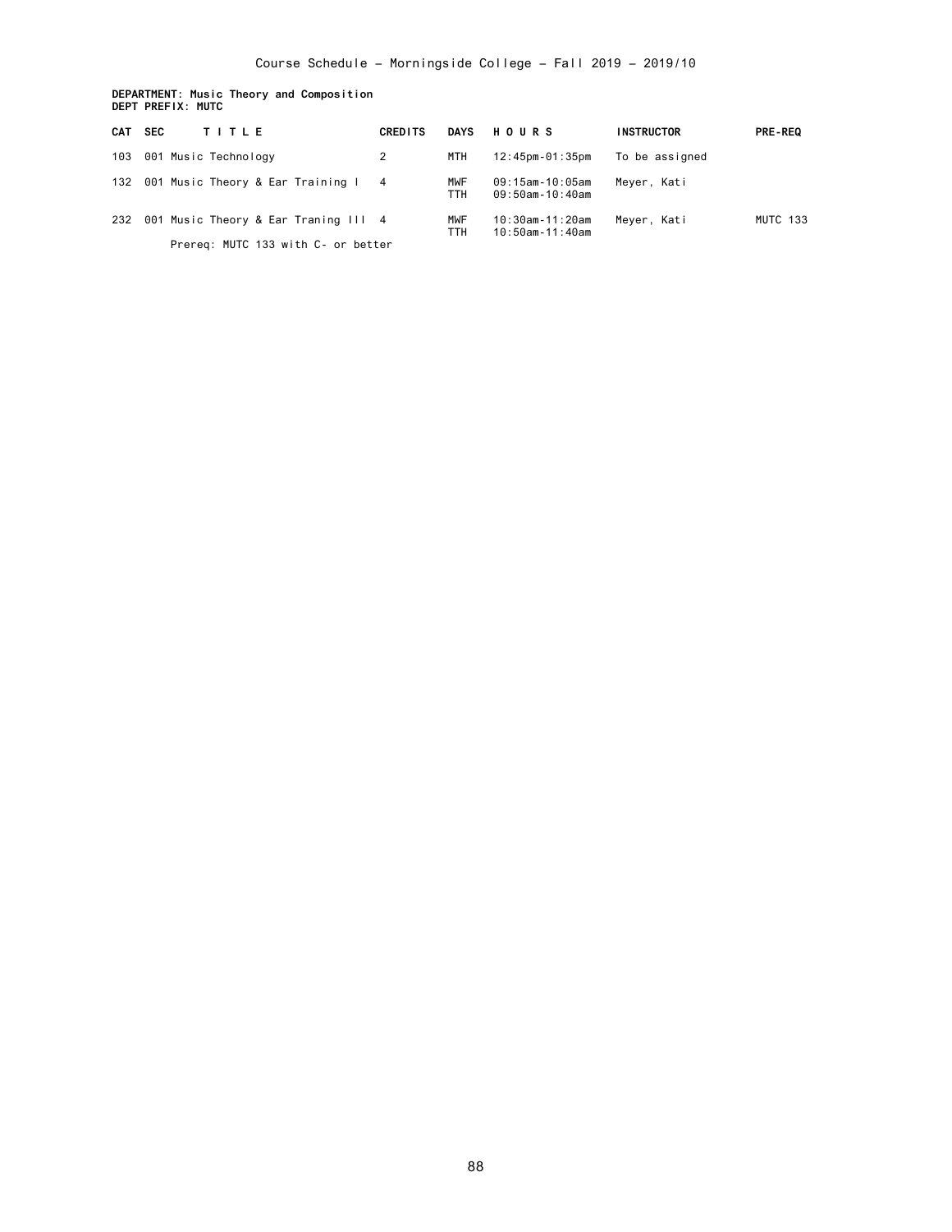**DEPARTMENT: Music Theory and Composition**
**DEPT PREFIX: MUTC**

| CAT | SEC | TITLE | CREDITS | DAYS | HOURS | INSTRUCTOR | PRE-REQ |
|---|---|---|---|---|---|---|---|
| 103 | 001 | Music Technology | 2 | MTH | 12:45pm-01:35pm | To be assigned | |
| 132 | 001 | Music Theory & Ear Training I | 4 | MWF<br>TTH | 09:15am-10:05am<br>09:50am-10:40am | Meyer, Kati | |
| 232 | 001 | Music Theory & Ear Traning III<br>Prereq: MUTC 133 with C- or better | 4 | MWF<br>TTH | 10:30am-11:20am<br>10:50am-11:40am | Meyer, Kati | MUTC 133 |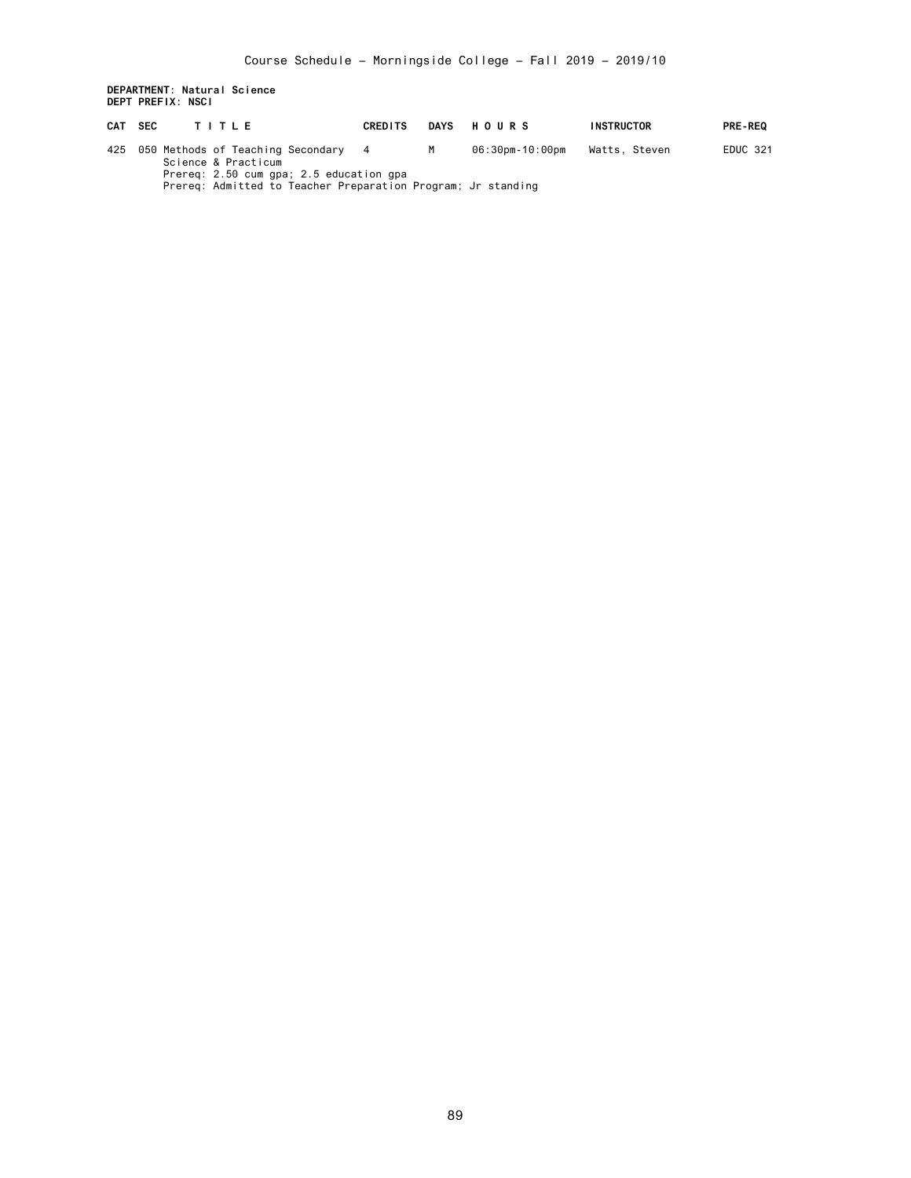**DEPARTMENT: Natural Science**
**DEPT PREFIX: NSCI**

| CAT | SEC | TITLE | CREDITS | DAYS | HOURS | INSTRUCTOR | PRE-REQ |
|---|---|---|---|---|---|---|---|
| 425 | 050 | Methods of Teaching Secondary Science & Practicum<br>Prereq: 2.50 cum gpa; 2.5 education gpa<br>Prereq: Admitted to Teacher Preparation Program; Jr standing | 4 | M | 06:30pm-10:00pm | Watts, Steven | EDUC 321 |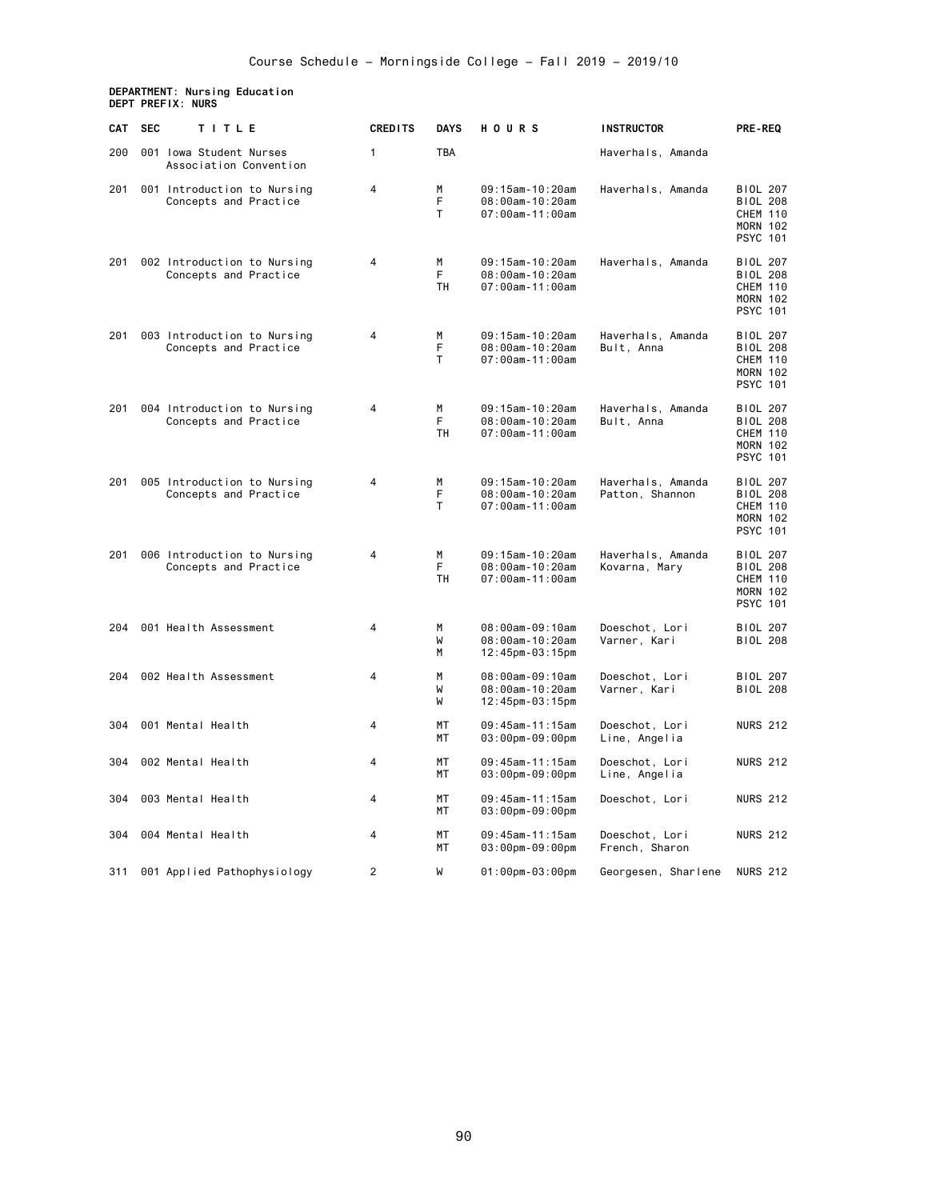Course Schedule - Morningside College - Fall 2019 - 2019/10

**DEPARTMENT: Nursing Education**
**DEPT PREFIX: NURS**

| CAT | SEC | TITLE | CREDITS | DAYS | HOURS | INSTRUCTOR | PRE-REQ |
|---|---|---|---|---|---|---|---|
| 200 | 001 | Iowa Student Nurses Association Convention | 1 | TBA | | Haverhals, Amanda | |
| 201 | 001 | Introduction to Nursing Concepts and Practice | 4 | M<br>F<br>T | 09:15am-10:20am<br>08:00am-10:20am<br>07:00am-11:00am | Haverhals, Amanda | BIOL 207<br>BIOL 208<br>CHEM 110<br>MORN 102<br>PSYC 101 |
| 201 | 002 | Introduction to Nursing Concepts and Practice | 4 | M<br>F<br>TH | 09:15am-10:20am<br>08:00am-10:20am<br>07:00am-11:00am | Haverhals, Amanda | BIOL 207<br>BIOL 208<br>CHEM 110<br>MORN 102<br>PSYC 101 |
| 201 | 003 | Introduction to Nursing Concepts and Practice | 4 | M<br>F<br>T | 09:15am-10:20am<br>08:00am-10:20am<br>07:00am-11:00am | Haverhals, Amanda<br>Bult, Anna | BIOL 207<br>BIOL 208<br>CHEM 110<br>MORN 102<br>PSYC 101 |
| 201 | 004 | Introduction to Nursing Concepts and Practice | 4 | M<br>F<br>TH | 09:15am-10:20am<br>08:00am-10:20am<br>07:00am-11:00am | Haverhals, Amanda<br>Bult, Anna | BIOL 207<br>BIOL 208<br>CHEM 110<br>MORN 102<br>PSYC 101 |
| 201 | 005 | Introduction to Nursing Concepts and Practice | 4 | M<br>F<br>T | 09:15am-10:20am<br>08:00am-10:20am<br>07:00am-11:00am | Haverhals, Amanda<br>Patton, Shannon | BIOL 207<br>BIOL 208<br>CHEM 110<br>MORN 102<br>PSYC 101 |
| 201 | 006 | Introduction to Nursing Concepts and Practice | 4 | M<br>F<br>TH | 09:15am-10:20am<br>08:00am-10:20am<br>07:00am-11:00am | Haverhals, Amanda<br>Kovarna, Mary | BIOL 207<br>BIOL 208<br>CHEM 110<br>MORN 102<br>PSYC 101 |
| 204 | 001 | Health Assessment | 4 | M<br>W<br>M | 08:00am-09:10am<br>08:00am-10:20am<br>12:45pm-03:15pm | Doeschot, Lori<br>Varner, Kari | BIOL 207<br>BIOL 208 |
| 204 | 002 | Health Assessment | 4 | M<br>W<br>W | 08:00am-09:10am<br>08:00am-10:20am<br>12:45pm-03:15pm | Doeschot, Lori<br>Varner, Kari | BIOL 207<br>BIOL 208 |
| 304 | 001 | Mental Health | 4 | MT<br>MT | 09:45am-11:15am<br>03:00pm-09:00pm | Doeschot, Lori<br>Line, Angelia | NURS 212 |
| 304 | 002 | Mental Health | 4 | MT<br>MT | 09:45am-11:15am<br>03:00pm-09:00pm | Doeschot, Lori<br>Line, Angelia | NURS 212 |
| 304 | 003 | Mental Health | 4 | MT<br>MT | 09:45am-11:15am<br>03:00pm-09:00pm | Doeschot, Lori | NURS 212 |
| 304 | 004 | Mental Health | 4 | MT<br>MT | 09:45am-11:15am<br>03:00pm-09:00pm | Doeschot, Lori<br>French, Sharon | NURS 212 |
| 311 | 001 | Applied Pathophysiology | 2 | W | 01:00pm-03:00pm | Georgesen, Sharlene | NURS 212 |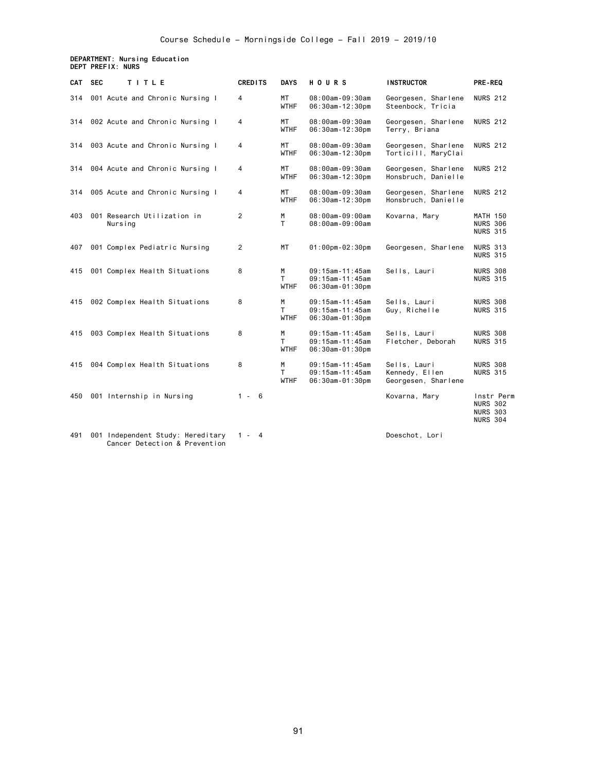Course Schedule – Morningside College – Fall 2019 – 2019/10

**DEPARTMENT: Nursing Education**
**DEPT PREFIX: NURS**

| CAT | SEC | TITLE | CREDITS | DAYS | HOURS | INSTRUCTOR | PRE-REQ |
|---|---|---|---|---|---|---|---|
| 314 | 001 | Acute and Chronic Nursing I | 4 | MT<br>WTHF | 08:00am-09:30am<br>06:30am-12:30pm | Georgesen, Sharlene<br>Steenbock, Tricia | NURS 212 |
| 314 | 002 | Acute and Chronic Nursing I | 4 | MT<br>WTHF | 08:00am-09:30am<br>06:30am-12:30pm | Georgesen, Sharlene<br>Terry, Briana | NURS 212 |
| 314 | 003 | Acute and Chronic Nursing I | 4 | MT<br>WTHF | 08:00am-09:30am<br>06:30am-12:30pm | Georgesen, Sharlene<br>Torticill, MaryClai | NURS 212 |
| 314 | 004 | Acute and Chronic Nursing I | 4 | MT<br>WTHF | 08:00am-09:30am<br>06:30am-12:30pm | Georgesen, Sharlene<br>Honsbruch, Danielle | NURS 212 |
| 314 | 005 | Acute and Chronic Nursing I | 4 | MT<br>WTHF | 08:00am-09:30am<br>06:30am-12:30pm | Georgesen, Sharlene<br>Honsbruch, Danielle | NURS 212 |
| 403 | 001 | Research Utilization in Nursing | 2 | M<br>T | 08:00am-09:00am<br>08:00am-09:00am | Kovarna, Mary | MATH 150<br>NURS 306<br>NURS 315 |
| 407 | 001 | Complex Pediatric Nursing | 2 | MT | 01:00pm-02:30pm | Georgesen, Sharlene | NURS 313<br>NURS 315 |
| 415 | 001 | Complex Health Situations | 8 | M<br>T<br>WTHF | 09:15am-11:45am<br>09:15am-11:45am<br>06:30am-01:30pm | Sells, Lauri | NURS 308<br>NURS 315 |
| 415 | 002 | Complex Health Situations | 8 | M<br>T<br>WTHF | 09:15am-11:45am<br>09:15am-11:45am<br>06:30am-01:30pm | Sells, Lauri<br>Guy, Richelle | NURS 308<br>NURS 315 |
| 415 | 003 | Complex Health Situations | 8 | M<br>T<br>WTHF | 09:15am-11:45am<br>09:15am-11:45am<br>06:30am-01:30pm | Sells, Lauri<br>Fletcher, Deborah | NURS 308<br>NURS 315 |
| 415 | 004 | Complex Health Situations | 8 | M<br>T<br>WTHF | 09:15am-11:45am<br>09:15am-11:45am<br>06:30am-01:30pm | Sells, Lauri<br>Kennedy, Ellen<br>Georgesen, Sharlene | NURS 308<br>NURS 315 |
| 450 | 001 | Internship in Nursing | 1 - 6 | | | Kovarna, Mary | Instr Perm<br>NURS 302<br>NURS 303<br>NURS 304 |
| 491 | 001 | Independent Study: Hereditary Cancer Detection & Prevention | 1 - 4 | | | Doeschot, Lori | |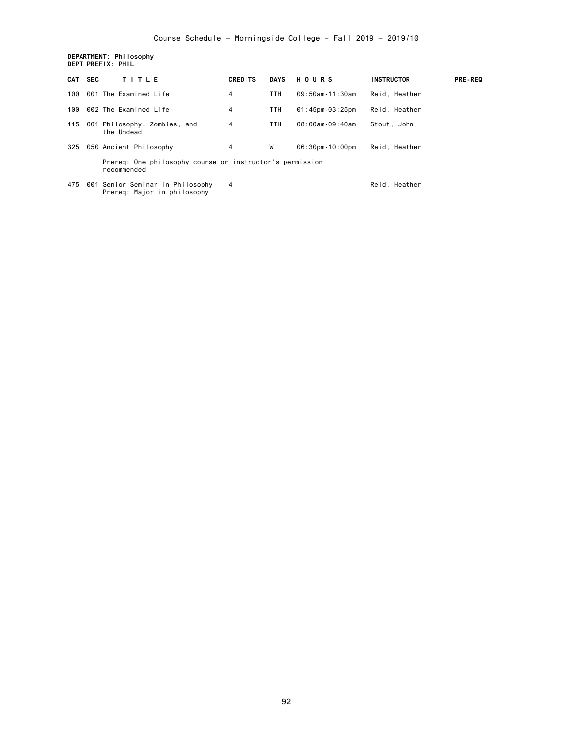Course Schedule - Morningside College - Fall 2019 - 2019/10

**DEPARTMENT: Philosophy**
**DEPT PREFIX: PHIL**

| CAT | SEC | TITLE | CREDITS | DAYS | HOURS | INSTRUCTOR | PRE-REQ |
|---|---|---|---|---|---|---|---|
| 100 | 001 | The Examined Life | 4 | TTH | 09:50am-11:30am | Reid, Heather | |
| 100 | 002 | The Examined Life | 4 | TTH | 01:45pm-03:25pm | Reid, Heather | |
| 115 | 001 | Philosophy, Zombies, and the Undead | 4 | TTH | 08:00am-09:40am | Stout, John | |
| 325 | 050 | Ancient Philosophy<br>Prereq: One philosophy course or instructor's permission recommended | 4 | W | 06:30pm-10:00pm | Reid, Heather | |
| 475 | 001 | Senior Seminar in Philosophy<br>Prereq: Major in philosophy | 4 | | | Reid, Heather | |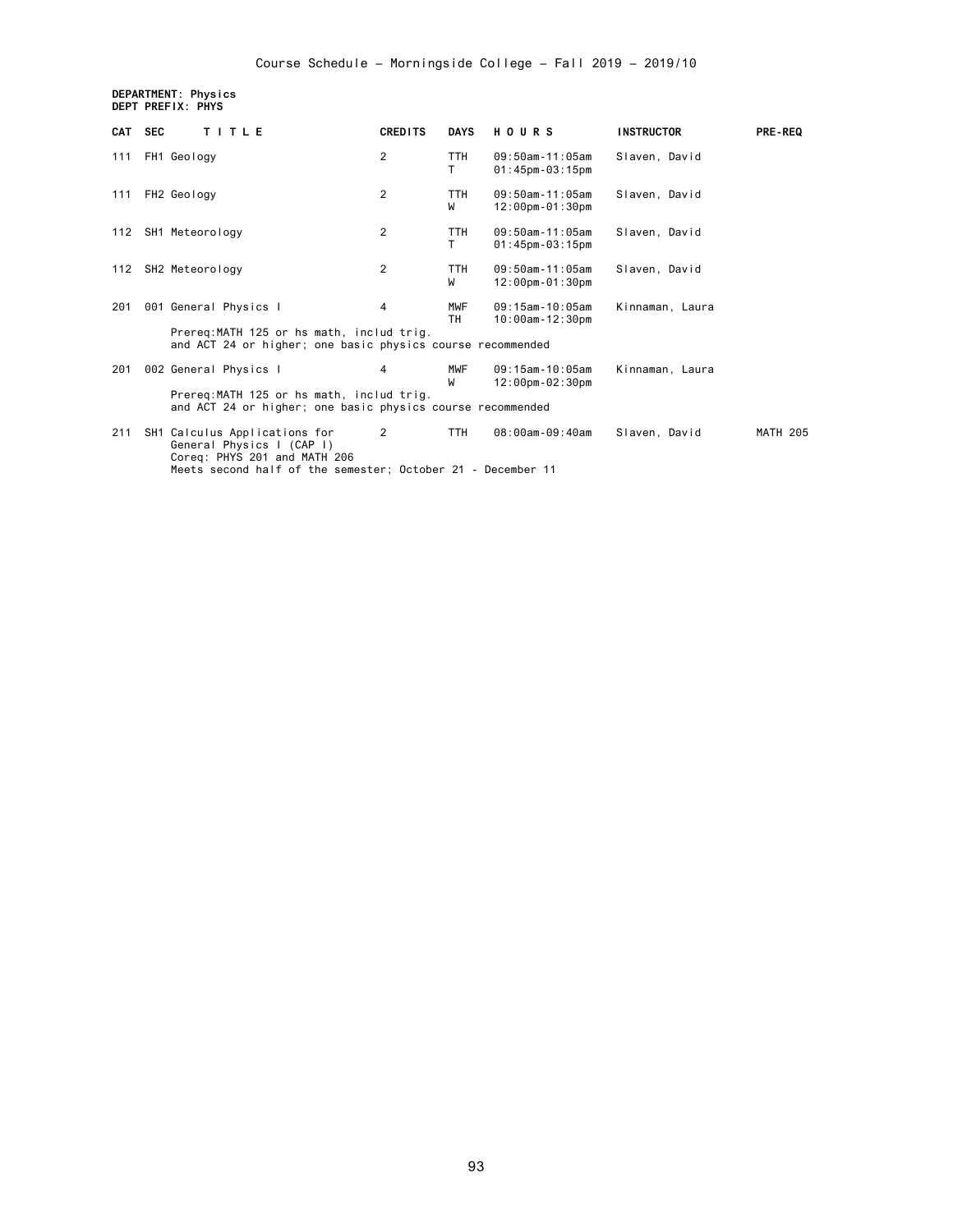Course Schedule - Morningside College - Fall 2019 - 2019/10

**DEPARTMENT: Physics**
**DEPT PREFIX: PHYS**

| CAT | SEC | TITLE | CREDITS | DAYS | HOURS | INSTRUCTOR | PRE-REQ |
|---|---|---|---|---|---|---|---|
| 111 | FH1 | Geology | 2 | TTH<br>T | 09:50am-11:05am<br>01:45pm-03:15pm | Slaven, David | |
| 111 | FH2 | Geology | 2 | TTH<br>W | 09:50am-11:05am<br>12:00pm-01:30pm | Slaven, David | |
| 112 | SH1 | Meteorology | 2 | TTH<br>T | 09:50am-11:05am<br>01:45pm-03:15pm | Slaven, David | |
| 112 | SH2 | Meteorology | 2 | TTH<br>W | 09:50am-11:05am<br>12:00pm-01:30pm | Slaven, David | |
| 201 | 001 | General Physics I<br>Prereq:MATH 125 or hs math, includ trig. and ACT 24 or higher; one basic physics course recommended | 4 | MWF<br>TH | 09:15am-10:05am<br>10:00am-12:30pm | Kinnaman, Laura | |
| 201 | 002 | General Physics I<br>Prereq:MATH 125 or hs math, includ trig. and ACT 24 or higher; one basic physics course recommended | 4 | MWF<br>W | 09:15am-10:05am<br>12:00pm-02:30pm | Kinnaman, Laura | |
| 211 | SH1 | Calculus Applications for General Physics I (CAP I)<br>Coreq: PHYS 201 and MATH 206<br>Meets second half of the semester; October 21 - December 11 | 2 | TTH | 08:00am-09:40am | Slaven, David | MATH 205 |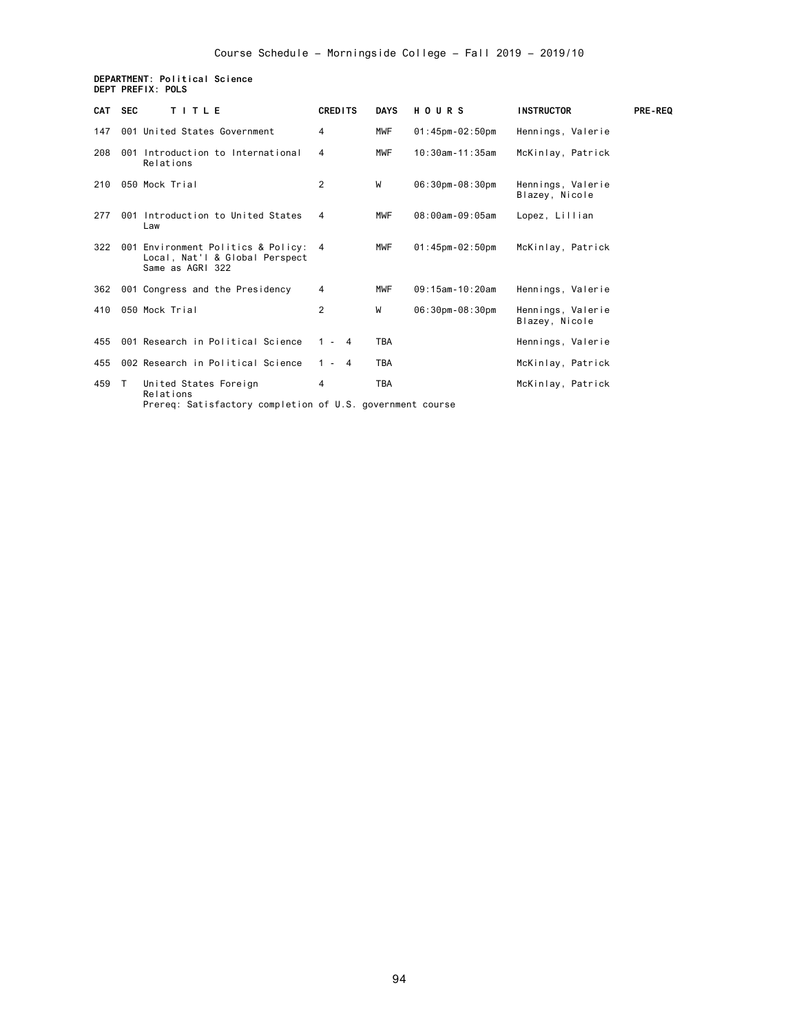Course Schedule – Morningside College – Fall 2019 – 2019/10

**DEPARTMENT: Political Science**
**DEPT PREFIX: POLS**

| CAT | SEC | TITLE | CREDITS | DAYS | HOURS | INSTRUCTOR | PRE-REQ |
|---|---|---|---|---|---|---|---|
| 147 | 001 | United States Government | 4 | MWF | 01:45pm-02:50pm | Hennings, Valerie | |
| 208 | 001 | Introduction to International Relations | 4 | MWF | 10:30am-11:35am | McKinlay, Patrick | |
| 210 | 050 | Mock Trial | 2 | W | 06:30pm-08:30pm | Hennings, Valerie<br>Blazey, Nicole | |
| 277 | 001 | Introduction to United States Law | 4 | MWF | 08:00am-09:05am | Lopez, Lillian | |
| 322 | 001 | Environment Politics & Policy: Local, Nat'l & Global Perspect<br>Same as AGRI 322 | 4 | MWF | 01:45pm-02:50pm | McKinlay, Patrick | |
| 362 | 001 | Congress and the Presidency | 4 | MWF | 09:15am-10:20am | Hennings, Valerie | |
| 410 | 050 | Mock Trial | 2 | W | 06:30pm-08:30pm | Hennings, Valerie<br>Blazey, Nicole | |
| 455 | 001 | Research in Political Science | 1 - 4 | TBA | | Hennings, Valerie | |
| 455 | 002 | Research in Political Science | 1 - 4 | TBA | | McKinlay, Patrick | |
| 459 | T | United States Foreign Relations<br>Prereq: Satisfactory completion of U.S. government course | 4 | TBA | | McKinlay, Patrick | |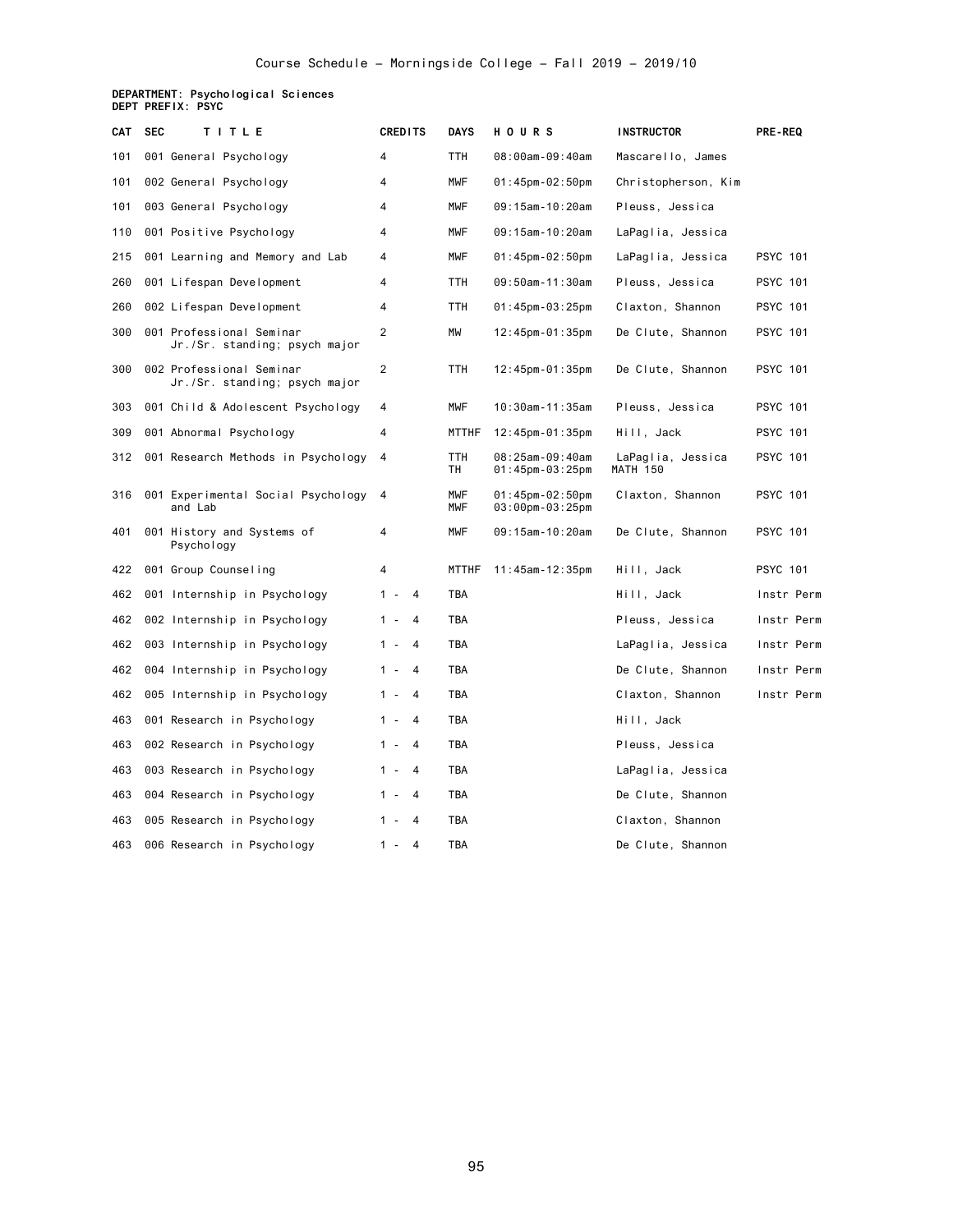Course Schedule – Morningside College – Fall 2019 – 2019/10

**DEPARTMENT: Psychological Sciences**
**DEPT PREFIX: PSYC**

| CAT | SEC | TITLE | CREDITS | DAYS | HOURS | INSTRUCTOR | PRE-REQ |
|---|---|---|---|---|---|---|---|
| 101 | 001 | General Psychology | 4 | TTH | 08:00am-09:40am | Mascarello, James | |
| 101 | 002 | General Psychology | 4 | MWF | 01:45pm-02:50pm | Christopherson, Kim | |
| 101 | 003 | General Psychology | 4 | MWF | 09:15am-10:20am | Pleuss, Jessica | |
| 110 | 001 | Positive Psychology | 4 | MWF | 09:15am-10:20am | LaPaglia, Jessica | |
| 215 | 001 | Learning and Memory and Lab | 4 | MWF | 01:45pm-02:50pm | LaPaglia, Jessica | PSYC 101 |
| 260 | 001 | Lifespan Development | 4 | TTH | 09:50am-11:30am | Pleuss, Jessica | PSYC 101 |
| 260 | 002 | Lifespan Development | 4 | TTH | 01:45pm-03:25pm | Claxton, Shannon | PSYC 101 |
| 300 | 001 | Professional Seminar<br>Jr./Sr. standing; psych major | 2 | MW | 12:45pm-01:35pm | De Clute, Shannon | PSYC 101 |
| 300 | 002 | Professional Seminar<br>Jr./Sr. standing; psych major | 2 | TTH | 12:45pm-01:35pm | De Clute, Shannon | PSYC 101 |
| 303 | 001 | Child & Adolescent Psychology | 4 | MWF | 10:30am-11:35am | Pleuss, Jessica | PSYC 101 |
| 309 | 001 | Abnormal Psychology | 4 | MTTHF | 12:45pm-01:35pm | Hill, Jack | PSYC 101 |
| 312 | 001 | Research Methods in Psychology | 4 | TTH<br>TH | 08:25am-09:40am<br>01:45pm-03:25pm | LaPaglia, Jessica<br>MATH 150 | PSYC 101 |
| 316 | 001 | Experimental Social Psychology and Lab | 4 | MWF<br>MWF | 01:45pm-02:50pm<br>03:00pm-03:25pm | Claxton, Shannon | PSYC 101 |
| 401 | 001 | History and Systems of Psychology | 4 | MWF | 09:15am-10:20am | De Clute, Shannon | PSYC 101 |
| 422 | 001 | Group Counseling | 4 | MTTHF | 11:45am-12:35pm | Hill, Jack | PSYC 101 |
| 462 | 001 | Internship in Psychology | 1 - 4 | TBA | | Hill, Jack | Instr Perm |
| 462 | 002 | Internship in Psychology | 1 - 4 | TBA | | Pleuss, Jessica | Instr Perm |
| 462 | 003 | Internship in Psychology | 1 - 4 | TBA | | LaPaglia, Jessica | Instr Perm |
| 462 | 004 | Internship in Psychology | 1 - 4 | TBA | | De Clute, Shannon | Instr Perm |
| 462 | 005 | Internship in Psychology | 1 - 4 | TBA | | Claxton, Shannon | Instr Perm |
| 463 | 001 | Research in Psychology | 1 - 4 | TBA | | Hill, Jack | |
| 463 | 002 | Research in Psychology | 1 - 4 | TBA | | Pleuss, Jessica | |
| 463 | 003 | Research in Psychology | 1 - 4 | TBA | | LaPaglia, Jessica | |
| 463 | 004 | Research in Psychology | 1 - 4 | TBA | | De Clute, Shannon | |
| 463 | 005 | Research in Psychology | 1 - 4 | TBA | | Claxton, Shannon | |
| 463 | 006 | Research in Psychology | 1 - 4 | TBA | | De Clute, Shannon | |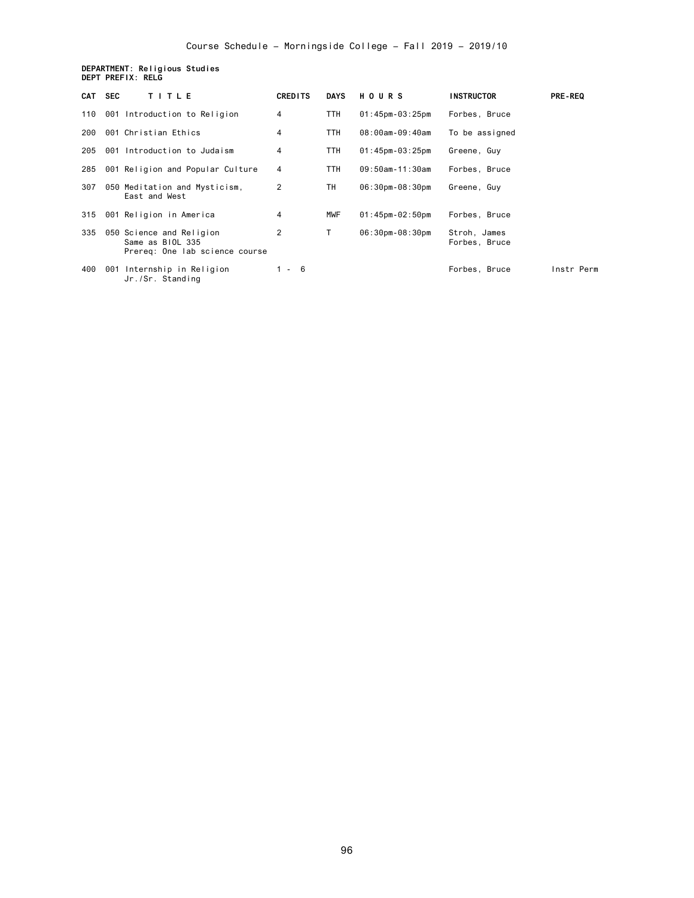Course Schedule - Morningside College - Fall 2019 - 2019/10

**DEPARTMENT: Religious Studies**
**DEPT PREFIX: RELG**

| CAT | SEC | TITLE | CREDITS | DAYS | HOURS | INSTRUCTOR | PRE-REQ |
|---|---|---|---|---|---|---|---|
| 110 | 001 | Introduction to Religion | 4 | TTH | 01:45pm-03:25pm | Forbes, Bruce | |
| 200 | 001 | Christian Ethics | 4 | TTH | 08:00am-09:40am | To be assigned | |
| 205 | 001 | Introduction to Judaism | 4 | TTH | 01:45pm-03:25pm | Greene, Guy | |
| 285 | 001 | Religion and Popular Culture | 4 | TTH | 09:50am-11:30am | Forbes, Bruce | |
| 307 | 050 | Meditation and Mysticism, East and West | 2 | TH | 06:30pm-08:30pm | Greene, Guy | |
| 315 | 001 | Religion in America | 4 | MWF | 01:45pm-02:50pm | Forbes, Bruce | |
| 335 | 050 | Science and Religion<br>Same as BIOL 335<br>Prereq: One lab science course | 2 | T | 06:30pm-08:30pm | Stroh, James<br>Forbes, Bruce | |
| 400 | 001 | Internship in Religion<br>Jr./Sr. Standing | 1 - 6 | | | Forbes, Bruce | Instr Perm |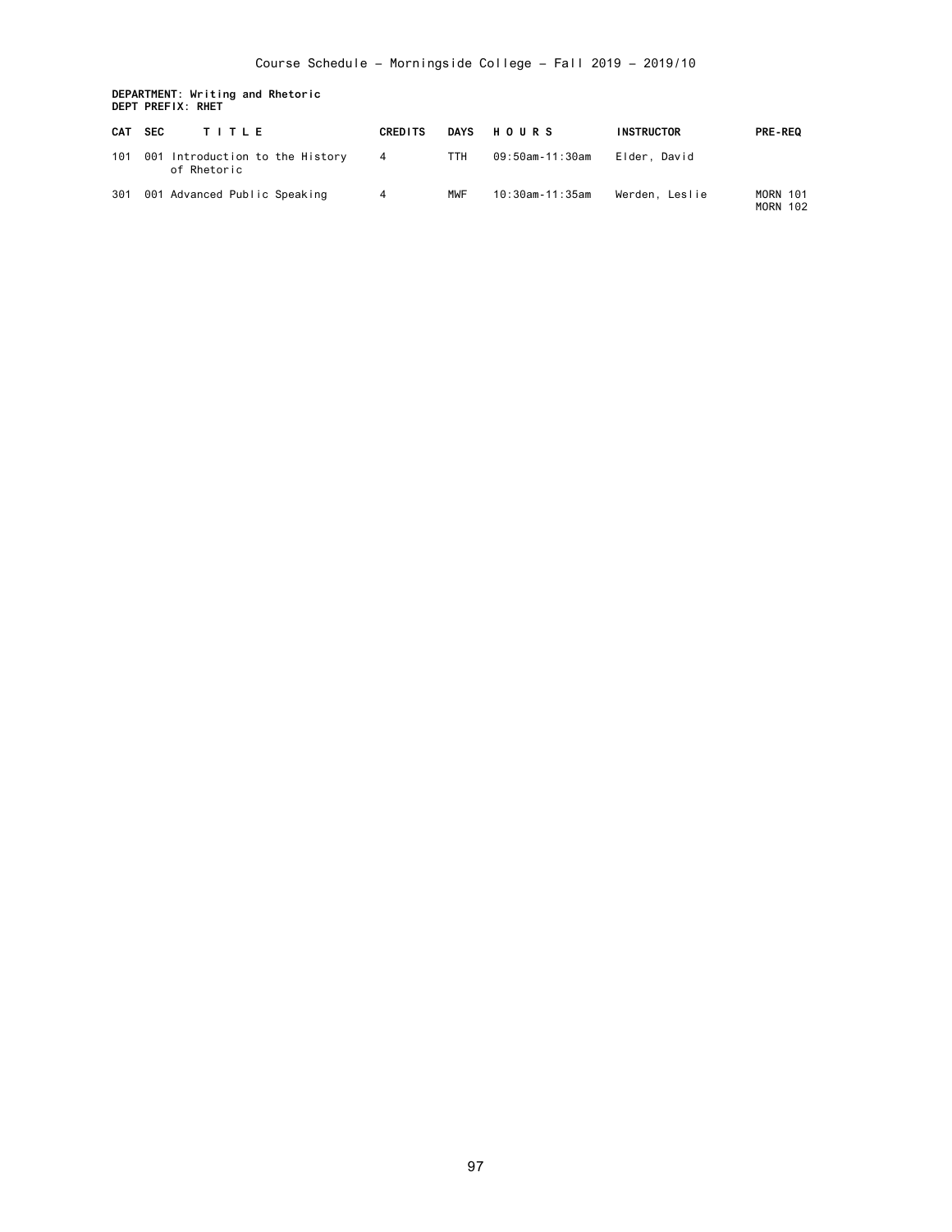Course Schedule – Morningside College – Fall 2019 – 2019/10

**DEPARTMENT: Writing and Rhetoric**
**DEPT PREFIX: RHET**

| CAT | SEC | TITLE | CREDITS | DAYS | HOURS | INSTRUCTOR | PRE-REQ |
|---|---|---|---|---|---|---|---|
| 101 | 001 | Introduction to the History of Rhetoric | 4 | TTH | 09:50am-11:30am | Elder, David | |
| 301 | 001 | Advanced Public Speaking | 4 | MWF | 10:30am-11:35am | Werden, Leslie | MORN 101 MORN 102 |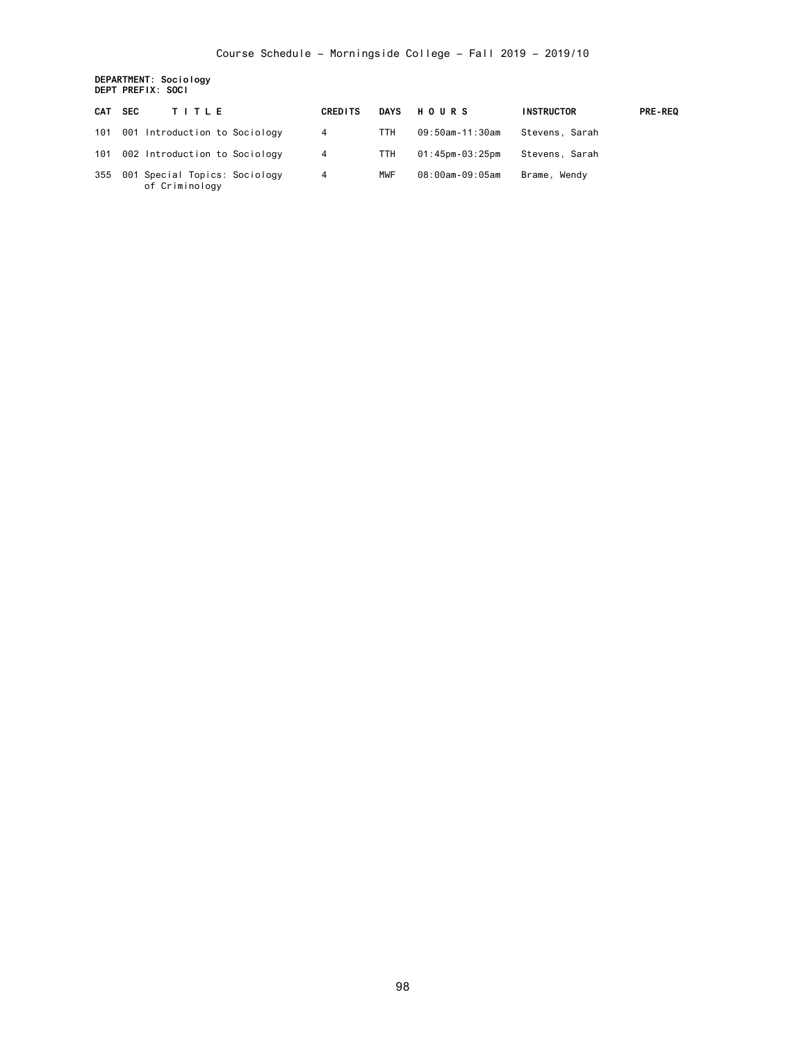Course Schedule - Morningside College - Fall 2019 - 2019/10

**DEPARTMENT: Sociology**
**DEPT PREFIX: SOCI**

| CAT | SEC | TITLE | CREDITS | DAYS | HOURS | INSTRUCTOR | PRE-REQ |
|---|---|---|---|---|---|---|---|
| 101 | 001 | Introduction to Sociology | 4 | TTH | 09:50am-11:30am | Stevens, Sarah | |
| 101 | 002 | Introduction to Sociology | 4 | TTH | 01:45pm-03:25pm | Stevens, Sarah | |
| 355 | 001 | Special Topics: Sociology of Criminology | 4 | MWF | 08:00am-09:05am | Brame, Wendy | |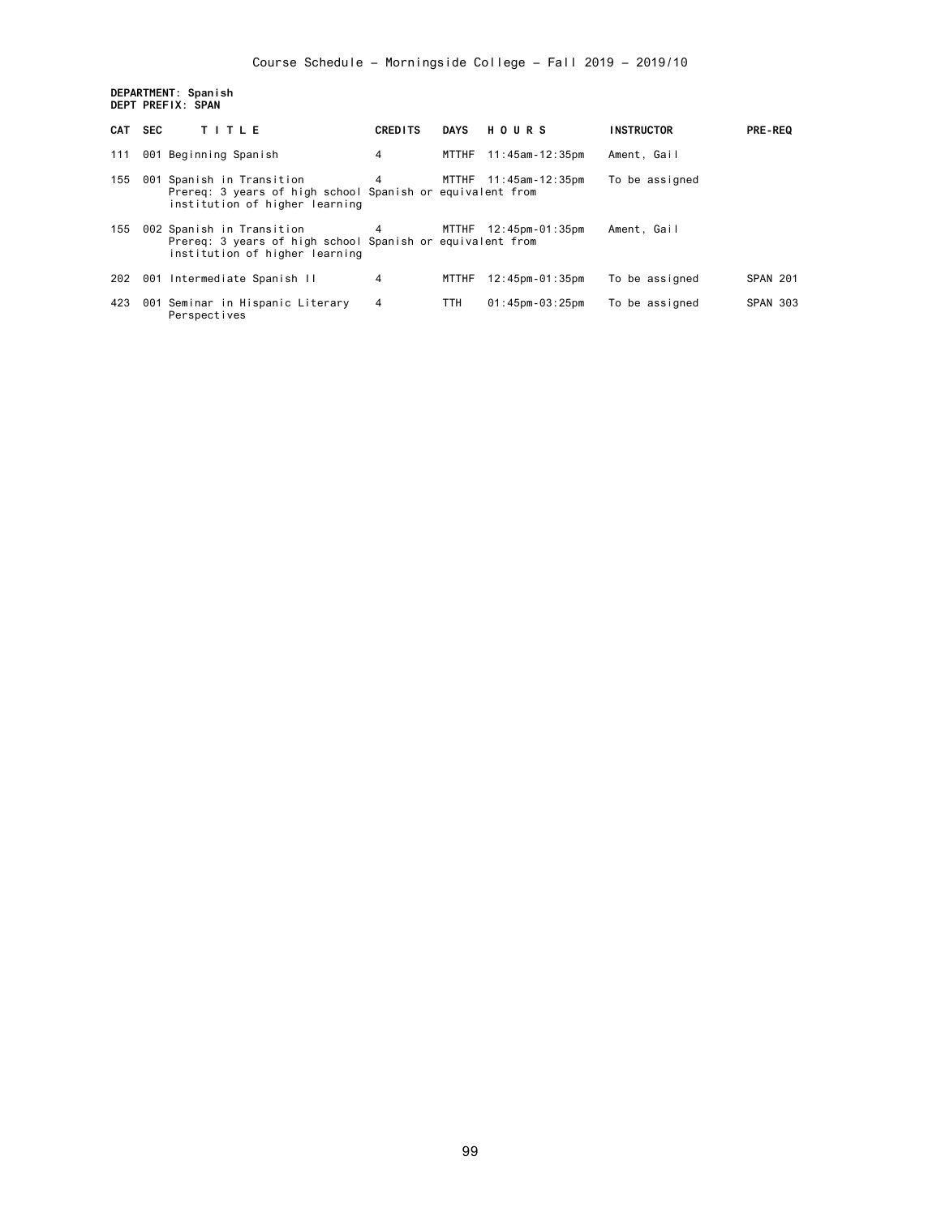Course Schedule - Morningside College - Fall 2019 - 2019/10

**DEPARTMENT: Spanish**
**DEPT PREFIX: SPAN**

| CAT | SEC | TITLE | CREDITS | DAYS | HOURS | INSTRUCTOR | PRE-REQ |
|---|---|---|---|---|---|---|---|
| 111 | 001 | Beginning Spanish | 4 | MTTHF | 11:45am-12:35pm | Ament, Gail | |
| 155 | 001 | Spanish in Transition<br>Prereq: 3 years of high school Spanish or equivalent from institution of higher learning | 4 | MTTHF | 11:45am-12:35pm | To be assigned | |
| 155 | 002 | Spanish in Transition<br>Prereq: 3 years of high school Spanish or equivalent from institution of higher learning | 4 | MTTHF | 12:45pm-01:35pm | Ament, Gail | |
| 202 | 001 | Intermediate Spanish II | 4 | MTTHF | 12:45pm-01:35pm | To be assigned | SPAN 201 |
| 423 | 001 | Seminar in Hispanic Literary Perspectives | 4 | TTH | 01:45pm-03:25pm | To be assigned | SPAN 303 |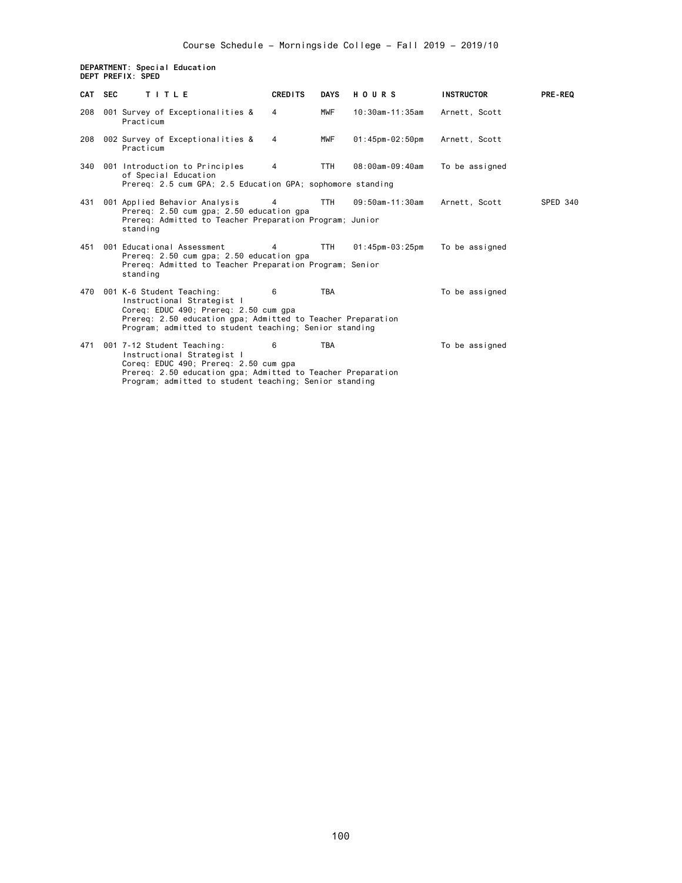Course Schedule – Morningside College – Fall 2019 – 2019/10

**DEPARTMENT: Special Education**
**DEPT PREFIX: SPED**

| CAT | SEC | TITLE | CREDITS | DAYS | HOURS | INSTRUCTOR | PRE-REQ |
|---|---|---|---|---|---|---|---|
| 208 | 001 | Survey of Exceptionalities & Practicum | 4 | MWF | 10:30am-11:35am | Arnett, Scott | |
| 208 | 002 | Survey of Exceptionalities & Practicum | 4 | MWF | 01:45pm-02:50pm | Arnett, Scott | |
| 340 | 001 | Introduction to Principles of Special Education<br>Prereq: 2.5 cum GPA; 2.5 Education GPA; sophomore standing | 4 | TTH | 08:00am-09:40am | To be assigned | |
| 431 | 001 | Applied Behavior Analysis<br>Prereq: 2.50 cum gpa; 2.50 education gpa<br>Prereq: Admitted to Teacher Preparation Program; Junior standing | 4 | TTH | 09:50am-11:30am | Arnett, Scott | SPED 340 |
| 451 | 001 | Educational Assessment<br>Prereq: 2.50 cum gpa; 2.50 education gpa<br>Prereq: Admitted to Teacher Preparation Program; Senior standing | 4 | TTH | 01:45pm-03:25pm | To be assigned | |
| 470 | 001 | K-6 Student Teaching: Instructional Strategist I<br>Coreq: EDUC 490; Prereq: 2.50 cum gpa<br>Prereq: 2.50 education gpa; Admitted to Teacher Preparation Program; admitted to student teaching; Senior standing | 6 | TBA | | To be assigned | |
| 471 | 001 | 7-12 Student Teaching: Instructional Strategist I<br>Coreq: EDUC 490; Prereq: 2.50 cum gpa<br>Prereq: 2.50 education gpa; Admitted to Teacher Preparation Program; admitted to student teaching; Senior standing | 6 | TBA | | To be assigned | |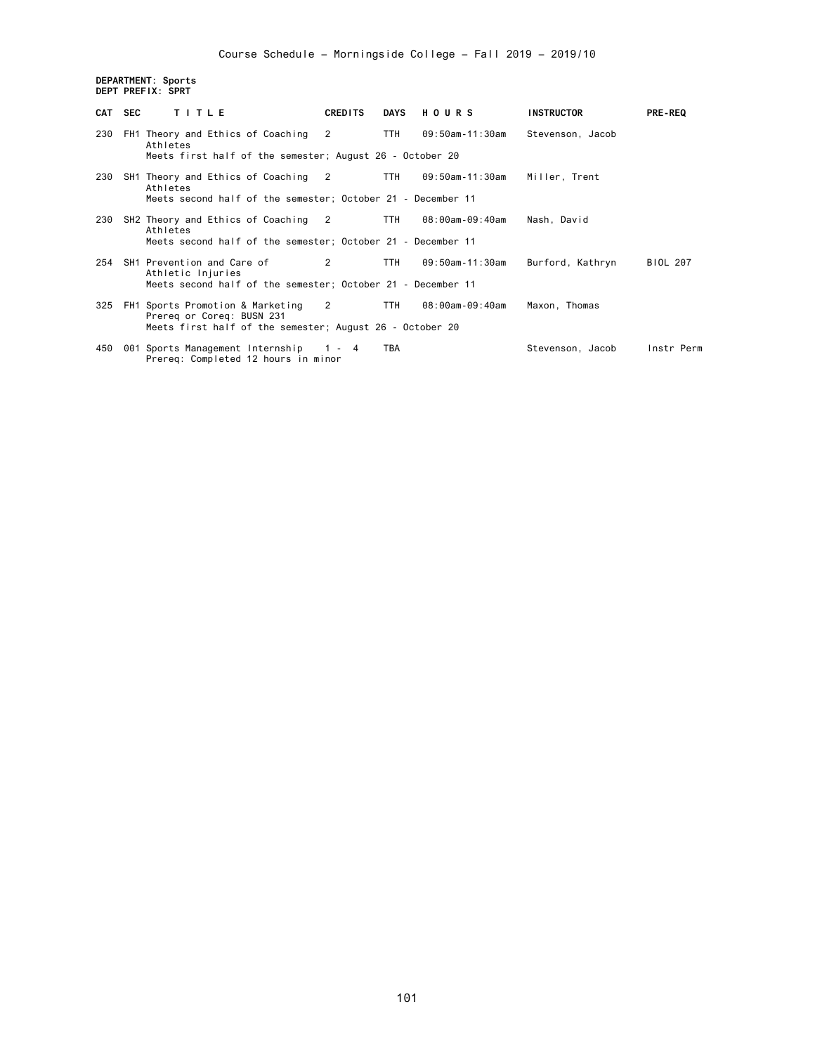Course Schedule – Morningside College – Fall 2019 – 2019/10

**DEPARTMENT: Sports**
**DEPT PREFIX: SPRT**

| CAT | SEC | TITLE | CREDITS | DAYS | HOURS | INSTRUCTOR | PRE-REQ |
|---|---|---|---|---|---|---|---|
| 230 | FH1 | Theory and Ethics of Coaching Athletes<br>Meets first half of the semester; August 26 - October 20 | 2 | TTH | 09:50am-11:30am | Stevenson, Jacob | |
| 230 | SH1 | Theory and Ethics of Coaching Athletes<br>Meets second half of the semester; October 21 - December 11 | 2 | TTH | 09:50am-11:30am | Miller, Trent | |
| 230 | SH2 | Theory and Ethics of Coaching Athletes<br>Meets second half of the semester; October 21 - December 11 | 2 | TTH | 08:00am-09:40am | Nash, David | |
| 254 | SH1 | Prevention and Care of Athletic Injuries<br>Meets second half of the semester; October 21 - December 11 | 2 | TTH | 09:50am-11:30am | Burford, Kathryn | BIOL 207 |
| 325 | FH1 | Sports Promotion & Marketing<br>Prereq or Coreq: BUSN 231<br>Meets first half of the semester; August 26 - October 20 | 2 | TTH | 08:00am-09:40am | Maxon, Thomas | |
| 450 | 001 | Sports Management Internship<br>Prereq: Completed 12 hours in minor | 1 - 4 | TBA | | Stevenson, Jacob | Instr Perm |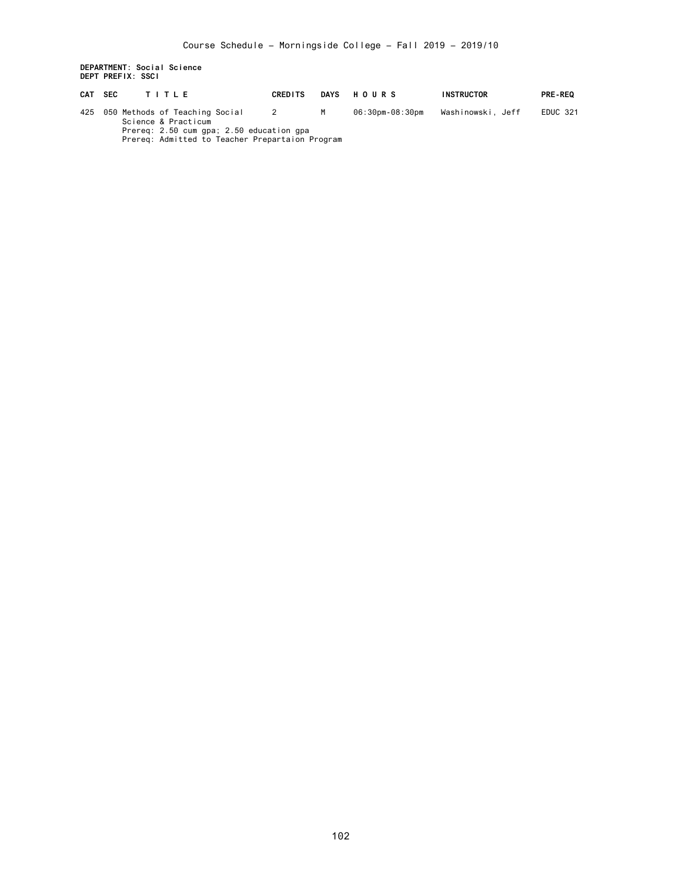Course Schedule - Morningside College - Fall 2019 - 2019/10

**DEPARTMENT: Social Science**
**DEPT PREFIX: SSCI**

| CAT | SEC | TITLE | CREDITS | DAYS | HOURS | INSTRUCTOR | PRE-REQ |
|---|---|---|---|---|---|---|---|
| 425 | 050 | Methods of Teaching Social Science & Practicum<br>Prereq: 2.50 cum gpa; 2.50 education gpa<br>Prereq: Admitted to Teacher Prepartaion Program | 2 | M | 06:30pm-08:30pm | Washinowski, Jeff | EDUC 321 |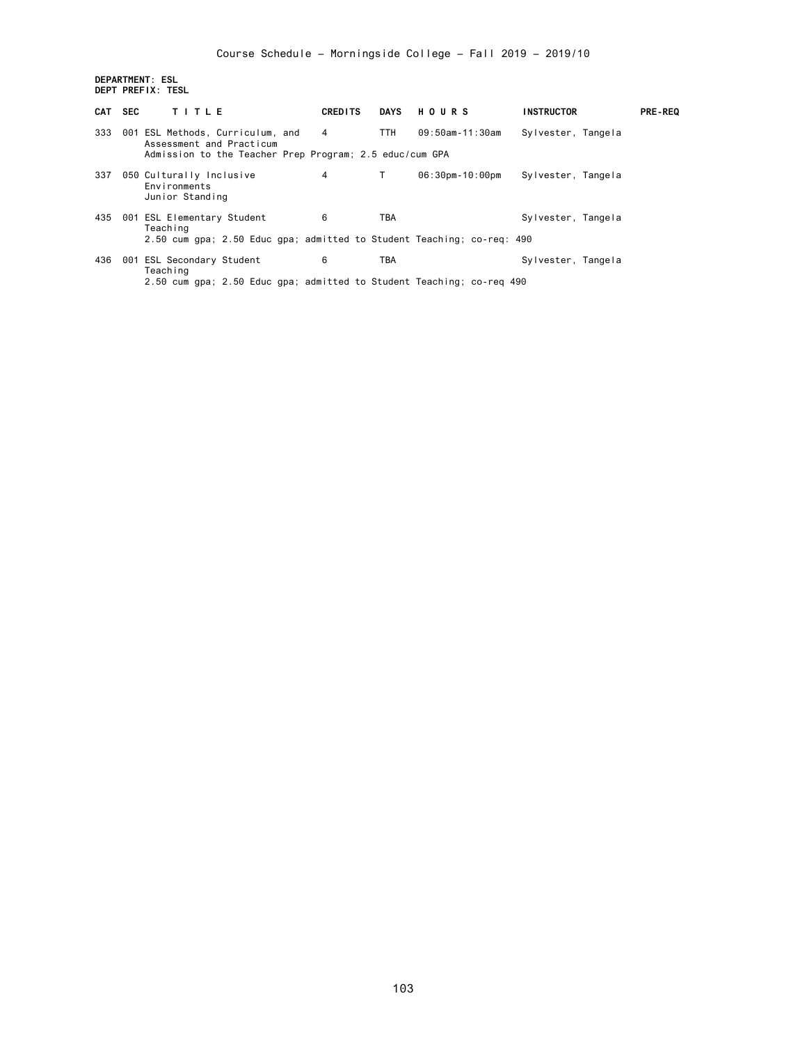Course Schedule – Morningside College – Fall 2019 – 2019/10

**DEPARTMENT: ESL**
**DEPT PREFIX: TESL**

| CAT | SEC | TITLE | CREDITS | DAYS | HOURS | INSTRUCTOR | PRE-REQ |
|---|---|---|---|---|---|---|---|
| 333 | 001 | ESL Methods, Curriculum, and Assessment and Practicum | 4 | TTH | 09:50am-11:30am | Sylvester, Tangela | |
| | | Admission to the Teacher Prep Program; 2.5 educ/cum GPA | | | | | |
| 337 | 050 | Culturally Inclusive Environments | 4 | T | 06:30pm-10:00pm | Sylvester, Tangela | |
| | | Junior Standing | | | | | |
| 435 | 001 | ESL Elementary Student Teaching | 6 | TBA | | Sylvester, Tangela | |
| | | 2.50 cum gpa; 2.50 Educ gpa; admitted to Student Teaching; co-req: 490 | | | | | |
| 436 | 001 | ESL Secondary Student Teaching | 6 | TBA | | Sylvester, Tangela | |
| | | 2.50 cum gpa; 2.50 Educ gpa; admitted to Student Teaching; co-req 490 | | | | | |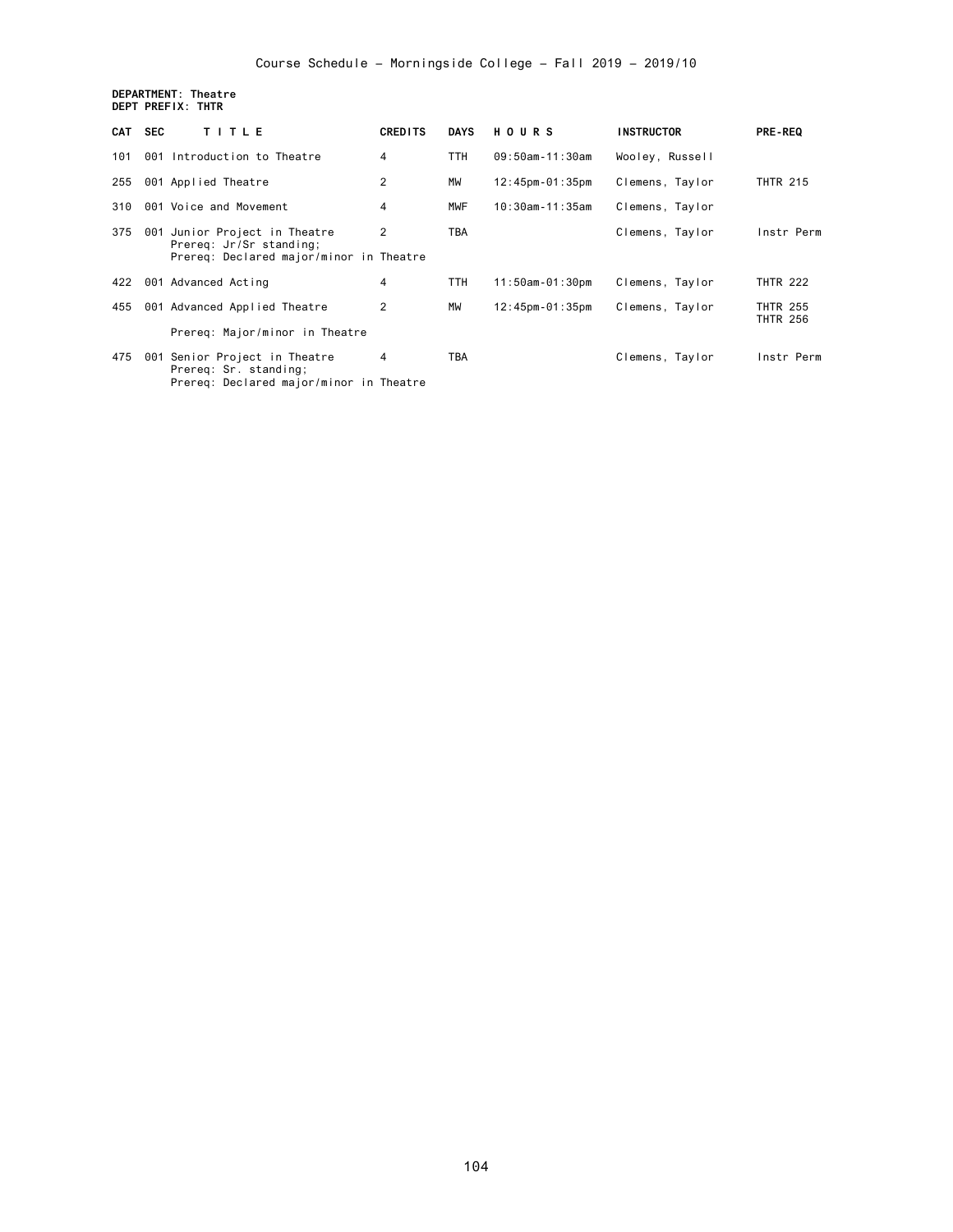Course Schedule – Morningside College – Fall 2019 – 2019/10

**DEPARTMENT: Theatre**
**DEPT PREFIX: THTR**

| CAT | SEC | TITLE | CREDITS | DAYS | HOURS | INSTRUCTOR | PRE-REQ |
|---|---|---|---|---|---|---|---|
| 101 | 001 | Introduction to Theatre | 4 | TTH | 09:50am-11:30am | Wooley, Russell | |
| 255 | 001 | Applied Theatre | 2 | MW | 12:45pm-01:35pm | Clemens, Taylor | THTR 215 |
| 310 | 001 | Voice and Movement | 4 | MWF | 10:30am-11:35am | Clemens, Taylor | |
| 375 | 001 | Junior Project in Theatre<br>Prereq: Jr/Sr standing;<br>Prereq: Declared major/minor in Theatre | 2 | TBA | | Clemens, Taylor | Instr Perm |
| 422 | 001 | Advanced Acting | 4 | TTH | 11:50am-01:30pm | Clemens, Taylor | THTR 222 |
| 455 | 001 | Advanced Applied Theatre<br>Prereq: Major/minor in Theatre | 2 | MW | 12:45pm-01:35pm | Clemens, Taylor | THTR 255<br>THTR 256 |
| 475 | 001 | Senior Project in Theatre<br>Prereq: Sr. standing;<br>Prereq: Declared major/minor in Theatre | 4 | TBA | | Clemens, Taylor | Instr Perm |